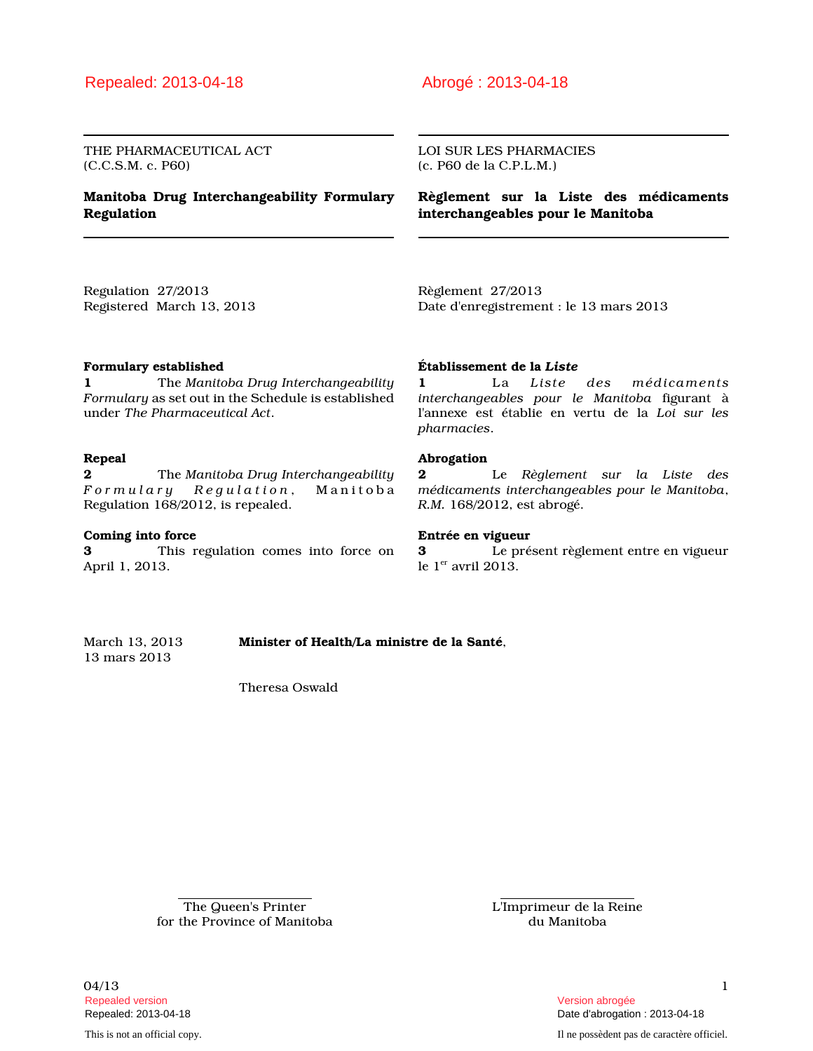Repealed: 2013-04-18

THE PHARMACEUTICAL ACT
(C.C.S.M. c. P60)

# Manitoba Drug Interchangeability Formulary Regulation

Regulation 27/2013
Registered March 13, 2013

### Formulary established

**1** The *Manitoba Drug Interchangeability Formulary* as set out in the Schedule is established under *The Pharmaceutical Act*.

### Repeal

**2** The *Manitoba Drug Interchangeability Formulary Regulation*, Manitoba Regulation 168/2012, is repealed.

### Coming into force

**3** This regulation comes into force on April 1, 2013.

March 13, 2013 — **Minister of Health/La ministre de la Santé**,

Theresa Oswald

The Queen's Printer
for the Province of Manitoba

---

Abrogé : 2013-04-18

LOI SUR LES PHARMACIES
(c. P60 de la C.P.L.M.)

# Règlement sur la Liste des médicaments interchangeables pour le Manitoba

Règlement 27/2013
Date d'enregistrement : le 13 mars 2013

### Établissement de la *Liste*

**1** La *Liste des médicaments interchangeables pour le Manitoba* figurant à l'annexe est établie en vertu de la *Loi sur les pharmacies*.

### Abrogation

**2** Le *Règlement sur la Liste des médicaments interchangeables pour le Manitoba*, *R.M.* 168/2012, est abrogé.

### Entrée en vigueur

**3** Le présent règlement entre en vigueur le 1er avril 2013.

13 mars 2013 — **Minister of Health/La ministre de la Santé**,

Theresa Oswald

L'Imprimeur de la Reine
du Manitoba

---

04/13

Repealed version
Repealed: 2013-04-18

Version abrogée
Date d'abrogation : 2013-04-18

This is not an official copy.

Il ne possèdent pas de caractère officiel.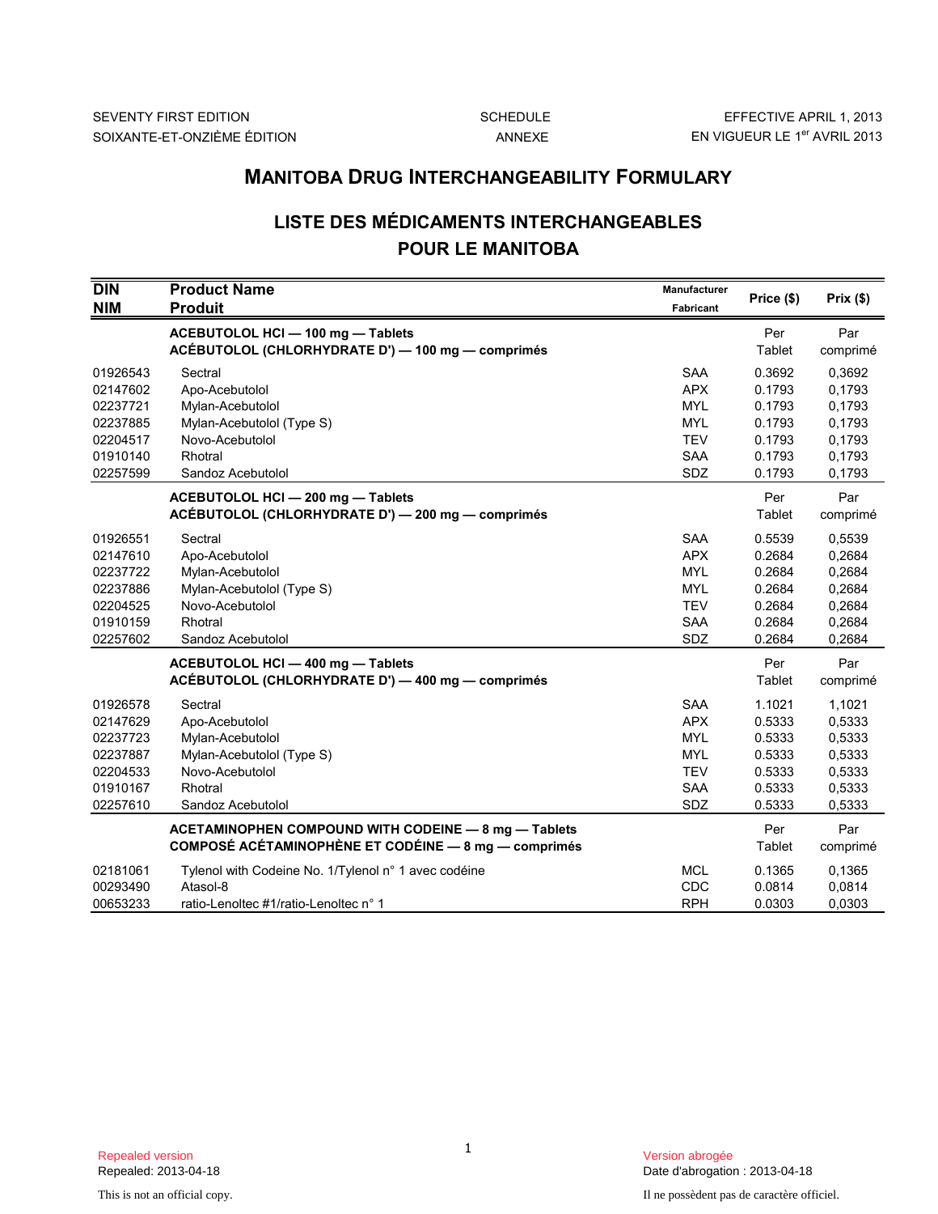SEVENTY FIRST EDITION
SOIXANTE-ET-ONZIÈME ÉDITION

SCHEDULE
ANNEXE

EFFECTIVE APRIL 1, 2013
EN VIGUEUR LE 1er AVRIL 2013

# MANITOBA DRUG INTERCHANGEABILITY FORMULARY

# LISTE DES MÉDICAMENTS INTERCHANGEABLES POUR LE MANITOBA

| DIN<br>NIM | Product Name<br>Produit | Manufacturer<br>Fabricant | Price ($) | Prix ($) |
|---|---|---|---|---|
| | **ACEBUTOLOL HCl — 100 mg — Tablets**<br>**ACÉBUTOLOL (CHLORHYDRATE D') — 100 mg — comprimés** | | Per Tablet | Par comprimé |
| 01926543 | Sectral | SAA | 0.3692 | 0,3692 |
| 02147602 | Apo-Acebutolol | APX | 0.1793 | 0,1793 |
| 02237721 | Mylan-Acebutolol | MYL | 0.1793 | 0,1793 |
| 02237885 | Mylan-Acebutolol (Type S) | MYL | 0.1793 | 0,1793 |
| 02204517 | Novo-Acebutolol | TEV | 0.1793 | 0,1793 |
| 01910140 | Rhotral | SAA | 0.1793 | 0,1793 |
| 02257599 | Sandoz Acebutolol | SDZ | 0.1793 | 0,1793 |
| | **ACEBUTOLOL HCl — 200 mg — Tablets**<br>**ACÉBUTOLOL (CHLORHYDRATE D') — 200 mg — comprimés** | | Per Tablet | Par comprimé |
| 01926551 | Sectral | SAA | 0.5539 | 0,5539 |
| 02147610 | Apo-Acebutolol | APX | 0.2684 | 0,2684 |
| 02237722 | Mylan-Acebutolol | MYL | 0.2684 | 0,2684 |
| 02237886 | Mylan-Acebutolol (Type S) | MYL | 0.2684 | 0,2684 |
| 02204525 | Novo-Acebutolol | TEV | 0.2684 | 0,2684 |
| 01910159 | Rhotral | SAA | 0.2684 | 0,2684 |
| 02257602 | Sandoz Acebutolol | SDZ | 0.2684 | 0,2684 |
| | **ACEBUTOLOL HCl — 400 mg — Tablets**<br>**ACÉBUTOLOL (CHLORHYDRATE D') — 400 mg — comprimés** | | Per Tablet | Par comprimé |
| 01926578 | Sectral | SAA | 1.1021 | 1,1021 |
| 02147629 | Apo-Acebutolol | APX | 0.5333 | 0,5333 |
| 02237723 | Mylan-Acebutolol | MYL | 0.5333 | 0,5333 |
| 02237887 | Mylan-Acebutolol (Type S) | MYL | 0.5333 | 0,5333 |
| 02204533 | Novo-Acebutolol | TEV | 0.5333 | 0,5333 |
| 01910167 | Rhotral | SAA | 0.5333 | 0,5333 |
| 02257610 | Sandoz Acebutolol | SDZ | 0.5333 | 0,5333 |
| | **ACETAMINOPHEN COMPOUND WITH CODEINE — 8 mg — Tablets**<br>**COMPOSÉ ACÉTAMINOPHÈNE ET CODÉINE — 8 mg — comprimés** | | Per Tablet | Par comprimé |
| 02181061 | Tylenol with Codeine No. 1/Tylenol n° 1 avec codéine | MCL | 0.1365 | 0,1365 |
| 00293490 | Atasol-8 | CDC | 0.0814 | 0,0814 |
| 00653233 | ratio-Lenoltec #1/ratio-Lenoltec n° 1 | RPH | 0.0303 | 0,0303 |

Repealed version
Repealed: 2013-04-18

Version abrogée
Date d'abrogation : 2013-04-18

This is not an official copy.

Il ne possèdent pas de caractère officiel.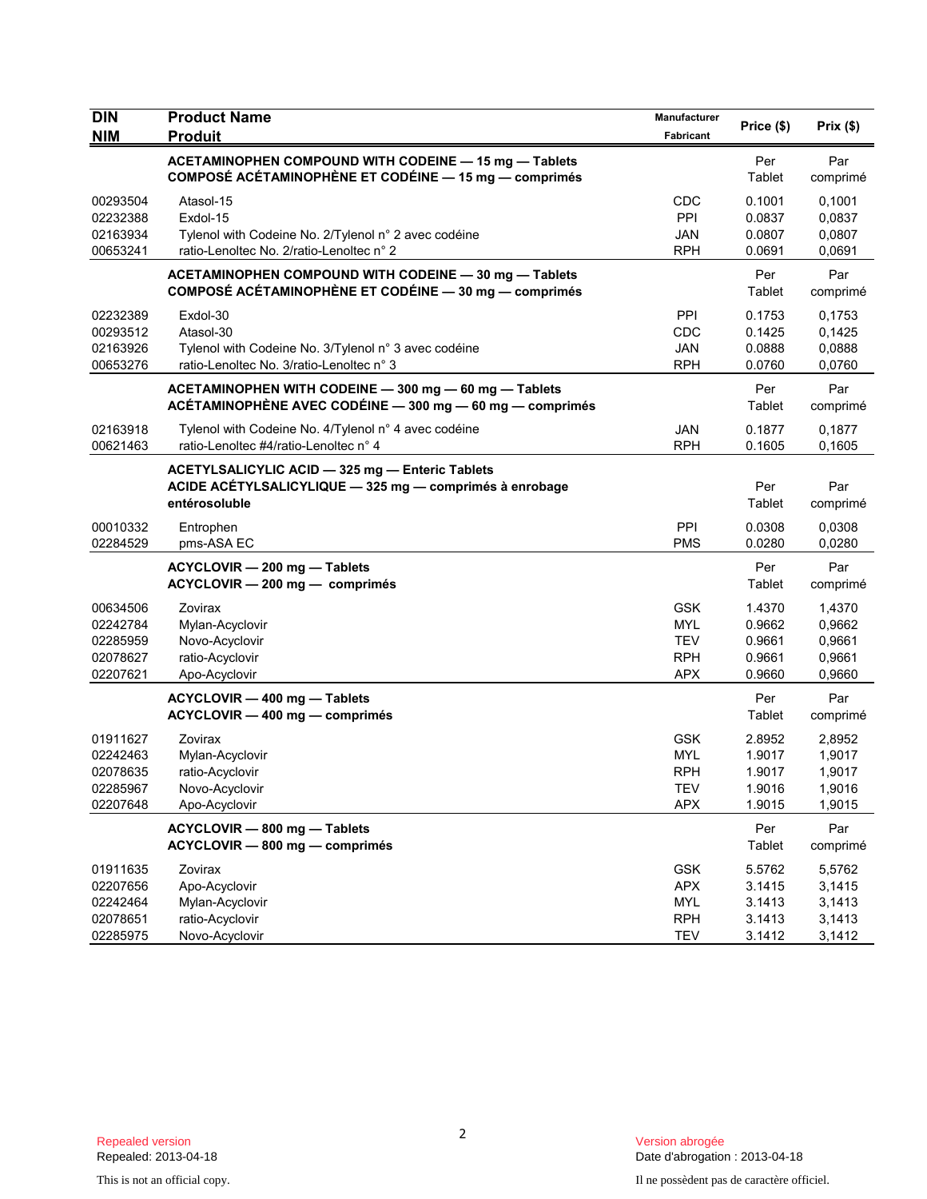| DIN<br>NIM | Product Name<br>Produit | Manufacturer<br>Fabricant | Price ($) | Prix ($) |
|---|---|---|---|---|
| | **ACETAMINOPHEN COMPOUND WITH CODEINE — 15 mg — Tablets**<br>**COMPOSÉ ACÉTAMINOPHÈNE ET CODÉINE — 15 mg — comprimés** | | Per Tablet | Par comprimé |
| 00293504 | Atasol-15 | CDC | 0.1001 | 0,1001 |
| 02232388 | Exdol-15 | PPI | 0.0837 | 0,0837 |
| 02163934 | Tylenol with Codeine No. 2/Tylenol n° 2 avec codéine | JAN | 0.0807 | 0,0807 |
| 00653241 | ratio-Lenoltec No. 2/ratio-Lenoltec n° 2 | RPH | 0.0691 | 0,0691 |
| | **ACETAMINOPHEN COMPOUND WITH CODEINE — 30 mg — Tablets**<br>**COMPOSÉ ACÉTAMINOPHÈNE ET CODÉINE — 30 mg — comprimés** | | Per Tablet | Par comprimé |
| 02232389 | Exdol-30 | PPI | 0.1753 | 0,1753 |
| 00293512 | Atasol-30 | CDC | 0.1425 | 0,1425 |
| 02163926 | Tylenol with Codeine No. 3/Tylenol n° 3 avec codéine | JAN | 0.0888 | 0,0888 |
| 00653276 | ratio-Lenoltec No. 3/ratio-Lenoltec n° 3 | RPH | 0.0760 | 0,0760 |
| | **ACETAMINOPHEN WITH CODEINE — 300 mg — 60 mg — Tablets**<br>**ACÉTAMINOPHÈNE AVEC CODÉINE — 300 mg — 60 mg — comprimés** | | Per Tablet | Par comprimé |
| 02163918 | Tylenol with Codeine No. 4/Tylenol n° 4 avec codéine | JAN | 0.1877 | 0,1877 |
| 00621463 | ratio-Lenoltec #4/ratio-Lenoltec n° 4 | RPH | 0.1605 | 0,1605 |
| | **ACETYLSALICYLIC ACID — 325 mg — Enteric Tablets**<br>**ACIDE ACÉTYLSALICYLIQUE — 325 mg — comprimés à enrobage entérosoluble** | | Per Tablet | Par comprimé |
| 00010332 | Entrophen | PPI | 0.0308 | 0,0308 |
| 02284529 | pms-ASA EC | PMS | 0.0280 | 0,0280 |
| | **ACYCLOVIR — 200 mg — Tablets**<br>**ACYCLOVIR — 200 mg — comprimés** | | Per Tablet | Par comprimé |
| 00634506 | Zovirax | GSK | 1.4370 | 1,4370 |
| 02242784 | Mylan-Acyclovir | MYL | 0.9662 | 0,9662 |
| 02285959 | Novo-Acyclovir | TEV | 0.9661 | 0,9661 |
| 02078627 | ratio-Acyclovir | RPH | 0.9661 | 0,9661 |
| 02207621 | Apo-Acyclovir | APX | 0.9660 | 0,9660 |
| | **ACYCLOVIR — 400 mg — Tablets**<br>**ACYCLOVIR — 400 mg — comprimés** | | Per Tablet | Par comprimé |
| 01911627 | Zovirax | GSK | 2.8952 | 2,8952 |
| 02242463 | Mylan-Acyclovir | MYL | 1.9017 | 1,9017 |
| 02078635 | ratio-Acyclovir | RPH | 1.9017 | 1,9017 |
| 02285967 | Novo-Acyclovir | TEV | 1.9016 | 1,9016 |
| 02207648 | Apo-Acyclovir | APX | 1.9015 | 1,9015 |
| | **ACYCLOVIR — 800 mg — Tablets**<br>**ACYCLOVIR — 800 mg — comprimés** | | Per Tablet | Par comprimé |
| 01911635 | Zovirax | GSK | 5.5762 | 5,5762 |
| 02207656 | Apo-Acyclovir | APX | 3.1415 | 3,1415 |
| 02242464 | Mylan-Acyclovir | MYL | 3.1413 | 3,1413 |
| 02078651 | ratio-Acyclovir | RPH | 3.1413 | 3,1413 |
| 02285975 | Novo-Acyclovir | TEV | 3.1412 | 3,1412 |

Repealed version
Repealed: 2013-04-18

Version abrogée
Date d'abrogation : 2013-04-18

This is not an official copy.

Il ne possèdent pas de caractère officiel.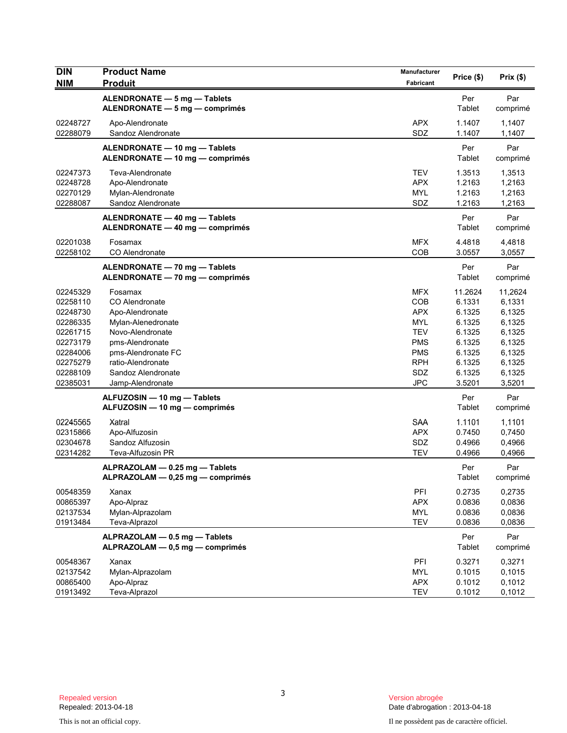| DIN<br>NIM | Product Name<br>Produit | Manufacturer<br>Fabricant | Price ($) | Prix ($) |
|---|---|---|---|---|
| | **ALENDRONATE — 5 mg — Tablets**<br>**ALENDRONATE — 5 mg — comprimés** | | Per Tablet | Par comprimé |
| 02248727 | Apo-Alendronate | APX | 1.1407 | 1,1407 |
| 02288079 | Sandoz Alendronate | SDZ | 1.1407 | 1,1407 |
| | **ALENDRONATE — 10 mg — Tablets**<br>**ALENDRONATE — 10 mg — comprimés** | | Per Tablet | Par comprimé |
| 02247373 | Teva-Alendronate | TEV | 1.3513 | 1,3513 |
| 02248728 | Apo-Alendronate | APX | 1.2163 | 1,2163 |
| 02270129 | Mylan-Alendronate | MYL | 1.2163 | 1,2163 |
| 02288087 | Sandoz Alendronate | SDZ | 1.2163 | 1,2163 |
| | **ALENDRONATE — 40 mg — Tablets**<br>**ALENDRONATE — 40 mg — comprimés** | | Per Tablet | Par comprimé |
| 02201038 | Fosamax | MFX | 4.4818 | 4,4818 |
| 02258102 | CO Alendronate | COB | 3.0557 | 3,0557 |
| | **ALENDRONATE — 70 mg — Tablets**<br>**ALENDRONATE — 70 mg — comprimés** | | Per Tablet | Par comprimé |
| 02245329 | Fosamax | MFX | 11.2624 | 11,2624 |
| 02258110 | CO Alendronate | COB | 6.1331 | 6,1331 |
| 02248730 | Apo-Alendronate | APX | 6.1325 | 6,1325 |
| 02286335 | Mylan-Alenedronate | MYL | 6.1325 | 6,1325 |
| 02261715 | Novo-Alendronate | TEV | 6.1325 | 6,1325 |
| 02273179 | pms-Alendronate | PMS | 6.1325 | 6,1325 |
| 02284006 | pms-Alendronate FC | PMS | 6.1325 | 6,1325 |
| 02275279 | ratio-Alendronate | RPH | 6.1325 | 6,1325 |
| 02288109 | Sandoz Alendronate | SDZ | 6.1325 | 6,1325 |
| 02385031 | Jamp-Alendronate | JPC | 3.5201 | 3,5201 |
| | **ALFUZOSIN — 10 mg — Tablets**<br>**ALFUZOSIN — 10 mg — comprimés** | | Per Tablet | Par comprimé |
| 02245565 | Xatral | SAA | 1.1101 | 1,1101 |
| 02315866 | Apo-Alfuzosin | APX | 0.7450 | 0,7450 |
| 02304678 | Sandoz Alfuzosin | SDZ | 0.4966 | 0,4966 |
| 02314282 | Teva-Alfuzosin PR | TEV | 0.4966 | 0,4966 |
| | **ALPRAZOLAM — 0.25 mg — Tablets**<br>**ALPRAZOLAM — 0,25 mg — comprimés** | | Per Tablet | Par comprimé |
| 00548359 | Xanax | PFI | 0.2735 | 0,2735 |
| 00865397 | Apo-Alpraz | APX | 0.0836 | 0,0836 |
| 02137534 | Mylan-Alprazolam | MYL | 0.0836 | 0,0836 |
| 01913484 | Teva-Alprazol | TEV | 0.0836 | 0,0836 |
| | **ALPRAZOLAM — 0.5 mg — Tablets**<br>**ALPRAZOLAM — 0,5 mg — comprimés** | | Per Tablet | Par comprimé |
| 00548367 | Xanax | PFI | 0.3271 | 0,3271 |
| 02137542 | Mylan-Alprazolam | MYL | 0.1015 | 0,1015 |
| 00865400 | Apo-Alpraz | APX | 0.1012 | 0,1012 |
| 01913492 | Teva-Alprazol | TEV | 0.1012 | 0,1012 |

Repealed version
Repealed: 2013-04-18

This is not an official copy.

Version abrogée
Date d'abrogation : 2013-04-18

Il ne possèdent pas de caractère officiel.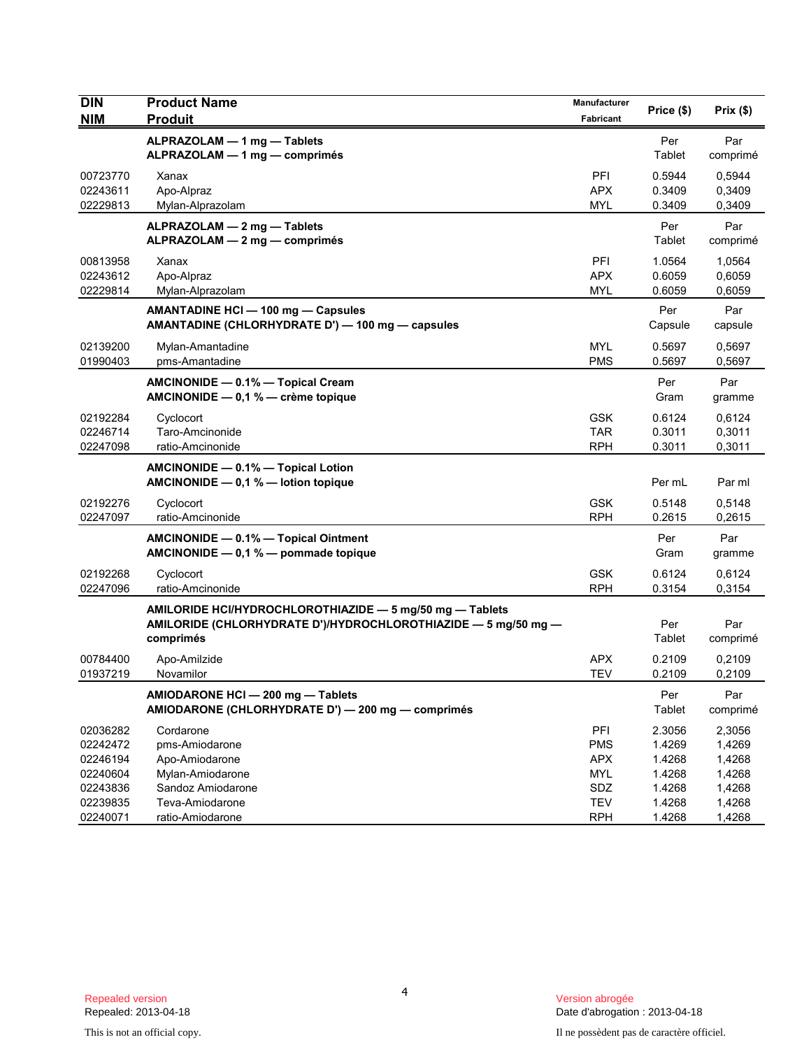| DIN<br>NIM | Product Name<br>Produit | Manufacturer<br>Fabricant | Price ($) | Prix ($) |
|---|---|---|---|---|
| | **ALPRAZOLAM — 1 mg — Tablets**<br>**ALPRAZOLAM — 1 mg — comprimés** | | Per Tablet | Par comprimé |
| 00723770 | Xanax | PFI | 0.5944 | 0,5944 |
| 02243611 | Apo-Alpraz | APX | 0.3409 | 0,3409 |
| 02229813 | Mylan-Alprazolam | MYL | 0.3409 | 0,3409 |
| | **ALPRAZOLAM — 2 mg — Tablets**<br>**ALPRAZOLAM — 2 mg — comprimés** | | Per Tablet | Par comprimé |
| 00813958 | Xanax | PFI | 1.0564 | 1,0564 |
| 02243612 | Apo-Alpraz | APX | 0.6059 | 0,6059 |
| 02229814 | Mylan-Alprazolam | MYL | 0.6059 | 0,6059 |
| | **AMANTADINE HCl — 100 mg — Capsules**<br>**AMANTADINE (CHLORHYDRATE D') — 100 mg — capsules** | | Per Capsule | Par capsule |
| 02139200 | Mylan-Amantadine | MYL | 0.5697 | 0,5697 |
| 01990403 | pms-Amantadine | PMS | 0.5697 | 0,5697 |
| | **AMCINONIDE — 0.1% — Topical Cream**<br>**AMCINONIDE — 0,1 % — crème topique** | | Per Gram | Par gramme |
| 02192284 | Cyclocort | GSK | 0.6124 | 0,6124 |
| 02246714 | Taro-Amcinonide | TAR | 0.3011 | 0,3011 |
| 02247098 | ratio-Amcinonide | RPH | 0.3011 | 0,3011 |
| | **AMCINONIDE — 0.1% — Topical Lotion**<br>**AMCINONIDE — 0,1 % — lotion topique** | | Per mL | Par ml |
| 02192276 | Cyclocort | GSK | 0.5148 | 0,5148 |
| 02247097 | ratio-Amcinonide | RPH | 0.2615 | 0,2615 |
| | **AMCINONIDE — 0.1% — Topical Ointment**<br>**AMCINONIDE — 0,1 % — pommade topique** | | Per Gram | Par gramme |
| 02192268 | Cyclocort | GSK | 0.6124 | 0,6124 |
| 02247096 | ratio-Amcinonide | RPH | 0.3154 | 0,3154 |
| | **AMILORIDE HCl/HYDROCHLOROTHIAZIDE — 5 mg/50 mg — Tablets**<br>**AMILORIDE (CHLORHYDRATE D')/HYDROCHLOROTHIAZIDE — 5 mg/50 mg — comprimés** | | Per Tablet | Par comprimé |
| 00784400 | Apo-Amilzide | APX | 0.2109 | 0,2109 |
| 01937219 | Novamilor | TEV | 0.2109 | 0,2109 |
| | **AMIODARONE HCl — 200 mg — Tablets**<br>**AMIODARONE (CHLORHYDRATE D') — 200 mg — comprimés** | | Per Tablet | Par comprimé |
| 02036282 | Cordarone | PFI | 2.3056 | 2,3056 |
| 02242472 | pms-Amiodarone | PMS | 1.4269 | 1,4269 |
| 02246194 | Apo-Amiodarone | APX | 1.4268 | 1,4268 |
| 02240604 | Mylan-Amiodarone | MYL | 1.4268 | 1,4268 |
| 02243836 | Sandoz Amiodarone | SDZ | 1.4268 | 1,4268 |
| 02239835 | Teva-Amiodarone | TEV | 1.4268 | 1,4268 |
| 02240071 | ratio-Amiodarone | RPH | 1.4268 | 1,4268 |

Repealed version
Repealed: 2013-04-18

Version abrogée
Date d'abrogation : 2013-04-18

This is not an official copy.

Il ne possèdent pas de caractère officiel.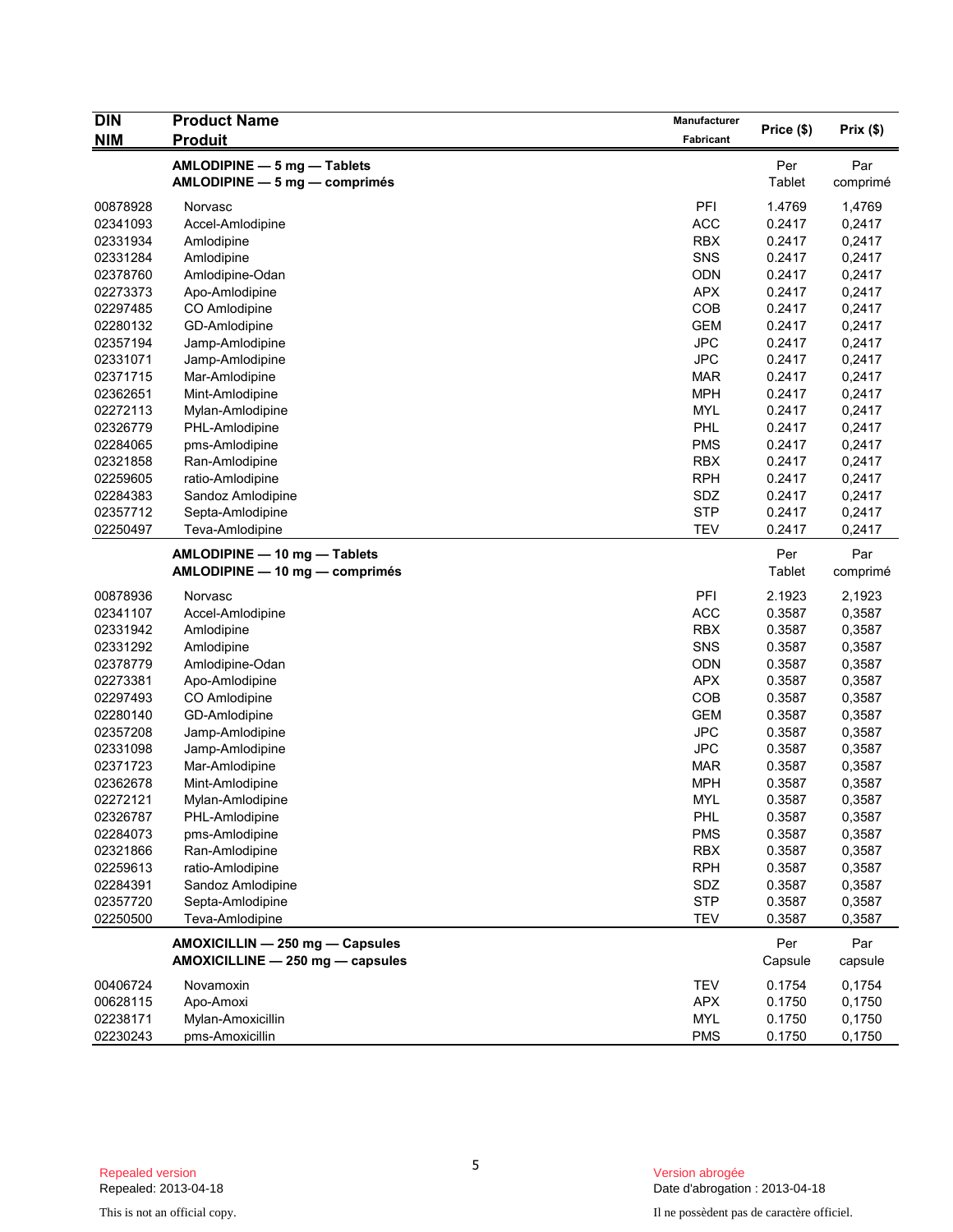| DIN<br>NIM | Product Name<br>Produit | Manufacturer<br>Fabricant | Price ($) | Prix ($) |
|---|---|---|---|---|
| | **AMLODIPINE — 5 mg — Tablets**<br>**AMLODIPINE — 5 mg — comprimés** | | Per Tablet | Par comprimé |
| 00878928 | Norvasc | PFI | 1.4769 | 1,4769 |
| 02341093 | Accel-Amlodipine | ACC | 0.2417 | 0,2417 |
| 02331934 | Amlodipine | RBX | 0.2417 | 0,2417 |
| 02331284 | Amlodipine | SNS | 0.2417 | 0,2417 |
| 02378760 | Amlodipine-Odan | ODN | 0.2417 | 0,2417 |
| 02273373 | Apo-Amlodipine | APX | 0.2417 | 0,2417 |
| 02297485 | CO Amlodipine | COB | 0.2417 | 0,2417 |
| 02280132 | GD-Amlodipine | GEM | 0.2417 | 0,2417 |
| 02357194 | Jamp-Amlodipine | JPC | 0.2417 | 0,2417 |
| 02331071 | Jamp-Amlodipine | JPC | 0.2417 | 0,2417 |
| 02371715 | Mar-Amlodipine | MAR | 0.2417 | 0,2417 |
| 02362651 | Mint-Amlodipine | MPH | 0.2417 | 0,2417 |
| 02272113 | Mylan-Amlodipine | MYL | 0.2417 | 0,2417 |
| 02326779 | PHL-Amlodipine | PHL | 0.2417 | 0,2417 |
| 02284065 | pms-Amlodipine | PMS | 0.2417 | 0,2417 |
| 02321858 | Ran-Amlodipine | RBX | 0.2417 | 0,2417 |
| 02259605 | ratio-Amlodipine | RPH | 0.2417 | 0,2417 |
| 02284383 | Sandoz Amlodipine | SDZ | 0.2417 | 0,2417 |
| 02357712 | Septa-Amlodipine | STP | 0.2417 | 0,2417 |
| 02250497 | Teva-Amlodipine | TEV | 0.2417 | 0,2417 |
| | **AMLODIPINE — 10 mg — Tablets**<br>**AMLODIPINE — 10 mg — comprimés** | | Per Tablet | Par comprimé |
| 00878936 | Norvasc | PFI | 2.1923 | 2,1923 |
| 02341107 | Accel-Amlodipine | ACC | 0.3587 | 0,3587 |
| 02331942 | Amlodipine | RBX | 0.3587 | 0,3587 |
| 02331292 | Amlodipine | SNS | 0.3587 | 0,3587 |
| 02378779 | Amlodipine-Odan | ODN | 0.3587 | 0,3587 |
| 02273381 | Apo-Amlodipine | APX | 0.3587 | 0,3587 |
| 02297493 | CO Amlodipine | COB | 0.3587 | 0,3587 |
| 02280140 | GD-Amlodipine | GEM | 0.3587 | 0,3587 |
| 02357208 | Jamp-Amlodipine | JPC | 0.3587 | 0,3587 |
| 02331098 | Jamp-Amlodipine | JPC | 0.3587 | 0,3587 |
| 02371723 | Mar-Amlodipine | MAR | 0.3587 | 0,3587 |
| 02362678 | Mint-Amlodipine | MPH | 0.3587 | 0,3587 |
| 02272121 | Mylan-Amlodipine | MYL | 0.3587 | 0,3587 |
| 02326787 | PHL-Amlodipine | PHL | 0.3587 | 0,3587 |
| 02284073 | pms-Amlodipine | PMS | 0.3587 | 0,3587 |
| 02321866 | Ran-Amlodipine | RBX | 0.3587 | 0,3587 |
| 02259613 | ratio-Amlodipine | RPH | 0.3587 | 0,3587 |
| 02284391 | Sandoz Amlodipine | SDZ | 0.3587 | 0,3587 |
| 02357720 | Septa-Amlodipine | STP | 0.3587 | 0,3587 |
| 02250500 | Teva-Amlodipine | TEV | 0.3587 | 0,3587 |
| | **AMOXICILLIN — 250 mg — Capsules**<br>**AMOXICILLINE — 250 mg — capsules** | | Per Capsule | Par capsule |
| 00406724 | Novamoxin | TEV | 0.1754 | 0,1754 |
| 00628115 | Apo-Amoxi | APX | 0.1750 | 0,1750 |
| 02238171 | Mylan-Amoxicillin | MYL | 0.1750 | 0,1750 |
| 02230243 | pms-Amoxicillin | PMS | 0.1750 | 0,1750 |

Repealed version
Repealed: 2013-04-18

Version abrogée
Date d'abrogation : 2013-04-18

This is not an official copy.

Il ne possèdent pas de caractère officiel.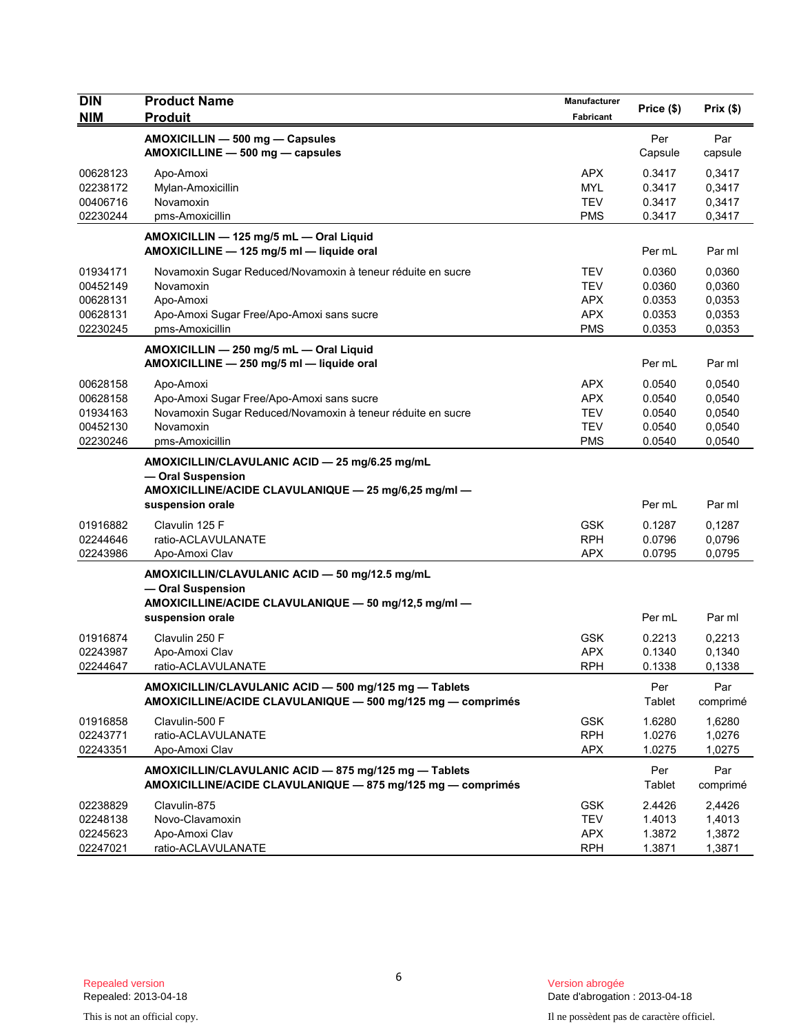| DIN<br>NIM | Product Name<br>Produit | Manufacturer<br>Fabricant | Price ($) | Prix ($) |
|---|---|---|---|---|
| | **AMOXICILLIN — 500 mg — Capsules**<br>**AMOXICILLINE — 500 mg — capsules** | | Per Capsule | Par capsule |
| 00628123 | Apo-Amoxi | APX | 0.3417 | 0,3417 |
| 02238172 | Mylan-Amoxicillin | MYL | 0.3417 | 0,3417 |
| 00406716 | Novamoxin | TEV | 0.3417 | 0,3417 |
| 02230244 | pms-Amoxicillin | PMS | 0.3417 | 0,3417 |
| | **AMOXICILLIN — 125 mg/5 mL — Oral Liquid**<br>**AMOXICILLINE — 125 mg/5 ml — liquide oral** | | Per mL | Par ml |
| 01934171 | Novamoxin Sugar Reduced/Novamoxin à teneur réduite en sucre | TEV | 0.0360 | 0,0360 |
| 00452149 | Novamoxin | TEV | 0.0360 | 0,0360 |
| 00628131 | Apo-Amoxi | APX | 0.0353 | 0,0353 |
| 00628131 | Apo-Amoxi Sugar Free/Apo-Amoxi sans sucre | APX | 0.0353 | 0,0353 |
| 02230245 | pms-Amoxicillin | PMS | 0.0353 | 0,0353 |
| | **AMOXICILLIN — 250 mg/5 mL — Oral Liquid**<br>**AMOXICILLINE — 250 mg/5 ml — liquide oral** | | Per mL | Par ml |
| 00628158 | Apo-Amoxi | APX | 0.0540 | 0,0540 |
| 00628158 | Apo-Amoxi Sugar Free/Apo-Amoxi sans sucre | APX | 0.0540 | 0,0540 |
| 01934163 | Novamoxin Sugar Reduced/Novamoxin à teneur réduite en sucre | TEV | 0.0540 | 0,0540 |
| 00452130 | Novamoxin | TEV | 0.0540 | 0,0540 |
| 02230246 | pms-Amoxicillin | PMS | 0.0540 | 0,0540 |
| | **AMOXICILLIN/CLAVULANIC ACID — 25 mg/6.25 mg/mL — Oral Suspension**<br>**AMOXICILLINE/ACIDE CLAVULANIQUE — 25 mg/6,25 mg/ml — suspension orale** | | Per mL | Par ml |
| 01916882 | Clavulin 125 F | GSK | 0.1287 | 0,1287 |
| 02244646 | ratio-ACLAVULANATE | RPH | 0.0796 | 0,0796 |
| 02243986 | Apo-Amoxi Clav | APX | 0.0795 | 0,0795 |
| | **AMOXICILLIN/CLAVULANIC ACID — 50 mg/12.5 mg/mL — Oral Suspension**<br>**AMOXICILLINE/ACIDE CLAVULANIQUE — 50 mg/12,5 mg/ml — suspension orale** | | Per mL | Par ml |
| 01916874 | Clavulin 250 F | GSK | 0.2213 | 0,2213 |
| 02243987 | Apo-Amoxi Clav | APX | 0.1340 | 0,1340 |
| 02244647 | ratio-ACLAVULANATE | RPH | 0.1338 | 0,1338 |
| | **AMOXICILLIN/CLAVULANIC ACID — 500 mg/125 mg — Tablets**<br>**AMOXICILLINE/ACIDE CLAVULANIQUE — 500 mg/125 mg — comprimés** | | Per Tablet | Par comprimé |
| 01916858 | Clavulin-500 F | GSK | 1.6280 | 1,6280 |
| 02243771 | ratio-ACLAVULANATE | RPH | 1.0276 | 1,0276 |
| 02243351 | Apo-Amoxi Clav | APX | 1.0275 | 1,0275 |
| | **AMOXICILLIN/CLAVULANIC ACID — 875 mg/125 mg — Tablets**<br>**AMOXICILLINE/ACIDE CLAVULANIQUE — 875 mg/125 mg — comprimés** | | Per Tablet | Par comprimé |
| 02238829 | Clavulin-875 | GSK | 2.4426 | 2,4426 |
| 02248138 | Novo-Clavamoxin | TEV | 1.4013 | 1,4013 |
| 02245623 | Apo-Amoxi Clav | APX | 1.3872 | 1,3872 |
| 02247021 | ratio-ACLAVULANATE | RPH | 1.3871 | 1,3871 |

Repealed version
Repealed: 2013-04-18

Version abrogée
Date d'abrogation : 2013-04-18

This is not an official copy.

Il ne possèdent pas de caractère officiel.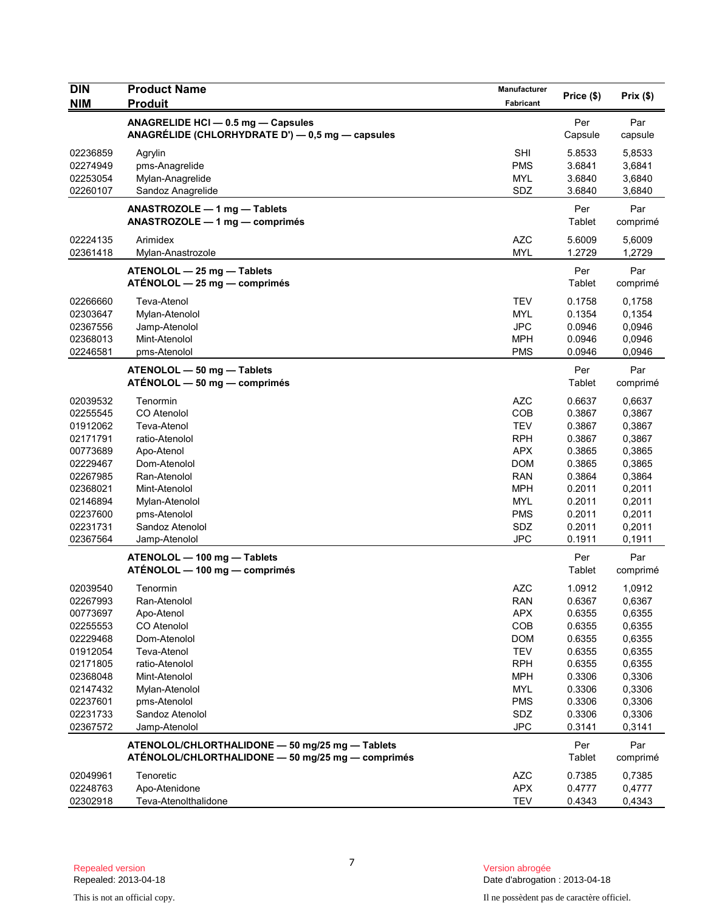| DIN<br>NIM | Product Name<br>Produit | Manufacturer<br>Fabricant | Price ($) | Prix ($) |
|---|---|---|---|---|
| | **ANAGRELIDE HCl — 0.5 mg — Capsules**<br>**ANAGRÉLIDE (CHLORHYDRATE D') — 0,5 mg — capsules** | | Per Capsule | Par capsule |
| 02236859 | Agrylin | SHI | 5.8533 | 5,8533 |
| 02274949 | pms-Anagrelide | PMS | 3.6841 | 3,6841 |
| 02253054 | Mylan-Anagrelide | MYL | 3.6840 | 3,6840 |
| 02260107 | Sandoz Anagrelide | SDZ | 3.6840 | 3,6840 |
| | **ANASTROZOLE — 1 mg — Tablets**<br>**ANASTROZOLE — 1 mg — comprimés** | | Per Tablet | Par comprimé |
| 02224135 | Arimidex | AZC | 5.6009 | 5,6009 |
| 02361418 | Mylan-Anastrozole | MYL | 1.2729 | 1,2729 |
| | **ATENOLOL — 25 mg — Tablets**<br>**ATÉNOLOL — 25 mg — comprimés** | | Per Tablet | Par comprimé |
| 02266660 | Teva-Atenol | TEV | 0.1758 | 0,1758 |
| 02303647 | Mylan-Atenolol | MYL | 0.1354 | 0,1354 |
| 02367556 | Jamp-Atenolol | JPC | 0.0946 | 0,0946 |
| 02368013 | Mint-Atenolol | MPH | 0.0946 | 0,0946 |
| 02246581 | pms-Atenolol | PMS | 0.0946 | 0,0946 |
| | **ATENOLOL — 50 mg — Tablets**<br>**ATÉNOLOL — 50 mg — comprimés** | | Per Tablet | Par comprimé |
| 02039532 | Tenormin | AZC | 0.6637 | 0,6637 |
| 02255545 | CO Atenolol | COB | 0.3867 | 0,3867 |
| 01912062 | Teva-Atenol | TEV | 0.3867 | 0,3867 |
| 02171791 | ratio-Atenolol | RPH | 0.3867 | 0,3867 |
| 00773689 | Apo-Atenol | APX | 0.3865 | 0,3865 |
| 02229467 | Dom-Atenolol | DOM | 0.3865 | 0,3865 |
| 02267985 | Ran-Atenolol | RAN | 0.3864 | 0,3864 |
| 02368021 | Mint-Atenolol | MPH | 0.2011 | 0,2011 |
| 02146894 | Mylan-Atenolol | MYL | 0.2011 | 0,2011 |
| 02237600 | pms-Atenolol | PMS | 0.2011 | 0,2011 |
| 02231731 | Sandoz Atenolol | SDZ | 0.2011 | 0,2011 |
| 02367564 | Jamp-Atenolol | JPC | 0.1911 | 0,1911 |
| | **ATENOLOL — 100 mg — Tablets**<br>**ATÉNOLOL — 100 mg — comprimés** | | Per Tablet | Par comprimé |
| 02039540 | Tenormin | AZC | 1.0912 | 1,0912 |
| 02267993 | Ran-Atenolol | RAN | 0.6367 | 0,6367 |
| 00773697 | Apo-Atenol | APX | 0.6355 | 0,6355 |
| 02255553 | CO Atenolol | COB | 0.6355 | 0,6355 |
| 02229468 | Dom-Atenolol | DOM | 0.6355 | 0,6355 |
| 01912054 | Teva-Atenol | TEV | 0.6355 | 0,6355 |
| 02171805 | ratio-Atenolol | RPH | 0.6355 | 0,6355 |
| 02368048 | Mint-Atenolol | MPH | 0.3306 | 0,3306 |
| 02147432 | Mylan-Atenolol | MYL | 0.3306 | 0,3306 |
| 02237601 | pms-Atenolol | PMS | 0.3306 | 0,3306 |
| 02231733 | Sandoz Atenolol | SDZ | 0.3306 | 0,3306 |
| 02367572 | Jamp-Atenolol | JPC | 0.3141 | 0,3141 |
| | **ATENOLOL/CHLORTHALIDONE — 50 mg/25 mg — Tablets**<br>**ATÉNOLOL/CHLORTHALIDONE — 50 mg/25 mg — comprimés** | | Per Tablet | Par comprimé |
| 02049961 | Tenoretic | AZC | 0.7385 | 0,7385 |
| 02248763 | Apo-Atenidone | APX | 0.4777 | 0,4777 |
| 02302918 | Teva-Atenolthalidone | TEV | 0.4343 | 0,4343 |

Repealed version
Repealed: 2013-04-18

This is not an official copy.

Version abrogée
Date d'abrogation : 2013-04-18

Il ne possèdent pas de caractère officiel.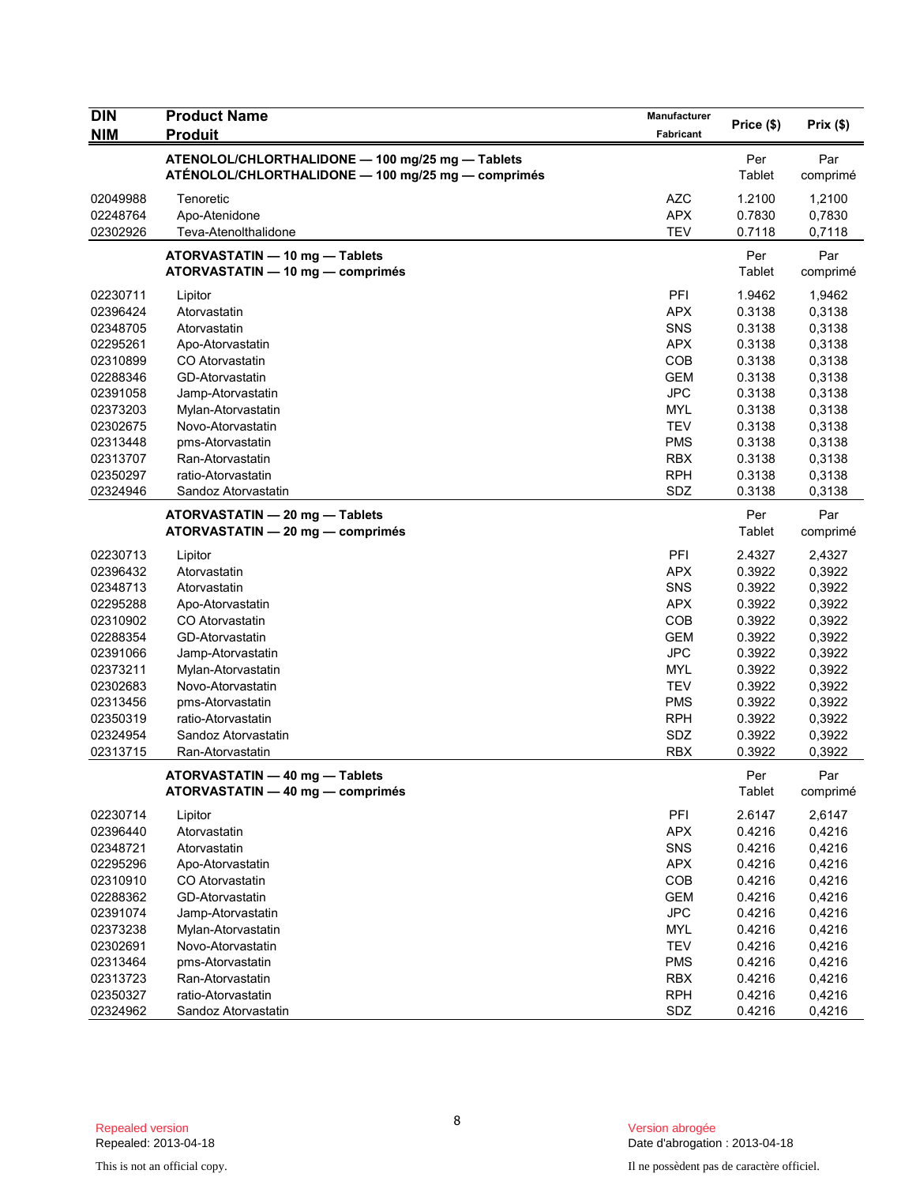| DIN<br>NIM | Product Name<br>Produit | Manufacturer<br>Fabricant | Price ($) | Prix ($) |
|---|---|---|---|---|
| | **ATENOLOL/CHLORTHALIDONE — 100 mg/25 mg — Tablets**<br>**ATÉNOLOL/CHLORTHALIDONE — 100 mg/25 mg — comprimés** | | Per Tablet | Par comprimé |
| 02049988 | Tenoretic | AZC | 1.2100 | 1,2100 |
| 02248764 | Apo-Atenidone | APX | 0.7830 | 0,7830 |
| 02302926 | Teva-Atenolthalidone | TEV | 0.7118 | 0,7118 |
| | **ATORVASTATIN — 10 mg — Tablets**<br>**ATORVASTATIN — 10 mg — comprimés** | | Per Tablet | Par comprimé |
| 02230711 | Lipitor | PFI | 1.9462 | 1,9462 |
| 02396424 | Atorvastatin | APX | 0.3138 | 0,3138 |
| 02348705 | Atorvastatin | SNS | 0.3138 | 0,3138 |
| 02295261 | Apo-Atorvastatin | APX | 0.3138 | 0,3138 |
| 02310899 | CO Atorvastatin | COB | 0.3138 | 0,3138 |
| 02288346 | GD-Atorvastatin | GEM | 0.3138 | 0,3138 |
| 02391058 | Jamp-Atorvastatin | JPC | 0.3138 | 0,3138 |
| 02373203 | Mylan-Atorvastatin | MYL | 0.3138 | 0,3138 |
| 02302675 | Novo-Atorvastatin | TEV | 0.3138 | 0,3138 |
| 02313448 | pms-Atorvastatin | PMS | 0.3138 | 0,3138 |
| 02313707 | Ran-Atorvastatin | RBX | 0.3138 | 0,3138 |
| 02350297 | ratio-Atorvastatin | RPH | 0.3138 | 0,3138 |
| 02324946 | Sandoz Atorvastatin | SDZ | 0.3138 | 0,3138 |
| | **ATORVASTATIN — 20 mg — Tablets**<br>**ATORVASTATIN — 20 mg — comprimés** | | Per Tablet | Par comprimé |
| 02230713 | Lipitor | PFI | 2.4327 | 2,4327 |
| 02396432 | Atorvastatin | APX | 0.3922 | 0,3922 |
| 02348713 | Atorvastatin | SNS | 0.3922 | 0,3922 |
| 02295288 | Apo-Atorvastatin | APX | 0.3922 | 0,3922 |
| 02310902 | CO Atorvastatin | COB | 0.3922 | 0,3922 |
| 02288354 | GD-Atorvastatin | GEM | 0.3922 | 0,3922 |
| 02391066 | Jamp-Atorvastatin | JPC | 0.3922 | 0,3922 |
| 02373211 | Mylan-Atorvastatin | MYL | 0.3922 | 0,3922 |
| 02302683 | Novo-Atorvastatin | TEV | 0.3922 | 0,3922 |
| 02313456 | pms-Atorvastatin | PMS | 0.3922 | 0,3922 |
| 02350319 | ratio-Atorvastatin | RPH | 0.3922 | 0,3922 |
| 02324954 | Sandoz Atorvastatin | SDZ | 0.3922 | 0,3922 |
| 02313715 | Ran-Atorvastatin | RBX | 0.3922 | 0,3922 |
| | **ATORVASTATIN — 40 mg — Tablets**<br>**ATORVASTATIN — 40 mg — comprimés** | | Per Tablet | Par comprimé |
| 02230714 | Lipitor | PFI | 2.6147 | 2,6147 |
| 02396440 | Atorvastatin | APX | 0.4216 | 0,4216 |
| 02348721 | Atorvastatin | SNS | 0.4216 | 0,4216 |
| 02295296 | Apo-Atorvastatin | APX | 0.4216 | 0,4216 |
| 02310910 | CO Atorvastatin | COB | 0.4216 | 0,4216 |
| 02288362 | GD-Atorvastatin | GEM | 0.4216 | 0,4216 |
| 02391074 | Jamp-Atorvastatin | JPC | 0.4216 | 0,4216 |
| 02373238 | Mylan-Atorvastatin | MYL | 0.4216 | 0,4216 |
| 02302691 | Novo-Atorvastatin | TEV | 0.4216 | 0,4216 |
| 02313464 | pms-Atorvastatin | PMS | 0.4216 | 0,4216 |
| 02313723 | Ran-Atorvastatin | RBX | 0.4216 | 0,4216 |
| 02350327 | ratio-Atorvastatin | RPH | 0.4216 | 0,4216 |
| 02324962 | Sandoz Atorvastatin | SDZ | 0.4216 | 0,4216 |

Repealed version
Repealed: 2013-04-18

Version abrogée
Date d'abrogation : 2013-04-18

This is not an official copy.

Il ne possèdent pas de caractère officiel.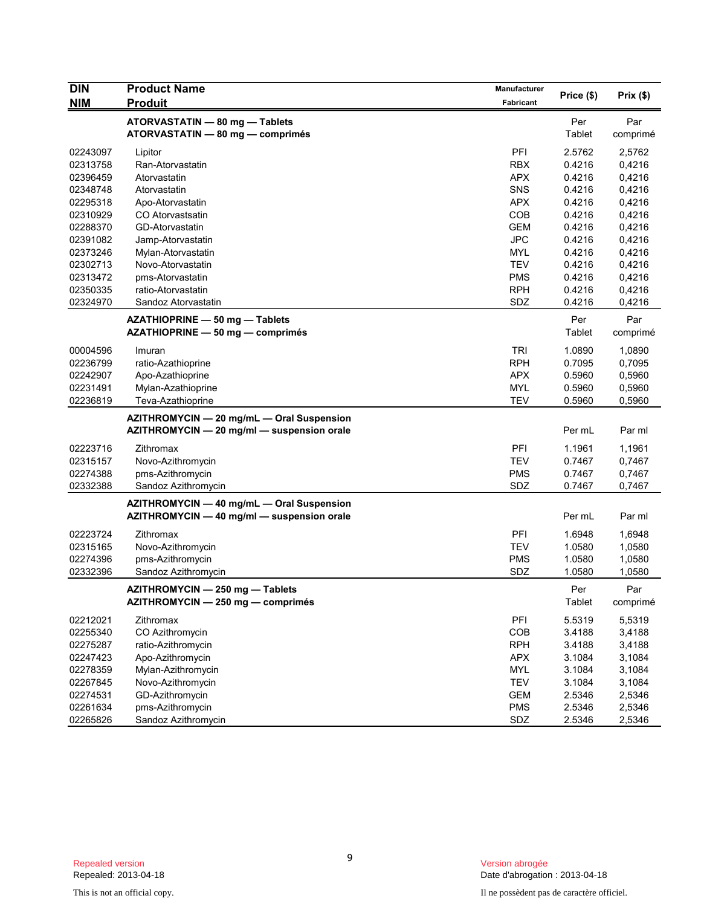| DIN<br>NIM | Product Name<br>Produit | Manufacturer<br>Fabricant | Price ($) | Prix ($) |
|---|---|---|---|---|
| | **ATORVASTATIN — 80 mg — Tablets**<br>**ATORVASTATIN — 80 mg — comprimés** | | Per Tablet | Par comprimé |
| 02243097 | Lipitor | PFI | 2.5762 | 2,5762 |
| 02313758 | Ran-Atorvastatin | RBX | 0.4216 | 0,4216 |
| 02396459 | Atorvastatin | APX | 0.4216 | 0,4216 |
| 02348748 | Atorvastatin | SNS | 0.4216 | 0,4216 |
| 02295318 | Apo-Atorvastatin | APX | 0.4216 | 0,4216 |
| 02310929 | CO Atorvastsatin | COB | 0.4216 | 0,4216 |
| 02288370 | GD-Atorvastatin | GEM | 0.4216 | 0,4216 |
| 02391082 | Jamp-Atorvastatin | JPC | 0.4216 | 0,4216 |
| 02373246 | Mylan-Atorvastatin | MYL | 0.4216 | 0,4216 |
| 02302713 | Novo-Atorvastatin | TEV | 0.4216 | 0,4216 |
| 02313472 | pms-Atorvastatin | PMS | 0.4216 | 0,4216 |
| 02350335 | ratio-Atorvastatin | RPH | 0.4216 | 0,4216 |
| 02324970 | Sandoz Atorvastatin | SDZ | 0.4216 | 0,4216 |
| | **AZATHIOPRINE — 50 mg — Tablets**<br>**AZATHIOPRINE — 50 mg — comprimés** | | Per Tablet | Par comprimé |
| 00004596 | Imuran | TRI | 1.0890 | 1,0890 |
| 02236799 | ratio-Azathioprine | RPH | 0.7095 | 0,7095 |
| 02242907 | Apo-Azathioprine | APX | 0.5960 | 0,5960 |
| 02231491 | Mylan-Azathioprine | MYL | 0.5960 | 0,5960 |
| 02236819 | Teva-Azathioprine | TEV | 0.5960 | 0,5960 |
| | **AZITHROMYCIN — 20 mg/mL — Oral Suspension**<br>**AZITHROMYCIN — 20 mg/ml — suspension orale** | | Per mL | Par ml |
| 02223716 | Zithromax | PFI | 1.1961 | 1,1961 |
| 02315157 | Novo-Azithromycin | TEV | 0.7467 | 0,7467 |
| 02274388 | pms-Azithromycin | PMS | 0.7467 | 0,7467 |
| 02332388 | Sandoz Azithromycin | SDZ | 0.7467 | 0,7467 |
| | **AZITHROMYCIN — 40 mg/mL — Oral Suspension**<br>**AZITHROMYCIN — 40 mg/ml — suspension orale** | | Per mL | Par ml |
| 02223724 | Zithromax | PFI | 1.6948 | 1,6948 |
| 02315165 | Novo-Azithromycin | TEV | 1.0580 | 1,0580 |
| 02274396 | pms-Azithromycin | PMS | 1.0580 | 1,0580 |
| 02332396 | Sandoz Azithromycin | SDZ | 1.0580 | 1,0580 |
| | **AZITHROMYCIN — 250 mg — Tablets**<br>**AZITHROMYCIN — 250 mg — comprimés** | | Per Tablet | Par comprimé |
| 02212021 | Zithromax | PFI | 5.5319 | 5,5319 |
| 02255340 | CO Azithromycin | COB | 3.4188 | 3,4188 |
| 02275287 | ratio-Azithromycin | RPH | 3.4188 | 3,4188 |
| 02247423 | Apo-Azithromycin | APX | 3.1084 | 3,1084 |
| 02278359 | Mylan-Azithromycin | MYL | 3.1084 | 3,1084 |
| 02267845 | Novo-Azithromycin | TEV | 3.1084 | 3,1084 |
| 02274531 | GD-Azithromycin | GEM | 2.5346 | 2,5346 |
| 02261634 | pms-Azithromycin | PMS | 2.5346 | 2,5346 |
| 02265826 | Sandoz Azithromycin | SDZ | 2.5346 | 2,5346 |

Repealed version
Repealed: 2013-04-18

Version abrogée
Date d'abrogation : 2013-04-18

This is not an official copy.

Il ne possèdent pas de caractère officiel.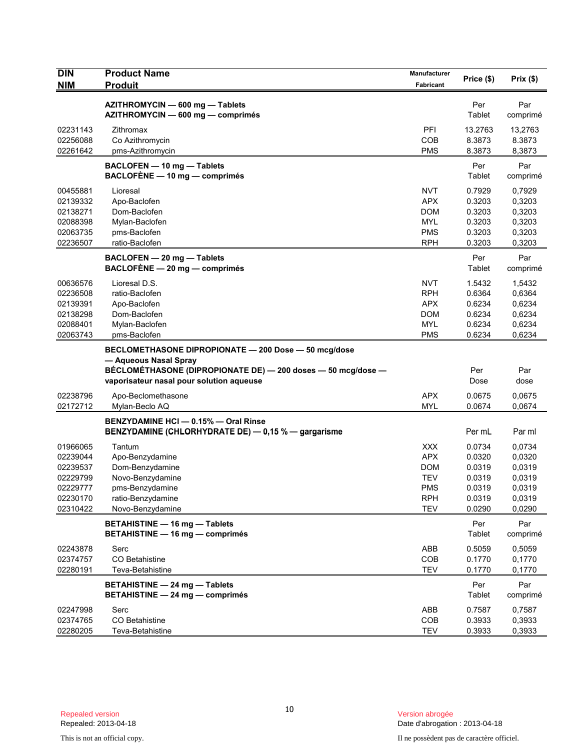| DIN<br>NIM | Product Name<br>Produit | Manufacturer<br>Fabricant | Price ($) | Prix ($) |
|---|---|---|---|---|
| | **AZITHROMYCIN — 600 mg — Tablets**<br>**AZITHROMYCIN — 600 mg — comprimés** | | Per Tablet | Par comprimé |
| 02231143 | Zithromax | PFI | 13.2763 | 13,2763 |
| 02256088 | Co Azithromycin | COB | 8.3873 | 8.3873 |
| 02261642 | pms-Azithromycin | PMS | 8.3873 | 8,3873 |
| | **BACLOFEN — 10 mg — Tablets**<br>**BACLOFÈNE — 10 mg — comprimés** | | Per Tablet | Par comprimé |
| 00455881 | Lioresal | NVT | 0.7929 | 0,7929 |
| 02139332 | Apo-Baclofen | APX | 0.3203 | 0,3203 |
| 02138271 | Dom-Baclofen | DOM | 0.3203 | 0,3203 |
| 02088398 | Mylan-Baclofen | MYL | 0.3203 | 0,3203 |
| 02063735 | pms-Baclofen | PMS | 0.3203 | 0,3203 |
| 02236507 | ratio-Baclofen | RPH | 0.3203 | 0,3203 |
| | **BACLOFEN — 20 mg — Tablets**<br>**BACLOFÈNE — 20 mg — comprimés** | | Per Tablet | Par comprimé |
| 00636576 | Lioresal D.S. | NVT | 1.5432 | 1,5432 |
| 02236508 | ratio-Baclofen | RPH | 0.6364 | 0,6364 |
| 02139391 | Apo-Baclofen | APX | 0.6234 | 0,6234 |
| 02138298 | Dom-Baclofen | DOM | 0.6234 | 0,6234 |
| 02088401 | Mylan-Baclofen | MYL | 0.6234 | 0,6234 |
| 02063743 | pms-Baclofen | PMS | 0.6234 | 0,6234 |
| | **BECLOMETHASONE DIPROPIONATE — 200 Dose — 50 mcg/dose — Aqueous Nasal Spray**<br>**BÉCLOMÉTHASONE (DIPROPIONATE DE) — 200 doses — 50 mcg/dose — vaporisateur nasal pour solution aqueuse** | | Per Dose | Par dose |
| 02238796 | Apo-Beclomethasone | APX | 0.0675 | 0,0675 |
| 02172712 | Mylan-Beclo AQ | MYL | 0.0674 | 0,0674 |
| | **BENZYDAMINE HCl — 0.15% — Oral Rinse**<br>**BENZYDAMINE (CHLORHYDRATE DE) — 0,15 % — gargarisme** | | Per mL | Par ml |
| 01966065 | Tantum | XXX | 0.0734 | 0,0734 |
| 02239044 | Apo-Benzydamine | APX | 0.0320 | 0,0320 |
| 02239537 | Dom-Benzydamine | DOM | 0.0319 | 0,0319 |
| 02229799 | Novo-Benzydamine | TEV | 0.0319 | 0,0319 |
| 02229777 | pms-Benzydamine | PMS | 0.0319 | 0,0319 |
| 02230170 | ratio-Benzydamine | RPH | 0.0319 | 0,0319 |
| 02310422 | Novo-Benzydamine | TEV | 0.0290 | 0,0290 |
| | **BETAHISTINE — 16 mg — Tablets**<br>**BETAHISTINE — 16 mg — comprimés** | | Per Tablet | Par comprimé |
| 02243878 | Serc | ABB | 0.5059 | 0,5059 |
| 02374757 | CO Betahistine | COB | 0.1770 | 0,1770 |
| 02280191 | Teva-Betahistine | TEV | 0.1770 | 0,1770 |
| | **BETAHISTINE — 24 mg — Tablets**<br>**BETAHISTINE — 24 mg — comprimés** | | Per Tablet | Par comprimé |
| 02247998 | Serc | ABB | 0.7587 | 0,7587 |
| 02374765 | CO Betahistine | COB | 0.3933 | 0,3933 |
| 02280205 | Teva-Betahistine | TEV | 0.3933 | 0,3933 |

Repealed version
Repealed: 2013-04-18

Version abrogée
Date d'abrogation : 2013-04-18

This is not an official copy.

Il ne possèdent pas de caractère officiel.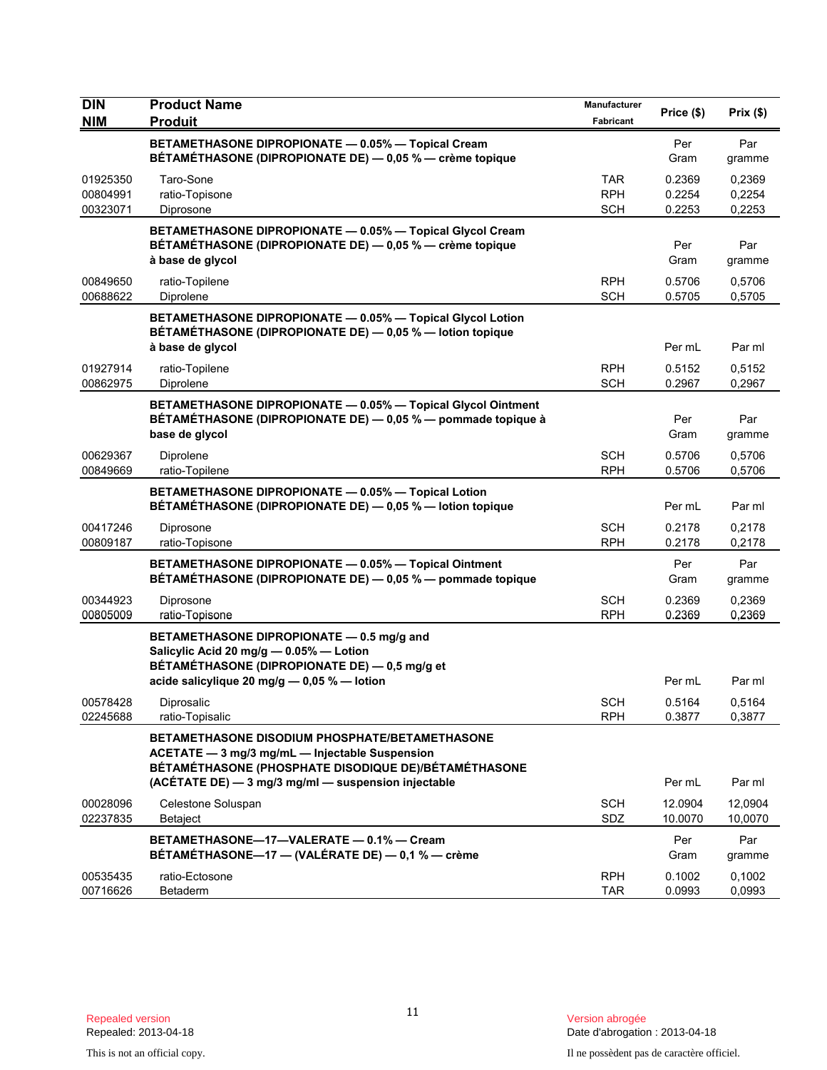| DIN<br>NIM | Product Name<br>Produit | Manufacturer<br>Fabricant | Price ($) | Prix ($) |
|---|---|---|---|---|
| | **BETAMETHASONE DIPROPIONATE — 0.05% — Topical Cream<br>BÉTAMÉTHASONE (DIPROPIONATE DE) — 0,05 % — crème topique** | | Per Gram | Par gramme |
| 01925350 | Taro-Sone | TAR | 0.2369 | 0,2369 |
| 00804991 | ratio-Topisone | RPH | 0.2254 | 0,2254 |
| 00323071 | Diprosone | SCH | 0.2253 | 0,2253 |
| | **BETAMETHASONE DIPROPIONATE — 0.05% — Topical Glycol Cream<br>BÉTAMÉTHASONE (DIPROPIONATE DE) — 0,05 % — crème topique à base de glycol** | | Per Gram | Par gramme |
| 00849650 | ratio-Topilene | RPH | 0.5706 | 0,5706 |
| 00688622 | Diprolene | SCH | 0.5705 | 0,5705 |
| | **BETAMETHASONE DIPROPIONATE — 0.05% — Topical Glycol Lotion<br>BÉTAMÉTHASONE (DIPROPIONATE DE) — 0,05 % — lotion topique à base de glycol** | | Per mL | Par ml |
| 01927914 | ratio-Topilene | RPH | 0.5152 | 0,5152 |
| 00862975 | Diprolene | SCH | 0.2967 | 0,2967 |
| | **BETAMETHASONE DIPROPIONATE — 0.05% — Topical Glycol Ointment<br>BÉTAMÉTHASONE (DIPROPIONATE DE) — 0,05 % — pommade topique à base de glycol** | | Per Gram | Par gramme |
| 00629367 | Diprolene | SCH | 0.5706 | 0,5706 |
| 00849669 | ratio-Topilene | RPH | 0.5706 | 0,5706 |
| | **BETAMETHASONE DIPROPIONATE — 0.05% — Topical Lotion<br>BÉTAMÉTHASONE (DIPROPIONATE DE) — 0,05 % — lotion topique** | | Per mL | Par ml |
| 00417246 | Diprosone | SCH | 0.2178 | 0,2178 |
| 00809187 | ratio-Topisone | RPH | 0.2178 | 0,2178 |
| | **BETAMETHASONE DIPROPIONATE — 0.05% — Topical Ointment<br>BÉTAMÉTHASONE (DIPROPIONATE DE) — 0,05 % — pommade topique** | | Per Gram | Par gramme |
| 00344923 | Diprosone | SCH | 0.2369 | 0,2369 |
| 00805009 | ratio-Topisone | RPH | 0.2369 | 0,2369 |
| | **BETAMETHASONE DIPROPIONATE — 0.5 mg/g and Salicylic Acid 20 mg/g — 0.05% — Lotion<br>BÉTAMÉTHASONE (DIPROPIONATE DE) — 0,5 mg/g et acide salicylique 20 mg/g — 0,05 % — lotion** | | Per mL | Par ml |
| 00578428 | Diprosalic | SCH | 0.5164 | 0,5164 |
| 02245688 | ratio-Topisalic | RPH | 0.3877 | 0,3877 |
| | **BETAMETHASONE DISODIUM PHOSPHATE/BETAMETHASONE ACETATE — 3 mg/3 mg/mL — Injectable Suspension<br>BÉTAMÉTHASONE (PHOSPHATE DISODIQUE DE)/BÉTAMÉTHASONE (ACÉTATE DE) — 3 mg/3 mg/ml — suspension injectable** | | Per mL | Par ml |
| 00028096 | Celestone Soluspan | SCH | 12.0904 | 12,0904 |
| 02237835 | Betaject | SDZ | 10.0070 | 10,0070 |
| | **BETAMETHASONE—17—VALERATE — 0.1% — Cream<br>BÉTAMÉTHASONE—17 — (VALÉRATE DE) — 0,1 % — crème** | | Per Gram | Par gramme |
| 00535435 | ratio-Ectosone | RPH | 0.1002 | 0,1002 |
| 00716626 | Betaderm | TAR | 0.0993 | 0,0993 |

Repealed version
Repealed: 2013-04-18

This is not an official copy.

Version abrogée
Date d'abrogation : 2013-04-18

Il ne possèdent pas de caractère officiel.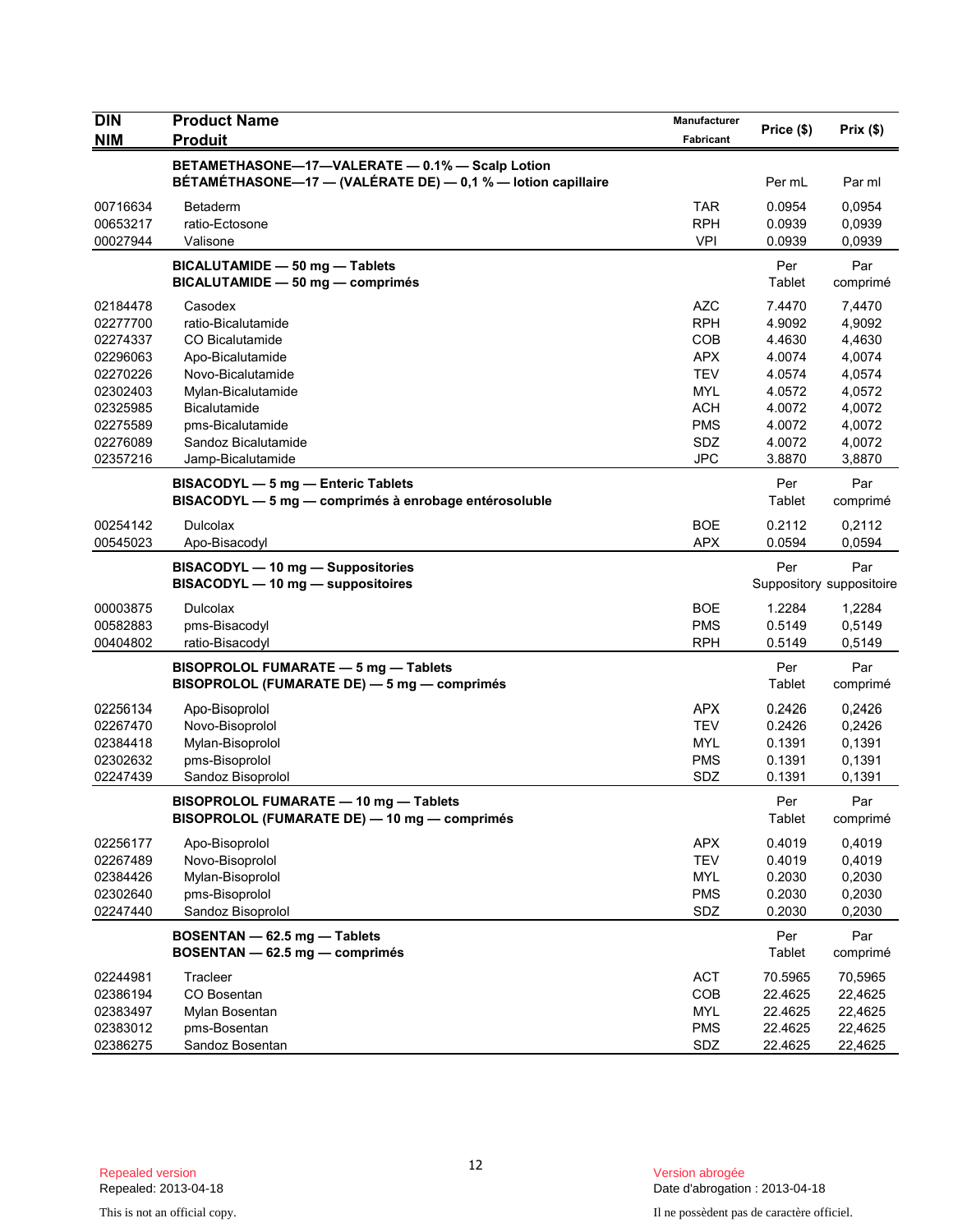| DIN<br>NIM | Product Name<br>Produit | Manufacturer<br>Fabricant | Price ($) | Prix ($) |
|---|---|---|---|---|
| | **BETAMETHASONE—17—VALERATE — 0.1% — Scalp Lotion**<br>**BÉTAMÉTHASONE—17 — (VALÉRATE DE) — 0,1 % — lotion capillaire** | | Per mL | Par ml |
| 00716634 | Betaderm | TAR | 0.0954 | 0,0954 |
| 00653217 | ratio-Ectosone | RPH | 0.0939 | 0,0939 |
| 00027944 | Valisone | VPI | 0.0939 | 0,0939 |
| | **BICALUTAMIDE — 50 mg — Tablets**<br>**BICALUTAMIDE — 50 mg — comprimés** | | Per Tablet | Par comprimé |
| 02184478 | Casodex | AZC | 7.4470 | 7,4470 |
| 02277700 | ratio-Bicalutamide | RPH | 4.9092 | 4,9092 |
| 02274337 | CO Bicalutamide | COB | 4.4630 | 4,4630 |
| 02296063 | Apo-Bicalutamide | APX | 4.0074 | 4,0074 |
| 02270226 | Novo-Bicalutamide | TEV | 4.0574 | 4,0574 |
| 02302403 | Mylan-Bicalutamide | MYL | 4.0572 | 4,0572 |
| 02325985 | Bicalutamide | ACH | 4.0072 | 4,0072 |
| 02275589 | pms-Bicalutamide | PMS | 4.0072 | 4,0072 |
| 02276089 | Sandoz Bicalutamide | SDZ | 4.0072 | 4,0072 |
| 02357216 | Jamp-Bicalutamide | JPC | 3.8870 | 3,8870 |
| | **BISACODYL — 5 mg — Enteric Tablets**<br>**BISACODYL — 5 mg — comprimés à enrobage entérosoluble** | | Per Tablet | Par comprimé |
| 00254142 | Dulcolax | BOE | 0.2112 | 0,2112 |
| 00545023 | Apo-Bisacodyl | APX | 0.0594 | 0,0594 |
| | **BISACODYL — 10 mg — Suppositories**<br>**BISACODYL — 10 mg — suppositoires** | | Per Suppository | Par suppositoire |
| 00003875 | Dulcolax | BOE | 1.2284 | 1,2284 |
| 00582883 | pms-Bisacodyl | PMS | 0.5149 | 0,5149 |
| 00404802 | ratio-Bisacodyl | RPH | 0.5149 | 0,5149 |
| | **BISOPROLOL FUMARATE — 5 mg — Tablets**<br>**BISOPROLOL (FUMARATE DE) — 5 mg — comprimés** | | Per Tablet | Par comprimé |
| 02256134 | Apo-Bisoprolol | APX | 0.2426 | 0,2426 |
| 02267470 | Novo-Bisoprolol | TEV | 0.2426 | 0,2426 |
| 02384418 | Mylan-Bisoprolol | MYL | 0.1391 | 0,1391 |
| 02302632 | pms-Bisoprolol | PMS | 0.1391 | 0,1391 |
| 02247439 | Sandoz Bisoprolol | SDZ | 0.1391 | 0,1391 |
| | **BISOPROLOL FUMARATE — 10 mg — Tablets**<br>**BISOPROLOL (FUMARATE DE) — 10 mg — comprimés** | | Per Tablet | Par comprimé |
| 02256177 | Apo-Bisoprolol | APX | 0.4019 | 0,4019 |
| 02267489 | Novo-Bisoprolol | TEV | 0.4019 | 0,4019 |
| 02384426 | Mylan-Bisoprolol | MYL | 0.2030 | 0,2030 |
| 02302640 | pms-Bisoprolol | PMS | 0.2030 | 0,2030 |
| 02247440 | Sandoz Bisoprolol | SDZ | 0.2030 | 0,2030 |
| | **BOSENTAN — 62.5 mg — Tablets**<br>**BOSENTAN — 62.5 mg — comprimés** | | Per Tablet | Par comprimé |
| 02244981 | Tracleer | ACT | 70.5965 | 70,5965 |
| 02386194 | CO Bosentan | COB | 22.4625 | 22,4625 |
| 02383497 | Mylan Bosentan | MYL | 22.4625 | 22,4625 |
| 02383012 | pms-Bosentan | PMS | 22.4625 | 22,4625 |
| 02386275 | Sandoz Bosentan | SDZ | 22.4625 | 22,4625 |

Repealed version
Repealed: 2013-04-18

Version abrogée
Date d'abrogation : 2013-04-18

This is not an official copy.

Il ne possèdent pas de caractère officiel.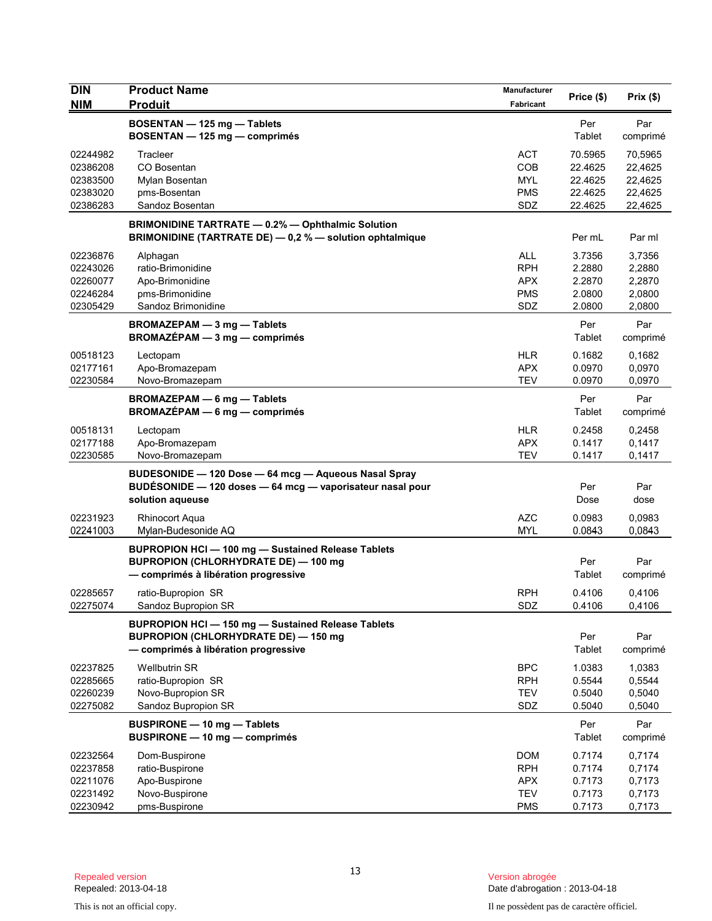| DIN<br>NIM | Product Name<br>Produit | Manufacturer<br>Fabricant | Price ($) | Prix ($) |
|---|---|---|---|---|
| | **BOSENTAN — 125 mg — Tablets**<br>**BOSENTAN — 125 mg — comprimés** | | Per Tablet | Par comprimé |
| 02244982 | Tracleer | ACT | 70.5965 | 70,5965 |
| 02386208 | CO Bosentan | COB | 22.4625 | 22,4625 |
| 02383500 | Mylan Bosentan | MYL | 22.4625 | 22,4625 |
| 02383020 | pms-Bosentan | PMS | 22.4625 | 22,4625 |
| 02386283 | Sandoz Bosentan | SDZ | 22.4625 | 22,4625 |
| | **BRIMONIDINE TARTRATE — 0.2% — Ophthalmic Solution**<br>**BRIMONIDINE (TARTRATE DE) — 0,2 % — solution ophtalmique** | | Per mL | Par ml |
| 02236876 | Alphagan | ALL | 3.7356 | 3,7356 |
| 02243026 | ratio-Brimonidine | RPH | 2.2880 | 2,2880 |
| 02260077 | Apo-Brimonidine | APX | 2.2870 | 2,2870 |
| 02246284 | pms-Brimonidine | PMS | 2.0800 | 2,0800 |
| 02305429 | Sandoz Brimonidine | SDZ | 2.0800 | 2,0800 |
| | **BROMAZEPAM — 3 mg — Tablets**<br>**BROMAZÉPAM — 3 mg — comprimés** | | Per Tablet | Par comprimé |
| 00518123 | Lectopam | HLR | 0.1682 | 0,1682 |
| 02177161 | Apo-Bromazepam | APX | 0.0970 | 0,0970 |
| 02230584 | Novo-Bromazepam | TEV | 0.0970 | 0,0970 |
| | **BROMAZEPAM — 6 mg — Tablets**<br>**BROMAZÉPAM — 6 mg — comprimés** | | Per Tablet | Par comprimé |
| 00518131 | Lectopam | HLR | 0.2458 | 0,2458 |
| 02177188 | Apo-Bromazepam | APX | 0.1417 | 0,1417 |
| 02230585 | Novo-Bromazepam | TEV | 0.1417 | 0,1417 |
| | **BUDESONIDE — 120 Dose — 64 mcg — Aqueous Nasal Spray**<br>**BUDÉSONIDE — 120 doses — 64 mcg — vaporisateur nasal pour solution aqueuse** | | Per Dose | Par dose |
| 02231923 | Rhinocort Aqua | AZC | 0.0983 | 0,0983 |
| 02241003 | Mylan-Budesonide AQ | MYL | 0.0843 | 0,0843 |
| | **BUPROPION HCl — 100 mg — Sustained Release Tablets**<br>**BUPROPION (CHLORHYDRATE DE) — 100 mg — comprimés à libération progressive** | | Per Tablet | Par comprimé |
| 02285657 | ratio-Bupropion SR | RPH | 0.4106 | 0,4106 |
| 02275074 | Sandoz Bupropion SR | SDZ | 0.4106 | 0,4106 |
| | **BUPROPION HCl — 150 mg — Sustained Release Tablets**<br>**BUPROPION (CHLORHYDRATE DE) — 150 mg — comprimés à libération progressive** | | Per Tablet | Par comprimé |
| 02237825 | Wellbutrin SR | BPC | 1.0383 | 1,0383 |
| 02285665 | ratio-Bupropion SR | RPH | 0.5544 | 0,5544 |
| 02260239 | Novo-Bupropion SR | TEV | 0.5040 | 0,5040 |
| 02275082 | Sandoz Bupropion SR | SDZ | 0.5040 | 0,5040 |
| | **BUSPIRONE — 10 mg — Tablets**<br>**BUSPIRONE — 10 mg — comprimés** | | Per Tablet | Par comprimé |
| 02232564 | Dom-Buspirone | DOM | 0.7174 | 0,7174 |
| 02237858 | ratio-Buspirone | RPH | 0.7174 | 0,7174 |
| 02211076 | Apo-Buspirone | APX | 0.7173 | 0,7173 |
| 02231492 | Novo-Buspirone | TEV | 0.7173 | 0,7173 |
| 02230942 | pms-Buspirone | PMS | 0.7173 | 0,7173 |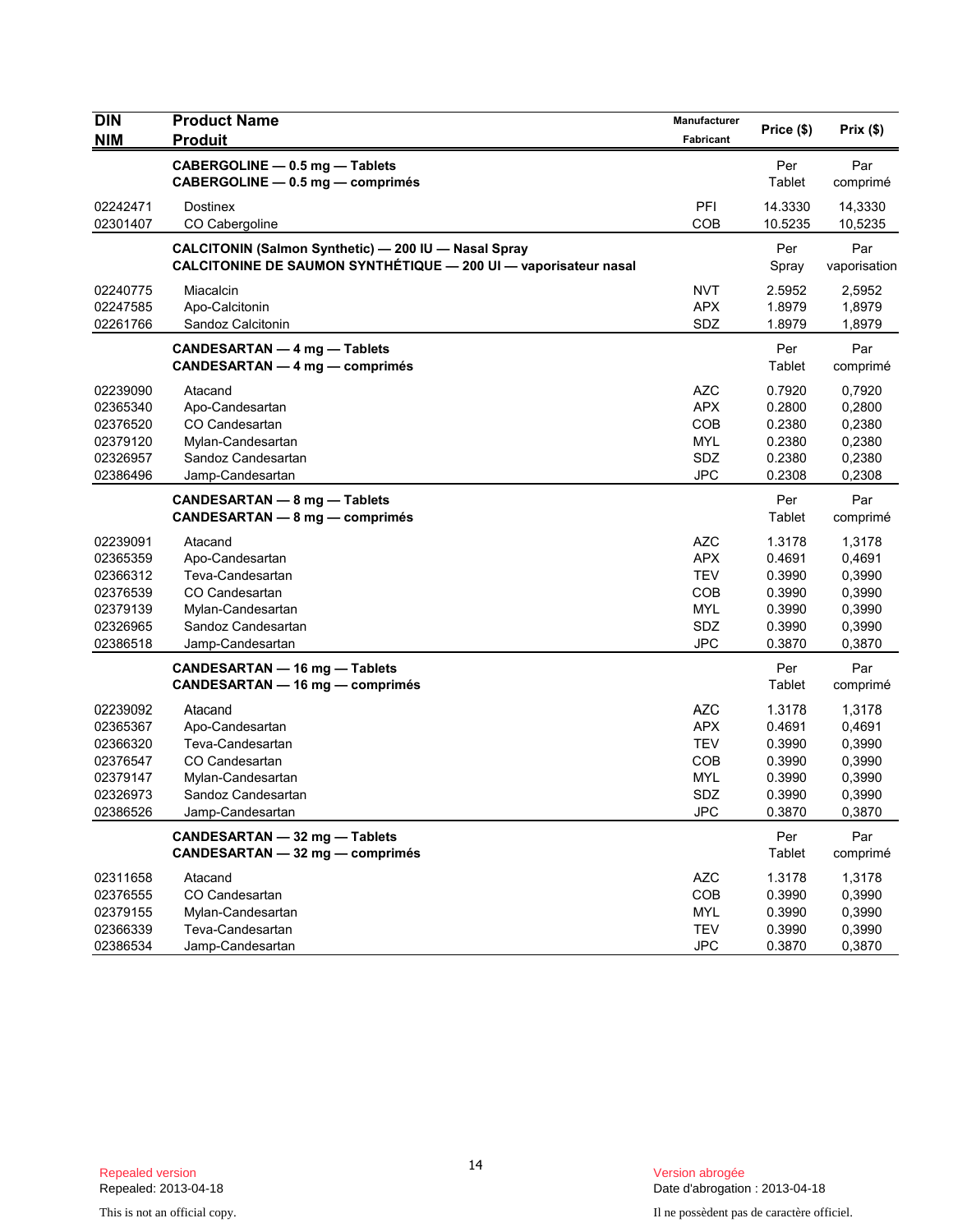| DIN<br>NIM | Product Name<br>Produit | Manufacturer<br>Fabricant | Price ($) | Prix ($) |
|---|---|---|---|---|
| | **CABERGOLINE — 0.5 mg — Tablets**<br>**CABERGOLINE — 0.5 mg — comprimés** | | Per Tablet | Par comprimé |
| 02242471 | Dostinex | PFI | 14.3330 | 14,3330 |
| 02301407 | CO Cabergoline | COB | 10.5235 | 10,5235 |
| | **CALCITONIN (Salmon Synthetic) — 200 IU — Nasal Spray**<br>**CALCITONINE DE SAUMON SYNTHÉTIQUE — 200 UI — vaporisateur nasal** | | Per Spray | Par vaporisation |
| 02240775 | Miacalcin | NVT | 2.5952 | 2,5952 |
| 02247585 | Apo-Calcitonin | APX | 1.8979 | 1,8979 |
| 02261766 | Sandoz Calcitonin | SDZ | 1.8979 | 1,8979 |
| | **CANDESARTAN — 4 mg — Tablets**<br>**CANDESARTAN — 4 mg — comprimés** | | Per Tablet | Par comprimé |
| 02239090 | Atacand | AZC | 0.7920 | 0,7920 |
| 02365340 | Apo-Candesartan | APX | 0.2800 | 0,2800 |
| 02376520 | CO Candesartan | COB | 0.2380 | 0,2380 |
| 02379120 | Mylan-Candesartan | MYL | 0.2380 | 0,2380 |
| 02326957 | Sandoz Candesartan | SDZ | 0.2380 | 0,2380 |
| 02386496 | Jamp-Candesartan | JPC | 0.2308 | 0,2308 |
| | **CANDESARTAN — 8 mg — Tablets**<br>**CANDESARTAN — 8 mg — comprimés** | | Per Tablet | Par comprimé |
| 02239091 | Atacand | AZC | 1.3178 | 1,3178 |
| 02365359 | Apo-Candesartan | APX | 0.4691 | 0,4691 |
| 02366312 | Teva-Candesartan | TEV | 0.3990 | 0,3990 |
| 02376539 | CO Candesartan | COB | 0.3990 | 0,3990 |
| 02379139 | Mylan-Candesartan | MYL | 0.3990 | 0,3990 |
| 02326965 | Sandoz Candesartan | SDZ | 0.3990 | 0,3990 |
| 02386518 | Jamp-Candesartan | JPC | 0.3870 | 0,3870 |
| | **CANDESARTAN — 16 mg — Tablets**<br>**CANDESARTAN — 16 mg — comprimés** | | Per Tablet | Par comprimé |
| 02239092 | Atacand | AZC | 1.3178 | 1,3178 |
| 02365367 | Apo-Candesartan | APX | 0.4691 | 0,4691 |
| 02366320 | Teva-Candesartan | TEV | 0.3990 | 0,3990 |
| 02376547 | CO Candesartan | COB | 0.3990 | 0,3990 |
| 02379147 | Mylan-Candesartan | MYL | 0.3990 | 0,3990 |
| 02326973 | Sandoz Candesartan | SDZ | 0.3990 | 0,3990 |
| 02386526 | Jamp-Candesartan | JPC | 0.3870 | 0,3870 |
| | **CANDESARTAN — 32 mg — Tablets**<br>**CANDESARTAN — 32 mg — comprimés** | | Per Tablet | Par comprimé |
| 02311658 | Atacand | AZC | 1.3178 | 1,3178 |
| 02376555 | CO Candesartan | COB | 0.3990 | 0,3990 |
| 02379155 | Mylan-Candesartan | MYL | 0.3990 | 0,3990 |
| 02366339 | Teva-Candesartan | TEV | 0.3990 | 0,3990 |
| 02386534 | Jamp-Candesartan | JPC | 0.3870 | 0,3870 |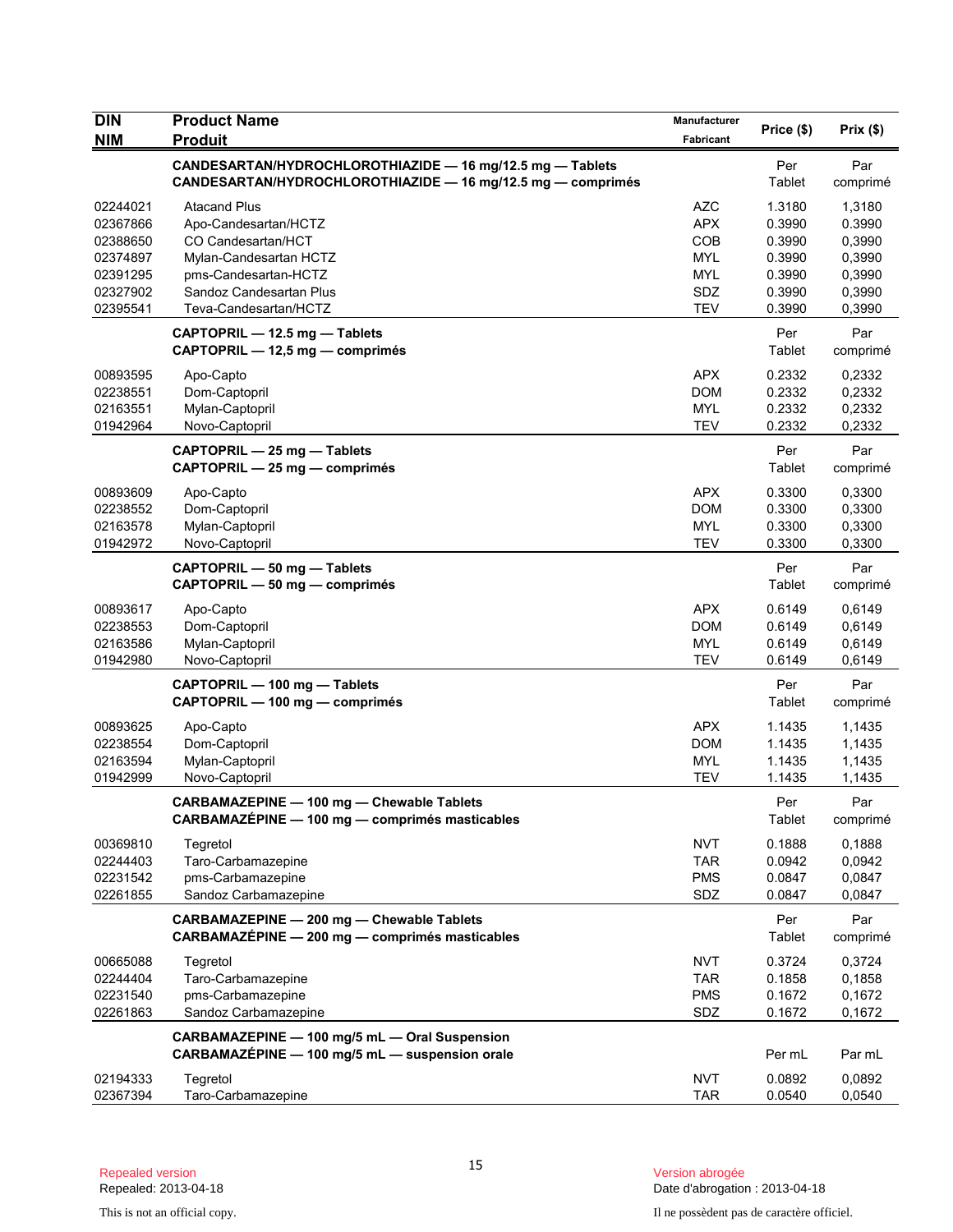| DIN<br>NIM | Product Name<br>Produit | Manufacturer<br>Fabricant | Price ($) | Prix ($) |
|---|---|---|---|---|
| | **CANDESARTAN/HYDROCHLOROTHIAZIDE — 16 mg/12.5 mg — Tablets**<br>**CANDESARTAN/HYDROCHLOROTHIAZIDE — 16 mg/12.5 mg — comprimés** | | Per Tablet | Par comprimé |
| 02244021 | Atacand Plus | AZC | 1.3180 | 1,3180 |
| 02367866 | Apo-Candesartan/HCTZ | APX | 0.3990 | 0,3990 |
| 02388650 | CO Candesartan/HCT | COB | 0.3990 | 0,3990 |
| 02374897 | Mylan-Candesartan HCTZ | MYL | 0.3990 | 0,3990 |
| 02391295 | pms-Candesartan-HCTZ | MYL | 0.3990 | 0,3990 |
| 02327902 | Sandoz Candesartan Plus | SDZ | 0.3990 | 0,3990 |
| 02395541 | Teva-Candesartan/HCTZ | TEV | 0.3990 | 0,3990 |
| | **CAPTOPRIL — 12.5 mg — Tablets**<br>**CAPTOPRIL — 12,5 mg — comprimés** | | Per Tablet | Par comprimé |
| 00893595 | Apo-Capto | APX | 0.2332 | 0,2332 |
| 02238551 | Dom-Captopril | DOM | 0.2332 | 0,2332 |
| 02163551 | Mylan-Captopril | MYL | 0.2332 | 0,2332 |
| 01942964 | Novo-Captopril | TEV | 0.2332 | 0,2332 |
| | **CAPTOPRIL — 25 mg — Tablets**<br>**CAPTOPRIL — 25 mg — comprimés** | | Per Tablet | Par comprimé |
| 00893609 | Apo-Capto | APX | 0.3300 | 0,3300 |
| 02238552 | Dom-Captopril | DOM | 0.3300 | 0,3300 |
| 02163578 | Mylan-Captopril | MYL | 0.3300 | 0,3300 |
| 01942972 | Novo-Captopril | TEV | 0.3300 | 0,3300 |
| | **CAPTOPRIL — 50 mg — Tablets**<br>**CAPTOPRIL — 50 mg — comprimés** | | Per Tablet | Par comprimé |
| 00893617 | Apo-Capto | APX | 0.6149 | 0,6149 |
| 02238553 | Dom-Captopril | DOM | 0.6149 | 0,6149 |
| 02163586 | Mylan-Captopril | MYL | 0.6149 | 0,6149 |
| 01942980 | Novo-Captopril | TEV | 0.6149 | 0,6149 |
| | **CAPTOPRIL — 100 mg — Tablets**<br>**CAPTOPRIL — 100 mg — comprimés** | | Per Tablet | Par comprimé |
| 00893625 | Apo-Capto | APX | 1.1435 | 1,1435 |
| 02238554 | Dom-Captopril | DOM | 1.1435 | 1,1435 |
| 02163594 | Mylan-Captopril | MYL | 1.1435 | 1,1435 |
| 01942999 | Novo-Captopril | TEV | 1.1435 | 1,1435 |
| | **CARBAMAZEPINE — 100 mg — Chewable Tablets**<br>**CARBAMAZÉPINE — 100 mg — comprimés masticables** | | Per Tablet | Par comprimé |
| 00369810 | Tegretol | NVT | 0.1888 | 0,1888 |
| 02244403 | Taro-Carbamazepine | TAR | 0.0942 | 0,0942 |
| 02231542 | pms-Carbamazepine | PMS | 0.0847 | 0,0847 |
| 02261855 | Sandoz Carbamazepine | SDZ | 0.0847 | 0,0847 |
| | **CARBAMAZEPINE — 200 mg — Chewable Tablets**<br>**CARBAMAZÉPINE — 200 mg — comprimés masticables** | | Per Tablet | Par comprimé |
| 00665088 | Tegretol | NVT | 0.3724 | 0,3724 |
| 02244404 | Taro-Carbamazepine | TAR | 0.1858 | 0,1858 |
| 02231540 | pms-Carbamazepine | PMS | 0.1672 | 0,1672 |
| 02261863 | Sandoz Carbamazepine | SDZ | 0.1672 | 0,1672 |
| | **CARBAMAZEPINE — 100 mg/5 mL — Oral Suspension**<br>**CARBAMAZÉPINE — 100 mg/5 mL — suspension orale** | | Per mL | Par mL |
| 02194333 | Tegretol | NVT | 0.0892 | 0,0892 |
| 02367394 | Taro-Carbamazepine | TAR | 0.0540 | 0,0540 |

Repealed version
Repealed: 2013-04-18

Version abrogée
Date d'abrogation : 2013-04-18

This is not an official copy.

Il ne possèdent pas de caractère officiel.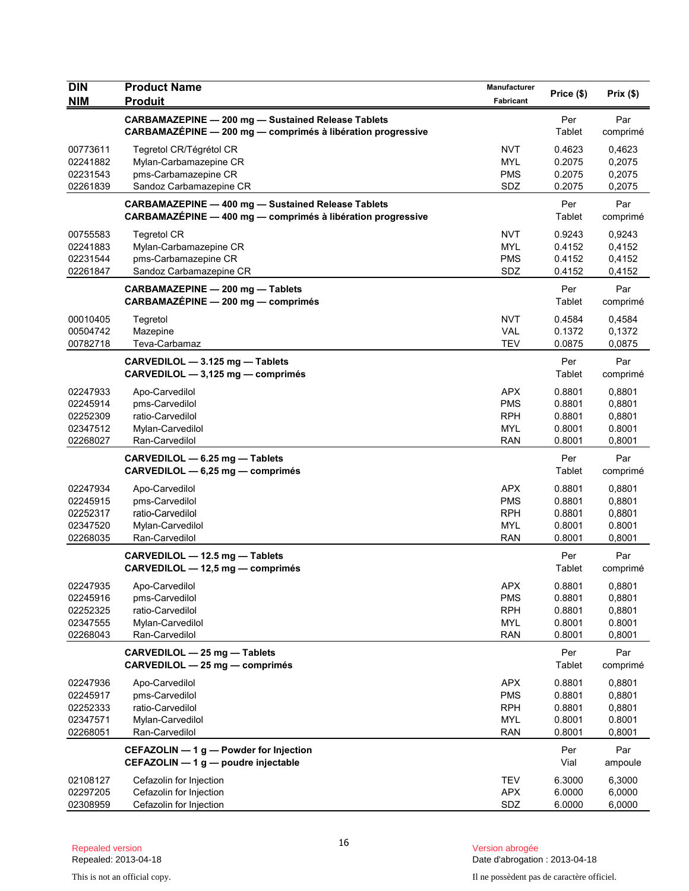| DIN<br>NIM | Product Name<br>Produit | Manufacturer<br>Fabricant | Price ($) | Prix ($) |
|---|---|---|---|---|
| | **CARBAMAZEPINE — 200 mg — Sustained Release Tablets**<br>**CARBAMAZÉPINE — 200 mg — comprimés à libération progressive** | | Per Tablet | Par comprimé |
| 00773611 | Tegretol CR/Tégrétol CR | NVT | 0.4623 | 0,4623 |
| 02241882 | Mylan-Carbamazepine CR | MYL | 0.2075 | 0,2075 |
| 02231543 | pms-Carbamazepine CR | PMS | 0.2075 | 0,2075 |
| 02261839 | Sandoz Carbamazepine CR | SDZ | 0.2075 | 0,2075 |
| | **CARBAMAZEPINE — 400 mg — Sustained Release Tablets**<br>**CARBAMAZÉPINE — 400 mg — comprimés à libération progressive** | | Per Tablet | Par comprimé |
| 00755583 | Tegretol CR | NVT | 0.9243 | 0,9243 |
| 02241883 | Mylan-Carbamazepine CR | MYL | 0.4152 | 0,4152 |
| 02231544 | pms-Carbamazepine CR | PMS | 0.4152 | 0,4152 |
| 02261847 | Sandoz Carbamazepine CR | SDZ | 0.4152 | 0,4152 |
| | **CARBAMAZEPINE — 200 mg — Tablets**<br>**CARBAMAZÉPINE — 200 mg — comprimés** | | Per Tablet | Par comprimé |
| 00010405 | Tegretol | NVT | 0.4584 | 0,4584 |
| 00504742 | Mazepine | VAL | 0.1372 | 0,1372 |
| 00782718 | Teva-Carbamaz | TEV | 0.0875 | 0,0875 |
| | **CARVEDILOL — 3.125 mg — Tablets**<br>**CARVEDILOL — 3,125 mg — comprimés** | | Per Tablet | Par comprimé |
| 02247933 | Apo-Carvedilol | APX | 0.8801 | 0,8801 |
| 02245914 | pms-Carvedilol | PMS | 0.8801 | 0,8801 |
| 02252309 | ratio-Carvedilol | RPH | 0.8801 | 0,8801 |
| 02347512 | Mylan-Carvedilol | MYL | 0.8001 | 0.8001 |
| 02268027 | Ran-Carvedilol | RAN | 0.8001 | 0,8001 |
| | **CARVEDILOL — 6.25 mg — Tablets**<br>**CARVEDILOL — 6,25 mg — comprimés** | | Per Tablet | Par comprimé |
| 02247934 | Apo-Carvedilol | APX | 0.8801 | 0,8801 |
| 02245915 | pms-Carvedilol | PMS | 0.8801 | 0,8801 |
| 02252317 | ratio-Carvedilol | RPH | 0.8801 | 0,8801 |
| 02347520 | Mylan-Carvedilol | MYL | 0.8001 | 0.8001 |
| 02268035 | Ran-Carvedilol | RAN | 0.8001 | 0,8001 |
| | **CARVEDILOL — 12.5 mg — Tablets**<br>**CARVEDILOL — 12,5 mg — comprimés** | | Per Tablet | Par comprimé |
| 02247935 | Apo-Carvedilol | APX | 0.8801 | 0,8801 |
| 02245916 | pms-Carvedilol | PMS | 0.8801 | 0,8801 |
| 02252325 | ratio-Carvedilol | RPH | 0.8801 | 0,8801 |
| 02347555 | Mylan-Carvedilol | MYL | 0.8001 | 0.8001 |
| 02268043 | Ran-Carvedilol | RAN | 0.8001 | 0,8001 |
| | **CARVEDILOL — 25 mg — Tablets**<br>**CARVEDILOL — 25 mg — comprimés** | | Per Tablet | Par comprimé |
| 02247936 | Apo-Carvedilol | APX | 0.8801 | 0,8801 |
| 02245917 | pms-Carvedilol | PMS | 0.8801 | 0,8801 |
| 02252333 | ratio-Carvedilol | RPH | 0.8801 | 0,8801 |
| 02347571 | Mylan-Carvedilol | MYL | 0.8001 | 0.8001 |
| 02268051 | Ran-Carvedilol | RAN | 0.8001 | 0,8001 |
| | **CEFAZOLIN — 1 g — Powder for Injection**<br>**CEFAZOLIN — 1 g — poudre injectable** | | Per Vial | Par ampoule |
| 02108127 | Cefazolin for Injection | TEV | 6.3000 | 6,3000 |
| 02297205 | Cefazolin for Injection | APX | 6.0000 | 6,0000 |
| 02308959 | Cefazolin for Injection | SDZ | 6.0000 | 6,0000 |

Repealed version
Repealed: 2013-04-18

Version abrogée
Date d'abrogation : 2013-04-18

This is not an official copy.

Il ne possèdent pas de caractère officiel.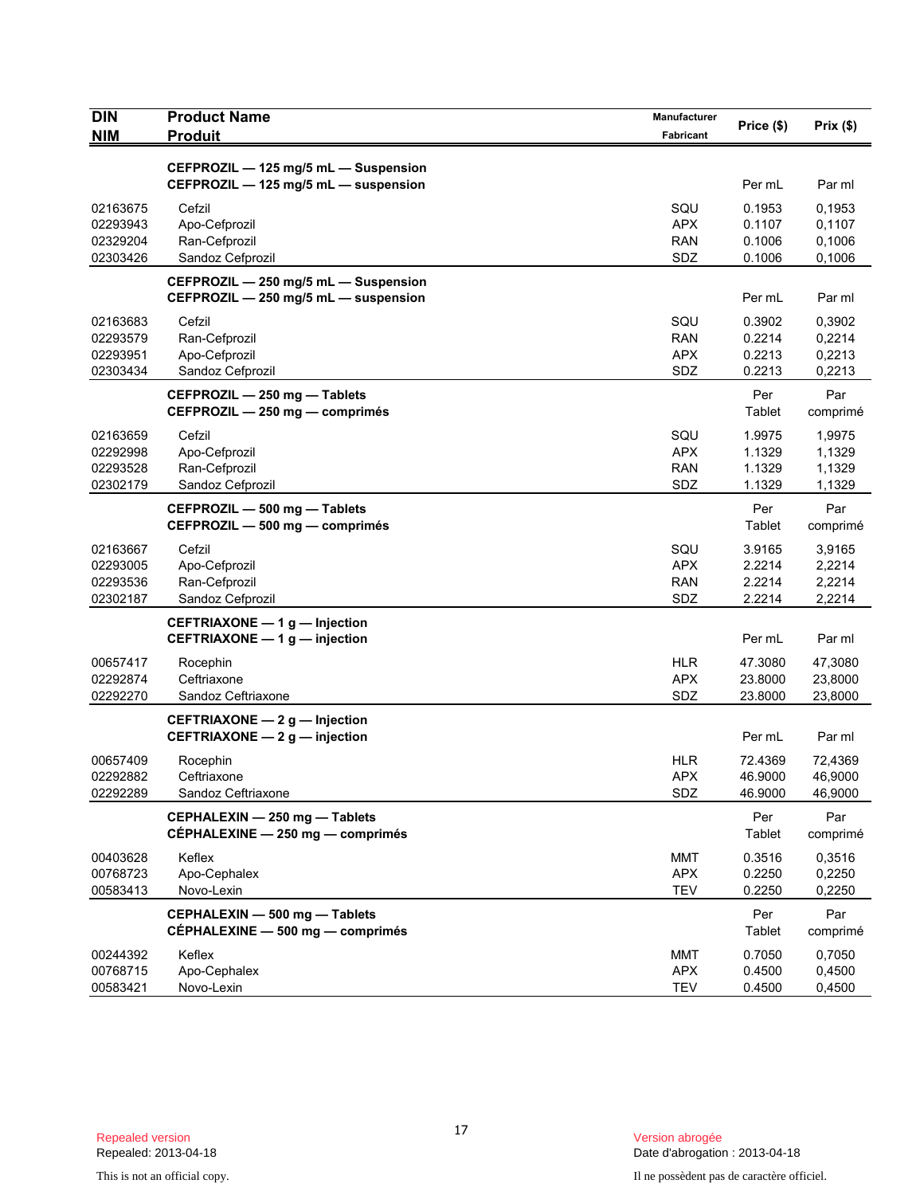| DIN<br>NIM | Product Name<br>Produit | Manufacturer<br>Fabricant | Price ($) | Prix ($) |
|---|---|---|---|---|
| | **CEFPROZIL — 125 mg/5 mL — Suspension**<br>**CEFPROZIL — 125 mg/5 mL — suspension** | | Per mL | Par ml |
| 02163675 | Cefzil | SQU | 0.1953 | 0,1953 |
| 02293943 | Apo-Cefprozil | APX | 0.1107 | 0,1107 |
| 02329204 | Ran-Cefprozil | RAN | 0.1006 | 0,1006 |
| 02303426 | Sandoz Cefprozil | SDZ | 0.1006 | 0,1006 |
| | **CEFPROZIL — 250 mg/5 mL — Suspension**<br>**CEFPROZIL — 250 mg/5 mL — suspension** | | Per mL | Par ml |
| 02163683 | Cefzil | SQU | 0.3902 | 0,3902 |
| 02293579 | Ran-Cefprozil | RAN | 0.2214 | 0,2214 |
| 02293951 | Apo-Cefprozil | APX | 0.2213 | 0,2213 |
| 02303434 | Sandoz Cefprozil | SDZ | 0.2213 | 0,2213 |
| | **CEFPROZIL — 250 mg — Tablets**<br>**CEFPROZIL — 250 mg — comprimés** | | Per Tablet | Par comprimé |
| 02163659 | Cefzil | SQU | 1.9975 | 1,9975 |
| 02292998 | Apo-Cefprozil | APX | 1.1329 | 1,1329 |
| 02293528 | Ran-Cefprozil | RAN | 1.1329 | 1,1329 |
| 02302179 | Sandoz Cefprozil | SDZ | 1.1329 | 1,1329 |
| | **CEFPROZIL — 500 mg — Tablets**<br>**CEFPROZIL — 500 mg — comprimés** | | Per Tablet | Par comprimé |
| 02163667 | Cefzil | SQU | 3.9165 | 3,9165 |
| 02293005 | Apo-Cefprozil | APX | 2.2214 | 2,2214 |
| 02293536 | Ran-Cefprozil | RAN | 2.2214 | 2,2214 |
| 02302187 | Sandoz Cefprozil | SDZ | 2.2214 | 2,2214 |
| | **CEFTRIAXONE — 1 g — Injection**<br>**CEFTRIAXONE — 1 g — injection** | | Per mL | Par ml |
| 00657417 | Rocephin | HLR | 47.3080 | 47,3080 |
| 02292874 | Ceftriaxone | APX | 23.8000 | 23,8000 |
| 02292270 | Sandoz Ceftriaxone | SDZ | 23.8000 | 23,8000 |
| | **CEFTRIAXONE — 2 g — Injection**<br>**CEFTRIAXONE — 2 g — injection** | | Per mL | Par ml |
| 00657409 | Rocephin | HLR | 72.4369 | 72,4369 |
| 02292882 | Ceftriaxone | APX | 46.9000 | 46,9000 |
| 02292289 | Sandoz Ceftriaxone | SDZ | 46.9000 | 46,9000 |
| | **CEPHALEXIN — 250 mg — Tablets**<br>**CÉPHALEXINE — 250 mg — comprimés** | | Per Tablet | Par comprimé |
| 00403628 | Keflex | MMT | 0.3516 | 0,3516 |
| 00768723 | Apo-Cephalex | APX | 0.2250 | 0,2250 |
| 00583413 | Novo-Lexin | TEV | 0.2250 | 0,2250 |
| | **CEPHALEXIN — 500 mg — Tablets**<br>**CÉPHALEXINE — 500 mg — comprimés** | | Per Tablet | Par comprimé |
| 00244392 | Keflex | MMT | 0.7050 | 0,7050 |
| 00768715 | Apo-Cephalex | APX | 0.4500 | 0,4500 |
| 00583421 | Novo-Lexin | TEV | 0.4500 | 0,4500 |

Repealed version
Repealed: 2013-04-18

This is not an official copy.

Version abrogée
Date d'abrogation : 2013-04-18

Il ne possèdent pas de caractère officiel.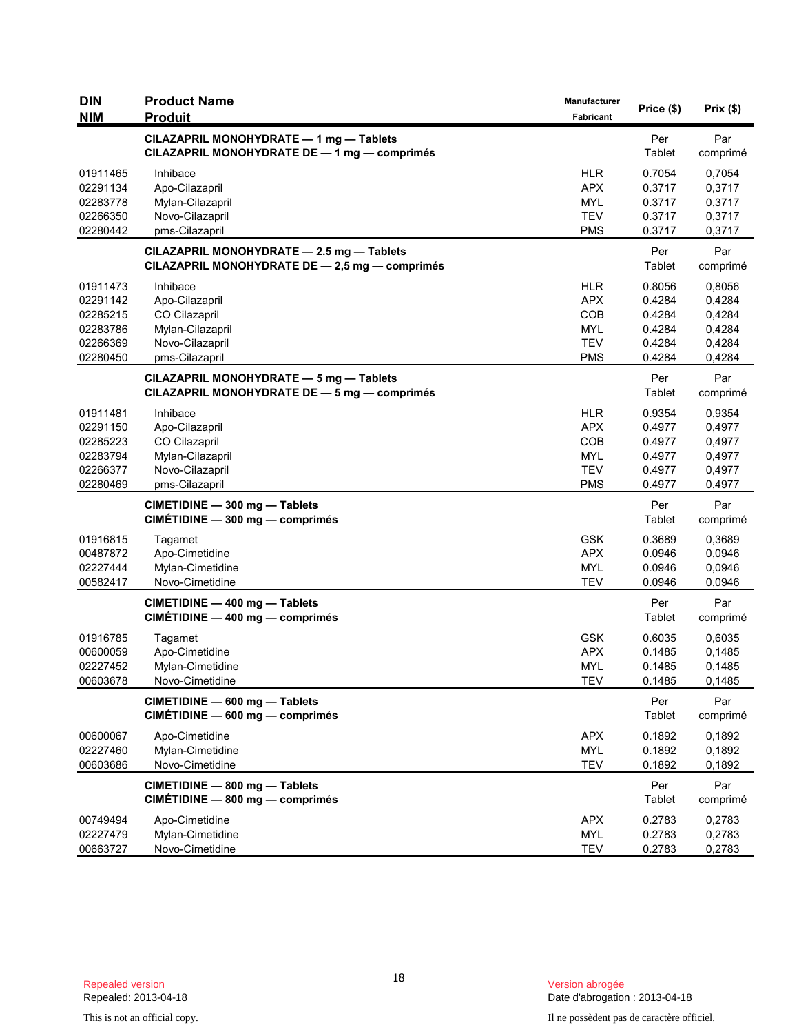| DIN<br>NIM | Product Name<br>Produit | Manufacturer<br>Fabricant | Price ($) | Prix ($) |
|---|---|---|---|---|
| | **CILAZAPRIL MONOHYDRATE — 1 mg — Tablets**<br>**CILAZAPRIL MONOHYDRATE DE — 1 mg — comprimés** | | Per Tablet | Par comprimé |
| 01911465 | Inhibace | HLR | 0.7054 | 0,7054 |
| 02291134 | Apo-Cilazapril | APX | 0.3717 | 0,3717 |
| 02283778 | Mylan-Cilazapril | MYL | 0.3717 | 0,3717 |
| 02266350 | Novo-Cilazapril | TEV | 0.3717 | 0,3717 |
| 02280442 | pms-Cilazapril | PMS | 0.3717 | 0,3717 |
| | **CILAZAPRIL MONOHYDRATE — 2.5 mg — Tablets**<br>**CILAZAPRIL MONOHYDRATE DE — 2,5 mg — comprimés** | | Per Tablet | Par comprimé |
| 01911473 | Inhibace | HLR | 0.8056 | 0,8056 |
| 02291142 | Apo-Cilazapril | APX | 0.4284 | 0,4284 |
| 02285215 | CO Cilazapril | COB | 0.4284 | 0,4284 |
| 02283786 | Mylan-Cilazapril | MYL | 0.4284 | 0,4284 |
| 02266369 | Novo-Cilazapril | TEV | 0.4284 | 0,4284 |
| 02280450 | pms-Cilazapril | PMS | 0.4284 | 0,4284 |
| | **CILAZAPRIL MONOHYDRATE — 5 mg — Tablets**<br>**CILAZAPRIL MONOHYDRATE DE — 5 mg — comprimés** | | Per Tablet | Par comprimé |
| 01911481 | Inhibace | HLR | 0.9354 | 0,9354 |
| 02291150 | Apo-Cilazapril | APX | 0.4977 | 0,4977 |
| 02285223 | CO Cilazapril | COB | 0.4977 | 0,4977 |
| 02283794 | Mylan-Cilazapril | MYL | 0.4977 | 0,4977 |
| 02266377 | Novo-Cilazapril | TEV | 0.4977 | 0,4977 |
| 02280469 | pms-Cilazapril | PMS | 0.4977 | 0,4977 |
| | **CIMETIDINE — 300 mg — Tablets**<br>**CIMÉTIDINE — 300 mg — comprimés** | | Per Tablet | Par comprimé |
| 01916815 | Tagamet | GSK | 0.3689 | 0,3689 |
| 00487872 | Apo-Cimetidine | APX | 0.0946 | 0,0946 |
| 02227444 | Mylan-Cimetidine | MYL | 0.0946 | 0,0946 |
| 00582417 | Novo-Cimetidine | TEV | 0.0946 | 0,0946 |
| | **CIMETIDINE — 400 mg — Tablets**<br>**CIMÉTIDINE — 400 mg — comprimés** | | Per Tablet | Par comprimé |
| 01916785 | Tagamet | GSK | 0.6035 | 0,6035 |
| 00600059 | Apo-Cimetidine | APX | 0.1485 | 0,1485 |
| 02227452 | Mylan-Cimetidine | MYL | 0.1485 | 0,1485 |
| 00603678 | Novo-Cimetidine | TEV | 0.1485 | 0,1485 |
| | **CIMETIDINE — 600 mg — Tablets**<br>**CIMÉTIDINE — 600 mg — comprimés** | | Per Tablet | Par comprimé |
| 00600067 | Apo-Cimetidine | APX | 0.1892 | 0,1892 |
| 02227460 | Mylan-Cimetidine | MYL | 0.1892 | 0,1892 |
| 00603686 | Novo-Cimetidine | TEV | 0.1892 | 0,1892 |
| | **CIMETIDINE — 800 mg — Tablets**<br>**CIMÉTIDINE — 800 mg — comprimés** | | Per Tablet | Par comprimé |
| 00749494 | Apo-Cimetidine | APX | 0.2783 | 0,2783 |
| 02227479 | Mylan-Cimetidine | MYL | 0.2783 | 0,2783 |
| 00663727 | Novo-Cimetidine | TEV | 0.2783 | 0,2783 |

Repealed version
Repealed: 2013-04-18

Version abrogée
Date d'abrogation : 2013-04-18

This is not an official copy.

Il ne possèdent pas de caractère officiel.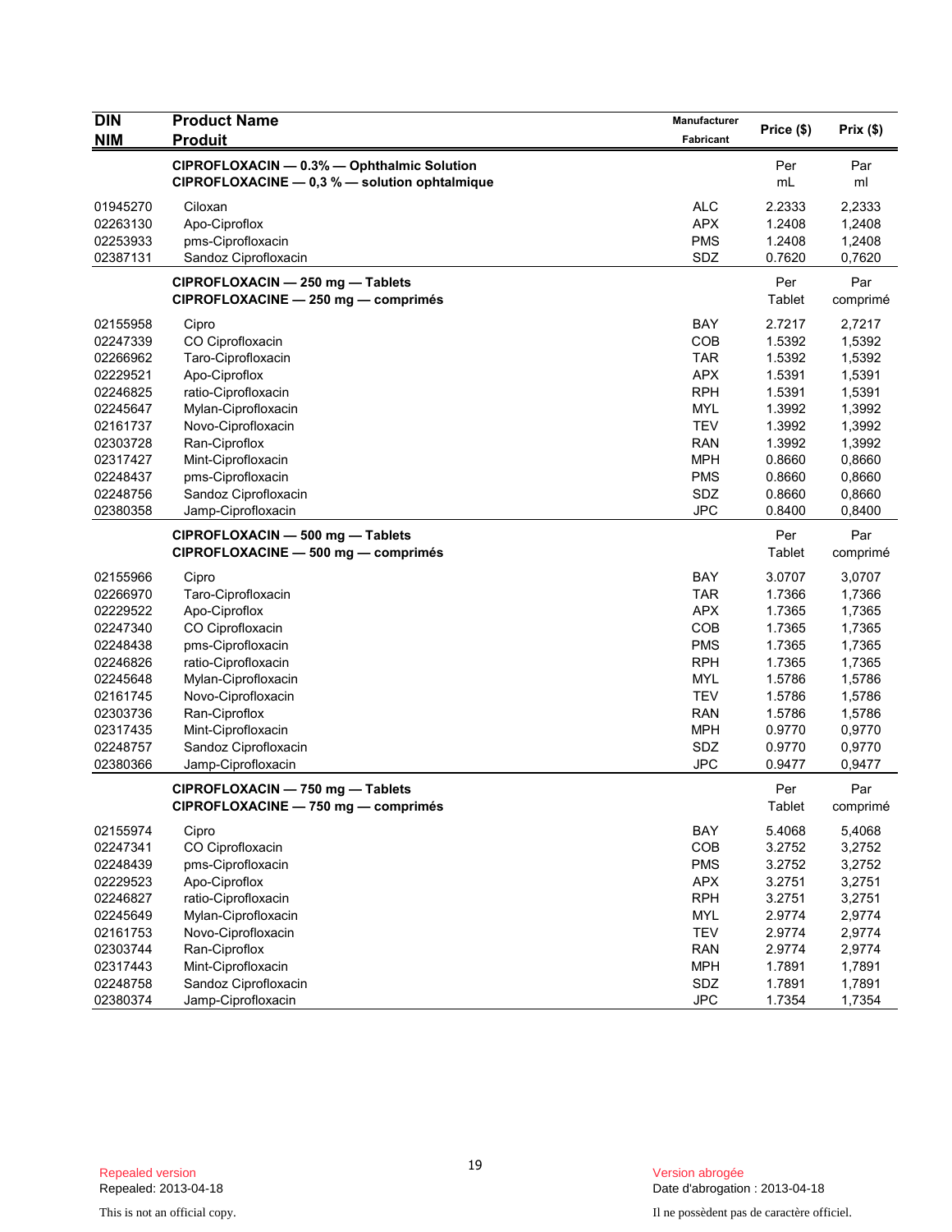| DIN<br>NIM | Product Name<br>Produit | Manufacturer<br>Fabricant | Price ($) | Prix ($) |
|---|---|---|---|---|
| | **CIPROFLOXACIN — 0.3% — Ophthalmic Solution**<br>**CIPROFLOXACINE — 0,3 % — solution ophtalmique** | | Per<br>mL | Par<br>ml |
| 01945270 | Ciloxan | ALC | 2.2333 | 2,2333 |
| 02263130 | Apo-Ciproflox | APX | 1.2408 | 1,2408 |
| 02253933 | pms-Ciprofloxacin | PMS | 1.2408 | 1,2408 |
| 02387131 | Sandoz Ciprofloxacin | SDZ | 0.7620 | 0,7620 |
| | **CIPROFLOXACIN — 250 mg — Tablets**<br>**CIPROFLOXACINE — 250 mg — comprimés** | | Per<br>Tablet | Par<br>comprimé |
| 02155958 | Cipro | BAY | 2.7217 | 2,7217 |
| 02247339 | CO Ciprofloxacin | COB | 1.5392 | 1,5392 |
| 02266962 | Taro-Ciprofloxacin | TAR | 1.5392 | 1,5392 |
| 02229521 | Apo-Ciproflox | APX | 1.5391 | 1,5391 |
| 02246825 | ratio-Ciprofloxacin | RPH | 1.5391 | 1,5391 |
| 02245647 | Mylan-Ciprofloxacin | MYL | 1.3992 | 1,3992 |
| 02161737 | Novo-Ciprofloxacin | TEV | 1.3992 | 1,3992 |
| 02303728 | Ran-Ciproflox | RAN | 1.3992 | 1,3992 |
| 02317427 | Mint-Ciprofloxacin | MPH | 0.8660 | 0,8660 |
| 02248437 | pms-Ciprofloxacin | PMS | 0.8660 | 0,8660 |
| 02248756 | Sandoz Ciprofloxacin | SDZ | 0.8660 | 0,8660 |
| 02380358 | Jamp-Ciprofloxacin | JPC | 0.8400 | 0,8400 |
| | **CIPROFLOXACIN — 500 mg — Tablets**<br>**CIPROFLOXACINE — 500 mg — comprimés** | | Per<br>Tablet | Par<br>comprimé |
| 02155966 | Cipro | BAY | 3.0707 | 3,0707 |
| 02266970 | Taro-Ciprofloxacin | TAR | 1.7366 | 1,7366 |
| 02229522 | Apo-Ciproflox | APX | 1.7365 | 1,7365 |
| 02247340 | CO Ciprofloxacin | COB | 1.7365 | 1,7365 |
| 02248438 | pms-Ciprofloxacin | PMS | 1.7365 | 1,7365 |
| 02246826 | ratio-Ciprofloxacin | RPH | 1.7365 | 1,7365 |
| 02245648 | Mylan-Ciprofloxacin | MYL | 1.5786 | 1,5786 |
| 02161745 | Novo-Ciprofloxacin | TEV | 1.5786 | 1,5786 |
| 02303736 | Ran-Ciproflox | RAN | 1.5786 | 1,5786 |
| 02317435 | Mint-Ciprofloxacin | MPH | 0.9770 | 0,9770 |
| 02248757 | Sandoz Ciprofloxacin | SDZ | 0.9770 | 0,9770 |
| 02380366 | Jamp-Ciprofloxacin | JPC | 0.9477 | 0,9477 |
| | **CIPROFLOXACIN — 750 mg — Tablets**<br>**CIPROFLOXACINE — 750 mg — comprimés** | | Per<br>Tablet | Par<br>comprimé |
| 02155974 | Cipro | BAY | 5.4068 | 5,4068 |
| 02247341 | CO Ciprofloxacin | COB | 3.2752 | 3,2752 |
| 02248439 | pms-Ciprofloxacin | PMS | 3.2752 | 3,2752 |
| 02229523 | Apo-Ciproflox | APX | 3.2751 | 3,2751 |
| 02246827 | ratio-Ciprofloxacin | RPH | 3.2751 | 3,2751 |
| 02245649 | Mylan-Ciprofloxacin | MYL | 2.9774 | 2,9774 |
| 02161753 | Novo-Ciprofloxacin | TEV | 2.9774 | 2,9774 |
| 02303744 | Ran-Ciproflox | RAN | 2.9774 | 2,9774 |
| 02317443 | Mint-Ciprofloxacin | MPH | 1.7891 | 1,7891 |
| 02248758 | Sandoz Ciprofloxacin | SDZ | 1.7891 | 1,7891 |
| 02380374 | Jamp-Ciprofloxacin | JPC | 1.7354 | 1,7354 |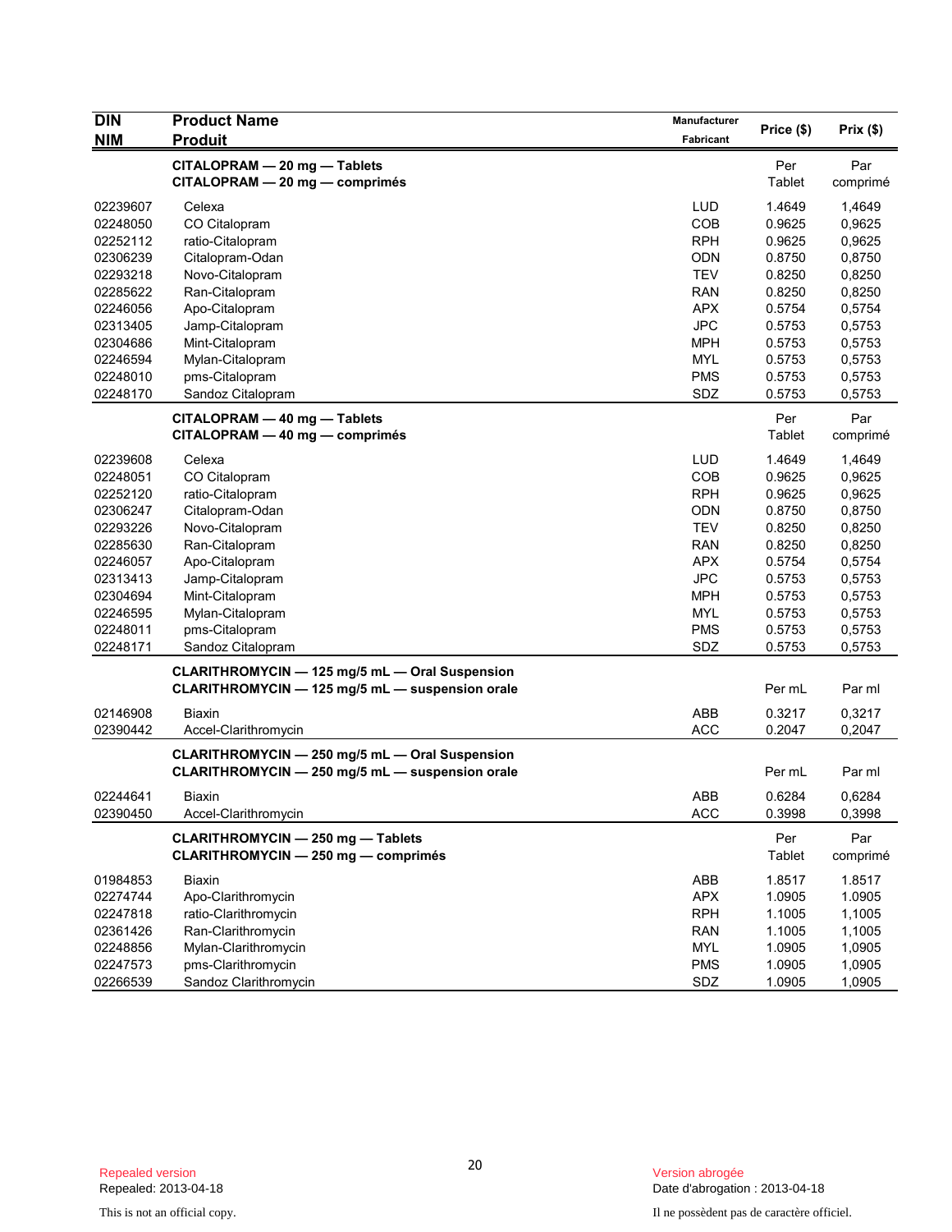| DIN<br>NIM | Product Name<br>Produit | Manufacturer<br>Fabricant | Price ($) | Prix ($) |
|---|---|---|---|---|
| | **CITALOPRAM — 20 mg — Tablets**<br>**CITALOPRAM — 20 mg — comprimés** | | Per Tablet | Par comprimé |
| 02239607 | Celexa | LUD | 1.4649 | 1,4649 |
| 02248050 | CO Citalopram | COB | 0.9625 | 0,9625 |
| 02252112 | ratio-Citalopram | RPH | 0.9625 | 0,9625 |
| 02306239 | Citalopram-Odan | ODN | 0.8750 | 0,8750 |
| 02293218 | Novo-Citalopram | TEV | 0.8250 | 0,8250 |
| 02285622 | Ran-Citalopram | RAN | 0.8250 | 0,8250 |
| 02246056 | Apo-Citalopram | APX | 0.5754 | 0,5754 |
| 02313405 | Jamp-Citalopram | JPC | 0.5753 | 0,5753 |
| 02304686 | Mint-Citalopram | MPH | 0.5753 | 0,5753 |
| 02246594 | Mylan-Citalopram | MYL | 0.5753 | 0,5753 |
| 02248010 | pms-Citalopram | PMS | 0.5753 | 0,5753 |
| 02248170 | Sandoz Citalopram | SDZ | 0.5753 | 0,5753 |
| | **CITALOPRAM — 40 mg — Tablets**<br>**CITALOPRAM — 40 mg — comprimés** | | Per Tablet | Par comprimé |
| 02239608 | Celexa | LUD | 1.4649 | 1,4649 |
| 02248051 | CO Citalopram | COB | 0.9625 | 0,9625 |
| 02252120 | ratio-Citalopram | RPH | 0.9625 | 0,9625 |
| 02306247 | Citalopram-Odan | ODN | 0.8750 | 0,8750 |
| 02293226 | Novo-Citalopram | TEV | 0.8250 | 0,8250 |
| 02285630 | Ran-Citalopram | RAN | 0.8250 | 0,8250 |
| 02246057 | Apo-Citalopram | APX | 0.5754 | 0,5754 |
| 02313413 | Jamp-Citalopram | JPC | 0.5753 | 0,5753 |
| 02304694 | Mint-Citalopram | MPH | 0.5753 | 0,5753 |
| 02246595 | Mylan-Citalopram | MYL | 0.5753 | 0,5753 |
| 02248011 | pms-Citalopram | PMS | 0.5753 | 0,5753 |
| 02248171 | Sandoz Citalopram | SDZ | 0.5753 | 0,5753 |
| | **CLARITHROMYCIN — 125 mg/5 mL — Oral Suspension**<br>**CLARITHROMYCIN — 125 mg/5 mL — suspension orale** | | Per mL | Par ml |
| 02146908 | Biaxin | ABB | 0.3217 | 0,3217 |
| 02390442 | Accel-Clarithromycin | ACC | 0.2047 | 0,2047 |
| | **CLARITHROMYCIN — 250 mg/5 mL — Oral Suspension**<br>**CLARITHROMYCIN — 250 mg/5 mL — suspension orale** | | Per mL | Par ml |
| 02244641 | Biaxin | ABB | 0.6284 | 0,6284 |
| 02390450 | Accel-Clarithromycin | ACC | 0.3998 | 0,3998 |
| | **CLARITHROMYCIN — 250 mg — Tablets**<br>**CLARITHROMYCIN — 250 mg — comprimés** | | Per Tablet | Par comprimé |
| 01984853 | Biaxin | ABB | 1.8517 | 1.8517 |
| 02274744 | Apo-Clarithromycin | APX | 1.0905 | 1.0905 |
| 02247818 | ratio-Clarithromycin | RPH | 1.1005 | 1,1005 |
| 02361426 | Ran-Clarithromycin | RAN | 1.1005 | 1,1005 |
| 02248856 | Mylan-Clarithromycin | MYL | 1.0905 | 1,0905 |
| 02247573 | pms-Clarithromycin | PMS | 1.0905 | 1,0905 |
| 02266539 | Sandoz Clarithromycin | SDZ | 1.0905 | 1,0905 |

Repealed version
Repealed: 2013-04-18

Version abrogée
Date d'abrogation : 2013-04-18

This is not an official copy.

Il ne possèdent pas de caractère officiel.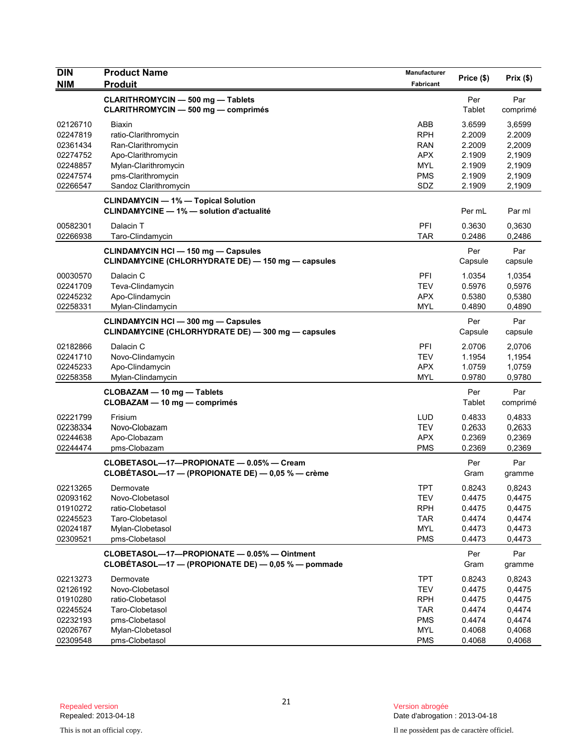| DIN<br>NIM | Product Name<br>Produit | Manufacturer<br>Fabricant | Price ($) | Prix ($) |
|---|---|---|---|---|
| | **CLARITHROMYCIN — 500 mg — Tablets**<br>**CLARITHROMYCIN — 500 mg — comprimés** | | Per Tablet | Par comprimé |
| 02126710 | Biaxin | ABB | 3.6599 | 3,6599 |
| 02247819 | ratio-Clarithromycin | RPH | 2.2009 | 2.2009 |
| 02361434 | Ran-Clarithromycin | RAN | 2.2009 | 2,2009 |
| 02274752 | Apo-Clarithromycin | APX | 2.1909 | 2,1909 |
| 02248857 | Mylan-Clarithromycin | MYL | 2.1909 | 2,1909 |
| 02247574 | pms-Clarithromycin | PMS | 2.1909 | 2,1909 |
| 02266547 | Sandoz Clarithromycin | SDZ | 2.1909 | 2,1909 |
| | **CLINDAMYCIN — 1% — Topical Solution**<br>**CLINDAMYCINE — 1% — solution d'actualité** | | Per mL | Par ml |
| 00582301 | Dalacin T | PFI | 0.3630 | 0,3630 |
| 02266938 | Taro-Clindamycin | TAR | 0.2486 | 0,2486 |
| | **CLINDAMYCIN HCl — 150 mg — Capsules**<br>**CLINDAMYCINE (CHLORHYDRATE DE) — 150 mg — capsules** | | Per Capsule | Par capsule |
| 00030570 | Dalacin C | PFI | 1.0354 | 1,0354 |
| 02241709 | Teva-Clindamycin | TEV | 0.5976 | 0,5976 |
| 02245232 | Apo-Clindamycin | APX | 0.5380 | 0,5380 |
| 02258331 | Mylan-Clindamycin | MYL | 0.4890 | 0,4890 |
| | **CLINDAMYCIN HCl — 300 mg — Capsules**<br>**CLINDAMYCINE (CHLORHYDRATE DE) — 300 mg — capsules** | | Per Capsule | Par capsule |
| 02182866 | Dalacin C | PFI | 2.0706 | 2,0706 |
| 02241710 | Novo-Clindamycin | TEV | 1.1954 | 1,1954 |
| 02245233 | Apo-Clindamycin | APX | 1.0759 | 1,0759 |
| 02258358 | Mylan-Clindamycin | MYL | 0.9780 | 0,9780 |
| | **CLOBAZAM — 10 mg — Tablets**<br>**CLOBAZAM — 10 mg — comprimés** | | Per Tablet | Par comprimé |
| 02221799 | Frisium | LUD | 0.4833 | 0,4833 |
| 02238334 | Novo-Clobazam | TEV | 0.2633 | 0,2633 |
| 02244638 | Apo-Clobazam | APX | 0.2369 | 0,2369 |
| 02244474 | pms-Clobazam | PMS | 0.2369 | 0,2369 |
| | **CLOBETASOL—17—PROPIONATE — 0.05% — Cream**<br>**CLOBÉTASOL—17 — (PROPIONATE DE) — 0,05 % — crème** | | Per Gram | Par gramme |
| 02213265 | Dermovate | TPT | 0.8243 | 0,8243 |
| 02093162 | Novo-Clobetasol | TEV | 0.4475 | 0,4475 |
| 01910272 | ratio-Clobetasol | RPH | 0.4475 | 0,4475 |
| 02245523 | Taro-Clobetasol | TAR | 0.4474 | 0,4474 |
| 02024187 | Mylan-Clobetasol | MYL | 0.4473 | 0,4473 |
| 02309521 | pms-Clobetasol | PMS | 0.4473 | 0,4473 |
| | **CLOBETASOL—17—PROPIONATE — 0.05% — Ointment**<br>**CLOBÉTASOL—17 — (PROPIONATE DE) — 0,05 % — pommade** | | Per Gram | Par gramme |
| 02213273 | Dermovate | TPT | 0.8243 | 0,8243 |
| 02126192 | Novo-Clobetasol | TEV | 0.4475 | 0,4475 |
| 01910280 | ratio-Clobetasol | RPH | 0.4475 | 0,4475 |
| 02245524 | Taro-Clobetasol | TAR | 0.4474 | 0,4474 |
| 02232193 | pms-Clobetasol | PMS | 0.4474 | 0,4474 |
| 02026767 | Mylan-Clobetasol | MYL | 0.4068 | 0,4068 |
| 02309548 | pms-Clobetasol | PMS | 0.4068 | 0,4068 |

Repealed version
Repealed: 2013-04-18

This is not an official copy.

Version abrogée
Date d'abrogation : 2013-04-18

Il ne possèdent pas de caractère officiel.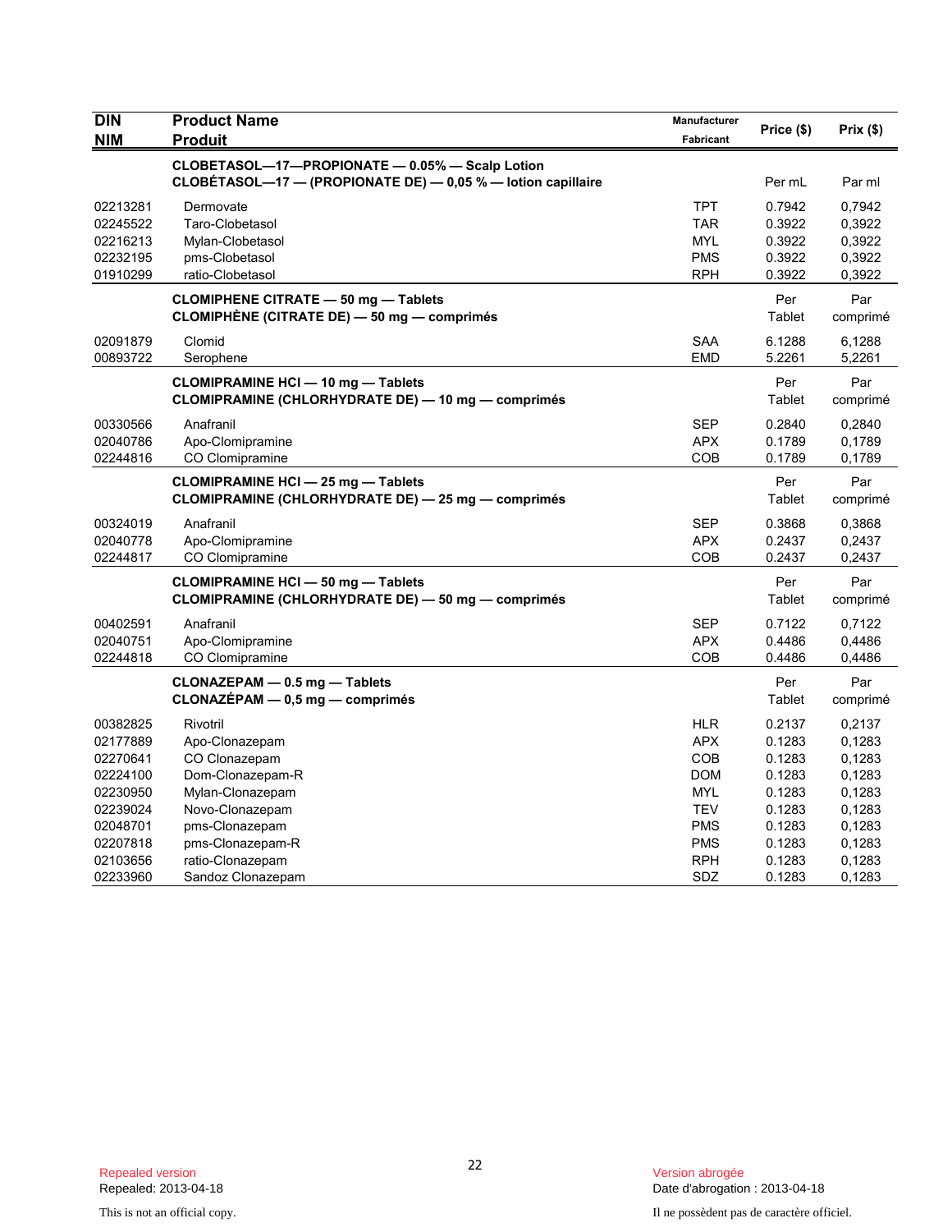| DIN<br>NIM | Product Name<br>Produit | Manufacturer<br>Fabricant | Price ($) | Prix ($) |
|---|---|---|---|---|
| | **CLOBETASOL—17—PROPIONATE — 0.05% — Scalp Lotion**<br>**CLOBÉTASOL—17 — (PROPIONATE DE) — 0,05 % — lotion capillaire** | | Per mL | Par ml |
| 02213281 | Dermovate | TPT | 0.7942 | 0,7942 |
| 02245522 | Taro-Clobetasol | TAR | 0.3922 | 0,3922 |
| 02216213 | Mylan-Clobetasol | MYL | 0.3922 | 0,3922 |
| 02232195 | pms-Clobetasol | PMS | 0.3922 | 0,3922 |
| 01910299 | ratio-Clobetasol | RPH | 0.3922 | 0,3922 |
| | **CLOMIPHENE CITRATE — 50 mg — Tablets**<br>**CLOMIPHÈNE (CITRATE DE) — 50 mg — comprimés** | | Per Tablet | Par comprimé |
| 02091879 | Clomid | SAA | 6.1288 | 6,1288 |
| 00893722 | Serophene | EMD | 5.2261 | 5,2261 |
| | **CLOMIPRAMINE HCl — 10 mg — Tablets**<br>**CLOMIPRAMINE (CHLORHYDRATE DE) — 10 mg — comprimés** | | Per Tablet | Par comprimé |
| 00330566 | Anafranil | SEP | 0.2840 | 0,2840 |
| 02040786 | Apo-Clomipramine | APX | 0.1789 | 0,1789 |
| 02244816 | CO Clomipramine | COB | 0.1789 | 0,1789 |
| | **CLOMIPRAMINE HCl — 25 mg — Tablets**<br>**CLOMIPRAMINE (CHLORHYDRATE DE) — 25 mg — comprimés** | | Per Tablet | Par comprimé |
| 00324019 | Anafranil | SEP | 0.3868 | 0,3868 |
| 02040778 | Apo-Clomipramine | APX | 0.2437 | 0,2437 |
| 02244817 | CO Clomipramine | COB | 0.2437 | 0,2437 |
| | **CLOMIPRAMINE HCl — 50 mg — Tablets**<br>**CLOMIPRAMINE (CHLORHYDRATE DE) — 50 mg — comprimés** | | Per Tablet | Par comprimé |
| 00402591 | Anafranil | SEP | 0.7122 | 0,7122 |
| 02040751 | Apo-Clomipramine | APX | 0.4486 | 0,4486 |
| 02244818 | CO Clomipramine | COB | 0.4486 | 0,4486 |
| | **CLONAZEPAM — 0.5 mg — Tablets**<br>**CLONAZÉPAM — 0,5 mg — comprimés** | | Per Tablet | Par comprimé |
| 00382825 | Rivotril | HLR | 0.2137 | 0,2137 |
| 02177889 | Apo-Clonazepam | APX | 0.1283 | 0,1283 |
| 02270641 | CO Clonazepam | COB | 0.1283 | 0,1283 |
| 02224100 | Dom-Clonazepam-R | DOM | 0.1283 | 0,1283 |
| 02230950 | Mylan-Clonazepam | MYL | 0.1283 | 0,1283 |
| 02239024 | Novo-Clonazepam | TEV | 0.1283 | 0,1283 |
| 02048701 | pms-Clonazepam | PMS | 0.1283 | 0,1283 |
| 02207818 | pms-Clonazepam-R | PMS | 0.1283 | 0,1283 |
| 02103656 | ratio-Clonazepam | RPH | 0.1283 | 0,1283 |
| 02233960 | Sandoz Clonazepam | SDZ | 0.1283 | 0,1283 |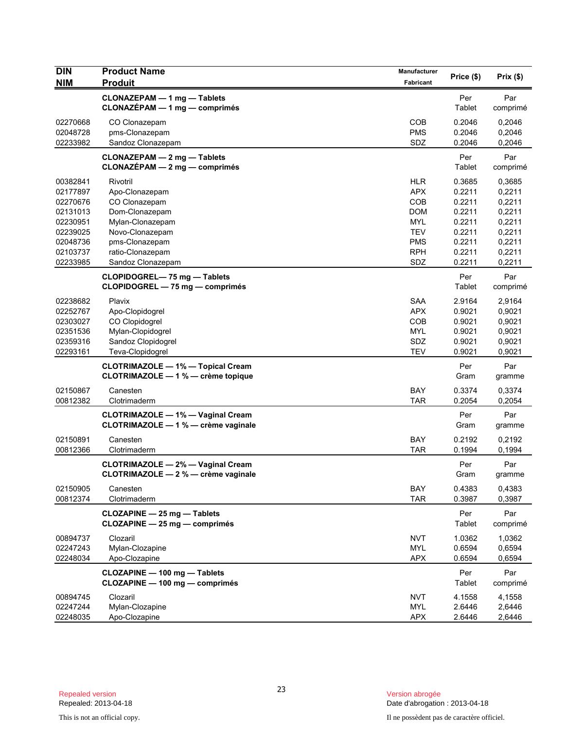| DIN<br>NIM | Product Name<br>Produit | Manufacturer<br>Fabricant | Price ($) | Prix ($) |
|---|---|---|---|---|
| | **CLONAZEPAM — 1 mg — Tablets**<br>**CLONAZÉPAM — 1 mg — comprimés** | | Per Tablet | Par comprimé |
| 02270668 | CO Clonazepam | COB | 0.2046 | 0,2046 |
| 02048728 | pms-Clonazepam | PMS | 0.2046 | 0,2046 |
| 02233982 | Sandoz Clonazepam | SDZ | 0.2046 | 0,2046 |
| | **CLONAZEPAM — 2 mg — Tablets**<br>**CLONAZÉPAM — 2 mg — comprimés** | | Per Tablet | Par comprimé |
| 00382841 | Rivotril | HLR | 0.3685 | 0,3685 |
| 02177897 | Apo-Clonazepam | APX | 0.2211 | 0,2211 |
| 02270676 | CO Clonazepam | COB | 0.2211 | 0,2211 |
| 02131013 | Dom-Clonazepam | DOM | 0.2211 | 0,2211 |
| 02230951 | Mylan-Clonazepam | MYL | 0.2211 | 0,2211 |
| 02239025 | Novo-Clonazepam | TEV | 0.2211 | 0,2211 |
| 02048736 | pms-Clonazepam | PMS | 0.2211 | 0,2211 |
| 02103737 | ratio-Clonazepam | RPH | 0.2211 | 0,2211 |
| 02233985 | Sandoz Clonazepam | SDZ | 0.2211 | 0,2211 |
| | **CLOPIDOGREL— 75 mg — Tablets**<br>**CLOPIDOGREL — 75 mg — comprimés** | | Per Tablet | Par comprimé |
| 02238682 | Plavix | SAA | 2.9164 | 2,9164 |
| 02252767 | Apo-Clopidogrel | APX | 0.9021 | 0,9021 |
| 02303027 | CO Clopidogrel | COB | 0.9021 | 0,9021 |
| 02351536 | Mylan-Clopidogrel | MYL | 0.9021 | 0,9021 |
| 02359316 | Sandoz Clopidogrel | SDZ | 0.9021 | 0,9021 |
| 02293161 | Teva-Clopidogrel | TEV | 0.9021 | 0,9021 |
| | **CLOTRIMAZOLE — 1% — Topical Cream**<br>**CLOTRIMAZOLE — 1 % — crème topique** | | Per Gram | Par gramme |
| 02150867 | Canesten | BAY | 0.3374 | 0,3374 |
| 00812382 | Clotrimaderm | TAR | 0.2054 | 0,2054 |
| | **CLOTRIMAZOLE — 1% — Vaginal Cream**<br>**CLOTRIMAZOLE — 1 % — crème vaginale** | | Per Gram | Par gramme |
| 02150891 | Canesten | BAY | 0.2192 | 0,2192 |
| 00812366 | Clotrimaderm | TAR | 0.1994 | 0,1994 |
| | **CLOTRIMAZOLE — 2% — Vaginal Cream**<br>**CLOTRIMAZOLE — 2 % — crème vaginale** | | Per Gram | Par gramme |
| 02150905 | Canesten | BAY | 0.4383 | 0,4383 |
| 00812374 | Clotrimaderm | TAR | 0.3987 | 0,3987 |
| | **CLOZAPINE — 25 mg — Tablets**<br>**CLOZAPINE — 25 mg — comprimés** | | Per Tablet | Par comprimé |
| 00894737 | Clozaril | NVT | 1.0362 | 1,0362 |
| 02247243 | Mylan-Clozapine | MYL | 0.6594 | 0,6594 |
| 02248034 | Apo-Clozapine | APX | 0.6594 | 0,6594 |
| | **CLOZAPINE — 100 mg — Tablets**<br>**CLOZAPINE — 100 mg — comprimés** | | Per Tablet | Par comprimé |
| 00894745 | Clozaril | NVT | 4.1558 | 4,1558 |
| 02247244 | Mylan-Clozapine | MYL | 2.6446 | 2,6446 |
| 02248035 | Apo-Clozapine | APX | 2.6446 | 2,6446 |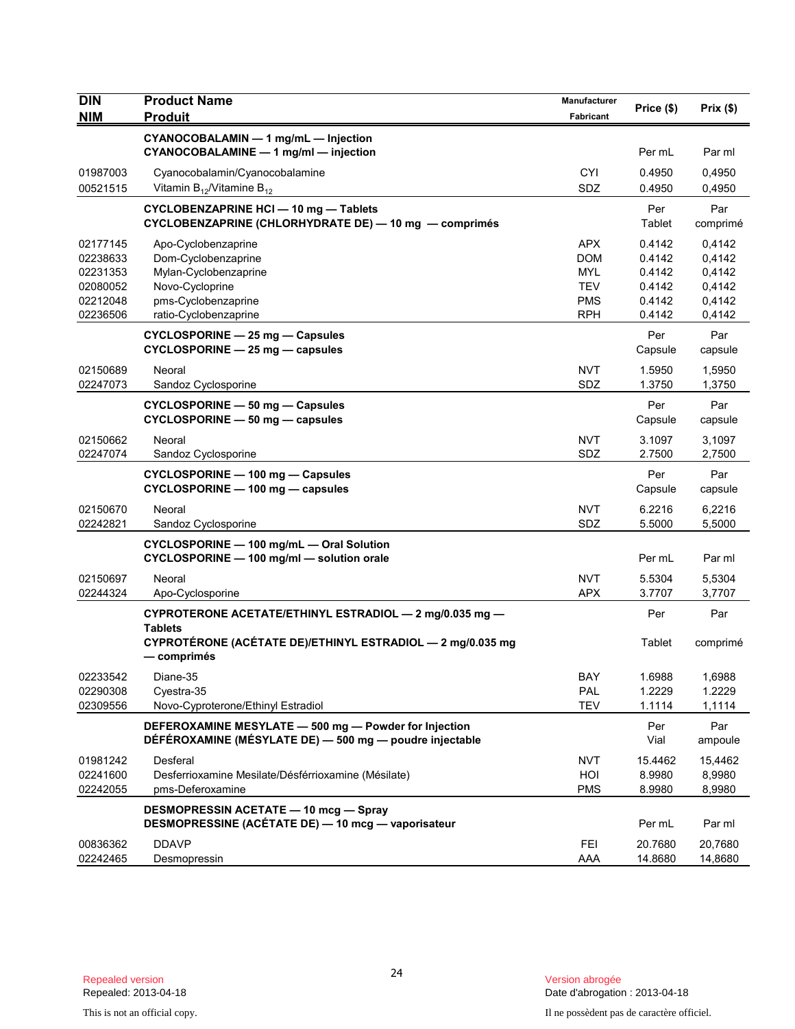| DIN<br>NIM | Product Name<br>Produit | Manufacturer<br>Fabricant | Price ($) | Prix ($) |
|---|---|---|---|---|
| | **CYANOCOBALAMIN — 1 mg/mL — Injection**<br>**CYANOCOBALAMINE — 1 mg/ml — injection** | | Per mL | Par ml |
| 01987003 | Cyanocobalamin/Cyanocobalamine | CYI | 0.4950 | 0,4950 |
| 00521515 | Vitamin $B_{12}$/Vitamine $B_{12}$ | SDZ | 0.4950 | 0,4950 |
| | **CYCLOBENZAPRINE HCl — 10 mg — Tablets**<br>**CYCLOBENZAPRINE (CHLORHYDRATE DE) — 10 mg — comprimés** | | Per Tablet | Par comprimé |
| 02177145 | Apo-Cyclobenzaprine | APX | 0.4142 | 0,4142 |
| 02238633 | Dom-Cyclobenzaprine | DOM | 0.4142 | 0,4142 |
| 02231353 | Mylan-Cyclobenzaprine | MYL | 0.4142 | 0,4142 |
| 02080052 | Novo-Cycloprine | TEV | 0.4142 | 0,4142 |
| 02212048 | pms-Cyclobenzaprine | PMS | 0.4142 | 0,4142 |
| 02236506 | ratio-Cyclobenzaprine | RPH | 0.4142 | 0,4142 |
| | **CYCLOSPORINE — 25 mg — Capsules**<br>**CYCLOSPORINE — 25 mg — capsules** | | Per Capsule | Par capsule |
| 02150689 | Neoral | NVT | 1.5950 | 1,5950 |
| 02247073 | Sandoz Cyclosporine | SDZ | 1.3750 | 1,3750 |
| | **CYCLOSPORINE — 50 mg — Capsules**<br>**CYCLOSPORINE — 50 mg — capsules** | | Per Capsule | Par capsule |
| 02150662 | Neoral | NVT | 3.1097 | 3,1097 |
| 02247074 | Sandoz Cyclosporine | SDZ | 2.7500 | 2,7500 |
| | **CYCLOSPORINE — 100 mg — Capsules**<br>**CYCLOSPORINE — 100 mg — capsules** | | Per Capsule | Par capsule |
| 02150670 | Neoral | NVT | 6.2216 | 6,2216 |
| 02242821 | Sandoz Cyclosporine | SDZ | 5.5000 | 5,5000 |
| | **CYCLOSPORINE — 100 mg/mL — Oral Solution**<br>**CYCLOSPORINE — 100 mg/ml — solution orale** | | Per mL | Par ml |
| 02150697 | Neoral | NVT | 5.5304 | 5,5304 |
| 02244324 | Apo-Cyclosporine | APX | 3.7707 | 3,7707 |
| | **CYPROTERONE ACETATE/ETHINYL ESTRADIOL — 2 mg/0.035 mg — Tablets**<br>**CYPROTÉRONE (ACÉTATE DE)/ETHINYL ESTRADIOL — 2 mg/0.035 mg — comprimés** | | Per Tablet | Par comprimé |
| 02233542 | Diane-35 | BAY | 1.6988 | 1,6988 |
| 02290308 | Cyestra-35 | PAL | 1.2229 | 1.2229 |
| 02309556 | Novo-Cyproterone/Ethinyl Estradiol | TEV | 1.1114 | 1,1114 |
| | **DEFEROXAMINE MESYLATE — 500 mg — Powder for Injection**<br>**DÉFÉROXAMINE (MÉSYLATE DE) — 500 mg — poudre injectable** | | Per Vial | Par ampoule |
| 01981242 | Desferal | NVT | 15.4462 | 15,4462 |
| 02241600 | Desferrioxamine Mesilate/Désférrioxamine (Mésilate) | HOI | 8.9980 | 8,9980 |
| 02242055 | pms-Deferoxamine | PMS | 8.9980 | 8,9980 |
| | **DESMOPRESSIN ACETATE — 10 mcg — Spray**<br>**DESMOPRESSINE (ACÉTATE DE) — 10 mcg — vaporisateur** | | Per mL | Par ml |
| 00836362 | DDAVP | FEI | 20.7680 | 20,7680 |
| 02242465 | Desmopressin | AAA | 14.8680 | 14,8680 |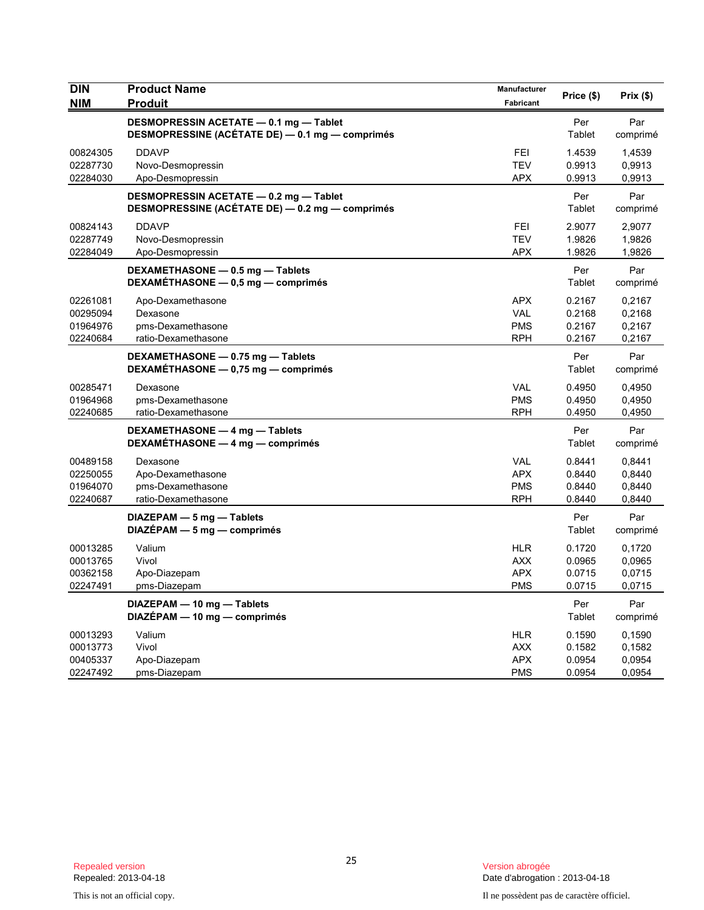| DIN<br>NIM | Product Name<br>Produit | Manufacturer<br>Fabricant | Price ($) | Prix ($) |
|---|---|---|---|---|
| | **DESMOPRESSIN ACETATE — 0.1 mg — Tablet**<br>**DESMOPRESSINE (ACÉTATE DE) — 0.1 mg — comprimés** | | Per Tablet | Par comprimé |
| 00824305 | DDAVP | FEI | 1.4539 | 1,4539 |
| 02287730 | Novo-Desmopressin | TEV | 0.9913 | 0,9913 |
| 02284030 | Apo-Desmopressin | APX | 0.9913 | 0,9913 |
| | **DESMOPRESSIN ACETATE — 0.2 mg — Tablet**<br>**DESMOPRESSINE (ACÉTATE DE) — 0.2 mg — comprimés** | | Per Tablet | Par comprimé |
| 00824143 | DDAVP | FEI | 2.9077 | 2,9077 |
| 02287749 | Novo-Desmopressin | TEV | 1.9826 | 1,9826 |
| 02284049 | Apo-Desmopressin | APX | 1.9826 | 1,9826 |
| | **DEXAMETHASONE — 0.5 mg — Tablets**<br>**DEXAMÉTHASONE — 0,5 mg — comprimés** | | Per Tablet | Par comprimé |
| 02261081 | Apo-Dexamethasone | APX | 0.2167 | 0,2167 |
| 00295094 | Dexasone | VAL | 0.2168 | 0,2168 |
| 01964976 | pms-Dexamethasone | PMS | 0.2167 | 0,2167 |
| 02240684 | ratio-Dexamethasone | RPH | 0.2167 | 0,2167 |
| | **DEXAMETHASONE — 0.75 mg — Tablets**<br>**DEXAMÉTHASONE — 0,75 mg — comprimés** | | Per Tablet | Par comprimé |
| 00285471 | Dexasone | VAL | 0.4950 | 0,4950 |
| 01964968 | pms-Dexamethasone | PMS | 0.4950 | 0,4950 |
| 02240685 | ratio-Dexamethasone | RPH | 0.4950 | 0,4950 |
| | **DEXAMETHASONE — 4 mg — Tablets**<br>**DEXAMÉTHASONE — 4 mg — comprimés** | | Per Tablet | Par comprimé |
| 00489158 | Dexasone | VAL | 0.8441 | 0,8441 |
| 02250055 | Apo-Dexamethasone | APX | 0.8440 | 0,8440 |
| 01964070 | pms-Dexamethasone | PMS | 0.8440 | 0,8440 |
| 02240687 | ratio-Dexamethasone | RPH | 0.8440 | 0,8440 |
| | **DIAZEPAM — 5 mg — Tablets**<br>**DIAZÉPAM — 5 mg — comprimés** | | Per Tablet | Par comprimé |
| 00013285 | Valium | HLR | 0.1720 | 0,1720 |
| 00013765 | Vivol | AXX | 0.0965 | 0,0965 |
| 00362158 | Apo-Diazepam | APX | 0.0715 | 0,0715 |
| 02247491 | pms-Diazepam | PMS | 0.0715 | 0,0715 |
| | **DIAZEPAM — 10 mg — Tablets**<br>**DIAZÉPAM — 10 mg — comprimés** | | Per Tablet | Par comprimé |
| 00013293 | Valium | HLR | 0.1590 | 0,1590 |
| 00013773 | Vivol | AXX | 0.1582 | 0,1582 |
| 00405337 | Apo-Diazepam | APX | 0.0954 | 0,0954 |
| 02247492 | pms-Diazepam | PMS | 0.0954 | 0,0954 |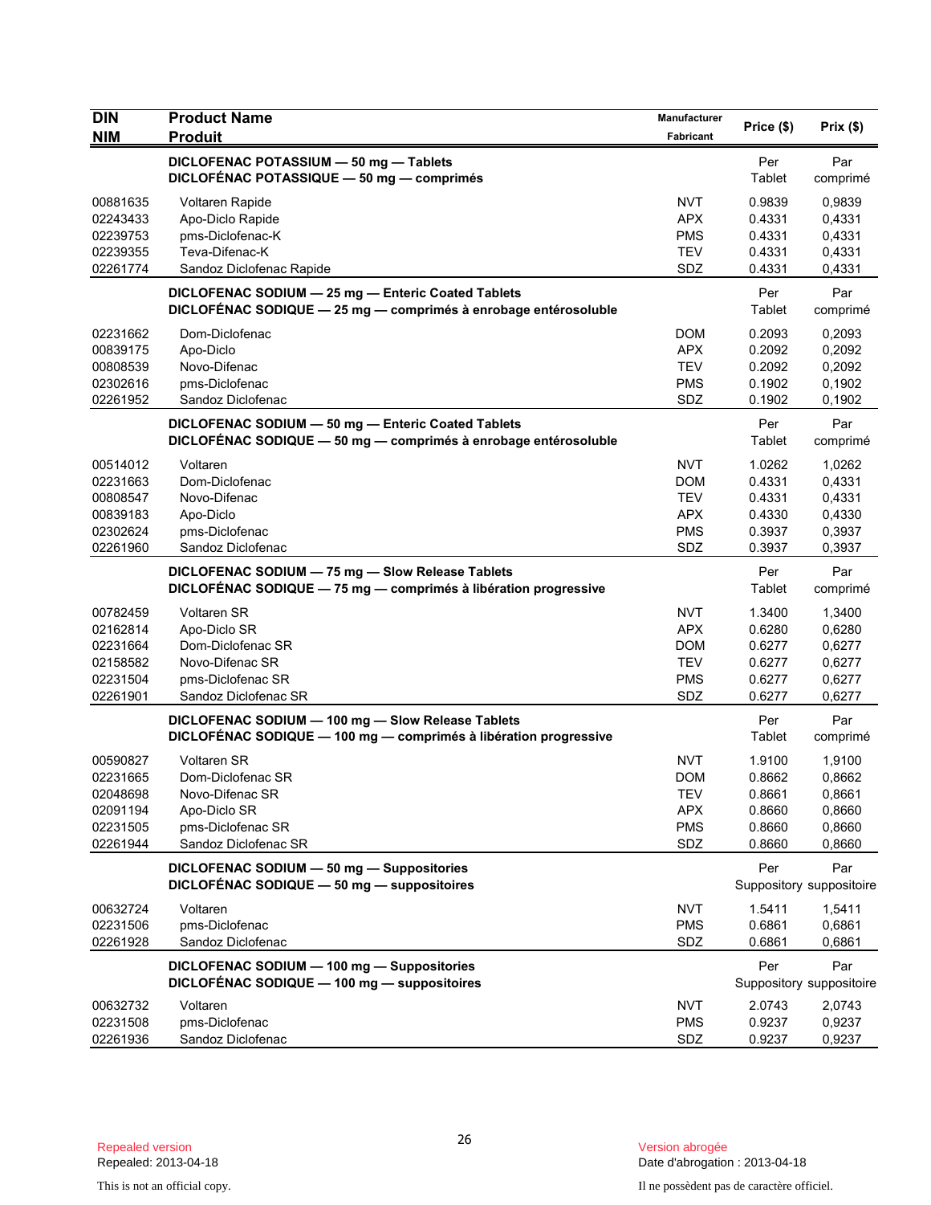| DIN<br>NIM | Product Name<br>Produit | Manufacturer<br>Fabricant | Price ($) | Prix ($) |
|---|---|---|---|---|
| | **DICLOFENAC POTASSIUM — 50 mg — Tablets**<br>**DICLOFÉNAC POTASSIQUE — 50 mg — comprimés** | | Per Tablet | Par comprimé |
| 00881635 | Voltaren Rapide | NVT | 0.9839 | 0,9839 |
| 02243433 | Apo-Diclo Rapide | APX | 0.4331 | 0,4331 |
| 02239753 | pms-Diclofenac-K | PMS | 0.4331 | 0,4331 |
| 02239355 | Teva-Difenac-K | TEV | 0.4331 | 0,4331 |
| 02261774 | Sandoz Diclofenac Rapide | SDZ | 0.4331 | 0,4331 |
| | **DICLOFENAC SODIUM — 25 mg — Enteric Coated Tablets**<br>**DICLOFÉNAC SODIQUE — 25 mg — comprimés à enrobage entérosoluble** | | Per Tablet | Par comprimé |
| 02231662 | Dom-Diclofenac | DOM | 0.2093 | 0,2093 |
| 00839175 | Apo-Diclo | APX | 0.2092 | 0,2092 |
| 00808539 | Novo-Difenac | TEV | 0.2092 | 0,2092 |
| 02302616 | pms-Diclofenac | PMS | 0.1902 | 0,1902 |
| 02261952 | Sandoz Diclofenac | SDZ | 0.1902 | 0,1902 |
| | **DICLOFENAC SODIUM — 50 mg — Enteric Coated Tablets**<br>**DICLOFÉNAC SODIQUE — 50 mg — comprimés à enrobage entérosoluble** | | Per Tablet | Par comprimé |
| 00514012 | Voltaren | NVT | 1.0262 | 1,0262 |
| 02231663 | Dom-Diclofenac | DOM | 0.4331 | 0,4331 |
| 00808547 | Novo-Difenac | TEV | 0.4331 | 0,4331 |
| 00839183 | Apo-Diclo | APX | 0.4330 | 0,4330 |
| 02302624 | pms-Diclofenac | PMS | 0.3937 | 0,3937 |
| 02261960 | Sandoz Diclofenac | SDZ | 0.3937 | 0,3937 |
| | **DICLOFENAC SODIUM — 75 mg — Slow Release Tablets**<br>**DICLOFÉNAC SODIQUE — 75 mg — comprimés à libération progressive** | | Per Tablet | Par comprimé |
| 00782459 | Voltaren SR | NVT | 1.3400 | 1,3400 |
| 02162814 | Apo-Diclo SR | APX | 0.6280 | 0,6280 |
| 02231664 | Dom-Diclofenac SR | DOM | 0.6277 | 0,6277 |
| 02158582 | Novo-Difenac SR | TEV | 0.6277 | 0,6277 |
| 02231504 | pms-Diclofenac SR | PMS | 0.6277 | 0,6277 |
| 02261901 | Sandoz Diclofenac SR | SDZ | 0.6277 | 0,6277 |
| | **DICLOFENAC SODIUM — 100 mg — Slow Release Tablets**<br>**DICLOFÉNAC SODIQUE — 100 mg — comprimés à libération progressive** | | Per Tablet | Par comprimé |
| 00590827 | Voltaren SR | NVT | 1.9100 | 1,9100 |
| 02231665 | Dom-Diclofenac SR | DOM | 0.8662 | 0,8662 |
| 02048698 | Novo-Difenac SR | TEV | 0.8661 | 0,8661 |
| 02091194 | Apo-Diclo SR | APX | 0.8660 | 0,8660 |
| 02231505 | pms-Diclofenac SR | PMS | 0.8660 | 0,8660 |
| 02261944 | Sandoz Diclofenac SR | SDZ | 0.8660 | 0,8660 |
| | **DICLOFENAC SODIUM — 50 mg — Suppositories**<br>**DICLOFÉNAC SODIQUE — 50 mg — suppositoires** | | Per Suppository | Par suppositoire |
| 00632724 | Voltaren | NVT | 1.5411 | 1,5411 |
| 02231506 | pms-Diclofenac | PMS | 0.6861 | 0,6861 |
| 02261928 | Sandoz Diclofenac | SDZ | 0.6861 | 0,6861 |
| | **DICLOFENAC SODIUM — 100 mg — Suppositories**<br>**DICLOFÉNAC SODIQUE — 100 mg — suppositoires** | | Per Suppository | Par suppositoire |
| 00632732 | Voltaren | NVT | 2.0743 | 2,0743 |
| 02231508 | pms-Diclofenac | PMS | 0.9237 | 0,9237 |
| 02261936 | Sandoz Diclofenac | SDZ | 0.9237 | 0,9237 |

Repealed version
Repealed: 2013-04-18

Version abrogée
Date d'abrogation : 2013-04-18

This is not an official copy.

Il ne possèdent pas de caractère officiel.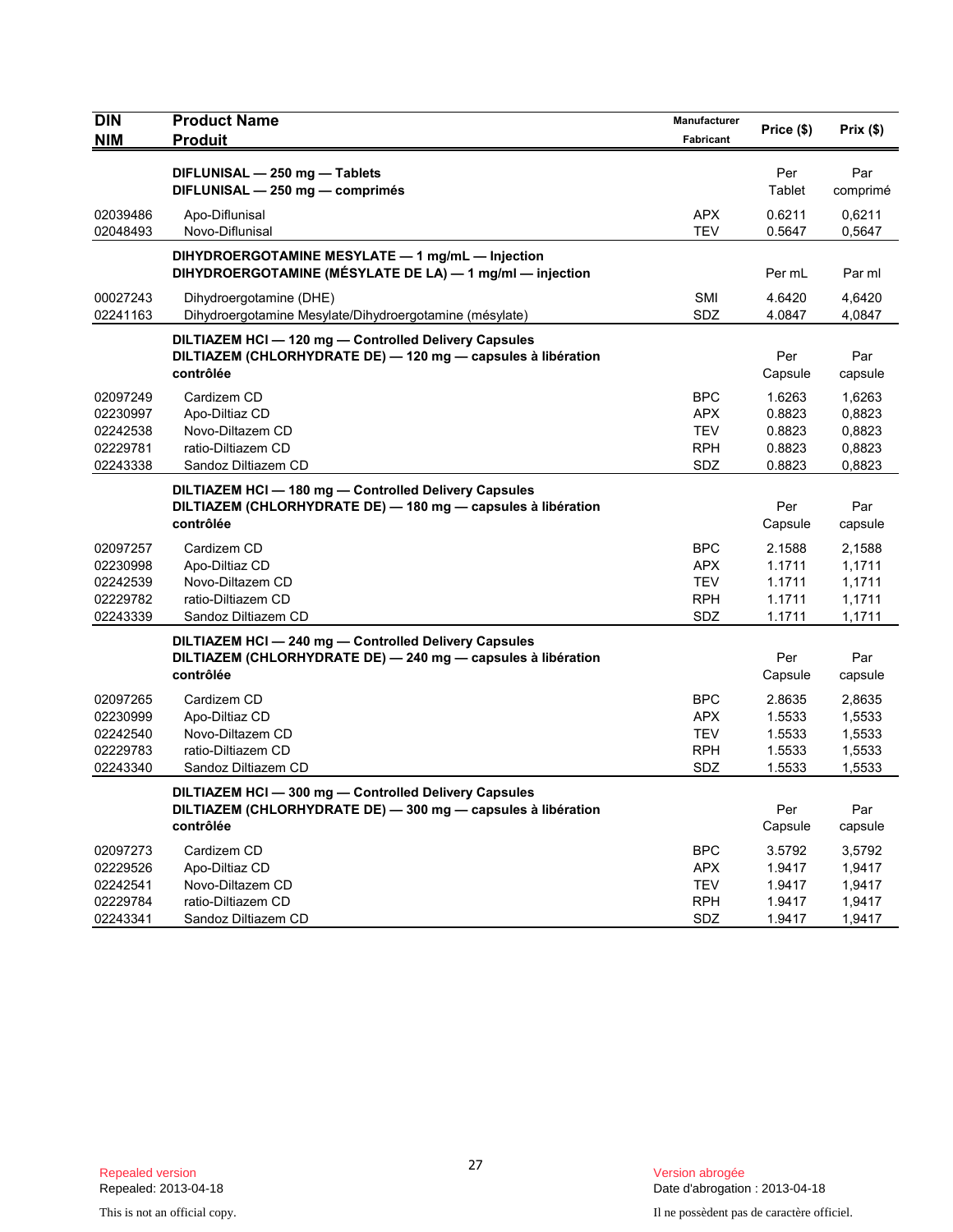| DIN<br>NIM | Product Name<br>Produit | Manufacturer<br>Fabricant | Price ($) | Prix ($) |
|---|---|---|---|---|
| | **DIFLUNISAL — 250 mg — Tablets**<br>**DIFLUNISAL — 250 mg — comprimés** | | Per Tablet | Par comprimé |
| 02039486 | Apo-Diflunisal | APX | 0.6211 | 0,6211 |
| 02048493 | Novo-Diflunisal | TEV | 0.5647 | 0,5647 |
| | **DIHYDROERGOTAMINE MESYLATE — 1 mg/mL — Injection**<br>**DIHYDROERGOTAMINE (MÉSYLATE DE LA) — 1 mg/ml — injection** | | Per mL | Par ml |
| 00027243 | Dihydroergotamine (DHE) | SMI | 4.6420 | 4,6420 |
| 02241163 | Dihydroergotamine Mesylate/Dihydroergotamine (mésylate) | SDZ | 4.0847 | 4,0847 |
| | **DILTIAZEM HCl — 120 mg — Controlled Delivery Capsules**<br>**DILTIAZEM (CHLORHYDRATE DE) — 120 mg — capsules à libération contrôlée** | | Per Capsule | Par capsule |
| 02097249 | Cardizem CD | BPC | 1.6263 | 1,6263 |
| 02230997 | Apo-Diltiaz CD | APX | 0.8823 | 0,8823 |
| 02242538 | Novo-Diltazem CD | TEV | 0.8823 | 0,8823 |
| 02229781 | ratio-Diltiazem CD | RPH | 0.8823 | 0,8823 |
| 02243338 | Sandoz Diltiazem CD | SDZ | 0.8823 | 0,8823 |
| | **DILTIAZEM HCl — 180 mg — Controlled Delivery Capsules**<br>**DILTIAZEM (CHLORHYDRATE DE) — 180 mg — capsules à libération contrôlée** | | Per Capsule | Par capsule |
| 02097257 | Cardizem CD | BPC | 2.1588 | 2,1588 |
| 02230998 | Apo-Diltiaz CD | APX | 1.1711 | 1,1711 |
| 02242539 | Novo-Diltazem CD | TEV | 1.1711 | 1,1711 |
| 02229782 | ratio-Diltiazem CD | RPH | 1.1711 | 1,1711 |
| 02243339 | Sandoz Diltiazem CD | SDZ | 1.1711 | 1,1711 |
| | **DILTIAZEM HCl — 240 mg — Controlled Delivery Capsules**<br>**DILTIAZEM (CHLORHYDRATE DE) — 240 mg — capsules à libération contrôlée** | | Per Capsule | Par capsule |
| 02097265 | Cardizem CD | BPC | 2.8635 | 2,8635 |
| 02230999 | Apo-Diltiaz CD | APX | 1.5533 | 1,5533 |
| 02242540 | Novo-Diltazem CD | TEV | 1.5533 | 1,5533 |
| 02229783 | ratio-Diltiazem CD | RPH | 1.5533 | 1,5533 |
| 02243340 | Sandoz Diltiazem CD | SDZ | 1.5533 | 1,5533 |
| | **DILTIAZEM HCl — 300 mg — Controlled Delivery Capsules**<br>**DILTIAZEM (CHLORHYDRATE DE) — 300 mg — capsules à libération contrôlée** | | Per Capsule | Par capsule |
| 02097273 | Cardizem CD | BPC | 3.5792 | 3,5792 |
| 02229526 | Apo-Diltiaz CD | APX | 1.9417 | 1,9417 |
| 02242541 | Novo-Diltazem CD | TEV | 1.9417 | 1,9417 |
| 02229784 | ratio-Diltiazem CD | RPH | 1.9417 | 1,9417 |
| 02243341 | Sandoz Diltiazem CD | SDZ | 1.9417 | 1,9417 |

Repealed version
Repealed: 2013-04-18

Version abrogée
Date d'abrogation : 2013-04-18

This is not an official copy.

Il ne possèdent pas de caractère officiel.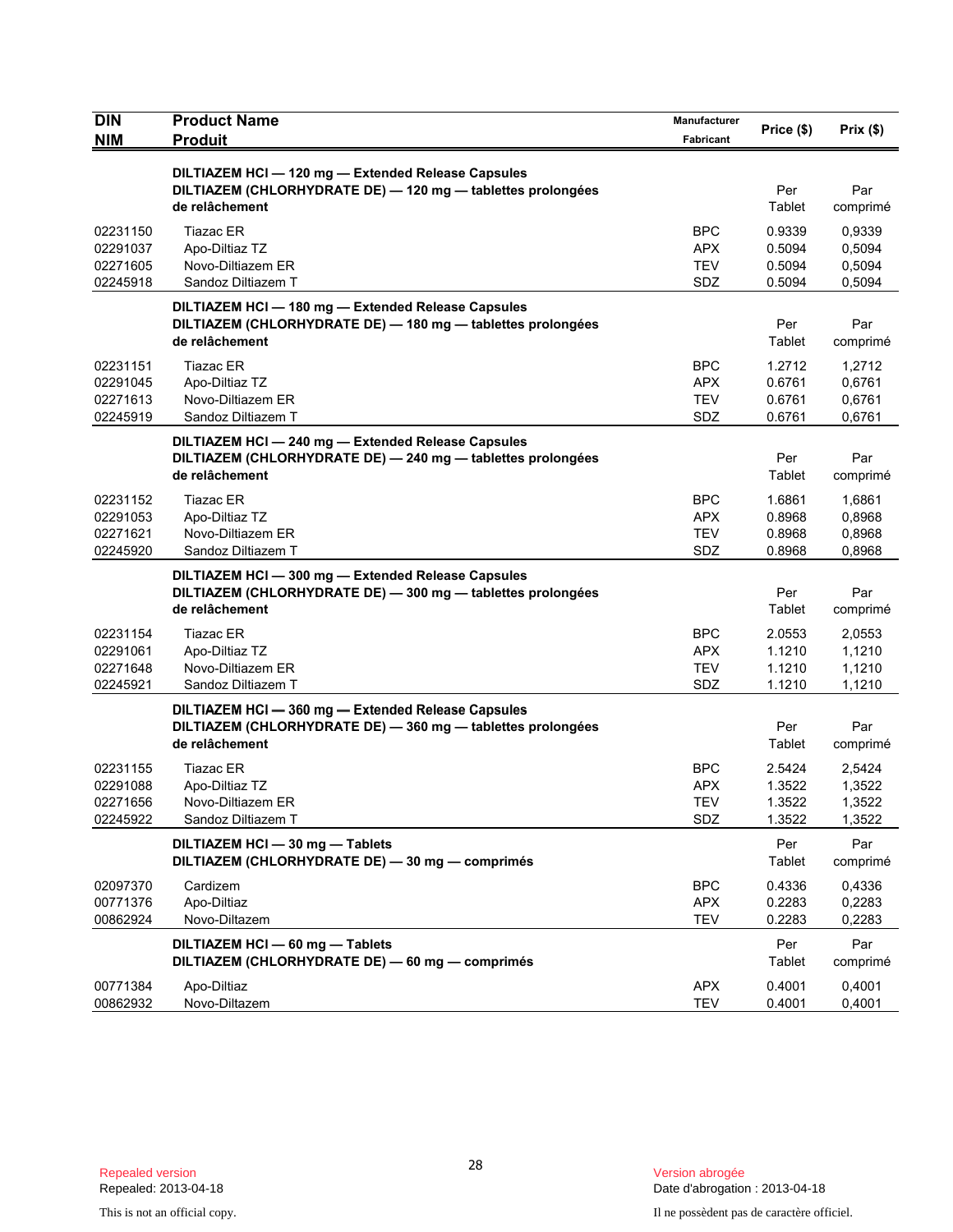| DIN<br>NIM | Product Name<br>Produit | Manufacturer<br>Fabricant | Price ($) | Prix ($) |
|---|---|---|---|---|
| | **DILTIAZEM HCl — 120 mg — Extended Release Capsules**<br>**DILTIAZEM (CHLORHYDRATE DE) — 120 mg — tablettes prolongées de relâchement** | | Per Tablet | Par comprimé |
| 02231150 | Tiazac ER | BPC | 0.9339 | 0,9339 |
| 02291037 | Apo-Diltiaz TZ | APX | 0.5094 | 0,5094 |
| 02271605 | Novo-Diltiazem ER | TEV | 0.5094 | 0,5094 |
| 02245918 | Sandoz Diltiazem T | SDZ | 0.5094 | 0,5094 |
| | **DILTIAZEM HCl — 180 mg — Extended Release Capsules**<br>**DILTIAZEM (CHLORHYDRATE DE) — 180 mg — tablettes prolongées de relâchement** | | Per Tablet | Par comprimé |
| 02231151 | Tiazac ER | BPC | 1.2712 | 1,2712 |
| 02291045 | Apo-Diltiaz TZ | APX | 0.6761 | 0,6761 |
| 02271613 | Novo-Diltiazem ER | TEV | 0.6761 | 0,6761 |
| 02245919 | Sandoz Diltiazem T | SDZ | 0.6761 | 0,6761 |
| | **DILTIAZEM HCl — 240 mg — Extended Release Capsules**<br>**DILTIAZEM (CHLORHYDRATE DE) — 240 mg — tablettes prolongées de relâchement** | | Per Tablet | Par comprimé |
| 02231152 | Tiazac ER | BPC | 1.6861 | 1,6861 |
| 02291053 | Apo-Diltiaz TZ | APX | 0.8968 | 0,8968 |
| 02271621 | Novo-Diltiazem ER | TEV | 0.8968 | 0,8968 |
| 02245920 | Sandoz Diltiazem T | SDZ | 0.8968 | 0,8968 |
| | **DILTIAZEM HCl — 300 mg — Extended Release Capsules**<br>**DILTIAZEM (CHLORHYDRATE DE) — 300 mg — tablettes prolongées de relâchement** | | Per Tablet | Par comprimé |
| 02231154 | Tiazac ER | BPC | 2.0553 | 2,0553 |
| 02291061 | Apo-Diltiaz TZ | APX | 1.1210 | 1,1210 |
| 02271648 | Novo-Diltiazem ER | TEV | 1.1210 | 1,1210 |
| 02245921 | Sandoz Diltiazem T | SDZ | 1.1210 | 1,1210 |
| | **DILTIAZEM HCl — 360 mg — Extended Release Capsules**<br>**DILTIAZEM (CHLORHYDRATE DE) — 360 mg — tablettes prolongées de relâchement** | | Per Tablet | Par comprimé |
| 02231155 | Tiazac ER | BPC | 2.5424 | 2,5424 |
| 02291088 | Apo-Diltiaz TZ | APX | 1.3522 | 1,3522 |
| 02271656 | Novo-Diltiazem ER | TEV | 1.3522 | 1,3522 |
| 02245922 | Sandoz Diltiazem T | SDZ | 1.3522 | 1,3522 |
| | **DILTIAZEM HCl — 30 mg — Tablets**<br>**DILTIAZEM (CHLORHYDRATE DE) — 30 mg — comprimés** | | Per Tablet | Par comprimé |
| 02097370 | Cardizem | BPC | 0.4336 | 0,4336 |
| 00771376 | Apo-Diltiaz | APX | 0.2283 | 0,2283 |
| 00862924 | Novo-Diltazem | TEV | 0.2283 | 0,2283 |
| | **DILTIAZEM HCl — 60 mg — Tablets**<br>**DILTIAZEM (CHLORHYDRATE DE) — 60 mg — comprimés** | | Per Tablet | Par comprimé |
| 00771384 | Apo-Diltiaz | APX | 0.4001 | 0,4001 |
| 00862932 | Novo-Diltazem | TEV | 0.4001 | 0,4001 |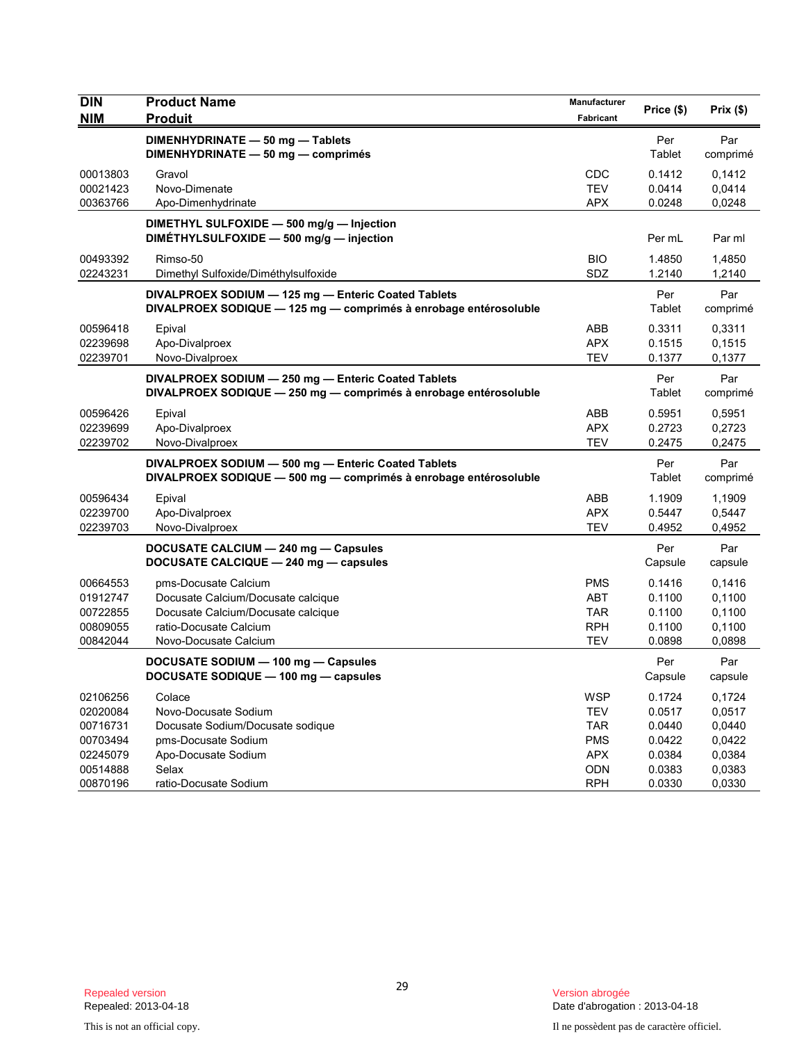| DIN<br>NIM | Product Name<br>Produit | Manufacturer<br>Fabricant | Price ($) | Prix ($) |
|---|---|---|---|---|
| | **DIMENHYDRINATE — 50 mg — Tablets**<br>**DIMENHYDRINATE — 50 mg — comprimés** | | Per Tablet | Par comprimé |
| 00013803 | Gravol | CDC | 0.1412 | 0,1412 |
| 00021423 | Novo-Dimenate | TEV | 0.0414 | 0,0414 |
| 00363766 | Apo-Dimenhydrinate | APX | 0.0248 | 0,0248 |
| | **DIMETHYL SULFOXIDE — 500 mg/g — Injection**<br>**DIMÉTHYLSULFOXIDE — 500 mg/g — injection** | | Per mL | Par ml |
| 00493392 | Rimso-50 | BIO | 1.4850 | 1,4850 |
| 02243231 | Dimethyl Sulfoxide/Diméthylsulfoxide | SDZ | 1.2140 | 1,2140 |
| | **DIVALPROEX SODIUM — 125 mg — Enteric Coated Tablets**<br>**DIVALPROEX SODIQUE — 125 mg — comprimés à enrobage entérosoluble** | | Per Tablet | Par comprimé |
| 00596418 | Epival | ABB | 0.3311 | 0,3311 |
| 02239698 | Apo-Divalproex | APX | 0.1515 | 0,1515 |
| 02239701 | Novo-Divalproex | TEV | 0.1377 | 0,1377 |
| | **DIVALPROEX SODIUM — 250 mg — Enteric Coated Tablets**<br>**DIVALPROEX SODIQUE — 250 mg — comprimés à enrobage entérosoluble** | | Per Tablet | Par comprimé |
| 00596426 | Epival | ABB | 0.5951 | 0,5951 |
| 02239699 | Apo-Divalproex | APX | 0.2723 | 0,2723 |
| 02239702 | Novo-Divalproex | TEV | 0.2475 | 0,2475 |
| | **DIVALPROEX SODIUM — 500 mg — Enteric Coated Tablets**<br>**DIVALPROEX SODIQUE — 500 mg — comprimés à enrobage entérosoluble** | | Per Tablet | Par comprimé |
| 00596434 | Epival | ABB | 1.1909 | 1,1909 |
| 02239700 | Apo-Divalproex | APX | 0.5447 | 0,5447 |
| 02239703 | Novo-Divalproex | TEV | 0.4952 | 0,4952 |
| | **DOCUSATE CALCIUM — 240 mg — Capsules**<br>**DOCUSATE CALCIQUE — 240 mg — capsules** | | Per Capsule | Par capsule |
| 00664553 | pms-Docusate Calcium | PMS | 0.1416 | 0,1416 |
| 01912747 | Docusate Calcium/Docusate calcique | ABT | 0.1100 | 0,1100 |
| 00722855 | Docusate Calcium/Docusate calcique | TAR | 0.1100 | 0,1100 |
| 00809055 | ratio-Docusate Calcium | RPH | 0.1100 | 0,1100 |
| 00842044 | Novo-Docusate Calcium | TEV | 0.0898 | 0,0898 |
| | **DOCUSATE SODIUM — 100 mg — Capsules**<br>**DOCUSATE SODIQUE — 100 mg — capsules** | | Per Capsule | Par capsule |
| 02106256 | Colace | WSP | 0.1724 | 0,1724 |
| 02020084 | Novo-Docusate Sodium | TEV | 0.0517 | 0,0517 |
| 00716731 | Docusate Sodium/Docusate sodique | TAR | 0.0440 | 0,0440 |
| 00703494 | pms-Docusate Sodium | PMS | 0.0422 | 0,0422 |
| 02245079 | Apo-Docusate Sodium | APX | 0.0384 | 0,0384 |
| 00514888 | Selax | ODN | 0.0383 | 0,0383 |
| 00870196 | ratio-Docusate Sodium | RPH | 0.0330 | 0,0330 |

Repealed version
Repealed: 2013-04-18

Version abrogée
Date d'abrogation : 2013-04-18

This is not an official copy.

Il ne possèdent pas de caractère officiel.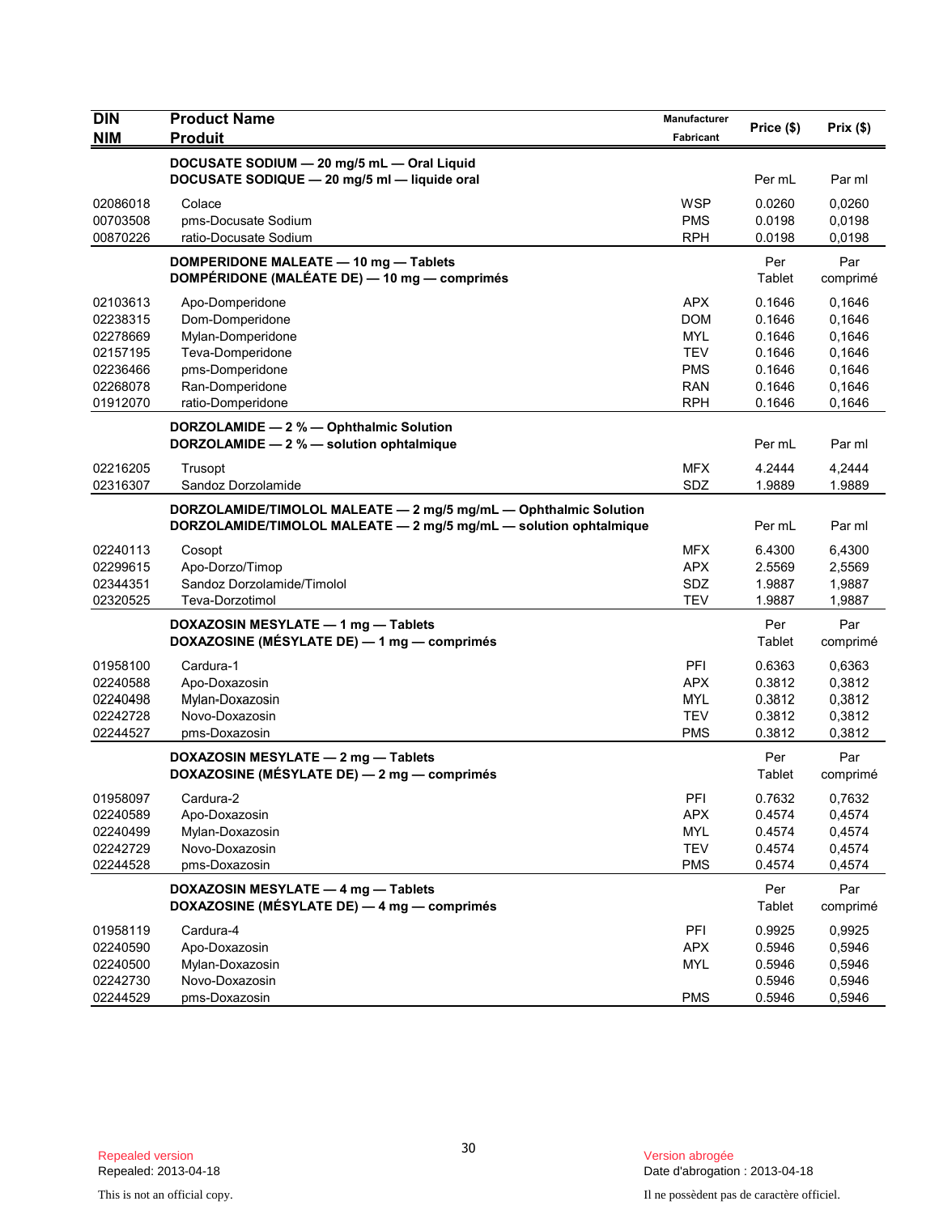| DIN<br>NIM | Product Name<br>Produit | Manufacturer<br>Fabricant | Price ($) | Prix ($) |
|---|---|---|---|---|
| | **DOCUSATE SODIUM — 20 mg/5 mL — Oral Liquid<br>DOCUSATE SODIQUE — 20 mg/5 ml — liquide oral** | | Per mL | Par ml |
| 02086018 | Colace | WSP | 0.0260 | 0,0260 |
| 00703508 | pms-Docusate Sodium | PMS | 0.0198 | 0,0198 |
| 00870226 | ratio-Docusate Sodium | RPH | 0.0198 | 0,0198 |
| | **DOMPERIDONE MALEATE — 10 mg — Tablets<br>DOMPÉRIDONE (MALÉATE DE) — 10 mg — comprimés** | | Per Tablet | Par comprimé |
| 02103613 | Apo-Domperidone | APX | 0.1646 | 0,1646 |
| 02238315 | Dom-Domperidone | DOM | 0.1646 | 0,1646 |
| 02278669 | Mylan-Domperidone | MYL | 0.1646 | 0,1646 |
| 02157195 | Teva-Domperidone | TEV | 0.1646 | 0,1646 |
| 02236466 | pms-Domperidone | PMS | 0.1646 | 0,1646 |
| 02268078 | Ran-Domperidone | RAN | 0.1646 | 0,1646 |
| 01912070 | ratio-Domperidone | RPH | 0.1646 | 0,1646 |
| | **DORZOLAMIDE — 2 % — Ophthalmic Solution<br>DORZOLAMIDE — 2 % — solution ophtalmique** | | Per mL | Par ml |
| 02216205 | Trusopt | MFX | 4.2444 | 4,2444 |
| 02316307 | Sandoz Dorzolamide | SDZ | 1.9889 | 1.9889 |
| | **DORZOLAMIDE/TIMOLOL MALEATE — 2 mg/5 mg/mL — Ophthalmic Solution<br>DORZOLAMIDE/TIMOLOL MALEATE — 2 mg/5 mg/mL — solution ophtalmique** | | Per mL | Par ml |
| 02240113 | Cosopt | MFX | 6.4300 | 6,4300 |
| 02299615 | Apo-Dorzo/Timop | APX | 2.5569 | 2,5569 |
| 02344351 | Sandoz Dorzolamide/Timolol | SDZ | 1.9887 | 1,9887 |
| 02320525 | Teva-Dorzotimol | TEV | 1.9887 | 1,9887 |
| | **DOXAZOSIN MESYLATE — 1 mg — Tablets<br>DOXAZOSINE (MÉSYLATE DE) — 1 mg — comprimés** | | Per Tablet | Par comprimé |
| 01958100 | Cardura-1 | PFI | 0.6363 | 0,6363 |
| 02240588 | Apo-Doxazosin | APX | 0.3812 | 0,3812 |
| 02240498 | Mylan-Doxazosin | MYL | 0.3812 | 0,3812 |
| 02242728 | Novo-Doxazosin | TEV | 0.3812 | 0,3812 |
| 02244527 | pms-Doxazosin | PMS | 0.3812 | 0,3812 |
| | **DOXAZOSIN MESYLATE — 2 mg — Tablets<br>DOXAZOSINE (MÉSYLATE DE) — 2 mg — comprimés** | | Per Tablet | Par comprimé |
| 01958097 | Cardura-2 | PFI | 0.7632 | 0,7632 |
| 02240589 | Apo-Doxazosin | APX | 0.4574 | 0,4574 |
| 02240499 | Mylan-Doxazosin | MYL | 0.4574 | 0,4574 |
| 02242729 | Novo-Doxazosin | TEV | 0.4574 | 0,4574 |
| 02244528 | pms-Doxazosin | PMS | 0.4574 | 0,4574 |
| | **DOXAZOSIN MESYLATE — 4 mg — Tablets<br>DOXAZOSINE (MÉSYLATE DE) — 4 mg — comprimés** | | Per Tablet | Par comprimé |
| 01958119 | Cardura-4 | PFI | 0.9925 | 0,9925 |
| 02240590 | Apo-Doxazosin | APX | 0.5946 | 0,5946 |
| 02240500 | Mylan-Doxazosin | MYL | 0.5946 | 0,5946 |
| 02242730 | Novo-Doxazosin | | 0.5946 | 0,5946 |
| 02244529 | pms-Doxazosin | PMS | 0.5946 | 0,5946 |

Repealed version
Repealed: 2013-04-18

This is not an official copy.

Version abrogée
Date d'abrogation : 2013-04-18

Il ne possèdent pas de caractère officiel.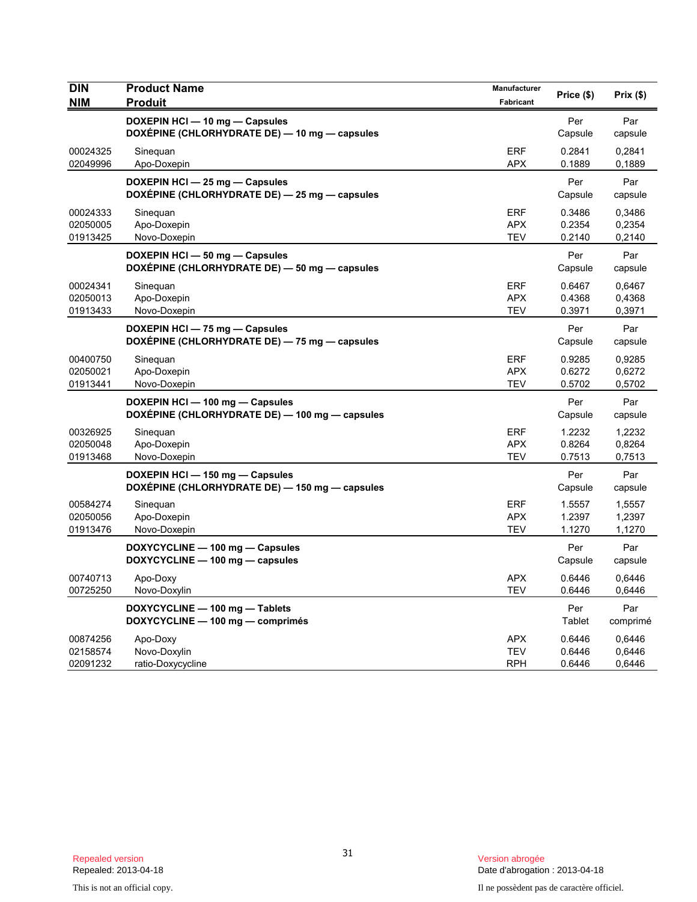| DIN<br>NIM | Product Name<br>Produit | Manufacturer<br>Fabricant | Price ($) | Prix ($) |
|---|---|---|---|---|
| | **DOXEPIN HCl — 10 mg — Capsules**<br>**DOXÉPINE (CHLORHYDRATE DE) — 10 mg — capsules** | | Per Capsule | Par capsule |
| 00024325 | Sinequan | ERF | 0.2841 | 0,2841 |
| 02049996 | Apo-Doxepin | APX | 0.1889 | 0,1889 |
| | **DOXEPIN HCl — 25 mg — Capsules**<br>**DOXÉPINE (CHLORHYDRATE DE) — 25 mg — capsules** | | Per Capsule | Par capsule |
| 00024333 | Sinequan | ERF | 0.3486 | 0,3486 |
| 02050005 | Apo-Doxepin | APX | 0.2354 | 0,2354 |
| 01913425 | Novo-Doxepin | TEV | 0.2140 | 0,2140 |
| | **DOXEPIN HCl — 50 mg — Capsules**<br>**DOXÉPINE (CHLORHYDRATE DE) — 50 mg — capsules** | | Per Capsule | Par capsule |
| 00024341 | Sinequan | ERF | 0.6467 | 0,6467 |
| 02050013 | Apo-Doxepin | APX | 0.4368 | 0,4368 |
| 01913433 | Novo-Doxepin | TEV | 0.3971 | 0,3971 |
| | **DOXEPIN HCl — 75 mg — Capsules**<br>**DOXÉPINE (CHLORHYDRATE DE) — 75 mg — capsules** | | Per Capsule | Par capsule |
| 00400750 | Sinequan | ERF | 0.9285 | 0,9285 |
| 02050021 | Apo-Doxepin | APX | 0.6272 | 0,6272 |
| 01913441 | Novo-Doxepin | TEV | 0.5702 | 0,5702 |
| | **DOXEPIN HCl — 100 mg — Capsules**<br>**DOXÉPINE (CHLORHYDRATE DE) — 100 mg — capsules** | | Per Capsule | Par capsule |
| 00326925 | Sinequan | ERF | 1.2232 | 1,2232 |
| 02050048 | Apo-Doxepin | APX | 0.8264 | 0,8264 |
| 01913468 | Novo-Doxepin | TEV | 0.7513 | 0,7513 |
| | **DOXEPIN HCl — 150 mg — Capsules**<br>**DOXÉPINE (CHLORHYDRATE DE) — 150 mg — capsules** | | Per Capsule | Par capsule |
| 00584274 | Sinequan | ERF | 1.5557 | 1,5557 |
| 02050056 | Apo-Doxepin | APX | 1.2397 | 1,2397 |
| 01913476 | Novo-Doxepin | TEV | 1.1270 | 1,1270 |
| | **DOXYCYCLINE — 100 mg — Capsules**<br>**DOXYCYCLINE — 100 mg — capsules** | | Per Capsule | Par capsule |
| 00740713 | Apo-Doxy | APX | 0.6446 | 0,6446 |
| 00725250 | Novo-Doxylin | TEV | 0.6446 | 0,6446 |
| | **DOXYCYCLINE — 100 mg — Tablets**<br>**DOXYCYCLINE — 100 mg — comprimés** | | Per Tablet | Par comprimé |
| 00874256 | Apo-Doxy | APX | 0.6446 | 0,6446 |
| 02158574 | Novo-Doxylin | TEV | 0.6446 | 0,6446 |
| 02091232 | ratio-Doxycycline | RPH | 0.6446 | 0,6446 |

Repealed version
Repealed: 2013-04-18

This is not an official copy.

Version abrogée
Date d'abrogation : 2013-04-18

Il ne possèdent pas de caractère officiel.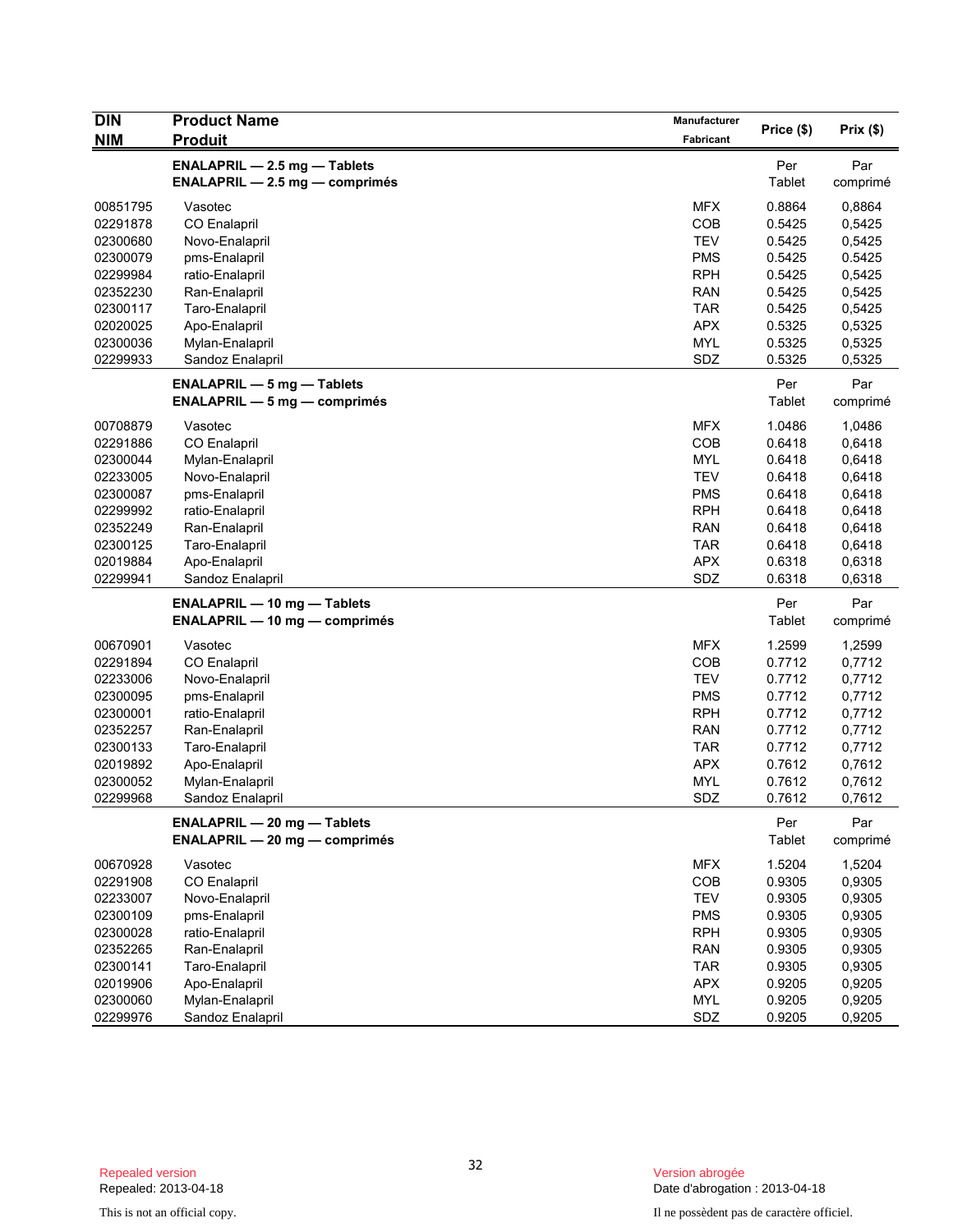| DIN<br>NIM | Product Name<br>Produit | Manufacturer<br>Fabricant | Price ($) | Prix ($) |
|---|---|---|---|---|
| | **ENALAPRIL — 2.5 mg — Tablets**<br>**ENALAPRIL — 2.5 mg — comprimés** | | Per<br>Tablet | Par<br>comprimé |
| 00851795 | Vasotec | MFX | 0.8864 | 0,8864 |
| 02291878 | CO Enalapril | COB | 0.5425 | 0,5425 |
| 02300680 | Novo-Enalapril | TEV | 0.5425 | 0,5425 |
| 02300079 | pms-Enalapril | PMS | 0.5425 | 0.5425 |
| 02299984 | ratio-Enalapril | RPH | 0.5425 | 0,5425 |
| 02352230 | Ran-Enalapril | RAN | 0.5425 | 0,5425 |
| 02300117 | Taro-Enalapril | TAR | 0.5425 | 0,5425 |
| 02020025 | Apo-Enalapril | APX | 0.5325 | 0,5325 |
| 02300036 | Mylan-Enalapril | MYL | 0.5325 | 0,5325 |
| 02299933 | Sandoz Enalapril | SDZ | 0.5325 | 0,5325 |
| | **ENALAPRIL — 5 mg — Tablets**<br>**ENALAPRIL — 5 mg — comprimés** | | Per<br>Tablet | Par<br>comprimé |
| 00708879 | Vasotec | MFX | 1.0486 | 1,0486 |
| 02291886 | CO Enalapril | COB | 0.6418 | 0,6418 |
| 02300044 | Mylan-Enalapril | MYL | 0.6418 | 0,6418 |
| 02233005 | Novo-Enalapril | TEV | 0.6418 | 0,6418 |
| 02300087 | pms-Enalapril | PMS | 0.6418 | 0,6418 |
| 02299992 | ratio-Enalapril | RPH | 0.6418 | 0,6418 |
| 02352249 | Ran-Enalapril | RAN | 0.6418 | 0,6418 |
| 02300125 | Taro-Enalapril | TAR | 0.6418 | 0,6418 |
| 02019884 | Apo-Enalapril | APX | 0.6318 | 0,6318 |
| 02299941 | Sandoz Enalapril | SDZ | 0.6318 | 0,6318 |
| | **ENALAPRIL — 10 mg — Tablets**<br>**ENALAPRIL — 10 mg — comprimés** | | Per<br>Tablet | Par<br>comprimé |
| 00670901 | Vasotec | MFX | 1.2599 | 1,2599 |
| 02291894 | CO Enalapril | COB | 0.7712 | 0,7712 |
| 02233006 | Novo-Enalapril | TEV | 0.7712 | 0,7712 |
| 02300095 | pms-Enalapril | PMS | 0.7712 | 0,7712 |
| 02300001 | ratio-Enalapril | RPH | 0.7712 | 0,7712 |
| 02352257 | Ran-Enalapril | RAN | 0.7712 | 0,7712 |
| 02300133 | Taro-Enalapril | TAR | 0.7712 | 0,7712 |
| 02019892 | Apo-Enalapril | APX | 0.7612 | 0,7612 |
| 02300052 | Mylan-Enalapril | MYL | 0.7612 | 0,7612 |
| 02299968 | Sandoz Enalapril | SDZ | 0.7612 | 0,7612 |
| | **ENALAPRIL — 20 mg — Tablets**<br>**ENALAPRIL — 20 mg — comprimés** | | Per<br>Tablet | Par<br>comprimé |
| 00670928 | Vasotec | MFX | 1.5204 | 1,5204 |
| 02291908 | CO Enalapril | COB | 0.9305 | 0,9305 |
| 02233007 | Novo-Enalapril | TEV | 0.9305 | 0,9305 |
| 02300109 | pms-Enalapril | PMS | 0.9305 | 0,9305 |
| 02300028 | ratio-Enalapril | RPH | 0.9305 | 0,9305 |
| 02352265 | Ran-Enalapril | RAN | 0.9305 | 0,9305 |
| 02300141 | Taro-Enalapril | TAR | 0.9305 | 0,9305 |
| 02019906 | Apo-Enalapril | APX | 0.9205 | 0,9205 |
| 02300060 | Mylan-Enalapril | MYL | 0.9205 | 0,9205 |
| 02299976 | Sandoz Enalapril | SDZ | 0.9205 | 0,9205 |

Repealed version
Repealed: 2013-04-18

Version abrogée
Date d'abrogation : 2013-04-18

This is not an official copy.

Il ne possèdent pas de caractère officiel.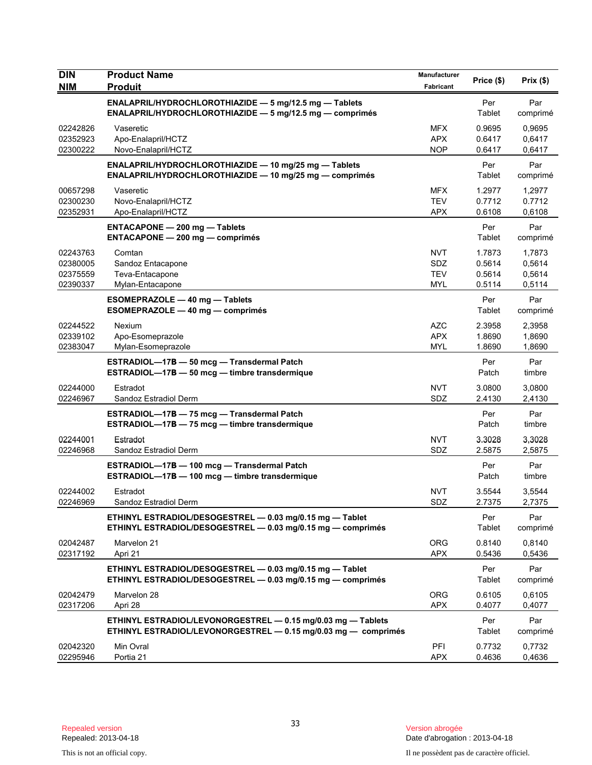| DIN<br>NIM | Product Name<br>Produit | Manufacturer<br>Fabricant | Price ($) | Prix ($) |
|---|---|---|---|---|
| | **ENALAPRIL/HYDROCHLOROTHIAZIDE — 5 mg/12.5 mg — Tablets**<br>**ENALAPRIL/HYDROCHLOROTHIAZIDE — 5 mg/12.5 mg — comprimés** | | Per Tablet | Par comprimé |
| 02242826 | Vaseretic | MFX | 0.9695 | 0,9695 |
| 02352923 | Apo-Enalapril/HCTZ | APX | 0.6417 | 0,6417 |
| 02300222 | Novo-Enalapril/HCTZ | NOP | 0.6417 | 0,6417 |
| | **ENALAPRIL/HYDROCHLOROTHIAZIDE — 10 mg/25 mg — Tablets**<br>**ENALAPRIL/HYDROCHLOROTHIAZIDE — 10 mg/25 mg — comprimés** | | Per Tablet | Par comprimé |
| 00657298 | Vaseretic | MFX | 1.2977 | 1,2977 |
| 02300230 | Novo-Enalapril/HCTZ | TEV | 0.7712 | 0.7712 |
| 02352931 | Apo-Enalapril/HCTZ | APX | 0.6108 | 0,6108 |
| | **ENTACAPONE — 200 mg — Tablets**<br>**ENTACAPONE — 200 mg — comprimés** | | Per Tablet | Par comprimé |
| 02243763 | Comtan | NVT | 1.7873 | 1,7873 |
| 02380005 | Sandoz Entacapone | SDZ | 0.5614 | 0,5614 |
| 02375559 | Teva-Entacapone | TEV | 0.5614 | 0,5614 |
| 02390337 | Mylan-Entacapone | MYL | 0.5114 | 0,5114 |
| | **ESOMEPRAZOLE — 40 mg — Tablets**<br>**ESOMEPRAZOLE — 40 mg — comprimés** | | Per Tablet | Par comprimé |
| 02244522 | Nexium | AZC | 2.3958 | 2,3958 |
| 02339102 | Apo-Esomeprazole | APX | 1.8690 | 1,8690 |
| 02383047 | Mylan-Esomeprazole | MYL | 1.8690 | 1,8690 |
| | **ESTRADIOL—17B — 50 mcg — Transdermal Patch**<br>**ESTRADIOL—17B — 50 mcg — timbre transdermique** | | Per Patch | Par timbre |
| 02244000 | Estradot | NVT | 3.0800 | 3,0800 |
| 02246967 | Sandoz Estradiol Derm | SDZ | 2.4130 | 2,4130 |
| | **ESTRADIOL—17B — 75 mcg — Transdermal Patch**<br>**ESTRADIOL—17B — 75 mcg — timbre transdermique** | | Per Patch | Par timbre |
| 02244001 | Estradot | NVT | 3.3028 | 3,3028 |
| 02246968 | Sandoz Estradiol Derm | SDZ | 2.5875 | 2,5875 |
| | **ESTRADIOL—17B — 100 mcg — Transdermal Patch**<br>**ESTRADIOL—17B — 100 mcg — timbre transdermique** | | Per Patch | Par timbre |
| 02244002 | Estradot | NVT | 3.5544 | 3,5544 |
| 02246969 | Sandoz Estradiol Derm | SDZ | 2.7375 | 2,7375 |
| | **ETHINYL ESTRADIOL/DESOGESTREL — 0.03 mg/0.15 mg — Tablet**<br>**ETHINYL ESTRADIOL/DESOGESTREL — 0.03 mg/0.15 mg — comprimés** | | Per Tablet | Par comprimé |
| 02042487 | Marvelon 21 | ORG | 0.8140 | 0,8140 |
| 02317192 | Apri 21 | APX | 0.5436 | 0,5436 |
| | **ETHINYL ESTRADIOL/DESOGESTREL — 0.03 mg/0.15 mg — Tablet**<br>**ETHINYL ESTRADIOL/DESOGESTREL — 0.03 mg/0.15 mg — comprimés** | | Per Tablet | Par comprimé |
| 02042479 | Marvelon 28 | ORG | 0.6105 | 0,6105 |
| 02317206 | Apri 28 | APX | 0.4077 | 0,4077 |
| | **ETHINYL ESTRADIOL/LEVONORGESTREL — 0.15 mg/0.03 mg — Tablets**<br>**ETHINYL ESTRADIOL/LEVONORGESTREL — 0.15 mg/0.03 mg — comprimés** | | Per Tablet | Par comprimé |
| 02042320 | Min Ovral | PFI | 0.7732 | 0,7732 |
| 02295946 | Portia 21 | APX | 0.4636 | 0,4636 |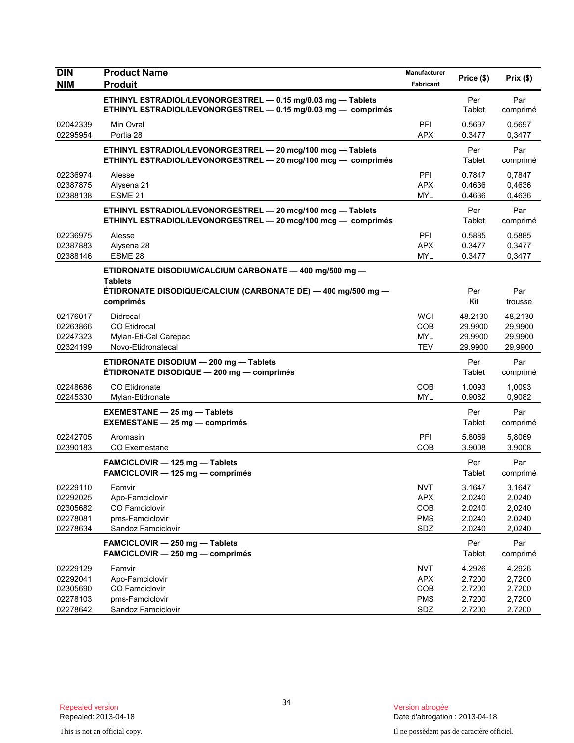| DIN<br>NIM | Product Name<br>Produit | Manufacturer<br>Fabricant | Price ($) | Prix ($) |
|---|---|---|---|---|
| | **ETHINYL ESTRADIOL/LEVONORGESTREL — 0.15 mg/0.03 mg — Tablets**<br>**ETHINYL ESTRADIOL/LEVONORGESTREL — 0.15 mg/0.03 mg — comprimés** | | Per Tablet | Par comprimé |
| 02042339 | Min Ovral | PFI | 0.5697 | 0,5697 |
| 02295954 | Portia 28 | APX | 0.3477 | 0,3477 |
| | **ETHINYL ESTRADIOL/LEVONORGESTREL — 20 mcg/100 mcg — Tablets**<br>**ETHINYL ESTRADIOL/LEVONORGESTREL — 20 mcg/100 mcg — comprimés** | | Per Tablet | Par comprimé |
| 02236974 | Alesse | PFI | 0.7847 | 0,7847 |
| 02387875 | Alysena 21 | APX | 0.4636 | 0,4636 |
| 02388138 | ESME 21 | MYL | 0.4636 | 0,4636 |
| | **ETHINYL ESTRADIOL/LEVONORGESTREL — 20 mcg/100 mcg — Tablets**<br>**ETHINYL ESTRADIOL/LEVONORGESTREL — 20 mcg/100 mcg — comprimés** | | Per Tablet | Par comprimé |
| 02236975 | Alesse | PFI | 0.5885 | 0,5885 |
| 02387883 | Alysena 28 | APX | 0.3477 | 0,3477 |
| 02388146 | ESME 28 | MYL | 0.3477 | 0,3477 |
| | **ETIDRONATE DISODIUM/CALCIUM CARBONATE — 400 mg/500 mg — Tablets**<br>**ÉTIDRONATE DISODIQUE/CALCIUM (CARBONATE DE) — 400 mg/500 mg — comprimés** | | Per Kit | Par trousse |
| 02176017 | Didrocal | WCI | 48.2130 | 48,2130 |
| 02263866 | CO Etidrocal | COB | 29.9900 | 29,9900 |
| 02247323 | Mylan-Eti-Cal Carepac | MYL | 29.9900 | 29,9900 |
| 02324199 | Novo-Etidronatecal | TEV | 29.9900 | 29,9900 |
| | **ETIDRONATE DISODIUM — 200 mg — Tablets**<br>**ÉTIDRONATE DISODIQUE — 200 mg — comprimés** | | Per Tablet | Par comprimé |
| 02248686 | CO Etidronate | COB | 1.0093 | 1,0093 |
| 02245330 | Mylan-Etidronate | MYL | 0.9082 | 0,9082 |
| | **EXEMESTANE — 25 mg — Tablets**<br>**EXEMESTANE — 25 mg — comprimés** | | Per Tablet | Par comprimé |
| 02242705 | Aromasin | PFI | 5.8069 | 5,8069 |
| 02390183 | CO Exemestane | COB | 3.9008 | 3,9008 |
| | **FAMCICLOVIR — 125 mg — Tablets**<br>**FAMCICLOVIR — 125 mg — comprimés** | | Per Tablet | Par comprimé |
| 02229110 | Famvir | NVT | 3.1647 | 3,1647 |
| 02292025 | Apo-Famciclovir | APX | 2.0240 | 2,0240 |
| 02305682 | CO Famciclovir | COB | 2.0240 | 2,0240 |
| 02278081 | pms-Famciclovir | PMS | 2.0240 | 2,0240 |
| 02278634 | Sandoz Famciclovir | SDZ | 2.0240 | 2,0240 |
| | **FAMCICLOVIR — 250 mg — Tablets**<br>**FAMCICLOVIR — 250 mg — comprimés** | | Per Tablet | Par comprimé |
| 02229129 | Famvir | NVT | 4.2926 | 4,2926 |
| 02292041 | Apo-Famciclovir | APX | 2.7200 | 2,7200 |
| 02305690 | CO Famciclovir | COB | 2.7200 | 2,7200 |
| 02278103 | pms-Famciclovir | PMS | 2.7200 | 2,7200 |
| 02278642 | Sandoz Famciclovir | SDZ | 2.7200 | 2,7200 |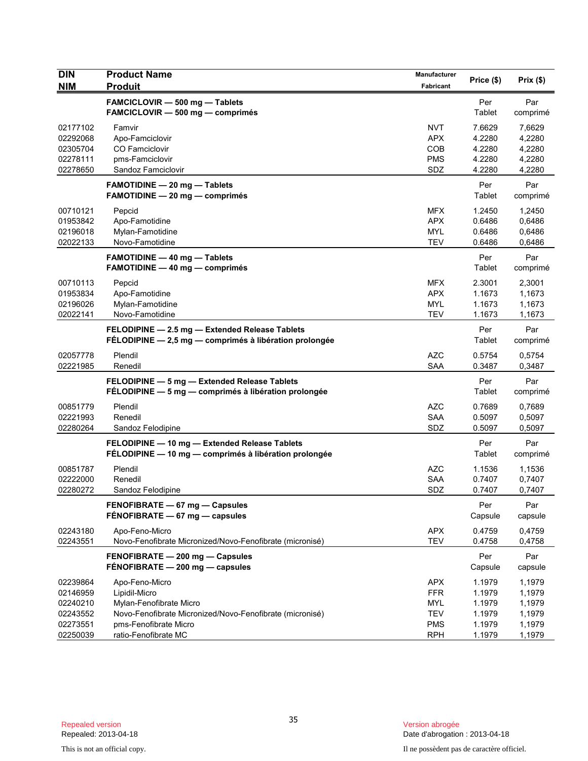| DIN<br>NIM | Product Name<br>Produit | Manufacturer<br>Fabricant | Price ($) | Prix ($) |
|---|---|---|---|---|
| | **FAMCICLOVIR — 500 mg — Tablets**<br>**FAMCICLOVIR — 500 mg — comprimés** | | Per Tablet | Par comprimé |
| 02177102 | Famvir | NVT | 7.6629 | 7,6629 |
| 02292068 | Apo-Famciclovir | APX | 4.2280 | 4,2280 |
| 02305704 | CO Famciclovir | COB | 4.2280 | 4,2280 |
| 02278111 | pms-Famciclovir | PMS | 4.2280 | 4,2280 |
| 02278650 | Sandoz Famciclovir | SDZ | 4.2280 | 4,2280 |
| | **FAMOTIDINE — 20 mg — Tablets**<br>**FAMOTIDINE — 20 mg — comprimés** | | Per Tablet | Par comprimé |
| 00710121 | Pepcid | MFX | 1.2450 | 1,2450 |
| 01953842 | Apo-Famotidine | APX | 0.6486 | 0,6486 |
| 02196018 | Mylan-Famotidine | MYL | 0.6486 | 0,6486 |
| 02022133 | Novo-Famotidine | TEV | 0.6486 | 0,6486 |
| | **FAMOTIDINE — 40 mg — Tablets**<br>**FAMOTIDINE — 40 mg — comprimés** | | Per Tablet | Par comprimé |
| 00710113 | Pepcid | MFX | 2.3001 | 2,3001 |
| 01953834 | Apo-Famotidine | APX | 1.1673 | 1,1673 |
| 02196026 | Mylan-Famotidine | MYL | 1.1673 | 1,1673 |
| 02022141 | Novo-Famotidine | TEV | 1.1673 | 1,1673 |
| | **FELODIPINE — 2.5 mg — Extended Release Tablets**<br>**FÉLODIPINE — 2,5 mg — comprimés à libération prolongée** | | Per Tablet | Par comprimé |
| 02057778 | Plendil | AZC | 0.5754 | 0,5754 |
| 02221985 | Renedil | SAA | 0.3487 | 0,3487 |
| | **FELODIPINE — 5 mg — Extended Release Tablets**<br>**FÉLODIPINE — 5 mg — comprimés à libération prolongée** | | Per Tablet | Par comprimé |
| 00851779 | Plendil | AZC | 0.7689 | 0,7689 |
| 02221993 | Renedil | SAA | 0.5097 | 0,5097 |
| 02280264 | Sandoz Felodipine | SDZ | 0.5097 | 0,5097 |
| | **FELODIPINE — 10 mg — Extended Release Tablets**<br>**FÉLODIPINE — 10 mg — comprimés à libération prolongée** | | Per Tablet | Par comprimé |
| 00851787 | Plendil | AZC | 1.1536 | 1,1536 |
| 02222000 | Renedil | SAA | 0.7407 | 0,7407 |
| 02280272 | Sandoz Felodipine | SDZ | 0.7407 | 0,7407 |
| | **FENOFIBRATE — 67 mg — Capsules**<br>**FÉNOFIBRATE — 67 mg — capsules** | | Per Capsule | Par capsule |
| 02243180 | Apo-Feno-Micro | APX | 0.4759 | 0,4759 |
| 02243551 | Novo-Fenofibrate Micronized/Novo-Fenofibrate (micronisé) | TEV | 0.4758 | 0,4758 |
| | **FENOFIBRATE — 200 mg — Capsules**<br>**FÉNOFIBRATE — 200 mg — capsules** | | Per Capsule | Par capsule |
| 02239864 | Apo-Feno-Micro | APX | 1.1979 | 1,1979 |
| 02146959 | Lipidil-Micro | FFR | 1.1979 | 1,1979 |
| 02240210 | Mylan-Fenofibrate Micro | MYL | 1.1979 | 1,1979 |
| 02243552 | Novo-Fenofibrate Micronized/Novo-Fenofibrate (micronisé) | TEV | 1.1979 | 1,1979 |
| 02273551 | pms-Fenofibrate Micro | PMS | 1.1979 | 1,1979 |
| 02250039 | ratio-Fenofibrate MC | RPH | 1.1979 | 1,1979 |

Repealed version
Repealed: 2013-04-18

Version abrogée
Date d'abrogation : 2013-04-18

This is not an official copy.

Il ne possèdent pas de caractère officiel.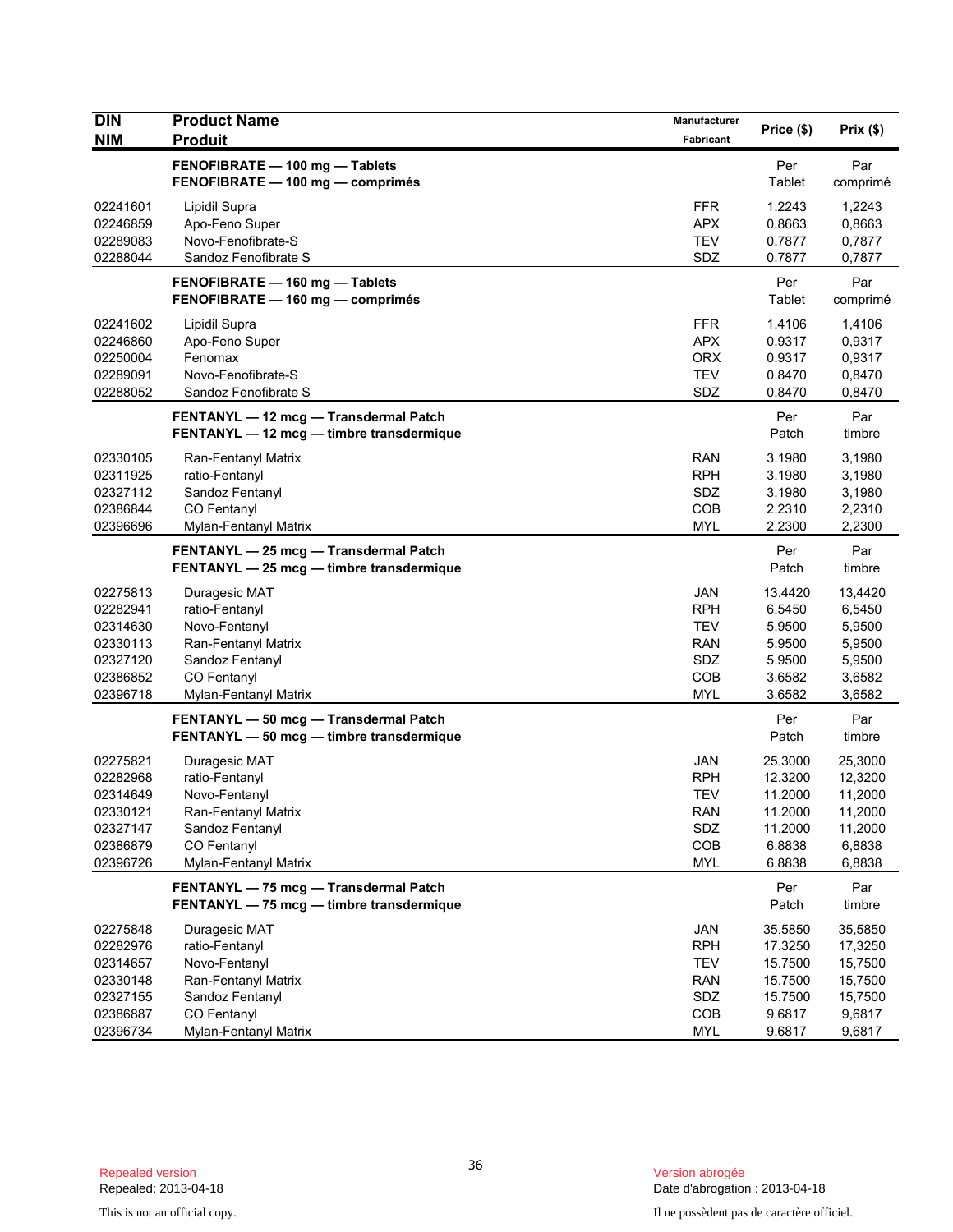| DIN<br>NIM | Product Name<br>Produit | Manufacturer<br>Fabricant | Price ($) | Prix ($) |
|---|---|---|---|---|
| | **FENOFIBRATE — 100 mg — Tablets**<br>**FENOFIBRATE — 100 mg — comprimés** | | Per Tablet | Par comprimé |
| 02241601 | Lipidil Supra | FFR | 1.2243 | 1,2243 |
| 02246859 | Apo-Feno Super | APX | 0.8663 | 0,8663 |
| 02289083 | Novo-Fenofibrate-S | TEV | 0.7877 | 0,7877 |
| 02288044 | Sandoz Fenofibrate S | SDZ | 0.7877 | 0,7877 |
| | **FENOFIBRATE — 160 mg — Tablets**<br>**FENOFIBRATE — 160 mg — comprimés** | | Per Tablet | Par comprimé |
| 02241602 | Lipidil Supra | FFR | 1.4106 | 1,4106 |
| 02246860 | Apo-Feno Super | APX | 0.9317 | 0,9317 |
| 02250004 | Fenomax | ORX | 0.9317 | 0,9317 |
| 02289091 | Novo-Fenofibrate-S | TEV | 0.8470 | 0,8470 |
| 02288052 | Sandoz Fenofibrate S | SDZ | 0.8470 | 0,8470 |
| | **FENTANYL — 12 mcg — Transdermal Patch**<br>**FENTANYL — 12 mcg — timbre transdermique** | | Per Patch | Par timbre |
| 02330105 | Ran-Fentanyl Matrix | RAN | 3.1980 | 3,1980 |
| 02311925 | ratio-Fentanyl | RPH | 3.1980 | 3,1980 |
| 02327112 | Sandoz Fentanyl | SDZ | 3.1980 | 3,1980 |
| 02386844 | CO Fentanyl | COB | 2.2310 | 2,2310 |
| 02396696 | Mylan-Fentanyl Matrix | MYL | 2.2300 | 2,2300 |
| | **FENTANYL — 25 mcg — Transdermal Patch**<br>**FENTANYL — 25 mcg — timbre transdermique** | | Per Patch | Par timbre |
| 02275813 | Duragesic MAT | JAN | 13.4420 | 13,4420 |
| 02282941 | ratio-Fentanyl | RPH | 6.5450 | 6,5450 |
| 02314630 | Novo-Fentanyl | TEV | 5.9500 | 5,9500 |
| 02330113 | Ran-Fentanyl Matrix | RAN | 5.9500 | 5,9500 |
| 02327120 | Sandoz Fentanyl | SDZ | 5.9500 | 5,9500 |
| 02386852 | CO Fentanyl | COB | 3.6582 | 3,6582 |
| 02396718 | Mylan-Fentanyl Matrix | MYL | 3.6582 | 3,6582 |
| | **FENTANYL — 50 mcg — Transdermal Patch**<br>**FENTANYL — 50 mcg — timbre transdermique** | | Per Patch | Par timbre |
| 02275821 | Duragesic MAT | JAN | 25.3000 | 25,3000 |
| 02282968 | ratio-Fentanyl | RPH | 12.3200 | 12,3200 |
| 02314649 | Novo-Fentanyl | TEV | 11.2000 | 11,2000 |
| 02330121 | Ran-Fentanyl Matrix | RAN | 11.2000 | 11,2000 |
| 02327147 | Sandoz Fentanyl | SDZ | 11.2000 | 11,2000 |
| 02386879 | CO Fentanyl | COB | 6.8838 | 6,8838 |
| 02396726 | Mylan-Fentanyl Matrix | MYL | 6.8838 | 6,8838 |
| | **FENTANYL — 75 mcg — Transdermal Patch**<br>**FENTANYL — 75 mcg — timbre transdermique** | | Per Patch | Par timbre |
| 02275848 | Duragesic MAT | JAN | 35.5850 | 35,5850 |
| 02282976 | ratio-Fentanyl | RPH | 17.3250 | 17,3250 |
| 02314657 | Novo-Fentanyl | TEV | 15.7500 | 15,7500 |
| 02330148 | Ran-Fentanyl Matrix | RAN | 15.7500 | 15,7500 |
| 02327155 | Sandoz Fentanyl | SDZ | 15.7500 | 15,7500 |
| 02386887 | CO Fentanyl | COB | 9.6817 | 9,6817 |
| 02396734 | Mylan-Fentanyl Matrix | MYL | 9.6817 | 9,6817 |

Repealed version
Repealed: 2013-04-18

Version abrogée
Date d'abrogation : 2013-04-18

This is not an official copy.

Il ne possèdent pas de caractère officiel.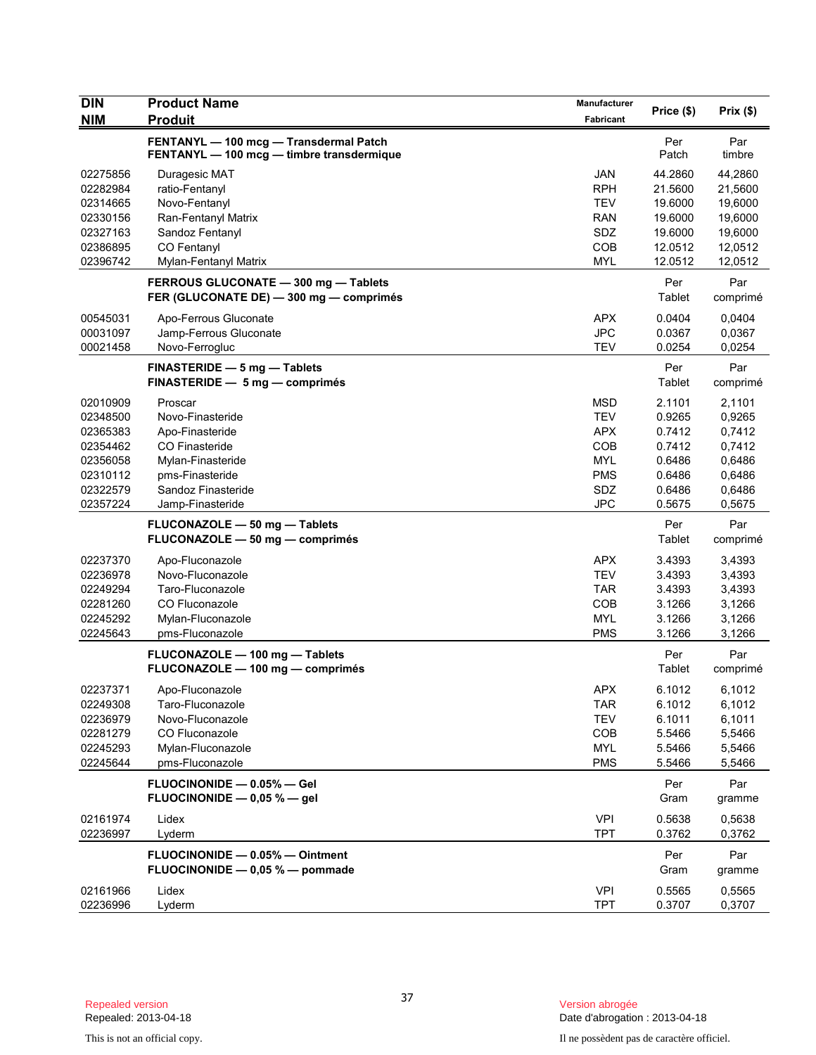| DIN<br>NIM | Product Name<br>Produit | Manufacturer<br>Fabricant | Price ($) | Prix ($) |
|---|---|---|---|---|
| | **FENTANYL — 100 mcg — Transdermal Patch**<br>**FENTANYL — 100 mcg — timbre transdermique** | | Per<br>Patch | Par<br>timbre |
| 02275856 | Duragesic MAT | JAN | 44.2860 | 44,2860 |
| 02282984 | ratio-Fentanyl | RPH | 21.5600 | 21,5600 |
| 02314665 | Novo-Fentanyl | TEV | 19.6000 | 19,6000 |
| 02330156 | Ran-Fentanyl Matrix | RAN | 19.6000 | 19,6000 |
| 02327163 | Sandoz Fentanyl | SDZ | 19.6000 | 19,6000 |
| 02386895 | CO Fentanyl | COB | 12.0512 | 12,0512 |
| 02396742 | Mylan-Fentanyl Matrix | MYL | 12.0512 | 12,0512 |
| | **FERROUS GLUCONATE — 300 mg — Tablets**<br>**FER (GLUCONATE DE) — 300 mg — comprimés** | | Per<br>Tablet | Par<br>comprimé |
| 00545031 | Apo-Ferrous Gluconate | APX | 0.0404 | 0,0404 |
| 00031097 | Jamp-Ferrous Gluconate | JPC | 0.0367 | 0,0367 |
| 00021458 | Novo-Ferrogluc | TEV | 0.0254 | 0,0254 |
| | **FINASTERIDE — 5 mg — Tablets**<br>**FINASTERIDE — 5 mg — comprimés** | | Per<br>Tablet | Par<br>comprimé |
| 02010909 | Proscar | MSD | 2.1101 | 2,1101 |
| 02348500 | Novo-Finasteride | TEV | 0.9265 | 0,9265 |
| 02365383 | Apo-Finasteride | APX | 0.7412 | 0,7412 |
| 02354462 | CO Finasteride | COB | 0.7412 | 0,7412 |
| 02356058 | Mylan-Finasteride | MYL | 0.6486 | 0,6486 |
| 02310112 | pms-Finasteride | PMS | 0.6486 | 0,6486 |
| 02322579 | Sandoz Finasteride | SDZ | 0.6486 | 0,6486 |
| 02357224 | Jamp-Finasteride | JPC | 0.5675 | 0,5675 |
| | **FLUCONAZOLE — 50 mg — Tablets**<br>**FLUCONAZOLE — 50 mg — comprimés** | | Per<br>Tablet | Par<br>comprimé |
| 02237370 | Apo-Fluconazole | APX | 3.4393 | 3,4393 |
| 02236978 | Novo-Fluconazole | TEV | 3.4393 | 3,4393 |
| 02249294 | Taro-Fluconazole | TAR | 3.4393 | 3,4393 |
| 02281260 | CO Fluconazole | COB | 3.1266 | 3,1266 |
| 02245292 | Mylan-Fluconazole | MYL | 3.1266 | 3,1266 |
| 02245643 | pms-Fluconazole | PMS | 3.1266 | 3,1266 |
| | **FLUCONAZOLE — 100 mg — Tablets**<br>**FLUCONAZOLE — 100 mg — comprimés** | | Per<br>Tablet | Par<br>comprimé |
| 02237371 | Apo-Fluconazole | APX | 6.1012 | 6,1012 |
| 02249308 | Taro-Fluconazole | TAR | 6.1012 | 6,1012 |
| 02236979 | Novo-Fluconazole | TEV | 6.1011 | 6,1011 |
| 02281279 | CO Fluconazole | COB | 5.5466 | 5,5466 |
| 02245293 | Mylan-Fluconazole | MYL | 5.5466 | 5,5466 |
| 02245644 | pms-Fluconazole | PMS | 5.5466 | 5,5466 |
| | **FLUOCINONIDE — 0.05% — Gel**<br>**FLUOCINONIDE — 0,05 % — gel** | | Per<br>Gram | Par<br>gramme |
| 02161974 | Lidex | VPI | 0.5638 | 0,5638 |
| 02236997 | Lyderm | TPT | 0.3762 | 0,3762 |
| | **FLUOCINONIDE — 0.05% — Ointment**<br>**FLUOCINONIDE — 0,05 % — pommade** | | Per<br>Gram | Par<br>gramme |
| 02161966 | Lidex | VPI | 0.5565 | 0,5565 |
| 02236996 | Lyderm | TPT | 0.3707 | 0,3707 |

Repealed version
Repealed: 2013-04-18

This is not an official copy.

Version abrogée
Date d'abrogation : 2013-04-18

Il ne possèdent pas de caractère officiel.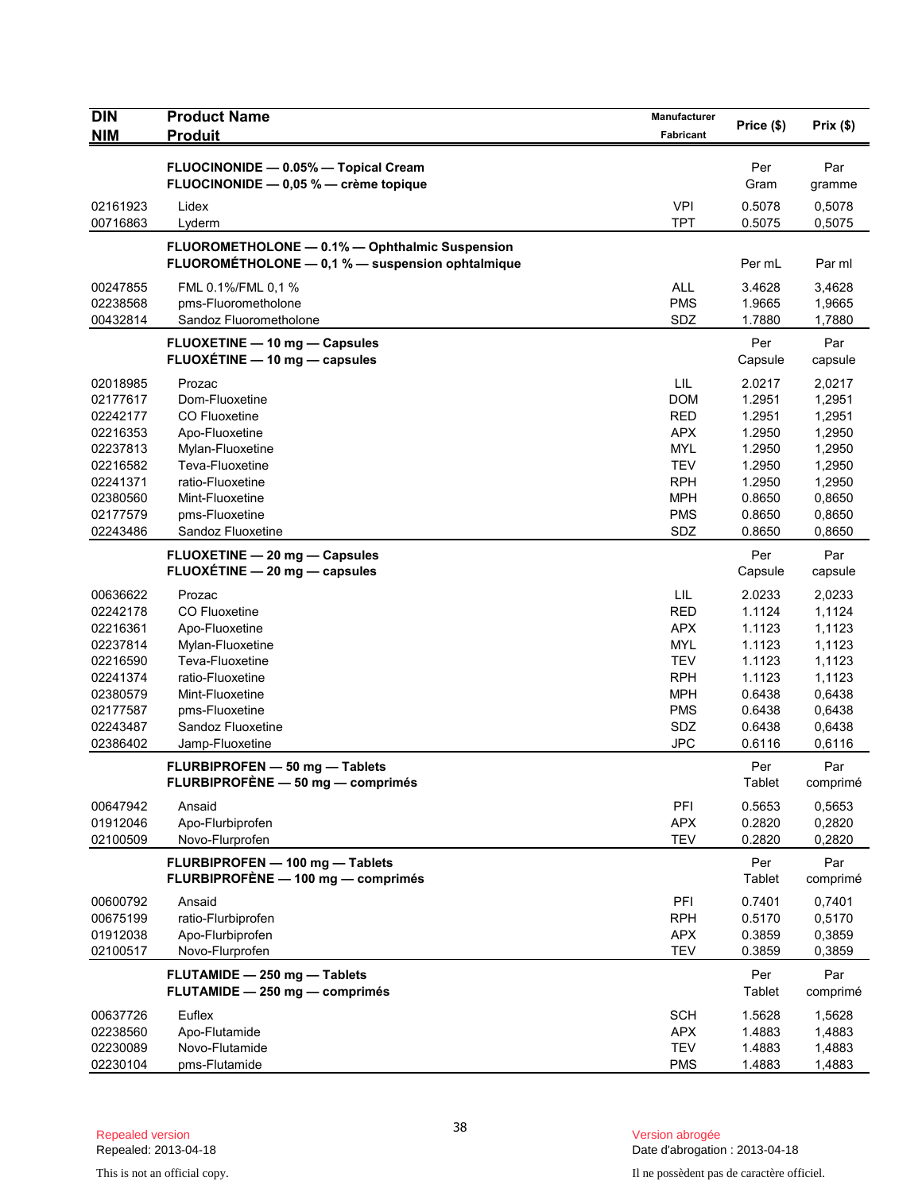| DIN<br>NIM | Product Name<br>Produit | Manufacturer<br>Fabricant | Price ($) | Prix ($) |
|---|---|---|---|---|
| | **FLUOCINONIDE — 0.05% — Topical Cream**<br>**FLUOCINONIDE — 0,05 % — crème topique** | | Per<br>Gram | Par<br>gramme |
| 02161923 | Lidex | VPI | 0.5078 | 0,5078 |
| 00716863 | Lyderm | TPT | 0.5075 | 0,5075 |
| | **FLUOROMETHOLONE — 0.1% — Ophthalmic Suspension**<br>**FLUOROMÉTHOLONE — 0,1 % — suspension ophtalmique** | | Per mL | Par ml |
| 00247855 | FML 0.1%/FML 0,1 % | ALL | 3.4628 | 3,4628 |
| 02238568 | pms-Fluorometholone | PMS | 1.9665 | 1,9665 |
| 00432814 | Sandoz Fluorometholone | SDZ | 1.7880 | 1,7880 |
| | **FLUOXETINE — 10 mg — Capsules**<br>**FLUOXÉTINE — 10 mg — capsules** | | Per<br>Capsule | Par<br>capsule |
| 02018985 | Prozac | LIL | 2.0217 | 2,0217 |
| 02177617 | Dom-Fluoxetine | DOM | 1.2951 | 1,2951 |
| 02242177 | CO Fluoxetine | RED | 1.2951 | 1,2951 |
| 02216353 | Apo-Fluoxetine | APX | 1.2950 | 1,2950 |
| 02237813 | Mylan-Fluoxetine | MYL | 1.2950 | 1,2950 |
| 02216582 | Teva-Fluoxetine | TEV | 1.2950 | 1,2950 |
| 02241371 | ratio-Fluoxetine | RPH | 1.2950 | 1,2950 |
| 02380560 | Mint-Fluoxetine | MPH | 0.8650 | 0,8650 |
| 02177579 | pms-Fluoxetine | PMS | 0.8650 | 0,8650 |
| 02243486 | Sandoz Fluoxetine | SDZ | 0.8650 | 0,8650 |
| | **FLUOXETINE — 20 mg — Capsules**<br>**FLUOXÉTINE — 20 mg — capsules** | | Per<br>Capsule | Par<br>capsule |
| 00636622 | Prozac | LIL | 2.0233 | 2,0233 |
| 02242178 | CO Fluoxetine | RED | 1.1124 | 1,1124 |
| 02216361 | Apo-Fluoxetine | APX | 1.1123 | 1,1123 |
| 02237814 | Mylan-Fluoxetine | MYL | 1.1123 | 1,1123 |
| 02216590 | Teva-Fluoxetine | TEV | 1.1123 | 1,1123 |
| 02241374 | ratio-Fluoxetine | RPH | 1.1123 | 1,1123 |
| 02380579 | Mint-Fluoxetine | MPH | 0.6438 | 0,6438 |
| 02177587 | pms-Fluoxetine | PMS | 0.6438 | 0,6438 |
| 02243487 | Sandoz Fluoxetine | SDZ | 0.6438 | 0,6438 |
| 02386402 | Jamp-Fluoxetine | JPC | 0.6116 | 0,6116 |
| | **FLURBIPROFEN — 50 mg — Tablets**<br>**FLURBIPROFÈNE — 50 mg — comprimés** | | Per<br>Tablet | Par<br>comprimé |
| 00647942 | Ansaid | PFI | 0.5653 | 0,5653 |
| 01912046 | Apo-Flurbiprofen | APX | 0.2820 | 0,2820 |
| 02100509 | Novo-Flurprofen | TEV | 0.2820 | 0,2820 |
| | **FLURBIPROFEN — 100 mg — Tablets**<br>**FLURBIPROFÈNE — 100 mg — comprimés** | | Per<br>Tablet | Par<br>comprimé |
| 00600792 | Ansaid | PFI | 0.7401 | 0,7401 |
| 00675199 | ratio-Flurbiprofen | RPH | 0.5170 | 0,5170 |
| 01912038 | Apo-Flurbiprofen | APX | 0.3859 | 0,3859 |
| 02100517 | Novo-Flurprofen | TEV | 0.3859 | 0,3859 |
| | **FLUTAMIDE — 250 mg — Tablets**<br>**FLUTAMIDE — 250 mg — comprimés** | | Per<br>Tablet | Par<br>comprimé |
| 00637726 | Euflex | SCH | 1.5628 | 1,5628 |
| 02238560 | Apo-Flutamide | APX | 1.4883 | 1,4883 |
| 02230089 | Novo-Flutamide | TEV | 1.4883 | 1,4883 |
| 02230104 | pms-Flutamide | PMS | 1.4883 | 1,4883 |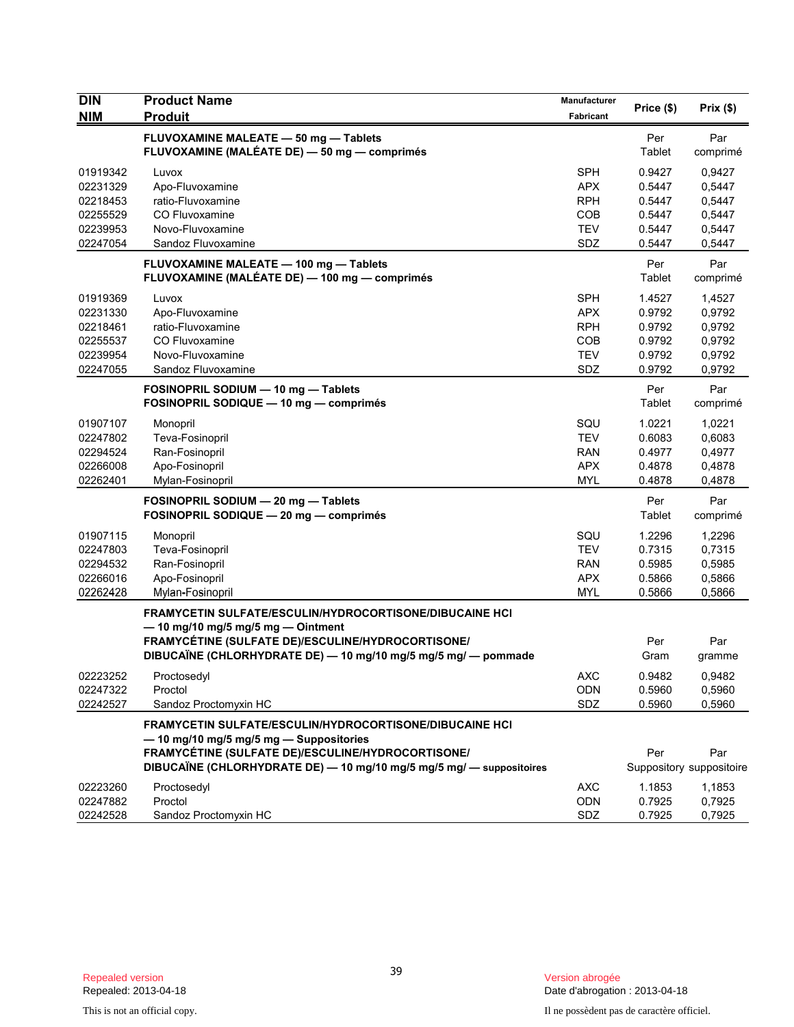| DIN<br>NIM | Product Name<br>Produit | Manufacturer<br>Fabricant | Price ($) | Prix ($) |
|---|---|---|---|---|
| | **FLUVOXAMINE MALEATE — 50 mg — Tablets**<br>**FLUVOXAMINE (MALÉATE DE) — 50 mg — comprimés** | | Per Tablet | Par comprimé |
| 01919342 | Luvox | SPH | 0.9427 | 0,9427 |
| 02231329 | Apo-Fluvoxamine | APX | 0.5447 | 0,5447 |
| 02218453 | ratio-Fluvoxamine | RPH | 0.5447 | 0,5447 |
| 02255529 | CO Fluvoxamine | COB | 0.5447 | 0,5447 |
| 02239953 | Novo-Fluvoxamine | TEV | 0.5447 | 0,5447 |
| 02247054 | Sandoz Fluvoxamine | SDZ | 0.5447 | 0,5447 |
| | **FLUVOXAMINE MALEATE — 100 mg — Tablets**<br>**FLUVOXAMINE (MALÉATE DE) — 100 mg — comprimés** | | Per Tablet | Par comprimé |
| 01919369 | Luvox | SPH | 1.4527 | 1,4527 |
| 02231330 | Apo-Fluvoxamine | APX | 0.9792 | 0,9792 |
| 02218461 | ratio-Fluvoxamine | RPH | 0.9792 | 0,9792 |
| 02255537 | CO Fluvoxamine | COB | 0.9792 | 0,9792 |
| 02239954 | Novo-Fluvoxamine | TEV | 0.9792 | 0,9792 |
| 02247055 | Sandoz Fluvoxamine | SDZ | 0.9792 | 0,9792 |
| | **FOSINOPRIL SODIUM — 10 mg — Tablets**<br>**FOSINOPRIL SODIQUE — 10 mg — comprimés** | | Per Tablet | Par comprimé |
| 01907107 | Monopril | SQU | 1.0221 | 1,0221 |
| 02247802 | Teva-Fosinopril | TEV | 0.6083 | 0,6083 |
| 02294524 | Ran-Fosinopril | RAN | 0.4977 | 0,4977 |
| 02266008 | Apo-Fosinopril | APX | 0.4878 | 0,4878 |
| 02262401 | Mylan-Fosinopril | MYL | 0.4878 | 0,4878 |
| | **FOSINOPRIL SODIUM — 20 mg — Tablets**<br>**FOSINOPRIL SODIQUE — 20 mg — comprimés** | | Per Tablet | Par comprimé |
| 01907115 | Monopril | SQU | 1.2296 | 1,2296 |
| 02247803 | Teva-Fosinopril | TEV | 0.7315 | 0,7315 |
| 02294532 | Ran-Fosinopril | RAN | 0.5985 | 0,5985 |
| 02266016 | Apo-Fosinopril | APX | 0.5866 | 0,5866 |
| 02262428 | Mylan-Fosinopril | MYL | 0.5866 | 0,5866 |
| | **FRAMYCETIN SULFATE/ESCULIN/HYDROCORTISONE/DIBUCAINE HCl — 10 mg/10 mg/5 mg/5 mg — Ointment**<br>**FRAMYCÉTINE (SULFATE DE)/ESCULINE/HYDROCORTISONE/ DIBUCAÏNE (CHLORHYDRATE DE) — 10 mg/10 mg/5 mg/5 mg/ — pommade** | | Per Gram | Par gramme |
| 02223252 | Proctosedyl | AXC | 0.9482 | 0,9482 |
| 02247322 | Proctol | ODN | 0.5960 | 0,5960 |
| 02242527 | Sandoz Proctomyxin HC | SDZ | 0.5960 | 0,5960 |
| | **FRAMYCETIN SULFATE/ESCULIN/HYDROCORTISONE/DIBUCAINE HCl — 10 mg/10 mg/5 mg/5 mg — Suppositories**<br>**FRAMYCÉTINE (SULFATE DE)/ESCULINE/HYDROCORTISONE/ DIBUCAÏNE (CHLORHYDRATE DE) — 10 mg/10 mg/5 mg/5 mg/ — suppositoires** | | Per Suppository | Par suppositoire |
| 02223260 | Proctosedyl | AXC | 1.1853 | 1,1853 |
| 02247882 | Proctol | ODN | 0.7925 | 0,7925 |
| 02242528 | Sandoz Proctomyxin HC | SDZ | 0.7925 | 0,7925 |

Repealed version
Repealed: 2013-04-18

Version abrogée
Date d'abrogation : 2013-04-18

This is not an official copy.

Il ne possèdent pas de caractère officiel.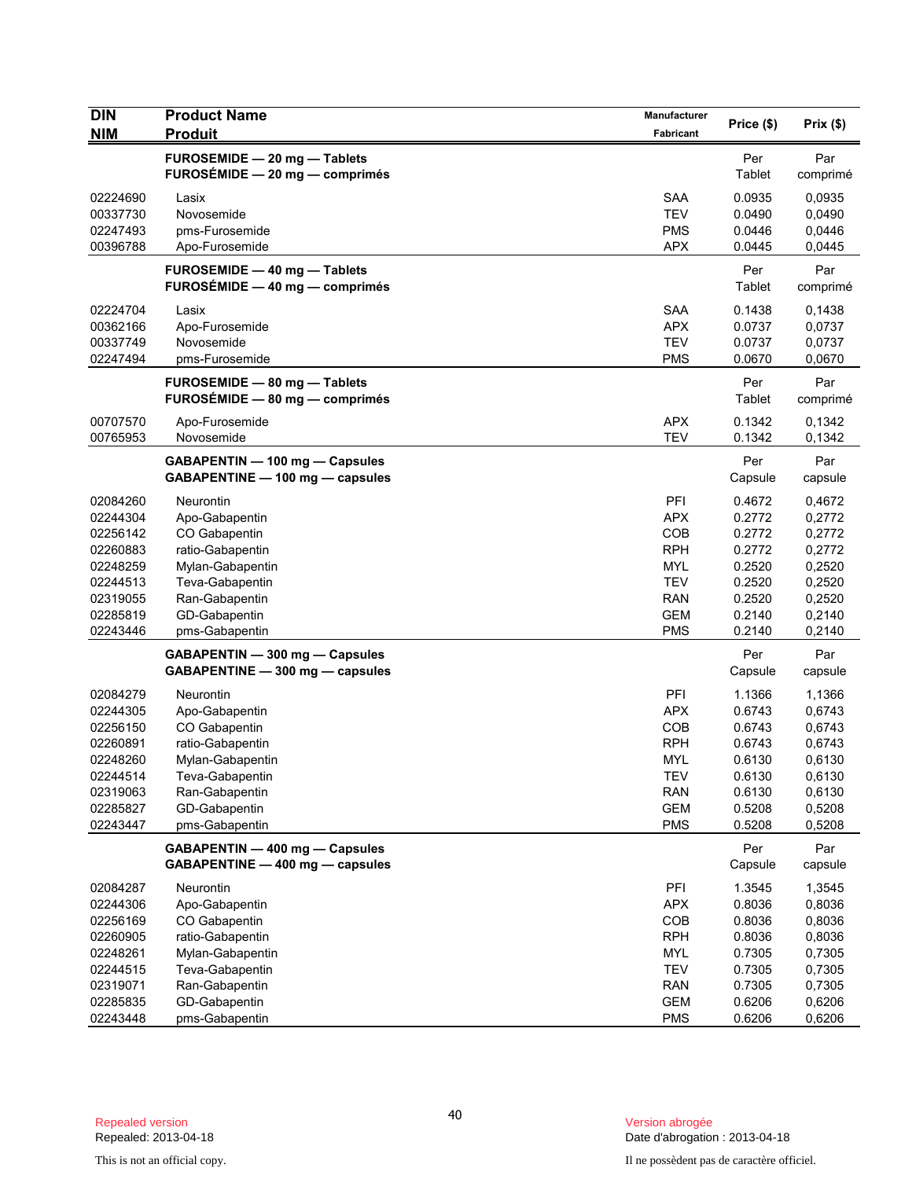| DIN<br>NIM | Product Name<br>Produit | Manufacturer<br>Fabricant | Price ($) | Prix ($) |
|---|---|---|---|---|
| | **FUROSEMIDE — 20 mg — Tablets**<br>**FUROSÉMIDE — 20 mg — comprimés** | | Per Tablet | Par comprimé |
| 02224690 | Lasix | SAA | 0.0935 | 0,0935 |
| 00337730 | Novosemide | TEV | 0.0490 | 0,0490 |
| 02247493 | pms-Furosemide | PMS | 0.0446 | 0,0446 |
| 00396788 | Apo-Furosemide | APX | 0.0445 | 0,0445 |
| | **FUROSEMIDE — 40 mg — Tablets**<br>**FUROSÉMIDE — 40 mg — comprimés** | | Per Tablet | Par comprimé |
| 02224704 | Lasix | SAA | 0.1438 | 0,1438 |
| 00362166 | Apo-Furosemide | APX | 0.0737 | 0,0737 |
| 00337749 | Novosemide | TEV | 0.0737 | 0,0737 |
| 02247494 | pms-Furosemide | PMS | 0.0670 | 0,0670 |
| | **FUROSEMIDE — 80 mg — Tablets**<br>**FUROSÉMIDE — 80 mg — comprimés** | | Per Tablet | Par comprimé |
| 00707570 | Apo-Furosemide | APX | 0.1342 | 0,1342 |
| 00765953 | Novosemide | TEV | 0.1342 | 0,1342 |
| | **GABAPENTIN — 100 mg — Capsules**<br>**GABAPENTINE — 100 mg — capsules** | | Per Capsule | Par capsule |
| 02084260 | Neurontin | PFI | 0.4672 | 0,4672 |
| 02244304 | Apo-Gabapentin | APX | 0.2772 | 0,2772 |
| 02256142 | CO Gabapentin | COB | 0.2772 | 0,2772 |
| 02260883 | ratio-Gabapentin | RPH | 0.2772 | 0,2772 |
| 02248259 | Mylan-Gabapentin | MYL | 0.2520 | 0,2520 |
| 02244513 | Teva-Gabapentin | TEV | 0.2520 | 0,2520 |
| 02319055 | Ran-Gabapentin | RAN | 0.2520 | 0,2520 |
| 02285819 | GD-Gabapentin | GEM | 0.2140 | 0,2140 |
| 02243446 | pms-Gabapentin | PMS | 0.2140 | 0,2140 |
| | **GABAPENTIN — 300 mg — Capsules**<br>**GABAPENTINE — 300 mg — capsules** | | Per Capsule | Par capsule |
| 02084279 | Neurontin | PFI | 1.1366 | 1,1366 |
| 02244305 | Apo-Gabapentin | APX | 0.6743 | 0,6743 |
| 02256150 | CO Gabapentin | COB | 0.6743 | 0,6743 |
| 02260891 | ratio-Gabapentin | RPH | 0.6743 | 0,6743 |
| 02248260 | Mylan-Gabapentin | MYL | 0.6130 | 0,6130 |
| 02244514 | Teva-Gabapentin | TEV | 0.6130 | 0,6130 |
| 02319063 | Ran-Gabapentin | RAN | 0.6130 | 0,6130 |
| 02285827 | GD-Gabapentin | GEM | 0.5208 | 0,5208 |
| 02243447 | pms-Gabapentin | PMS | 0.5208 | 0,5208 |
| | **GABAPENTIN — 400 mg — Capsules**<br>**GABAPENTINE — 400 mg — capsules** | | Per Capsule | Par capsule |
| 02084287 | Neurontin | PFI | 1.3545 | 1,3545 |
| 02244306 | Apo-Gabapentin | APX | 0.8036 | 0,8036 |
| 02256169 | CO Gabapentin | COB | 0.8036 | 0,8036 |
| 02260905 | ratio-Gabapentin | RPH | 0.8036 | 0,8036 |
| 02248261 | Mylan-Gabapentin | MYL | 0.7305 | 0,7305 |
| 02244515 | Teva-Gabapentin | TEV | 0.7305 | 0,7305 |
| 02319071 | Ran-Gabapentin | RAN | 0.7305 | 0,7305 |
| 02285835 | GD-Gabapentin | GEM | 0.6206 | 0,6206 |
| 02243448 | pms-Gabapentin | PMS | 0.6206 | 0,6206 |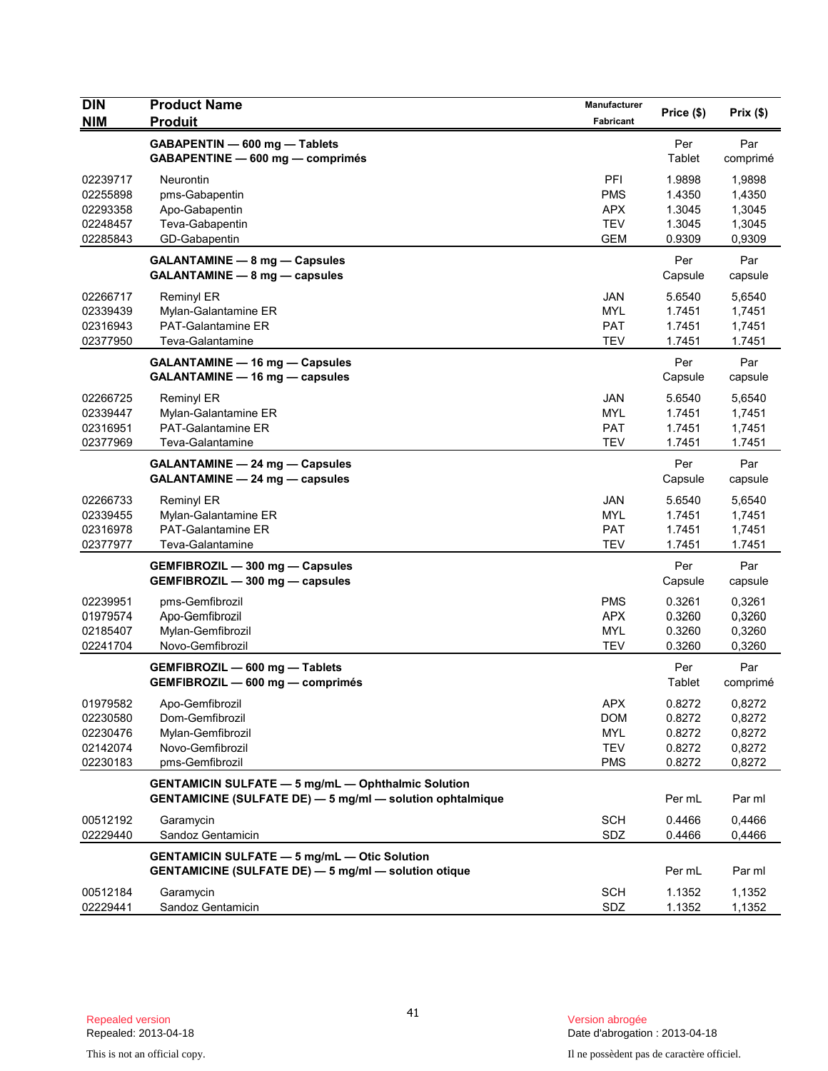| DIN<br>NIM | Product Name<br>Produit | Manufacturer<br>Fabricant | Price ($) | Prix ($) |
|---|---|---|---|---|
| | **GABAPENTIN — 600 mg — Tablets**<br>**GABAPENTINE — 600 mg — comprimés** | | Per Tablet | Par comprimé |
| 02239717 | Neurontin | PFI | 1.9898 | 1,9898 |
| 02255898 | pms-Gabapentin | PMS | 1.4350 | 1,4350 |
| 02293358 | Apo-Gabapentin | APX | 1.3045 | 1,3045 |
| 02248457 | Teva-Gabapentin | TEV | 1.3045 | 1,3045 |
| 02285843 | GD-Gabapentin | GEM | 0.9309 | 0,9309 |
| | **GALANTAMINE — 8 mg — Capsules**<br>**GALANTAMINE — 8 mg — capsules** | | Per Capsule | Par capsule |
| 02266717 | Reminyl ER | JAN | 5.6540 | 5,6540 |
| 02339439 | Mylan-Galantamine ER | MYL | 1.7451 | 1,7451 |
| 02316943 | PAT-Galantamine ER | PAT | 1.7451 | 1,7451 |
| 02377950 | Teva-Galantamine | TEV | 1.7451 | 1.7451 |
| | **GALANTAMINE — 16 mg — Capsules**<br>**GALANTAMINE — 16 mg — capsules** | | Per Capsule | Par capsule |
| 02266725 | Reminyl ER | JAN | 5.6540 | 5,6540 |
| 02339447 | Mylan-Galantamine ER | MYL | 1.7451 | 1,7451 |
| 02316951 | PAT-Galantamine ER | PAT | 1.7451 | 1,7451 |
| 02377969 | Teva-Galantamine | TEV | 1.7451 | 1.7451 |
| | **GALANTAMINE — 24 mg — Capsules**<br>**GALANTAMINE — 24 mg — capsules** | | Per Capsule | Par capsule |
| 02266733 | Reminyl ER | JAN | 5.6540 | 5,6540 |
| 02339455 | Mylan-Galantamine ER | MYL | 1.7451 | 1,7451 |
| 02316978 | PAT-Galantamine ER | PAT | 1.7451 | 1,7451 |
| 02377977 | Teva-Galantamine | TEV | 1.7451 | 1.7451 |
| | **GEMFIBROZIL — 300 mg — Capsules**<br>**GEMFIBROZIL — 300 mg — capsules** | | Per Capsule | Par capsule |
| 02239951 | pms-Gemfibrozil | PMS | 0.3261 | 0,3261 |
| 01979574 | Apo-Gemfibrozil | APX | 0.3260 | 0,3260 |
| 02185407 | Mylan-Gemfibrozil | MYL | 0.3260 | 0,3260 |
| 02241704 | Novo-Gemfibrozil | TEV | 0.3260 | 0,3260 |
| | **GEMFIBROZIL — 600 mg — Tablets**<br>**GEMFIBROZIL — 600 mg — comprimés** | | Per Tablet | Par comprimé |
| 01979582 | Apo-Gemfibrozil | APX | 0.8272 | 0,8272 |
| 02230580 | Dom-Gemfibrozil | DOM | 0.8272 | 0,8272 |
| 02230476 | Mylan-Gemfibrozil | MYL | 0.8272 | 0,8272 |
| 02142074 | Novo-Gemfibrozil | TEV | 0.8272 | 0,8272 |
| 02230183 | pms-Gemfibrozil | PMS | 0.8272 | 0,8272 |
| | **GENTAMICIN SULFATE — 5 mg/mL — Ophthalmic Solution**<br>**GENTAMICINE (SULFATE DE) — 5 mg/ml — solution ophtalmique** | | Per mL | Par ml |
| 00512192 | Garamycin | SCH | 0.4466 | 0,4466 |
| 02229440 | Sandoz Gentamicin | SDZ | 0.4466 | 0,4466 |
| | **GENTAMICIN SULFATE — 5 mg/mL — Otic Solution**<br>**GENTAMICINE (SULFATE DE) — 5 mg/ml — solution otique** | | Per mL | Par ml |
| 00512184 | Garamycin | SCH | 1.1352 | 1,1352 |
| 02229441 | Sandoz Gentamicin | SDZ | 1.1352 | 1,1352 |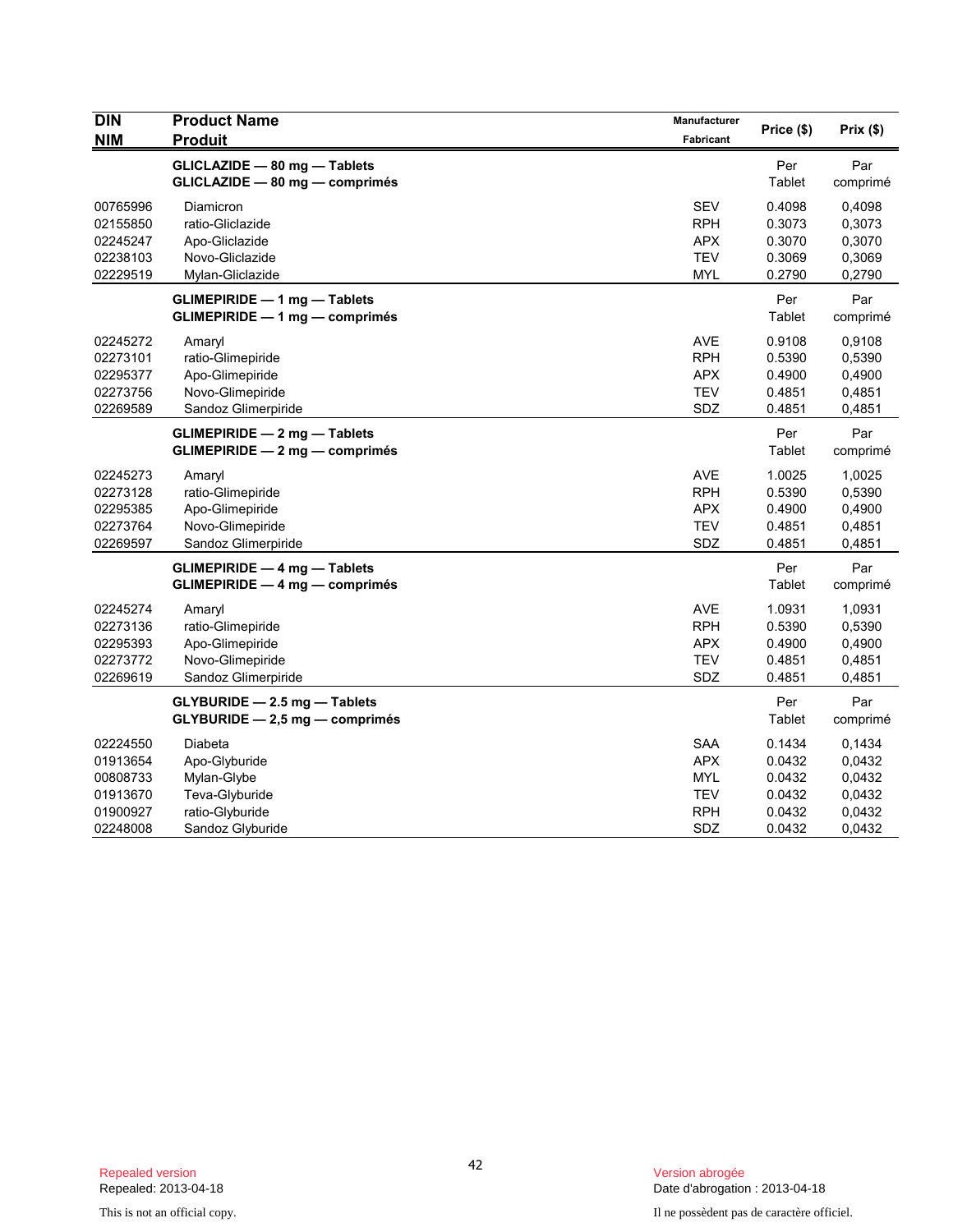| DIN<br>NIM | Product Name<br>Produit | Manufacturer<br>Fabricant | Price ($) | Prix ($) |
|---|---|---|---|---|
| | **GLICLAZIDE — 80 mg — Tablets**<br>**GLICLAZIDE — 80 mg — comprimés** | | Per<br>Tablet | Par<br>comprimé |
| 00765996 | Diamicron | SEV | 0.4098 | 0,4098 |
| 02155850 | ratio-Gliclazide | RPH | 0.3073 | 0,3073 |
| 02245247 | Apo-Gliclazide | APX | 0.3070 | 0,3070 |
| 02238103 | Novo-Gliclazide | TEV | 0.3069 | 0,3069 |
| 02229519 | Mylan-Gliclazide | MYL | 0.2790 | 0,2790 |
| | **GLIMEPIRIDE — 1 mg — Tablets**<br>**GLIMEPIRIDE — 1 mg — comprimés** | | Per<br>Tablet | Par<br>comprimé |
| 02245272 | Amaryl | AVE | 0.9108 | 0,9108 |
| 02273101 | ratio-Glimepiride | RPH | 0.5390 | 0,5390 |
| 02295377 | Apo-Glimepiride | APX | 0.4900 | 0,4900 |
| 02273756 | Novo-Glimepiride | TEV | 0.4851 | 0,4851 |
| 02269589 | Sandoz Glimerpiride | SDZ | 0.4851 | 0,4851 |
| | **GLIMEPIRIDE — 2 mg — Tablets**<br>**GLIMEPIRIDE — 2 mg — comprimés** | | Per<br>Tablet | Par<br>comprimé |
| 02245273 | Amaryl | AVE | 1.0025 | 1,0025 |
| 02273128 | ratio-Glimepiride | RPH | 0.5390 | 0,5390 |
| 02295385 | Apo-Glimepiride | APX | 0.4900 | 0,4900 |
| 02273764 | Novo-Glimepiride | TEV | 0.4851 | 0,4851 |
| 02269597 | Sandoz Glimerpiride | SDZ | 0.4851 | 0,4851 |
| | **GLIMEPIRIDE — 4 mg — Tablets**<br>**GLIMEPIRIDE — 4 mg — comprimés** | | Per<br>Tablet | Par<br>comprimé |
| 02245274 | Amaryl | AVE | 1.0931 | 1,0931 |
| 02273136 | ratio-Glimepiride | RPH | 0.5390 | 0,5390 |
| 02295393 | Apo-Glimepiride | APX | 0.4900 | 0,4900 |
| 02273772 | Novo-Glimepiride | TEV | 0.4851 | 0,4851 |
| 02269619 | Sandoz Glimerpiride | SDZ | 0.4851 | 0,4851 |
| | **GLYBURIDE — 2.5 mg — Tablets**<br>**GLYBURIDE — 2,5 mg — comprimés** | | Per<br>Tablet | Par<br>comprimé |
| 02224550 | Diabeta | SAA | 0.1434 | 0,1434 |
| 01913654 | Apo-Glyburide | APX | 0.0432 | 0,0432 |
| 00808733 | Mylan-Glybe | MYL | 0.0432 | 0,0432 |
| 01913670 | Teva-Glyburide | TEV | 0.0432 | 0,0432 |
| 01900927 | ratio-Glyburide | RPH | 0.0432 | 0,0432 |
| 02248008 | Sandoz Glyburide | SDZ | 0.0432 | 0,0432 |

Repealed version
Repealed: 2013-04-18

Version abrogée
Date d'abrogation : 2013-04-18

This is not an official copy.

Il ne possèdent pas de caractère officiel.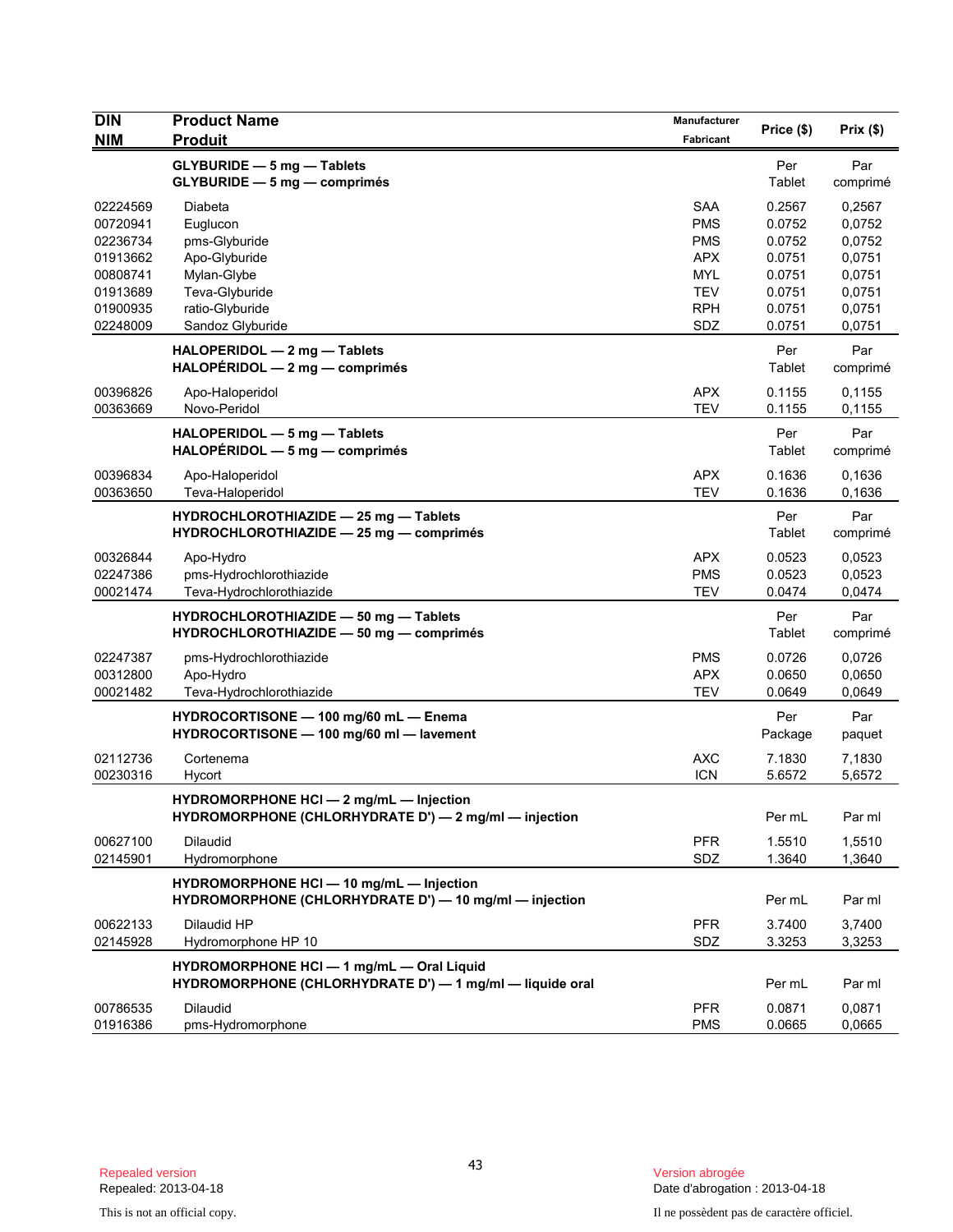| DIN<br>NIM | Product Name<br>Produit | Manufacturer<br>Fabricant | Price ($) | Prix ($) |
|---|---|---|---|---|
| | **GLYBURIDE — 5 mg — Tablets**<br>**GLYBURIDE — 5 mg — comprimés** | | Per Tablet | Par comprimé |
| 02224569 | Diabeta | SAA | 0.2567 | 0,2567 |
| 00720941 | Euglucon | PMS | 0.0752 | 0,0752 |
| 02236734 | pms-Glyburide | PMS | 0.0752 | 0,0752 |
| 01913662 | Apo-Glyburide | APX | 0.0751 | 0,0751 |
| 00808741 | Mylan-Glybe | MYL | 0.0751 | 0,0751 |
| 01913689 | Teva-Glyburide | TEV | 0.0751 | 0,0751 |
| 01900935 | ratio-Glyburide | RPH | 0.0751 | 0,0751 |
| 02248009 | Sandoz Glyburide | SDZ | 0.0751 | 0,0751 |
| | **HALOPERIDOL — 2 mg — Tablets**<br>**HALOPÉRIDOL — 2 mg — comprimés** | | Per Tablet | Par comprimé |
| 00396826 | Apo-Haloperidol | APX | 0.1155 | 0,1155 |
| 00363669 | Novo-Peridol | TEV | 0.1155 | 0,1155 |
| | **HALOPERIDOL — 5 mg — Tablets**<br>**HALOPÉRIDOL — 5 mg — comprimés** | | Per Tablet | Par comprimé |
| 00396834 | Apo-Haloperidol | APX | 0.1636 | 0,1636 |
| 00363650 | Teva-Haloperidol | TEV | 0.1636 | 0,1636 |
| | **HYDROCHLOROTHIAZIDE — 25 mg — Tablets**<br>**HYDROCHLOROTHIAZIDE — 25 mg — comprimés** | | Per Tablet | Par comprimé |
| 00326844 | Apo-Hydro | APX | 0.0523 | 0,0523 |
| 02247386 | pms-Hydrochlorothiazide | PMS | 0.0523 | 0,0523 |
| 00021474 | Teva-Hydrochlorothiazide | TEV | 0.0474 | 0,0474 |
| | **HYDROCHLOROTHIAZIDE — 50 mg — Tablets**<br>**HYDROCHLOROTHIAZIDE — 50 mg — comprimés** | | Per Tablet | Par comprimé |
| 02247387 | pms-Hydrochlorothiazide | PMS | 0.0726 | 0,0726 |
| 00312800 | Apo-Hydro | APX | 0.0650 | 0,0650 |
| 00021482 | Teva-Hydrochlorothiazide | TEV | 0.0649 | 0,0649 |
| | **HYDROCORTISONE — 100 mg/60 mL — Enema**<br>**HYDROCORTISONE — 100 mg/60 ml — lavement** | | Per Package | Par paquet |
| 02112736 | Cortenema | AXC | 7.1830 | 7,1830 |
| 00230316 | Hycort | ICN | 5.6572 | 5,6572 |
| | **HYDROMORPHONE HCl — 2 mg/mL — Injection**<br>**HYDROMORPHONE (CHLORHYDRATE D') — 2 mg/ml — injection** | | Per mL | Par ml |
| 00627100 | Dilaudid | PFR | 1.5510 | 1,5510 |
| 02145901 | Hydromorphone | SDZ | 1.3640 | 1,3640 |
| | **HYDROMORPHONE HCl — 10 mg/mL — Injection**<br>**HYDROMORPHONE (CHLORHYDRATE D') — 10 mg/ml — injection** | | Per mL | Par ml |
| 00622133 | Dilaudid HP | PFR | 3.7400 | 3,7400 |
| 02145928 | Hydromorphone HP 10 | SDZ | 3.3253 | 3,3253 |
| | **HYDROMORPHONE HCl — 1 mg/mL — Oral Liquid**<br>**HYDROMORPHONE (CHLORHYDRATE D') — 1 mg/ml — liquide oral** | | Per mL | Par ml |
| 00786535 | Dilaudid | PFR | 0.0871 | 0,0871 |
| 01916386 | pms-Hydromorphone | PMS | 0.0665 | 0,0665 |

Repealed version
Repealed: 2013-04-18

This is not an official copy.

Version abrogée
Date d'abrogation : 2013-04-18

Il ne possèdent pas de caractère officiel.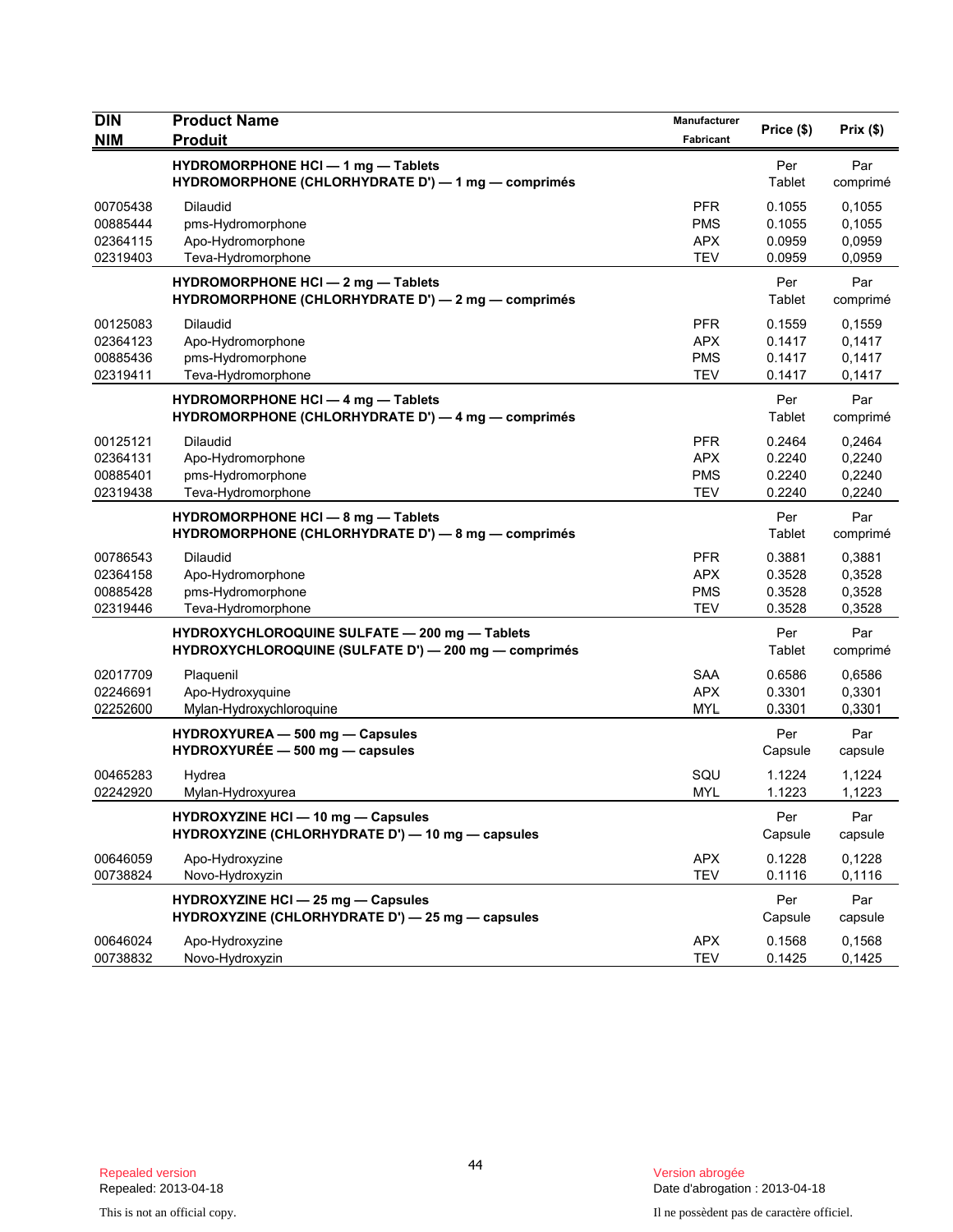| DIN<br>NIM | Product Name<br>Produit | Manufacturer<br>Fabricant | Price ($) | Prix ($) |
|---|---|---|---|---|
| | **HYDROMORPHONE HCl — 1 mg — Tablets**<br>**HYDROMORPHONE (CHLORHYDRATE D') — 1 mg — comprimés** | | Per Tablet | Par comprimé |
| 00705438 | Dilaudid | PFR | 0.1055 | 0,1055 |
| 00885444 | pms-Hydromorphone | PMS | 0.1055 | 0,1055 |
| 02364115 | Apo-Hydromorphone | APX | 0.0959 | 0,0959 |
| 02319403 | Teva-Hydromorphone | TEV | 0.0959 | 0,0959 |
| | **HYDROMORPHONE HCl — 2 mg — Tablets**<br>**HYDROMORPHONE (CHLORHYDRATE D') — 2 mg — comprimés** | | Per Tablet | Par comprimé |
| 00125083 | Dilaudid | PFR | 0.1559 | 0,1559 |
| 02364123 | Apo-Hydromorphone | APX | 0.1417 | 0,1417 |
| 00885436 | pms-Hydromorphone | PMS | 0.1417 | 0,1417 |
| 02319411 | Teva-Hydromorphone | TEV | 0.1417 | 0,1417 |
| | **HYDROMORPHONE HCl — 4 mg — Tablets**<br>**HYDROMORPHONE (CHLORHYDRATE D') — 4 mg — comprimés** | | Per Tablet | Par comprimé |
| 00125121 | Dilaudid | PFR | 0.2464 | 0,2464 |
| 02364131 | Apo-Hydromorphone | APX | 0.2240 | 0,2240 |
| 00885401 | pms-Hydromorphone | PMS | 0.2240 | 0,2240 |
| 02319438 | Teva-Hydromorphone | TEV | 0.2240 | 0,2240 |
| | **HYDROMORPHONE HCl — 8 mg — Tablets**<br>**HYDROMORPHONE (CHLORHYDRATE D') — 8 mg — comprimés** | | Per Tablet | Par comprimé |
| 00786543 | Dilaudid | PFR | 0.3881 | 0,3881 |
| 02364158 | Apo-Hydromorphone | APX | 0.3528 | 0,3528 |
| 00885428 | pms-Hydromorphone | PMS | 0.3528 | 0,3528 |
| 02319446 | Teva-Hydromorphone | TEV | 0.3528 | 0,3528 |
| | **HYDROXYCHLOROQUINE SULFATE — 200 mg — Tablets**<br>**HYDROXYCHLOROQUINE (SULFATE D') — 200 mg — comprimés** | | Per Tablet | Par comprimé |
| 02017709 | Plaquenil | SAA | 0.6586 | 0,6586 |
| 02246691 | Apo-Hydroxyquine | APX | 0.3301 | 0,3301 |
| 02252600 | Mylan-Hydroxychloroquine | MYL | 0.3301 | 0,3301 |
| | **HYDROXYUREA — 500 mg — Capsules**<br>**HYDROXYURÉE — 500 mg — capsules** | | Per Capsule | Par capsule |
| 00465283 | Hydrea | SQU | 1.1224 | 1,1224 |
| 02242920 | Mylan-Hydroxyurea | MYL | 1.1223 | 1,1223 |
| | **HYDROXYZINE HCl — 10 mg — Capsules**<br>**HYDROXYZINE (CHLORHYDRATE D') — 10 mg — capsules** | | Per Capsule | Par capsule |
| 00646059 | Apo-Hydroxyzine | APX | 0.1228 | 0,1228 |
| 00738824 | Novo-Hydroxyzin | TEV | 0.1116 | 0,1116 |
| | **HYDROXYZINE HCl — 25 mg — Capsules**<br>**HYDROXYZINE (CHLORHYDRATE D') — 25 mg — capsules** | | Per Capsule | Par capsule |
| 00646024 | Apo-Hydroxyzine | APX | 0.1568 | 0,1568 |
| 00738832 | Novo-Hydroxyzin | TEV | 0.1425 | 0,1425 |

Repealed version
Repealed: 2013-04-18

Version abrogée
Date d'abrogation : 2013-04-18

This is not an official copy.

Il ne possèdent pas de caractère officiel.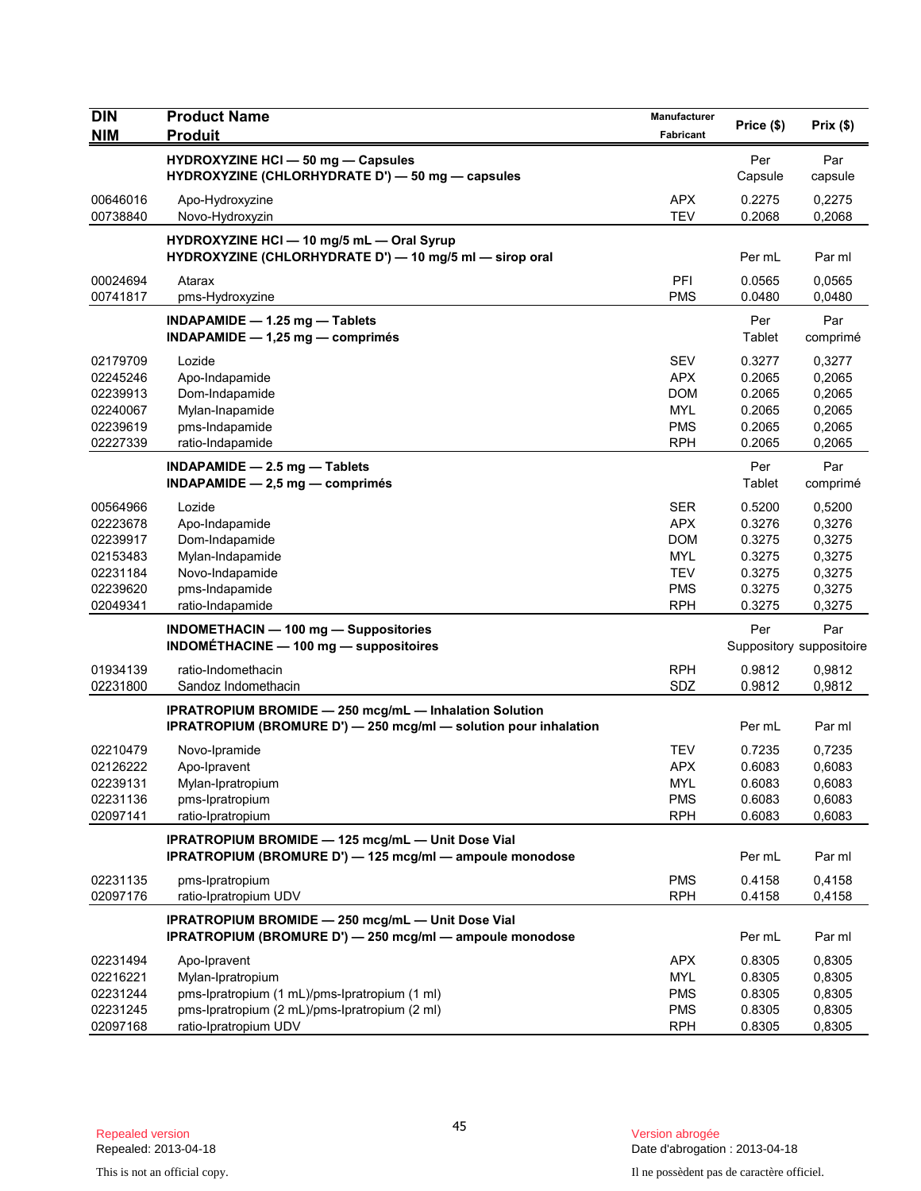| DIN<br>NIM | Product Name<br>Produit | Manufacturer<br>Fabricant | Price ($) | Prix ($) |
|---|---|---|---|---|
| | **HYDROXYZINE HCl — 50 mg — Capsules**<br>**HYDROXYZINE (CHLORHYDRATE D') — 50 mg — capsules** | | Per Capsule | Par capsule |
| 00646016 | Apo-Hydroxyzine | APX | 0.2275 | 0,2275 |
| 00738840 | Novo-Hydroxyzin | TEV | 0.2068 | 0,2068 |
| | **HYDROXYZINE HCl — 10 mg/5 mL — Oral Syrup**<br>**HYDROXYZINE (CHLORHYDRATE D') — 10 mg/5 ml — sirop oral** | | Per mL | Par ml |
| 00024694 | Atarax | PFI | 0.0565 | 0,0565 |
| 00741817 | pms-Hydroxyzine | PMS | 0.0480 | 0,0480 |
| | **INDAPAMIDE — 1.25 mg — Tablets**<br>**INDAPAMIDE — 1,25 mg — comprimés** | | Per Tablet | Par comprimé |
| 02179709 | Lozide | SEV | 0.3277 | 0,3277 |
| 02245246 | Apo-Indapamide | APX | 0.2065 | 0,2065 |
| 02239913 | Dom-Indapamide | DOM | 0.2065 | 0,2065 |
| 02240067 | Mylan-Inapamide | MYL | 0.2065 | 0,2065 |
| 02239619 | pms-Indapamide | PMS | 0.2065 | 0,2065 |
| 02227339 | ratio-Indapamide | RPH | 0.2065 | 0,2065 |
| | **INDAPAMIDE — 2.5 mg — Tablets**<br>**INDAPAMIDE — 2,5 mg — comprimés** | | Per Tablet | Par comprimé |
| 00564966 | Lozide | SER | 0.5200 | 0,5200 |
| 02223678 | Apo-Indapamide | APX | 0.3276 | 0,3276 |
| 02239917 | Dom-Indapamide | DOM | 0.3275 | 0,3275 |
| 02153483 | Mylan-Indapamide | MYL | 0.3275 | 0,3275 |
| 02231184 | Novo-Indapamide | TEV | 0.3275 | 0,3275 |
| 02239620 | pms-Indapamide | PMS | 0.3275 | 0,3275 |
| 02049341 | ratio-Indapamide | RPH | 0.3275 | 0,3275 |
| | **INDOMETHACIN — 100 mg — Suppositories**<br>**INDOMÉTHACINE — 100 mg — suppositoires** | | Per Suppository | Par suppositoire |
| 01934139 | ratio-Indomethacin | RPH | 0.9812 | 0,9812 |
| 02231800 | Sandoz Indomethacin | SDZ | 0.9812 | 0,9812 |
| | **IPRATROPIUM BROMIDE — 250 mcg/mL — Inhalation Solution**<br>**IPRATROPIUM (BROMURE D') — 250 mcg/ml — solution pour inhalation** | | Per mL | Par ml |
| 02210479 | Novo-Ipramide | TEV | 0.7235 | 0,7235 |
| 02126222 | Apo-Ipravent | APX | 0.6083 | 0,6083 |
| 02239131 | Mylan-Ipratropium | MYL | 0.6083 | 0,6083 |
| 02231136 | pms-Ipratropium | PMS | 0.6083 | 0,6083 |
| 02097141 | ratio-Ipratropium | RPH | 0.6083 | 0,6083 |
| | **IPRATROPIUM BROMIDE — 125 mcg/mL — Unit Dose Vial**<br>**IPRATROPIUM (BROMURE D') — 125 mcg/ml — ampoule monodose** | | Per mL | Par ml |
| 02231135 | pms-Ipratropium | PMS | 0.4158 | 0,4158 |
| 02097176 | ratio-Ipratropium UDV | RPH | 0.4158 | 0,4158 |
| | **IPRATROPIUM BROMIDE — 250 mcg/mL — Unit Dose Vial**<br>**IPRATROPIUM (BROMURE D') — 250 mcg/ml — ampoule monodose** | | Per mL | Par ml |
| 02231494 | Apo-Ipravent | APX | 0.8305 | 0,8305 |
| 02216221 | Mylan-Ipratropium | MYL | 0.8305 | 0,8305 |
| 02231244 | pms-Ipratropium (1 mL)/pms-Ipratropium (1 ml) | PMS | 0.8305 | 0,8305 |
| 02231245 | pms-Ipratropium (2 mL)/pms-Ipratropium (2 ml) | PMS | 0.8305 | 0,8305 |
| 02097168 | ratio-Ipratropium UDV | RPH | 0.8305 | 0,8305 |

Repealed version
Repealed: 2013-04-18

This is not an official copy.

Version abrogée
Date d'abrogation : 2013-04-18

Il ne possèdent pas de caractère officiel.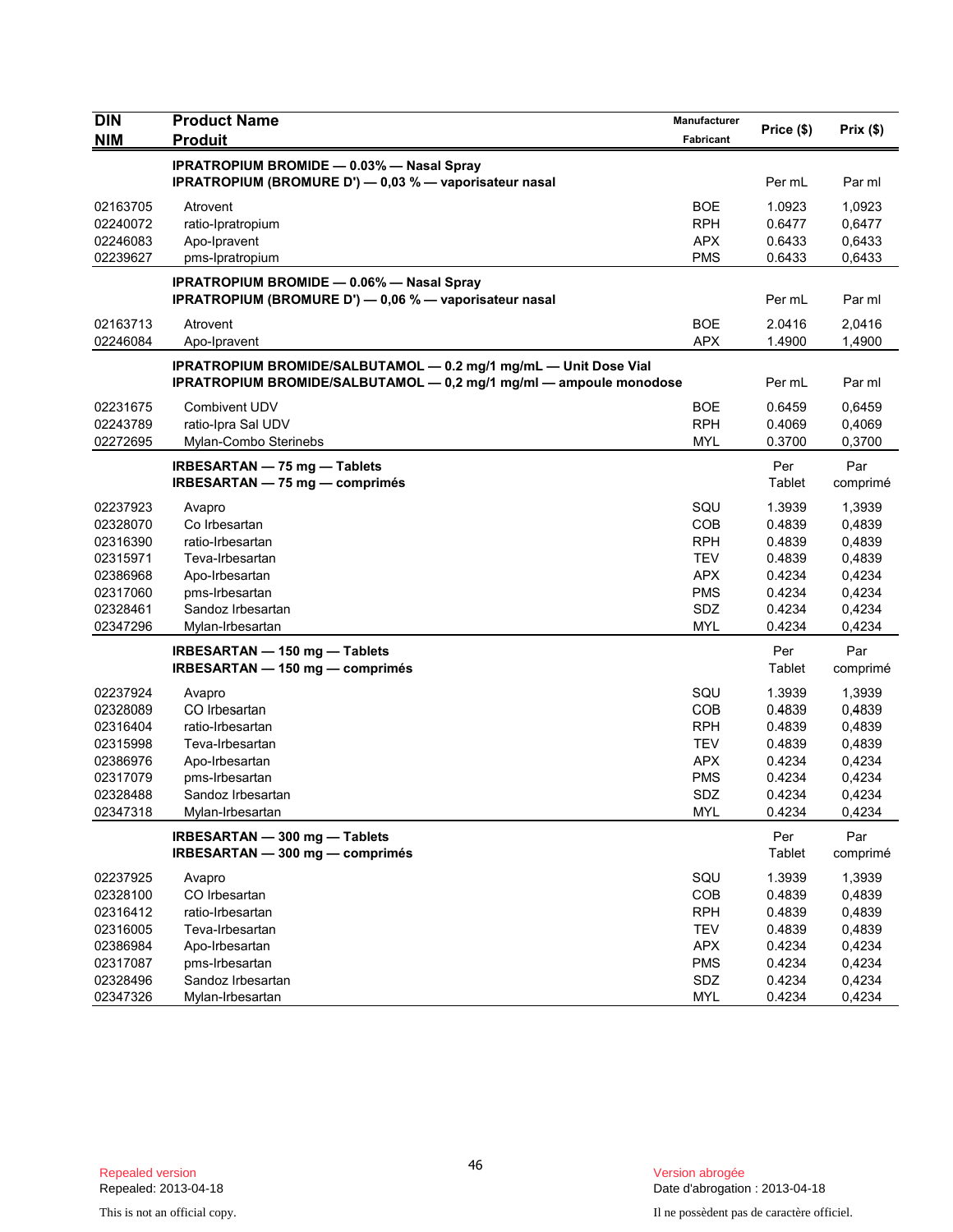| DIN<br>NIM | Product Name<br>Produit | Manufacturer<br>Fabricant | Price ($) | Prix ($) |
|---|---|---|---|---|
| | **IPRATROPIUM BROMIDE — 0.03% — Nasal Spray**<br>**IPRATROPIUM (BROMURE D') — 0,03 % — vaporisateur nasal** | | Per mL | Par ml |
| 02163705 | Atrovent | BOE | 1.0923 | 1,0923 |
| 02240072 | ratio-Ipratropium | RPH | 0.6477 | 0,6477 |
| 02246083 | Apo-Ipravent | APX | 0.6433 | 0,6433 |
| 02239627 | pms-Ipratropium | PMS | 0.6433 | 0,6433 |
| | **IPRATROPIUM BROMIDE — 0.06% — Nasal Spray**<br>**IPRATROPIUM (BROMURE D') — 0,06 % — vaporisateur nasal** | | Per mL | Par ml |
| 02163713 | Atrovent | BOE | 2.0416 | 2,0416 |
| 02246084 | Apo-Ipravent | APX | 1.4900 | 1,4900 |
| | **IPRATROPIUM BROMIDE/SALBUTAMOL — 0.2 mg/1 mg/mL — Unit Dose Vial**<br>**IPRATROPIUM BROMIDE/SALBUTAMOL — 0,2 mg/1 mg/ml — ampoule monodose** | | Per mL | Par ml |
| 02231675 | Combivent UDV | BOE | 0.6459 | 0,6459 |
| 02243789 | ratio-Ipra Sal UDV | RPH | 0.4069 | 0,4069 |
| 02272695 | Mylan-Combo Sterinebs | MYL | 0.3700 | 0,3700 |
| | **IRBESARTAN — 75 mg — Tablets**<br>**IRBESARTAN — 75 mg — comprimés** | | Per Tablet | Par comprimé |
| 02237923 | Avapro | SQU | 1.3939 | 1,3939 |
| 02328070 | Co Irbesartan | COB | 0.4839 | 0,4839 |
| 02316390 | ratio-Irbesartan | RPH | 0.4839 | 0,4839 |
| 02315971 | Teva-Irbesartan | TEV | 0.4839 | 0,4839 |
| 02386968 | Apo-Irbesartan | APX | 0.4234 | 0,4234 |
| 02317060 | pms-Irbesartan | PMS | 0.4234 | 0,4234 |
| 02328461 | Sandoz Irbesartan | SDZ | 0.4234 | 0,4234 |
| 02347296 | Mylan-Irbesartan | MYL | 0.4234 | 0,4234 |
| | **IRBESARTAN — 150 mg — Tablets**<br>**IRBESARTAN — 150 mg — comprimés** | | Per Tablet | Par comprimé |
| 02237924 | Avapro | SQU | 1.3939 | 1,3939 |
| 02328089 | CO Irbesartan | COB | 0.4839 | 0,4839 |
| 02316404 | ratio-Irbesartan | RPH | 0.4839 | 0,4839 |
| 02315998 | Teva-Irbesartan | TEV | 0.4839 | 0,4839 |
| 02386976 | Apo-Irbesartan | APX | 0.4234 | 0,4234 |
| 02317079 | pms-Irbesartan | PMS | 0.4234 | 0,4234 |
| 02328488 | Sandoz Irbesartan | SDZ | 0.4234 | 0,4234 |
| 02347318 | Mylan-Irbesartan | MYL | 0.4234 | 0,4234 |
| | **IRBESARTAN — 300 mg — Tablets**<br>**IRBESARTAN — 300 mg — comprimés** | | Per Tablet | Par comprimé |
| 02237925 | Avapro | SQU | 1.3939 | 1,3939 |
| 02328100 | CO Irbesartan | COB | 0.4839 | 0,4839 |
| 02316412 | ratio-Irbesartan | RPH | 0.4839 | 0,4839 |
| 02316005 | Teva-Irbesartan | TEV | 0.4839 | 0,4839 |
| 02386984 | Apo-Irbesartan | APX | 0.4234 | 0,4234 |
| 02317087 | pms-Irbesartan | PMS | 0.4234 | 0,4234 |
| 02328496 | Sandoz Irbesartan | SDZ | 0.4234 | 0,4234 |
| 02347326 | Mylan-Irbesartan | MYL | 0.4234 | 0,4234 |

Repealed version
Repealed: 2013-04-18

Version abrogée
Date d'abrogation : 2013-04-18

This is not an official copy.

Il ne possèdent pas de caractère officiel.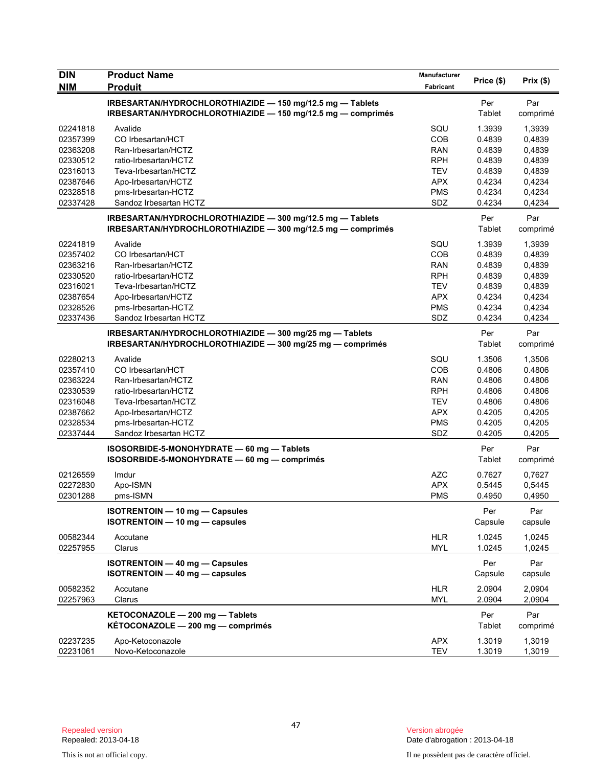| DIN<br>NIM | Product Name<br>Produit | Manufacturer<br>Fabricant | Price ($) | Prix ($) |
|---|---|---|---|---|
| | **IRBESARTAN/HYDROCHLOROTHIAZIDE — 150 mg/12.5 mg — Tablets**<br>**IRBESARTAN/HYDROCHLOROTHIAZIDE — 150 mg/12.5 mg — comprimés** | | Per Tablet | Par comprimé |
| 02241818 | Avalide | SQU | 1.3939 | 1,3939 |
| 02357399 | CO Irbesartan/HCT | COB | 0.4839 | 0,4839 |
| 02363208 | Ran-Irbesartan/HCTZ | RAN | 0.4839 | 0,4839 |
| 02330512 | ratio-Irbesartan/HCTZ | RPH | 0.4839 | 0,4839 |
| 02316013 | Teva-Irbesartan/HCTZ | TEV | 0.4839 | 0,4839 |
| 02387646 | Apo-Irbesartan/HCTZ | APX | 0.4234 | 0,4234 |
| 02328518 | pms-Irbesartan-HCTZ | PMS | 0.4234 | 0,4234 |
| 02337428 | Sandoz Irbesartan HCTZ | SDZ | 0.4234 | 0,4234 |
| | **IRBESARTAN/HYDROCHLOROTHIAZIDE — 300 mg/12.5 mg — Tablets**<br>**IRBESARTAN/HYDROCHLOROTHIAZIDE — 300 mg/12.5 mg — comprimés** | | Per Tablet | Par comprimé |
| 02241819 | Avalide | SQU | 1.3939 | 1,3939 |
| 02357402 | CO Irbesartan/HCT | COB | 0.4839 | 0,4839 |
| 02363216 | Ran-Irbesartan/HCTZ | RAN | 0.4839 | 0,4839 |
| 02330520 | ratio-Irbesartan/HCTZ | RPH | 0.4839 | 0,4839 |
| 02316021 | Teva-Irbesartan/HCTZ | TEV | 0.4839 | 0,4839 |
| 02387654 | Apo-Irbesartan/HCTZ | APX | 0.4234 | 0,4234 |
| 02328526 | pms-Irbesartan-HCTZ | PMS | 0.4234 | 0,4234 |
| 02337436 | Sandoz Irbesartan HCTZ | SDZ | 0.4234 | 0,4234 |
| | **IRBESARTAN/HYDROCHLOROTHIAZIDE — 300 mg/25 mg — Tablets**<br>**IRBESARTAN/HYDROCHLOROTHIAZIDE — 300 mg/25 mg — comprimés** | | Per Tablet | Par comprimé |
| 02280213 | Avalide | SQU | 1.3506 | 1,3506 |
| 02357410 | CO Irbesartan/HCT | COB | 0.4806 | 0.4806 |
| 02363224 | Ran-Irbesartan/HCTZ | RAN | 0.4806 | 0.4806 |
| 02330539 | ratio-Irbesartan/HCTZ | RPH | 0.4806 | 0.4806 |
| 02316048 | Teva-Irbesartan/HCTZ | TEV | 0.4806 | 0.4806 |
| 02387662 | Apo-Irbesartan/HCTZ | APX | 0.4205 | 0,4205 |
| 02328534 | pms-Irbesartan-HCTZ | PMS | 0.4205 | 0,4205 |
| 02337444 | Sandoz Irbesartan HCTZ | SDZ | 0.4205 | 0,4205 |
| | **ISOSORBIDE-5-MONOHYDRATE — 60 mg — Tablets**<br>**ISOSORBIDE-5-MONOHYDRATE — 60 mg — comprimés** | | Per Tablet | Par comprimé |
| 02126559 | Imdur | AZC | 0.7627 | 0,7627 |
| 02272830 | Apo-ISMN | APX | 0.5445 | 0,5445 |
| 02301288 | pms-ISMN | PMS | 0.4950 | 0,4950 |
| | **ISOTRENTOIN — 10 mg — Capsules**<br>**ISOTRENTOIN — 10 mg — capsules** | | Per Capsule | Par capsule |
| 00582344 | Accutane | HLR | 1.0245 | 1,0245 |
| 02257955 | Clarus | MYL | 1.0245 | 1,0245 |
| | **ISOTRENTOIN — 40 mg — Capsules**<br>**ISOTRENTOIN — 40 mg — capsules** | | Per Capsule | Par capsule |
| 00582352 | Accutane | HLR | 2.0904 | 2,0904 |
| 02257963 | Clarus | MYL | 2.0904 | 2,0904 |
| | **KETOCONAZOLE — 200 mg — Tablets**<br>**KÉTOCONAZOLE — 200 mg — comprimés** | | Per Tablet | Par comprimé |
| 02237235 | Apo-Ketoconazole | APX | 1.3019 | 1,3019 |
| 02231061 | Novo-Ketoconazole | TEV | 1.3019 | 1,3019 |

Repealed version
Repealed: 2013-04-18

This is not an official copy.

Version abrogée
Date d'abrogation : 2013-04-18

Il ne possèdent pas de caractère officiel.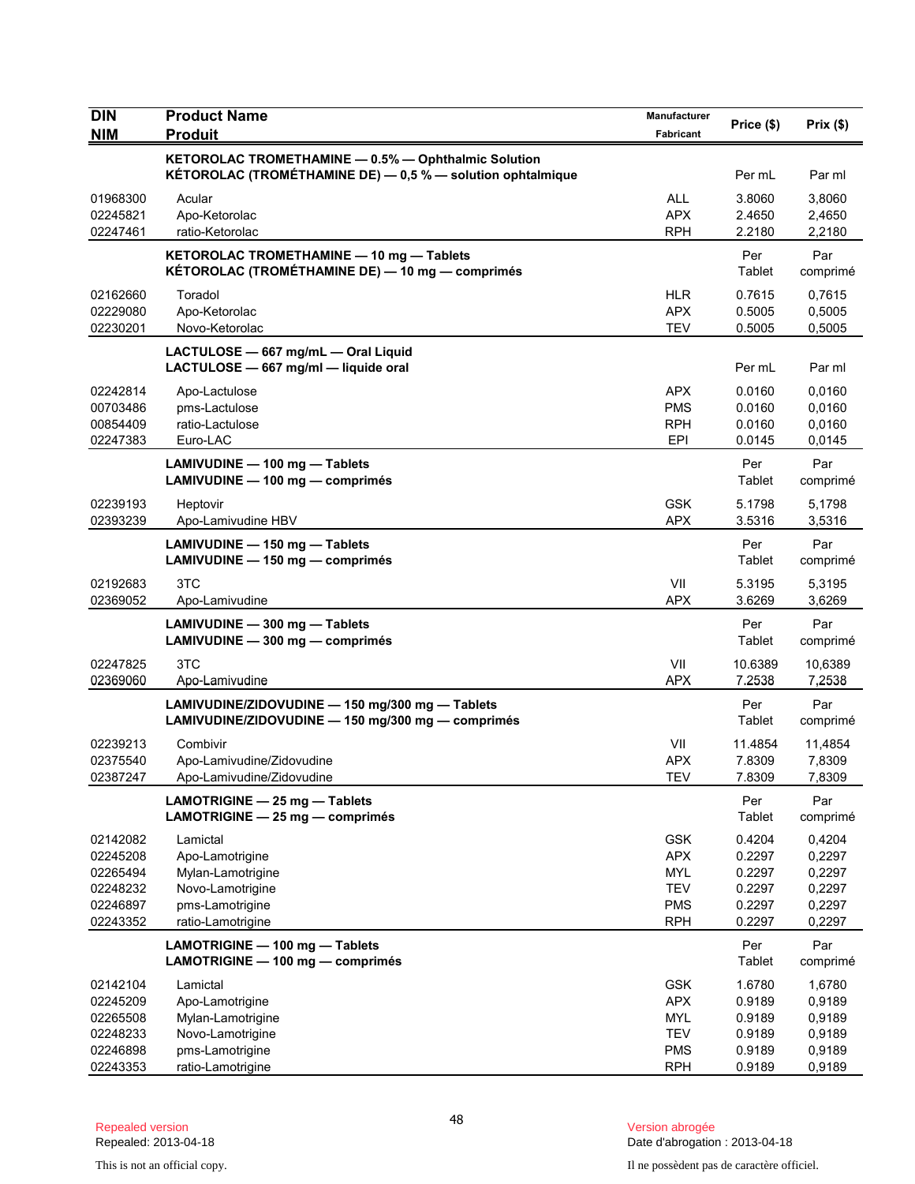| DIN<br>NIM | Product Name<br>Produit | Manufacturer<br>Fabricant | Price ($) | Prix ($) |
|---|---|---|---|---|
| | **KETOROLAC TROMETHAMINE — 0.5% — Ophthalmic Solution**<br>**KÉTOROLAC (TROMÉTHAMINE DE) — 0,5 % — solution ophtalmique** | | Per mL | Par ml |
| 01968300 | Acular | ALL | 3.8060 | 3,8060 |
| 02245821 | Apo-Ketorolac | APX | 2.4650 | 2,4650 |
| 02247461 | ratio-Ketorolac | RPH | 2.2180 | 2,2180 |
| | **KETOROLAC TROMETHAMINE — 10 mg — Tablets**<br>**KÉTOROLAC (TROMÉTHAMINE DE) — 10 mg — comprimés** | | Per Tablet | Par comprimé |
| 02162660 | Toradol | HLR | 0.7615 | 0,7615 |
| 02229080 | Apo-Ketorolac | APX | 0.5005 | 0,5005 |
| 02230201 | Novo-Ketorolac | TEV | 0.5005 | 0,5005 |
| | **LACTULOSE — 667 mg/mL — Oral Liquid**<br>**LACTULOSE — 667 mg/ml — liquide oral** | | Per mL | Par ml |
| 02242814 | Apo-Lactulose | APX | 0.0160 | 0,0160 |
| 00703486 | pms-Lactulose | PMS | 0.0160 | 0,0160 |
| 00854409 | ratio-Lactulose | RPH | 0.0160 | 0,0160 |
| 02247383 | Euro-LAC | EPI | 0.0145 | 0,0145 |
| | **LAMIVUDINE — 100 mg — Tablets**<br>**LAMIVUDINE — 100 mg — comprimés** | | Per Tablet | Par comprimé |
| 02239193 | Heptovir | GSK | 5.1798 | 5,1798 |
| 02393239 | Apo-Lamivudine HBV | APX | 3.5316 | 3,5316 |
| | **LAMIVUDINE — 150 mg — Tablets**<br>**LAMIVUDINE — 150 mg — comprimés** | | Per Tablet | Par comprimé |
| 02192683 | 3TC | VII | 5.3195 | 5,3195 |
| 02369052 | Apo-Lamivudine | APX | 3.6269 | 3,6269 |
| | **LAMIVUDINE — 300 mg — Tablets**<br>**LAMIVUDINE — 300 mg — comprimés** | | Per Tablet | Par comprimé |
| 02247825 | 3TC | VII | 10.6389 | 10,6389 |
| 02369060 | Apo-Lamivudine | APX | 7.2538 | 7,2538 |
| | **LAMIVUDINE/ZIDOVUDINE — 150 mg/300 mg — Tablets**<br>**LAMIVUDINE/ZIDOVUDINE — 150 mg/300 mg — comprimés** | | Per Tablet | Par comprimé |
| 02239213 | Combivir | VII | 11.4854 | 11,4854 |
| 02375540 | Apo-Lamivudine/Zidovudine | APX | 7.8309 | 7,8309 |
| 02387247 | Apo-Lamivudine/Zidovudine | TEV | 7.8309 | 7,8309 |
| | **LAMOTRIGINE — 25 mg — Tablets**<br>**LAMOTRIGINE — 25 mg — comprimés** | | Per Tablet | Par comprimé |
| 02142082 | Lamictal | GSK | 0.4204 | 0,4204 |
| 02245208 | Apo-Lamotrigine | APX | 0.2297 | 0,2297 |
| 02265494 | Mylan-Lamotrigine | MYL | 0.2297 | 0,2297 |
| 02248232 | Novo-Lamotrigine | TEV | 0.2297 | 0,2297 |
| 02246897 | pms-Lamotrigine | PMS | 0.2297 | 0,2297 |
| 02243352 | ratio-Lamotrigine | RPH | 0.2297 | 0,2297 |
| | **LAMOTRIGINE — 100 mg — Tablets**<br>**LAMOTRIGINE — 100 mg — comprimés** | | Per Tablet | Par comprimé |
| 02142104 | Lamictal | GSK | 1.6780 | 1,6780 |
| 02245209 | Apo-Lamotrigine | APX | 0.9189 | 0,9189 |
| 02265508 | Mylan-Lamotrigine | MYL | 0.9189 | 0,9189 |
| 02248233 | Novo-Lamotrigine | TEV | 0.9189 | 0,9189 |
| 02246898 | pms-Lamotrigine | PMS | 0.9189 | 0,9189 |
| 02243353 | ratio-Lamotrigine | RPH | 0.9189 | 0,9189 |

Repealed version
Repealed: 2013-04-18

Version abrogée
Date d'abrogation : 2013-04-18

This is not an official copy.

Il ne possèdent pas de caractère officiel.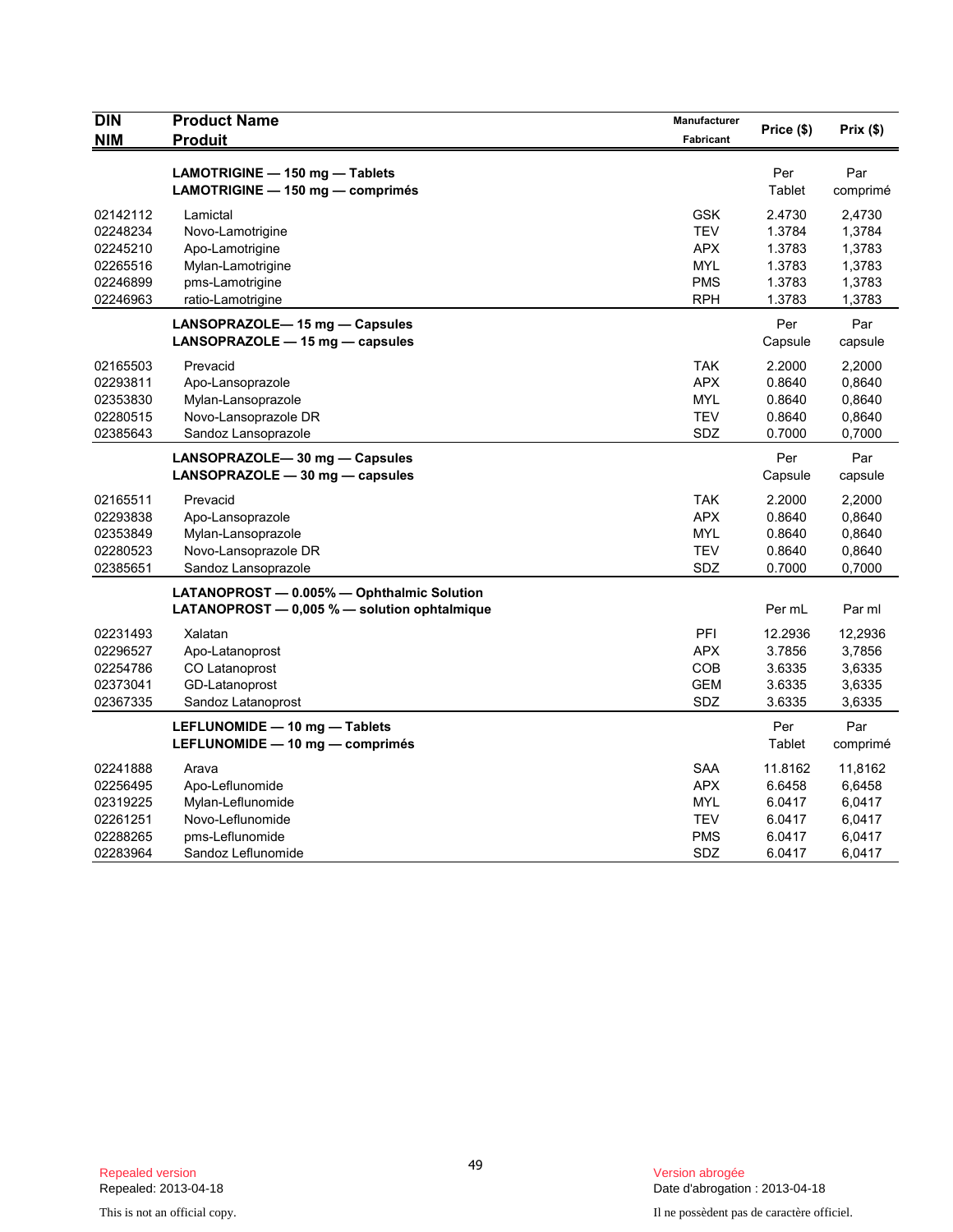| DIN<br>NIM | Product Name<br>Produit | Manufacturer<br>Fabricant | Price ($) | Prix ($) |
|---|---|---|---|---|
| | **LAMOTRIGINE — 150 mg — Tablets**<br>**LAMOTRIGINE — 150 mg — comprimés** | | Per Tablet | Par comprimé |
| 02142112 | Lamictal | GSK | 2.4730 | 2,4730 |
| 02248234 | Novo-Lamotrigine | TEV | 1.3784 | 1,3784 |
| 02245210 | Apo-Lamotrigine | APX | 1.3783 | 1,3783 |
| 02265516 | Mylan-Lamotrigine | MYL | 1.3783 | 1,3783 |
| 02246899 | pms-Lamotrigine | PMS | 1.3783 | 1,3783 |
| 02246963 | ratio-Lamotrigine | RPH | 1.3783 | 1,3783 |
| | **LANSOPRAZOLE— 15 mg — Capsules**<br>**LANSOPRAZOLE — 15 mg — capsules** | | Per Capsule | Par capsule |
| 02165503 | Prevacid | TAK | 2.2000 | 2,2000 |
| 02293811 | Apo-Lansoprazole | APX | 0.8640 | 0,8640 |
| 02353830 | Mylan-Lansoprazole | MYL | 0.8640 | 0,8640 |
| 02280515 | Novo-Lansoprazole DR | TEV | 0.8640 | 0,8640 |
| 02385643 | Sandoz Lansoprazole | SDZ | 0.7000 | 0,7000 |
| | **LANSOPRAZOLE— 30 mg — Capsules**<br>**LANSOPRAZOLE — 30 mg — capsules** | | Per Capsule | Par capsule |
| 02165511 | Prevacid | TAK | 2.2000 | 2,2000 |
| 02293838 | Apo-Lansoprazole | APX | 0.8640 | 0,8640 |
| 02353849 | Mylan-Lansoprazole | MYL | 0.8640 | 0,8640 |
| 02280523 | Novo-Lansoprazole DR | TEV | 0.8640 | 0,8640 |
| 02385651 | Sandoz Lansoprazole | SDZ | 0.7000 | 0,7000 |
| | **LATANOPROST — 0.005% — Ophthalmic Solution**<br>**LATANOPROST — 0,005 % — solution ophtalmique** | | Per mL | Par ml |
| 02231493 | Xalatan | PFI | 12.2936 | 12,2936 |
| 02296527 | Apo-Latanoprost | APX | 3.7856 | 3,7856 |
| 02254786 | CO Latanoprost | COB | 3.6335 | 3,6335 |
| 02373041 | GD-Latanoprost | GEM | 3.6335 | 3,6335 |
| 02367335 | Sandoz Latanoprost | SDZ | 3.6335 | 3,6335 |
| | **LEFLUNOMIDE — 10 mg — Tablets**<br>**LEFLUNOMIDE — 10 mg — comprimés** | | Per Tablet | Par comprimé |
| 02241888 | Arava | SAA | 11.8162 | 11,8162 |
| 02256495 | Apo-Leflunomide | APX | 6.6458 | 6,6458 |
| 02319225 | Mylan-Leflunomide | MYL | 6.0417 | 6,0417 |
| 02261251 | Novo-Leflunomide | TEV | 6.0417 | 6,0417 |
| 02288265 | pms-Leflunomide | PMS | 6.0417 | 6,0417 |
| 02283964 | Sandoz Leflunomide | SDZ | 6.0417 | 6,0417 |

Repealed version
Repealed: 2013-04-18

This is not an official copy.

Version abrogée
Date d'abrogation : 2013-04-18

Il ne possèdent pas de caractère officiel.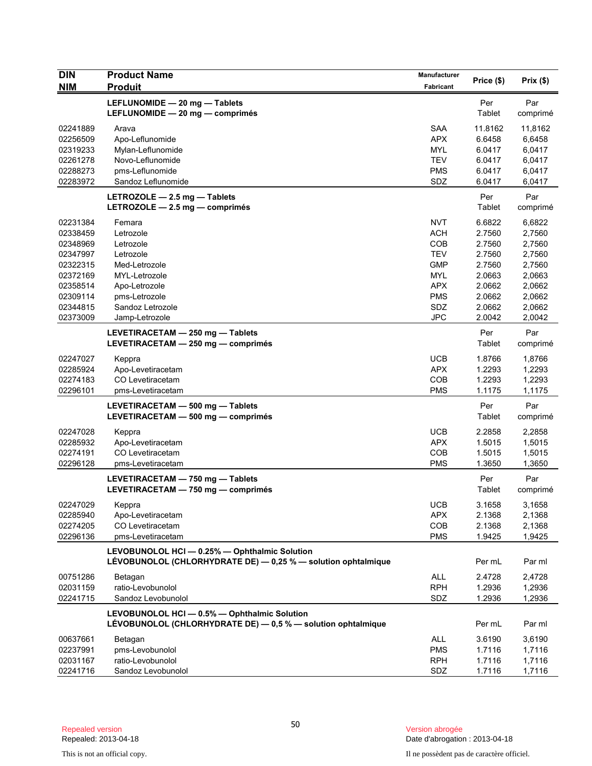| DIN<br>NIM | Product Name<br>Produit | Manufacturer<br>Fabricant | Price ($) | Prix ($) |
|---|---|---|---|---|
| | **LEFLUNOMIDE — 20 mg — Tablets**<br>**LEFLUNOMIDE — 20 mg — comprimés** | | Per Tablet | Par comprimé |
| 02241889 | Arava | SAA | 11.8162 | 11,8162 |
| 02256509 | Apo-Leflunomide | APX | 6.6458 | 6,6458 |
| 02319233 | Mylan-Leflunomide | MYL | 6.0417 | 6,0417 |
| 02261278 | Novo-Leflunomide | TEV | 6.0417 | 6,0417 |
| 02288273 | pms-Leflunomide | PMS | 6.0417 | 6,0417 |
| 02283972 | Sandoz Leflunomide | SDZ | 6.0417 | 6,0417 |
| | **LETROZOLE — 2.5 mg — Tablets**<br>**LETROZOLE — 2.5 mg — comprimés** | | Per Tablet | Par comprimé |
| 02231384 | Femara | NVT | 6.6822 | 6,6822 |
| 02338459 | Letrozole | ACH | 2.7560 | 2,7560 |
| 02348969 | Letrozole | COB | 2.7560 | 2,7560 |
| 02347997 | Letrozole | TEV | 2.7560 | 2,7560 |
| 02322315 | Med-Letrozole | GMP | 2.7560 | 2,7560 |
| 02372169 | MYL-Letrozole | MYL | 2.0663 | 2,0663 |
| 02358514 | Apo-Letrozole | APX | 2.0662 | 2,0662 |
| 02309114 | pms-Letrozole | PMS | 2.0662 | 2,0662 |
| 02344815 | Sandoz Letrozole | SDZ | 2.0662 | 2,0662 |
| 02373009 | Jamp-Letrozole | JPC | 2.0042 | 2,0042 |
| | **LEVETIRACETAM — 250 mg — Tablets**<br>**LEVETIRACETAM — 250 mg — comprimés** | | Per Tablet | Par comprimé |
| 02247027 | Keppra | UCB | 1.8766 | 1,8766 |
| 02285924 | Apo-Levetiracetam | APX | 1.2293 | 1,2293 |
| 02274183 | CO Levetiracetam | COB | 1.2293 | 1,2293 |
| 02296101 | pms-Levetiracetam | PMS | 1.1175 | 1,1175 |
| | **LEVETIRACETAM — 500 mg — Tablets**<br>**LEVETIRACETAM — 500 mg — comprimés** | | Per Tablet | Par comprimé |
| 02247028 | Keppra | UCB | 2.2858 | 2,2858 |
| 02285932 | Apo-Levetiracetam | APX | 1.5015 | 1,5015 |
| 02274191 | CO Levetiracetam | COB | 1.5015 | 1,5015 |
| 02296128 | pms-Levetiracetam | PMS | 1.3650 | 1,3650 |
| | **LEVETIRACETAM — 750 mg — Tablets**<br>**LEVETIRACETAM — 750 mg — comprimés** | | Per Tablet | Par comprimé |
| 02247029 | Keppra | UCB | 3.1658 | 3,1658 |
| 02285940 | Apo-Levetiracetam | APX | 2.1368 | 2,1368 |
| 02274205 | CO Levetiracetam | COB | 2.1368 | 2,1368 |
| 02296136 | pms-Levetiracetam | PMS | 1.9425 | 1,9425 |
| | **LEVOBUNOLOL HCl — 0.25% — Ophthalmic Solution**<br>**LÉVOBUNOLOL (CHLORHYDRATE DE) — 0,25 % — solution ophtalmique** | | Per mL | Par ml |
| 00751286 | Betagan | ALL | 2.4728 | 2,4728 |
| 02031159 | ratio-Levobunolol | RPH | 1.2936 | 1,2936 |
| 02241715 | Sandoz Levobunolol | SDZ | 1.2936 | 1,2936 |
| | **LEVOBUNOLOL HCl — 0.5% — Ophthalmic Solution**<br>**LÉVOBUNOLOL (CHLORHYDRATE DE) — 0,5 % — solution ophtalmique** | | Per mL | Par ml |
| 00637661 | Betagan | ALL | 3.6190 | 3,6190 |
| 02237991 | pms-Levobunolol | PMS | 1.7116 | 1,7116 |
| 02031167 | ratio-Levobunolol | RPH | 1.7116 | 1,7116 |
| 02241716 | Sandoz Levobunolol | SDZ | 1.7116 | 1,7116 |

Repealed version
Repealed: 2013-04-18

Version abrogée
Date d'abrogation : 2013-04-18

This is not an official copy.

Il ne possèdent pas de caractère officiel.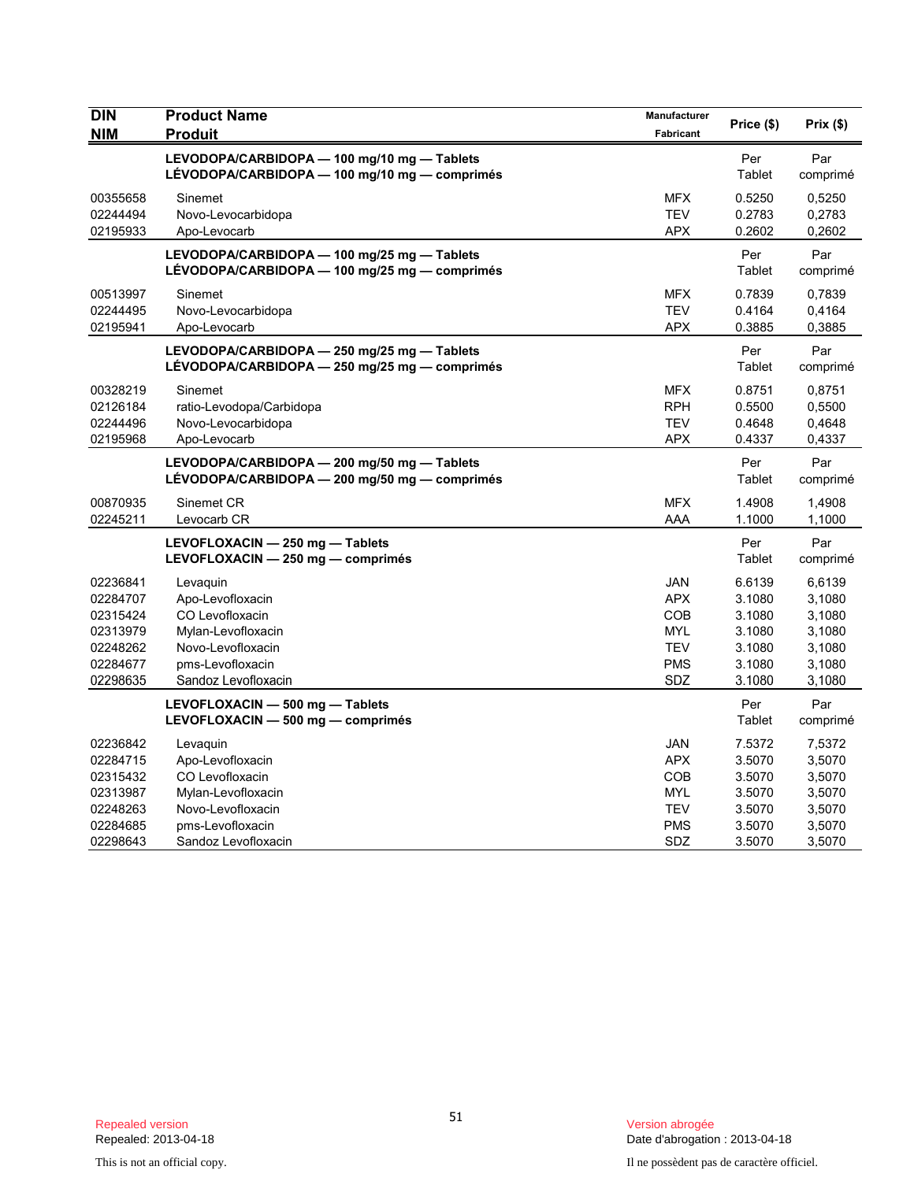| DIN<br>NIM | Product Name<br>Produit | Manufacturer<br>Fabricant | Price ($) | Prix ($) |
|---|---|---|---|---|
| | **LEVODOPA/CARBIDOPA — 100 mg/10 mg — Tablets**<br>**LÉVODOPA/CARBIDOPA — 100 mg/10 mg — comprimés** | | Per Tablet | Par comprimé |
| 00355658 | Sinemet | MFX | 0.5250 | 0,5250 |
| 02244494 | Novo-Levocarbidopa | TEV | 0.2783 | 0,2783 |
| 02195933 | Apo-Levocarb | APX | 0.2602 | 0,2602 |
| | **LEVODOPA/CARBIDOPA — 100 mg/25 mg — Tablets**<br>**LÉVODOPA/CARBIDOPA — 100 mg/25 mg — comprimés** | | Per Tablet | Par comprimé |
| 00513997 | Sinemet | MFX | 0.7839 | 0,7839 |
| 02244495 | Novo-Levocarbidopa | TEV | 0.4164 | 0,4164 |
| 02195941 | Apo-Levocarb | APX | 0.3885 | 0,3885 |
| | **LEVODOPA/CARBIDOPA — 250 mg/25 mg — Tablets**<br>**LÉVODOPA/CARBIDOPA — 250 mg/25 mg — comprimés** | | Per Tablet | Par comprimé |
| 00328219 | Sinemet | MFX | 0.8751 | 0,8751 |
| 02126184 | ratio-Levodopa/Carbidopa | RPH | 0.5500 | 0,5500 |
| 02244496 | Novo-Levocarbidopa | TEV | 0.4648 | 0,4648 |
| 02195968 | Apo-Levocarb | APX | 0.4337 | 0,4337 |
| | **LEVODOPA/CARBIDOPA — 200 mg/50 mg — Tablets**<br>**LÉVODOPA/CARBIDOPA — 200 mg/50 mg — comprimés** | | Per Tablet | Par comprimé |
| 00870935 | Sinemet CR | MFX | 1.4908 | 1,4908 |
| 02245211 | Levocarb CR | AAA | 1.1000 | 1,1000 |
| | **LEVOFLOXACIN — 250 mg — Tablets**<br>**LEVOFLOXACIN — 250 mg — comprimés** | | Per Tablet | Par comprimé |
| 02236841 | Levaquin | JAN | 6.6139 | 6,6139 |
| 02284707 | Apo-Levofloxacin | APX | 3.1080 | 3,1080 |
| 02315424 | CO Levofloxacin | COB | 3.1080 | 3,1080 |
| 02313979 | Mylan-Levofloxacin | MYL | 3.1080 | 3,1080 |
| 02248262 | Novo-Levofloxacin | TEV | 3.1080 | 3,1080 |
| 02284677 | pms-Levofloxacin | PMS | 3.1080 | 3,1080 |
| 02298635 | Sandoz Levofloxacin | SDZ | 3.1080 | 3,1080 |
| | **LEVOFLOXACIN — 500 mg — Tablets**<br>**LEVOFLOXACIN — 500 mg — comprimés** | | Per Tablet | Par comprimé |
| 02236842 | Levaquin | JAN | 7.5372 | 7,5372 |
| 02284715 | Apo-Levofloxacin | APX | 3.5070 | 3,5070 |
| 02315432 | CO Levofloxacin | COB | 3.5070 | 3,5070 |
| 02313987 | Mylan-Levofloxacin | MYL | 3.5070 | 3,5070 |
| 02248263 | Novo-Levofloxacin | TEV | 3.5070 | 3,5070 |
| 02284685 | pms-Levofloxacin | PMS | 3.5070 | 3,5070 |
| 02298643 | Sandoz Levofloxacin | SDZ | 3.5070 | 3,5070 |

Repealed version
Repealed: 2013-04-18

Version abrogée
Date d'abrogation : 2013-04-18

This is not an official copy.

Il ne possèdent pas de caractère officiel.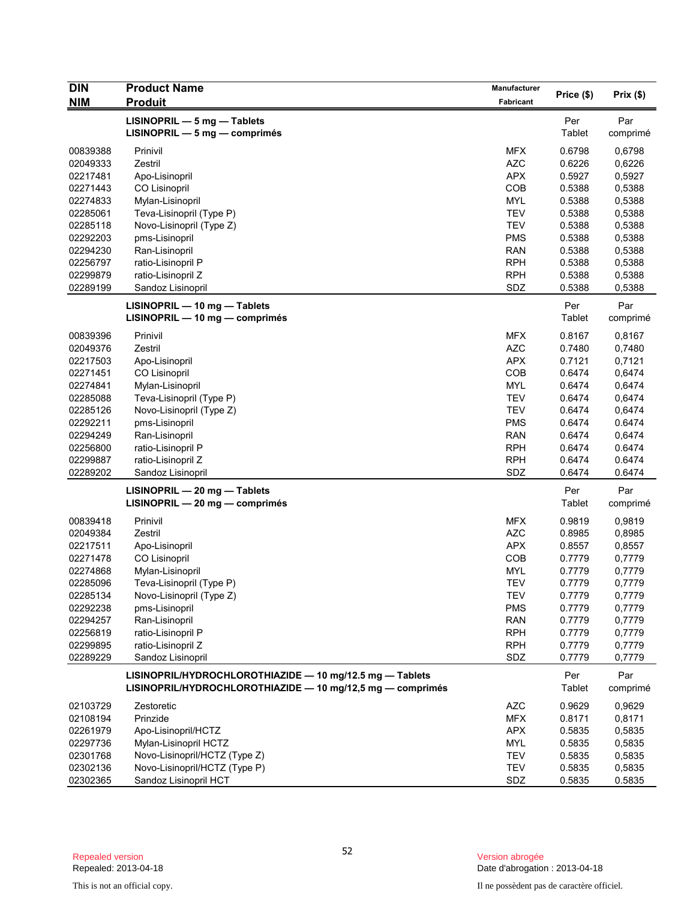| DIN<br>NIM | Product Name<br>Produit | Manufacturer<br>Fabricant | Price ($) | Prix ($) |
|---|---|---|---|---|
| | **LISINOPRIL — 5 mg — Tablets**<br>**LISINOPRIL — 5 mg — comprimés** | | Per<br>Tablet | Par<br>comprimé |
| 00839388 | Prinivil | MFX | 0.6798 | 0,6798 |
| 02049333 | Zestril | AZC | 0.6226 | 0,6226 |
| 02217481 | Apo-Lisinopril | APX | 0.5927 | 0,5927 |
| 02271443 | CO Lisinopril | COB | 0.5388 | 0,5388 |
| 02274833 | Mylan-Lisinopril | MYL | 0.5388 | 0,5388 |
| 02285061 | Teva-Lisinopril (Type P) | TEV | 0.5388 | 0,5388 |
| 02285118 | Novo-Lisinopril (Type Z) | TEV | 0.5388 | 0,5388 |
| 02292203 | pms-Lisinopril | PMS | 0.5388 | 0,5388 |
| 02294230 | Ran-Lisinopril | RAN | 0.5388 | 0,5388 |
| 02256797 | ratio-Lisinopril P | RPH | 0.5388 | 0,5388 |
| 02299879 | ratio-Lisinopril Z | RPH | 0.5388 | 0,5388 |
| 02289199 | Sandoz Lisinopril | SDZ | 0.5388 | 0,5388 |
| | **LISINOPRIL — 10 mg — Tablets**<br>**LISINOPRIL — 10 mg — comprimés** | | Per<br>Tablet | Par<br>comprimé |
| 00839396 | Prinivil | MFX | 0.8167 | 0,8167 |
| 02049376 | Zestril | AZC | 0.7480 | 0,7480 |
| 02217503 | Apo-Lisinopril | APX | 0.7121 | 0,7121 |
| 02271451 | CO Lisinopril | COB | 0.6474 | 0,6474 |
| 02274841 | Mylan-Lisinopril | MYL | 0.6474 | 0,6474 |
| 02285088 | Teva-Lisinopril (Type P) | TEV | 0.6474 | 0,6474 |
| 02285126 | Novo-Lisinopril (Type Z) | TEV | 0.6474 | 0,6474 |
| 02292211 | pms-Lisinopril | PMS | 0.6474 | 0.6474 |
| 02294249 | Ran-Lisinopril | RAN | 0.6474 | 0,6474 |
| 02256800 | ratio-Lisinopril P | RPH | 0.6474 | 0.6474 |
| 02299887 | ratio-Lisinopril Z | RPH | 0.6474 | 0.6474 |
| 02289202 | Sandoz Lisinopril | SDZ | 0.6474 | 0.6474 |
| | **LISINOPRIL — 20 mg — Tablets**<br>**LISINOPRIL — 20 mg — comprimés** | | Per<br>Tablet | Par<br>comprimé |
| 00839418 | Prinivil | MFX | 0.9819 | 0,9819 |
| 02049384 | Zestril | AZC | 0.8985 | 0,8985 |
| 02217511 | Apo-Lisinopril | APX | 0.8557 | 0,8557 |
| 02271478 | CO Lisinopril | COB | 0.7779 | 0,7779 |
| 02274868 | Mylan-Lisinopril | MYL | 0.7779 | 0,7779 |
| 02285096 | Teva-Lisinopril (Type P) | TEV | 0.7779 | 0,7779 |
| 02285134 | Novo-Lisinopril (Type Z) | TEV | 0.7779 | 0,7779 |
| 02292238 | pms-Lisinopril | PMS | 0.7779 | 0,7779 |
| 02294257 | Ran-Lisinopril | RAN | 0.7779 | 0,7779 |
| 02256819 | ratio-Lisinopril P | RPH | 0.7779 | 0,7779 |
| 02299895 | ratio-Lisinopril Z | RPH | 0.7779 | 0,7779 |
| 02289229 | Sandoz Lisinopril | SDZ | 0.7779 | 0,7779 |
| | **LISINOPRIL/HYDROCHLOROTHIAZIDE — 10 mg/12.5 mg — Tablets**<br>**LISINOPRIL/HYDROCHLOROTHIAZIDE — 10 mg/12,5 mg — comprimés** | | Per<br>Tablet | Par<br>comprimé |
| 02103729 | Zestoretic | AZC | 0.9629 | 0,9629 |
| 02108194 | Prinzide | MFX | 0.8171 | 0,8171 |
| 02261979 | Apo-Lisinopril/HCTZ | APX | 0.5835 | 0,5835 |
| 02297736 | Mylan-Lisinopril HCTZ | MYL | 0.5835 | 0,5835 |
| 02301768 | Novo-Lisinopril/HCTZ (Type Z) | TEV | 0.5835 | 0,5835 |
| 02302136 | Novo-Lisinopril/HCTZ (Type P) | TEV | 0.5835 | 0,5835 |
| 02302365 | Sandoz Lisinopril HCT | SDZ | 0.5835 | 0.5835 |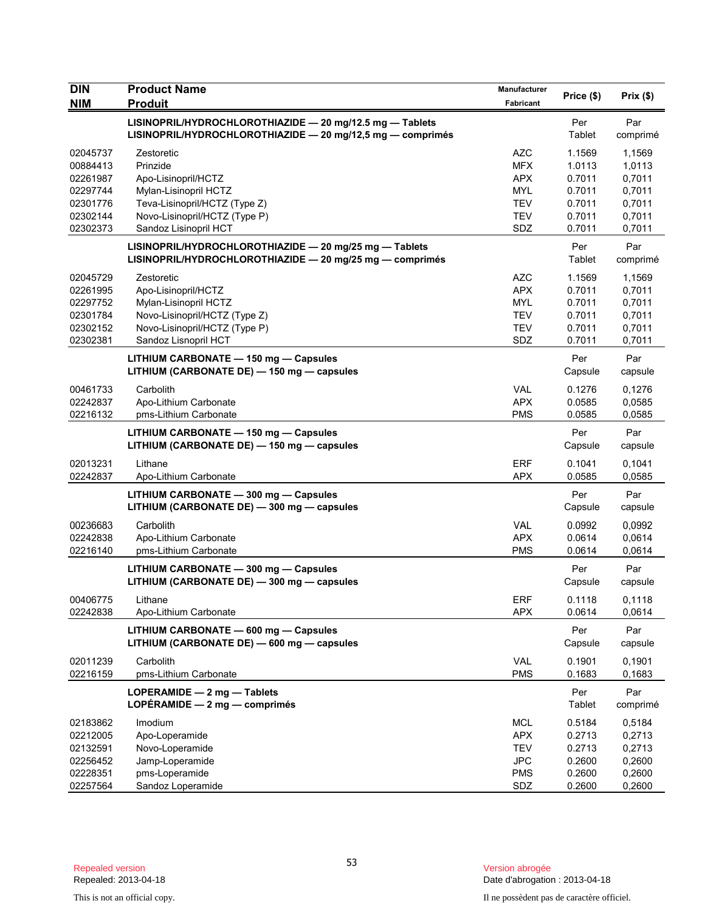| DIN<br>NIM | Product Name<br>Produit | Manufacturer<br>Fabricant | Price ($) | Prix ($) |
|---|---|---|---|---|
| | **LISINOPRIL/HYDROCHLOROTHIAZIDE — 20 mg/12.5 mg — Tablets**<br>**LISINOPRIL/HYDROCHLOROTHIAZIDE — 20 mg/12,5 mg — comprimés** | | Per Tablet | Par comprimé |
| 02045737 | Zestoretic | AZC | 1.1569 | 1,1569 |
| 00884413 | Prinzide | MFX | 1.0113 | 1,0113 |
| 02261987 | Apo-Lisinopril/HCTZ | APX | 0.7011 | 0,7011 |
| 02297744 | Mylan-Lisinopril HCTZ | MYL | 0.7011 | 0,7011 |
| 02301776 | Teva-Lisinopril/HCTZ (Type Z) | TEV | 0.7011 | 0,7011 |
| 02302144 | Novo-Lisinopril/HCTZ (Type P) | TEV | 0.7011 | 0,7011 |
| 02302373 | Sandoz Lisinopril HCT | SDZ | 0.7011 | 0,7011 |
| | **LISINOPRIL/HYDROCHLOROTHIAZIDE — 20 mg/25 mg — Tablets**<br>**LISINOPRIL/HYDROCHLOROTHIAZIDE — 20 mg/25 mg — comprimés** | | Per Tablet | Par comprimé |
| 02045729 | Zestoretic | AZC | 1.1569 | 1,1569 |
| 02261995 | Apo-Lisinopril/HCTZ | APX | 0.7011 | 0,7011 |
| 02297752 | Mylan-Lisinopril HCTZ | MYL | 0.7011 | 0,7011 |
| 02301784 | Novo-Lisinopril/HCTZ (Type Z) | TEV | 0.7011 | 0,7011 |
| 02302152 | Novo-Lisinopril/HCTZ (Type P) | TEV | 0.7011 | 0,7011 |
| 02302381 | Sandoz Lisnopril HCT | SDZ | 0.7011 | 0,7011 |
| | **LITHIUM CARBONATE — 150 mg — Capsules**<br>**LITHIUM (CARBONATE DE) — 150 mg — capsules** | | Per Capsule | Par capsule |
| 00461733 | Carbolith | VAL | 0.1276 | 0,1276 |
| 02242837 | Apo-Lithium Carbonate | APX | 0.0585 | 0,0585 |
| 02216132 | pms-Lithium Carbonate | PMS | 0.0585 | 0,0585 |
| | **LITHIUM CARBONATE — 150 mg — Capsules**<br>**LITHIUM (CARBONATE DE) — 150 mg — capsules** | | Per Capsule | Par capsule |
| 02013231 | Lithane | ERF | 0.1041 | 0,1041 |
| 02242837 | Apo-Lithium Carbonate | APX | 0.0585 | 0,0585 |
| | **LITHIUM CARBONATE — 300 mg — Capsules**<br>**LITHIUM (CARBONATE DE) — 300 mg — capsules** | | Per Capsule | Par capsule |
| 00236683 | Carbolith | VAL | 0.0992 | 0,0992 |
| 02242838 | Apo-Lithium Carbonate | APX | 0.0614 | 0,0614 |
| 02216140 | pms-Lithium Carbonate | PMS | 0.0614 | 0,0614 |
| | **LITHIUM CARBONATE — 300 mg — Capsules**<br>**LITHIUM (CARBONATE DE) — 300 mg — capsules** | | Per Capsule | Par capsule |
| 00406775 | Lithane | ERF | 0.1118 | 0,1118 |
| 02242838 | Apo-Lithium Carbonate | APX | 0.0614 | 0,0614 |
| | **LITHIUM CARBONATE — 600 mg — Capsules**<br>**LITHIUM (CARBONATE DE) — 600 mg — capsules** | | Per Capsule | Par capsule |
| 02011239 | Carbolith | VAL | 0.1901 | 0,1901 |
| 02216159 | pms-Lithium Carbonate | PMS | 0.1683 | 0,1683 |
| | **LOPERAMIDE — 2 mg — Tablets**<br>**LOPÉRAMIDE — 2 mg — comprimés** | | Per Tablet | Par comprimé |
| 02183862 | Imodium | MCL | 0.5184 | 0,5184 |
| 02212005 | Apo-Loperamide | APX | 0.2713 | 0,2713 |
| 02132591 | Novo-Loperamide | TEV | 0.2713 | 0,2713 |
| 02256452 | Jamp-Loperamide | JPC | 0.2600 | 0,2600 |
| 02228351 | pms-Loperamide | PMS | 0.2600 | 0,2600 |
| 02257564 | Sandoz Loperamide | SDZ | 0.2600 | 0,2600 |

Repealed version
Repealed: 2013-04-18

This is not an official copy.

Version abrogée
Date d'abrogation : 2013-04-18

Il ne possèdent pas de caractère officiel.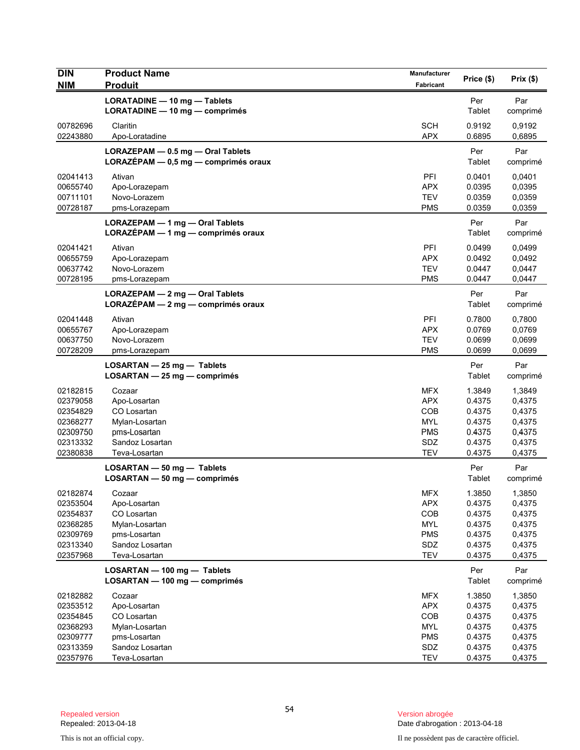| DIN<br>NIM | Product Name<br>Produit | Manufacturer<br>Fabricant | Price ($) | Prix ($) |
|---|---|---|---|---|
| | **LORATADINE — 10 mg — Tablets**<br>**LORATADINE — 10 mg — comprimés** | | Per Tablet | Par comprimé |
| 00782696 | Claritin | SCH | 0.9192 | 0,9192 |
| 02243880 | Apo-Loratadine | APX | 0.6895 | 0,6895 |
| | **LORAZEPAM — 0.5 mg — Oral Tablets**<br>**LORAZÉPAM — 0,5 mg — comprimés oraux** | | Per Tablet | Par comprimé |
| 02041413 | Ativan | PFI | 0.0401 | 0,0401 |
| 00655740 | Apo-Lorazepam | APX | 0.0395 | 0,0395 |
| 00711101 | Novo-Lorazem | TEV | 0.0359 | 0,0359 |
| 00728187 | pms-Lorazepam | PMS | 0.0359 | 0,0359 |
| | **LORAZEPAM — 1 mg — Oral Tablets**<br>**LORAZÉPAM — 1 mg — comprimés oraux** | | Per Tablet | Par comprimé |
| 02041421 | Ativan | PFI | 0.0499 | 0,0499 |
| 00655759 | Apo-Lorazepam | APX | 0.0492 | 0,0492 |
| 00637742 | Novo-Lorazem | TEV | 0.0447 | 0,0447 |
| 00728195 | pms-Lorazepam | PMS | 0.0447 | 0,0447 |
| | **LORAZEPAM — 2 mg — Oral Tablets**<br>**LORAZÉPAM — 2 mg — comprimés oraux** | | Per Tablet | Par comprimé |
| 02041448 | Ativan | PFI | 0.7800 | 0,7800 |
| 00655767 | Apo-Lorazepam | APX | 0.0769 | 0,0769 |
| 00637750 | Novo-Lorazem | TEV | 0.0699 | 0,0699 |
| 00728209 | pms-Lorazepam | PMS | 0.0699 | 0,0699 |
| | **LOSARTAN — 25 mg — Tablets**<br>**LOSARTAN — 25 mg — comprimés** | | Per Tablet | Par comprimé |
| 02182815 | Cozaar | MFX | 1.3849 | 1,3849 |
| 02379058 | Apo-Losartan | APX | 0.4375 | 0,4375 |
| 02354829 | CO Losartan | COB | 0.4375 | 0,4375 |
| 02368277 | Mylan-Losartan | MYL | 0.4375 | 0,4375 |
| 02309750 | pms-Losartan | PMS | 0.4375 | 0,4375 |
| 02313332 | Sandoz Losartan | SDZ | 0.4375 | 0,4375 |
| 02380838 | Teva-Losartan | TEV | 0.4375 | 0,4375 |
| | **LOSARTAN — 50 mg — Tablets**<br>**LOSARTAN — 50 mg — comprimés** | | Per Tablet | Par comprimé |
| 02182874 | Cozaar | MFX | 1.3850 | 1,3850 |
| 02353504 | Apo-Losartan | APX | 0.4375 | 0,4375 |
| 02354837 | CO Losartan | COB | 0.4375 | 0,4375 |
| 02368285 | Mylan-Losartan | MYL | 0.4375 | 0,4375 |
| 02309769 | pms-Losartan | PMS | 0.4375 | 0,4375 |
| 02313340 | Sandoz Losartan | SDZ | 0.4375 | 0,4375 |
| 02357968 | Teva-Losartan | TEV | 0.4375 | 0,4375 |
| | **LOSARTAN — 100 mg — Tablets**<br>**LOSARTAN — 100 mg — comprimés** | | Per Tablet | Par comprimé |
| 02182882 | Cozaar | MFX | 1.3850 | 1,3850 |
| 02353512 | Apo-Losartan | APX | 0.4375 | 0,4375 |
| 02354845 | CO Losartan | COB | 0.4375 | 0,4375 |
| 02368293 | Mylan-Losartan | MYL | 0.4375 | 0,4375 |
| 02309777 | pms-Losartan | PMS | 0.4375 | 0,4375 |
| 02313359 | Sandoz Losartan | SDZ | 0.4375 | 0,4375 |
| 02357976 | Teva-Losartan | TEV | 0.4375 | 0,4375 |

Repealed version
Repealed: 2013-04-18

This is not an official copy.

Version abrogée
Date d'abrogation : 2013-04-18

Il ne possèdent pas de caractère officiel.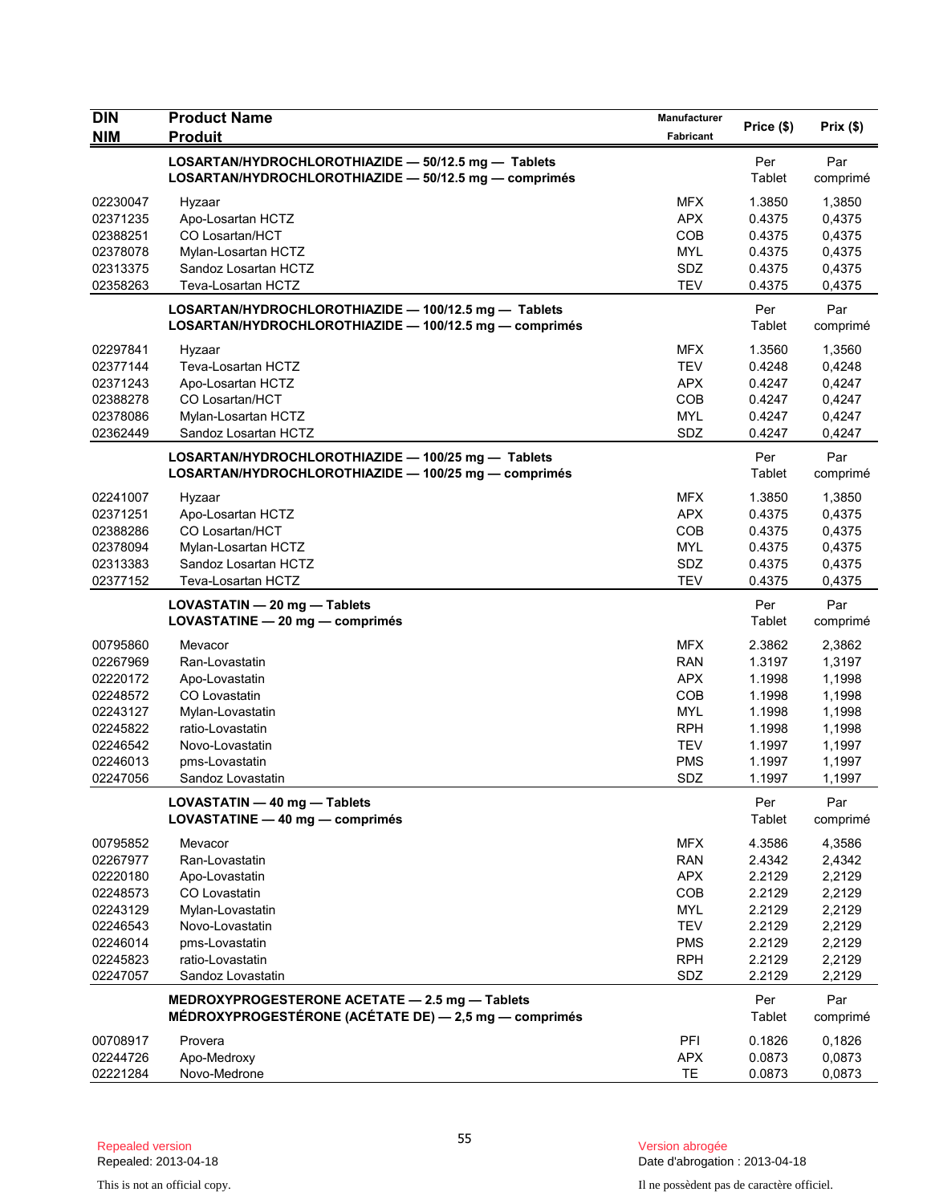| DIN<br>NIM | Product Name<br>Produit | Manufacturer<br>Fabricant | Price ($) | Prix ($) |
|---|---|---|---|---|
| | **LOSARTAN/HYDROCHLOROTHIAZIDE — 50/12.5 mg — Tablets**<br>**LOSARTAN/HYDROCHLOROTHIAZIDE — 50/12.5 mg — comprimés** | | Per Tablet | Par comprimé |
| 02230047 | Hyzaar | MFX | 1.3850 | 1,3850 |
| 02371235 | Apo-Losartan HCTZ | APX | 0.4375 | 0,4375 |
| 02388251 | CO Losartan/HCT | COB | 0.4375 | 0,4375 |
| 02378078 | Mylan-Losartan HCTZ | MYL | 0.4375 | 0,4375 |
| 02313375 | Sandoz Losartan HCTZ | SDZ | 0.4375 | 0,4375 |
| 02358263 | Teva-Losartan HCTZ | TEV | 0.4375 | 0,4375 |
| | **LOSARTAN/HYDROCHLOROTHIAZIDE — 100/12.5 mg — Tablets**<br>**LOSARTAN/HYDROCHLOROTHIAZIDE — 100/12.5 mg — comprimés** | | Per Tablet | Par comprimé |
| 02297841 | Hyzaar | MFX | 1.3560 | 1,3560 |
| 02377144 | Teva-Losartan HCTZ | TEV | 0.4248 | 0,4248 |
| 02371243 | Apo-Losartan HCTZ | APX | 0.4247 | 0,4247 |
| 02388278 | CO Losartan/HCT | COB | 0.4247 | 0,4247 |
| 02378086 | Mylan-Losartan HCTZ | MYL | 0.4247 | 0,4247 |
| 02362449 | Sandoz Losartan HCTZ | SDZ | 0.4247 | 0,4247 |
| | **LOSARTAN/HYDROCHLOROTHIAZIDE — 100/25 mg — Tablets**<br>**LOSARTAN/HYDROCHLOROTHIAZIDE — 100/25 mg — comprimés** | | Per Tablet | Par comprimé |
| 02241007 | Hyzaar | MFX | 1.3850 | 1,3850 |
| 02371251 | Apo-Losartan HCTZ | APX | 0.4375 | 0,4375 |
| 02388286 | CO Losartan/HCT | COB | 0.4375 | 0,4375 |
| 02378094 | Mylan-Losartan HCTZ | MYL | 0.4375 | 0,4375 |
| 02313383 | Sandoz Losartan HCTZ | SDZ | 0.4375 | 0,4375 |
| 02377152 | Teva-Losartan HCTZ | TEV | 0.4375 | 0,4375 |
| | **LOVASTATIN — 20 mg — Tablets**<br>**LOVASTATINE — 20 mg — comprimés** | | Per Tablet | Par comprimé |
| 00795860 | Mevacor | MFX | 2.3862 | 2,3862 |
| 02267969 | Ran-Lovastatin | RAN | 1.3197 | 1,3197 |
| 02220172 | Apo-Lovastatin | APX | 1.1998 | 1,1998 |
| 02248572 | CO Lovastatin | COB | 1.1998 | 1,1998 |
| 02243127 | Mylan-Lovastatin | MYL | 1.1998 | 1,1998 |
| 02245822 | ratio-Lovastatin | RPH | 1.1998 | 1,1998 |
| 02246542 | Novo-Lovastatin | TEV | 1.1997 | 1,1997 |
| 02246013 | pms-Lovastatin | PMS | 1.1997 | 1,1997 |
| 02247056 | Sandoz Lovastatin | SDZ | 1.1997 | 1,1997 |
| | **LOVASTATIN — 40 mg — Tablets**<br>**LOVASTATINE — 40 mg — comprimés** | | Per Tablet | Par comprimé |
| 00795852 | Mevacor | MFX | 4.3586 | 4,3586 |
| 02267977 | Ran-Lovastatin | RAN | 2.4342 | 2,4342 |
| 02220180 | Apo-Lovastatin | APX | 2.2129 | 2,2129 |
| 02248573 | CO Lovastatin | COB | 2.2129 | 2,2129 |
| 02243129 | Mylan-Lovastatin | MYL | 2.2129 | 2,2129 |
| 02246543 | Novo-Lovastatin | TEV | 2.2129 | 2,2129 |
| 02246014 | pms-Lovastatin | PMS | 2.2129 | 2,2129 |
| 02245823 | ratio-Lovastatin | RPH | 2.2129 | 2,2129 |
| 02247057 | Sandoz Lovastatin | SDZ | 2.2129 | 2,2129 |
| | **MEDROXYPROGESTERONE ACETATE — 2.5 mg — Tablets**<br>**MÉDROXYPROGESTÉRONE (ACÉTATE DE) — 2,5 mg — comprimés** | | Per Tablet | Par comprimé |
| 00708917 | Provera | PFI | 0.1826 | 0,1826 |
| 02244726 | Apo-Medroxy | APX | 0.0873 | 0,0873 |
| 02221284 | Novo-Medrone | TE | 0.0873 | 0,0873 |

Repealed version
Repealed: 2013-04-18

Version abrogée
Date d'abrogation : 2013-04-18

This is not an official copy.

Il ne possèdent pas de caractère officiel.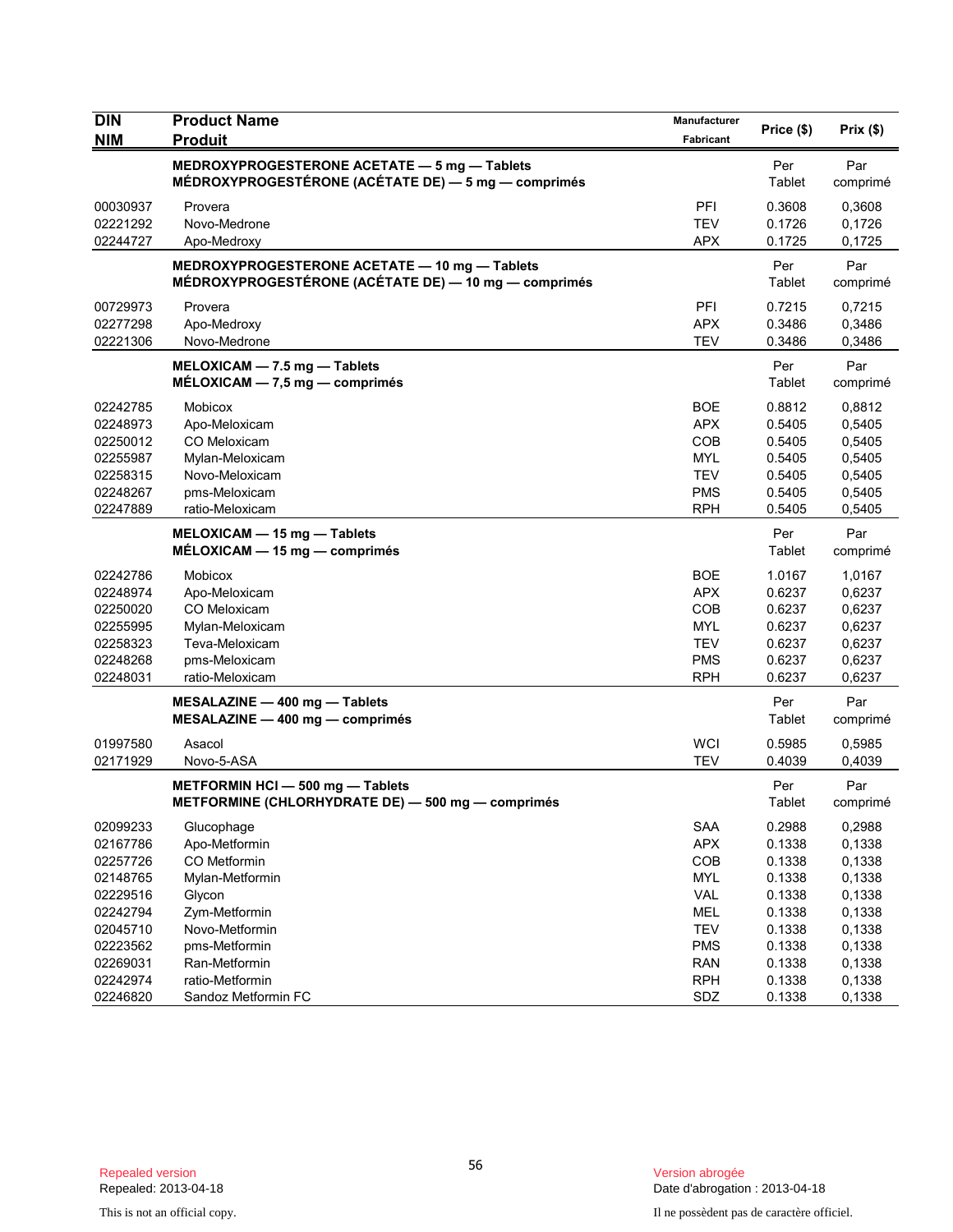| DIN<br>NIM | Product Name<br>Produit | Manufacturer<br>Fabricant | Price ($) | Prix ($) |
|---|---|---|---|---|
| | **MEDROXYPROGESTERONE ACETATE — 5 mg — Tablets<br>MÉDROXYPROGESTÉRONE (ACÉTATE DE) — 5 mg — comprimés** | | Per Tablet | Par comprimé |
| 00030937 | Provera | PFI | 0.3608 | 0,3608 |
| 02221292 | Novo-Medrone | TEV | 0.1726 | 0,1726 |
| 02244727 | Apo-Medroxy | APX | 0.1725 | 0,1725 |
| | **MEDROXYPROGESTERONE ACETATE — 10 mg — Tablets<br>MÉDROXYPROGESTÉRONE (ACÉTATE DE) — 10 mg — comprimés** | | Per Tablet | Par comprimé |
| 00729973 | Provera | PFI | 0.7215 | 0,7215 |
| 02277298 | Apo-Medroxy | APX | 0.3486 | 0,3486 |
| 02221306 | Novo-Medrone | TEV | 0.3486 | 0,3486 |
| | **MELOXICAM — 7.5 mg — Tablets<br>MÉLOXICAM — 7,5 mg — comprimés** | | Per Tablet | Par comprimé |
| 02242785 | Mobicox | BOE | 0.8812 | 0,8812 |
| 02248973 | Apo-Meloxicam | APX | 0.5405 | 0,5405 |
| 02250012 | CO Meloxicam | COB | 0.5405 | 0,5405 |
| 02255987 | Mylan-Meloxicam | MYL | 0.5405 | 0,5405 |
| 02258315 | Novo-Meloxicam | TEV | 0.5405 | 0,5405 |
| 02248267 | pms-Meloxicam | PMS | 0.5405 | 0,5405 |
| 02247889 | ratio-Meloxicam | RPH | 0.5405 | 0,5405 |
| | **MELOXICAM — 15 mg — Tablets<br>MÉLOXICAM — 15 mg — comprimés** | | Per Tablet | Par comprimé |
| 02242786 | Mobicox | BOE | 1.0167 | 1,0167 |
| 02248974 | Apo-Meloxicam | APX | 0.6237 | 0,6237 |
| 02250020 | CO Meloxicam | COB | 0.6237 | 0,6237 |
| 02255995 | Mylan-Meloxicam | MYL | 0.6237 | 0,6237 |
| 02258323 | Teva-Meloxicam | TEV | 0.6237 | 0,6237 |
| 02248268 | pms-Meloxicam | PMS | 0.6237 | 0,6237 |
| 02248031 | ratio-Meloxicam | RPH | 0.6237 | 0,6237 |
| | **MESALAZINE — 400 mg — Tablets<br>MESALAZINE — 400 mg — comprimés** | | Per Tablet | Par comprimé |
| 01997580 | Asacol | WCI | 0.5985 | 0,5985 |
| 02171929 | Novo-5-ASA | TEV | 0.4039 | 0,4039 |
| | **METFORMIN HCl — 500 mg — Tablets<br>METFORMINE (CHLORHYDRATE DE) — 500 mg — comprimés** | | Per Tablet | Par comprimé |
| 02099233 | Glucophage | SAA | 0.2988 | 0,2988 |
| 02167786 | Apo-Metformin | APX | 0.1338 | 0,1338 |
| 02257726 | CO Metformin | COB | 0.1338 | 0,1338 |
| 02148765 | Mylan-Metformin | MYL | 0.1338 | 0,1338 |
| 02229516 | Glycon | VAL | 0.1338 | 0,1338 |
| 02242794 | Zym-Metformin | MEL | 0.1338 | 0,1338 |
| 02045710 | Novo-Metformin | TEV | 0.1338 | 0,1338 |
| 02223562 | pms-Metformin | PMS | 0.1338 | 0,1338 |
| 02269031 | Ran-Metformin | RAN | 0.1338 | 0,1338 |
| 02242974 | ratio-Metformin | RPH | 0.1338 | 0,1338 |
| 02246820 | Sandoz Metformin FC | SDZ | 0.1338 | 0,1338 |

Repealed version
Repealed: 2013-04-18

Version abrogée
Date d'abrogation : 2013-04-18

This is not an official copy.

Il ne possèdent pas de caractère officiel.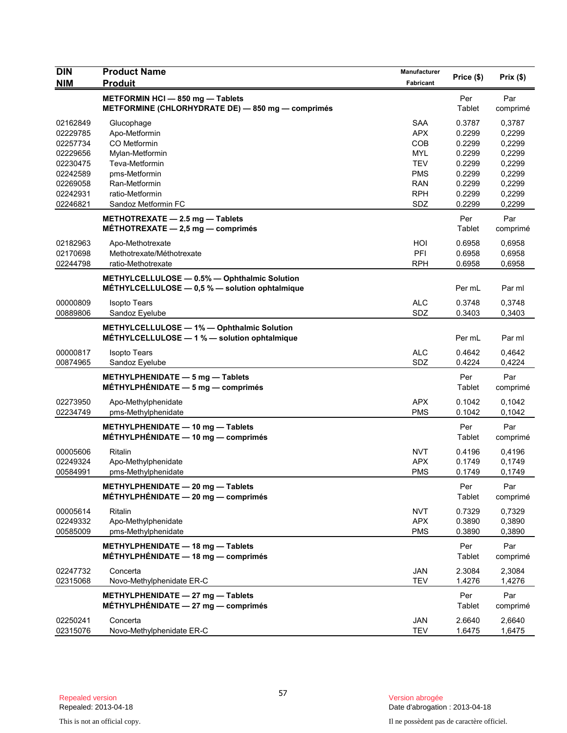| DIN<br>NIM | Product Name<br>Produit | Manufacturer<br>Fabricant | Price ($) | Prix ($) |
|---|---|---|---|---|
| | **METFORMIN HCl — 850 mg — Tablets**<br>**METFORMINE (CHLORHYDRATE DE) — 850 mg — comprimés** | | Per Tablet | Par comprimé |
| 02162849 | Glucophage | SAA | 0.3787 | 0,3787 |
| 02229785 | Apo-Metformin | APX | 0.2299 | 0,2299 |
| 02257734 | CO Metformin | COB | 0.2299 | 0,2299 |
| 02229656 | Mylan-Metformin | MYL | 0.2299 | 0,2299 |
| 02230475 | Teva-Metformin | TEV | 0.2299 | 0,2299 |
| 02242589 | pms-Metformin | PMS | 0.2299 | 0,2299 |
| 02269058 | Ran-Metformin | RAN | 0.2299 | 0,2299 |
| 02242931 | ratio-Metformin | RPH | 0.2299 | 0,2299 |
| 02246821 | Sandoz Metformin FC | SDZ | 0.2299 | 0,2299 |
| | **METHOTREXATE — 2.5 mg — Tablets**<br>**MÉTHOTREXATE — 2,5 mg — comprimés** | | Per Tablet | Par comprimé |
| 02182963 | Apo-Methotrexate | HOI | 0.6958 | 0,6958 |
| 02170698 | Methotrexate/Méthotrexate | PFI | 0.6958 | 0,6958 |
| 02244798 | ratio-Methotrexate | RPH | 0.6958 | 0,6958 |
| | **METHYLCELLULOSE — 0.5% — Ophthalmic Solution**<br>**MÉTHYLCELLULOSE — 0,5 % — solution ophtalmique** | | Per mL | Par ml |
| 00000809 | Isopto Tears | ALC | 0.3748 | 0,3748 |
| 00889806 | Sandoz Eyelube | SDZ | 0.3403 | 0,3403 |
| | **METHYLCELLULOSE — 1% — Ophthalmic Solution**<br>**MÉTHYLCELLULOSE — 1 % — solution ophtalmique** | | Per mL | Par ml |
| 00000817 | Isopto Tears | ALC | 0.4642 | 0,4642 |
| 00874965 | Sandoz Eyelube | SDZ | 0.4224 | 0,4224 |
| | **METHYLPHENIDATE — 5 mg — Tablets**<br>**MÉTHYLPHÉNIDATE — 5 mg — comprimés** | | Per Tablet | Par comprimé |
| 02273950 | Apo-Methylphenidate | APX | 0.1042 | 0,1042 |
| 02234749 | pms-Methylphenidate | PMS | 0.1042 | 0,1042 |
| | **METHYLPHENIDATE — 10 mg — Tablets**<br>**MÉTHYLPHÉNIDATE — 10 mg — comprimés** | | Per Tablet | Par comprimé |
| 00005606 | Ritalin | NVT | 0.4196 | 0,4196 |
| 02249324 | Apo-Methylphenidate | APX | 0.1749 | 0,1749 |
| 00584991 | pms-Methylphenidate | PMS | 0.1749 | 0,1749 |
| | **METHYLPHENIDATE — 20 mg — Tablets**<br>**MÉTHYLPHÉNIDATE — 20 mg — comprimés** | | Per Tablet | Par comprimé |
| 00005614 | Ritalin | NVT | 0.7329 | 0,7329 |
| 02249332 | Apo-Methylphenidate | APX | 0.3890 | 0,3890 |
| 00585009 | pms-Methylphenidate | PMS | 0.3890 | 0,3890 |
| | **METHYLPHENIDATE — 18 mg — Tablets**<br>**MÉTHYLPHÉNIDATE — 18 mg — comprimés** | | Per Tablet | Par comprimé |
| 02247732 | Concerta | JAN | 2.3084 | 2,3084 |
| 02315068 | Novo-Methylphenidate ER-C | TEV | 1.4276 | 1,4276 |
| | **METHYLPHENIDATE — 27 mg — Tablets**<br>**MÉTHYLPHÉNIDATE — 27 mg — comprimés** | | Per Tablet | Par comprimé |
| 02250241 | Concerta | JAN | 2.6640 | 2,6640 |
| 02315076 | Novo-Methylphenidate ER-C | TEV | 1.6475 | 1,6475 |

Repealed version
Repealed: 2013-04-18

This is not an official copy.

Version abrogée
Date d'abrogation : 2013-04-18

Il ne possèdent pas de caractère officiel.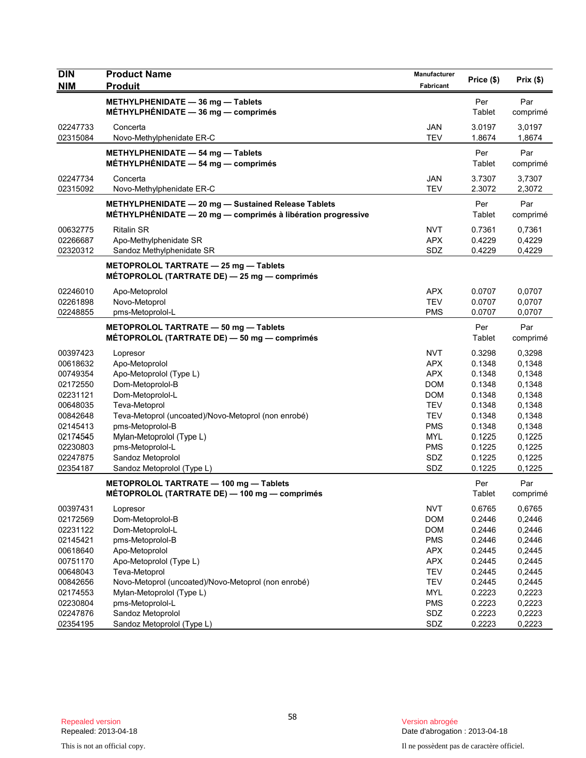| DIN<br>NIM | Product Name<br>Produit | Manufacturer<br>Fabricant | Price ($) | Prix ($) |
|---|---|---|---|---|
| | **METHYLPHENIDATE — 36 mg — Tablets**<br>**MÉTHYLPHÉNIDATE — 36 mg — comprimés** | | Per Tablet | Par comprimé |
| 02247733 | Concerta | JAN | 3.0197 | 3,0197 |
| 02315084 | Novo-Methylphenidate ER-C | TEV | 1.8674 | 1,8674 |
| | **METHYLPHENIDATE — 54 mg — Tablets**<br>**MÉTHYLPHÉNIDATE — 54 mg — comprimés** | | Per Tablet | Par comprimé |
| 02247734 | Concerta | JAN | 3.7307 | 3,7307 |
| 02315092 | Novo-Methylphenidate ER-C | TEV | 2.3072 | 2,3072 |
| | **METHYLPHENIDATE — 20 mg — Sustained Release Tablets**<br>**MÉTHYLPHÉNIDATE — 20 mg — comprimés à libération progressive** | | Per Tablet | Par comprimé |
| 00632775 | Ritalin SR | NVT | 0.7361 | 0,7361 |
| 02266687 | Apo-Methylphenidate SR | APX | 0.4229 | 0,4229 |
| 02320312 | Sandoz Methylphenidate SR | SDZ | 0.4229 | 0,4229 |
| | **METOPROLOL TARTRATE — 25 mg — Tablets**<br>**MÉTOPROLOL (TARTRATE DE) — 25 mg — comprimés** | | | |
| 02246010 | Apo-Metoprolol | APX | 0.0707 | 0,0707 |
| 02261898 | Novo-Metoprol | TEV | 0.0707 | 0,0707 |
| 02248855 | pms-Metoprolol-L | PMS | 0.0707 | 0,0707 |
| | **METOPROLOL TARTRATE — 50 mg — Tablets**<br>**MÉTOPROLOL (TARTRATE DE) — 50 mg — comprimés** | | Per Tablet | Par comprimé |
| 00397423 | Lopresor | NVT | 0.3298 | 0,3298 |
| 00618632 | Apo-Metoprolol | APX | 0.1348 | 0,1348 |
| 00749354 | Apo-Metoprolol (Type L) | APX | 0.1348 | 0,1348 |
| 02172550 | Dom-Metoprolol-B | DOM | 0.1348 | 0,1348 |
| 02231121 | Dom-Metoprolol-L | DOM | 0.1348 | 0,1348 |
| 00648035 | Teva-Metoprol | TEV | 0.1348 | 0,1348 |
| 00842648 | Teva-Metoprol (uncoated)/Novo-Metoprol (non enrobé) | TEV | 0.1348 | 0,1348 |
| 02145413 | pms-Metoprolol-B | PMS | 0.1348 | 0,1348 |
| 02174545 | Mylan-Metoprolol (Type L) | MYL | 0.1225 | 0,1225 |
| 02230803 | pms-Metoprolol-L | PMS | 0.1225 | 0,1225 |
| 02247875 | Sandoz Metoprolol | SDZ | 0.1225 | 0,1225 |
| 02354187 | Sandoz Metoprolol (Type L) | SDZ | 0.1225 | 0,1225 |
| | **METOPROLOL TARTRATE — 100 mg — Tablets**<br>**MÉTOPROLOL (TARTRATE DE) — 100 mg — comprimés** | | Per Tablet | Par comprimé |
| 00397431 | Lopresor | NVT | 0.6765 | 0,6765 |
| 02172569 | Dom-Metoprolol-B | DOM | 0.2446 | 0,2446 |
| 02231122 | Dom-Metoprolol-L | DOM | 0.2446 | 0,2446 |
| 02145421 | pms-Metoprolol-B | PMS | 0.2446 | 0,2446 |
| 00618640 | Apo-Metoprolol | APX | 0.2445 | 0,2445 |
| 00751170 | Apo-Metoprolol (Type L) | APX | 0.2445 | 0,2445 |
| 00648043 | Teva-Metoprol | TEV | 0.2445 | 0,2445 |
| 00842656 | Novo-Metoprol (uncoated)/Novo-Metoprol (non enrobé) | TEV | 0.2445 | 0,2445 |
| 02174553 | Mylan-Metoprolol (Type L) | MYL | 0.2223 | 0,2223 |
| 02230804 | pms-Metoprolol-L | PMS | 0.2223 | 0,2223 |
| 02247876 | Sandoz Metoprolol | SDZ | 0.2223 | 0,2223 |
| 02354195 | Sandoz Metoprolol (Type L) | SDZ | 0.2223 | 0,2223 |

Repealed version
Repealed: 2013-04-18

This is not an official copy.

Version abrogée
Date d'abrogation : 2013-04-18

Il ne possèdent pas de caractère officiel.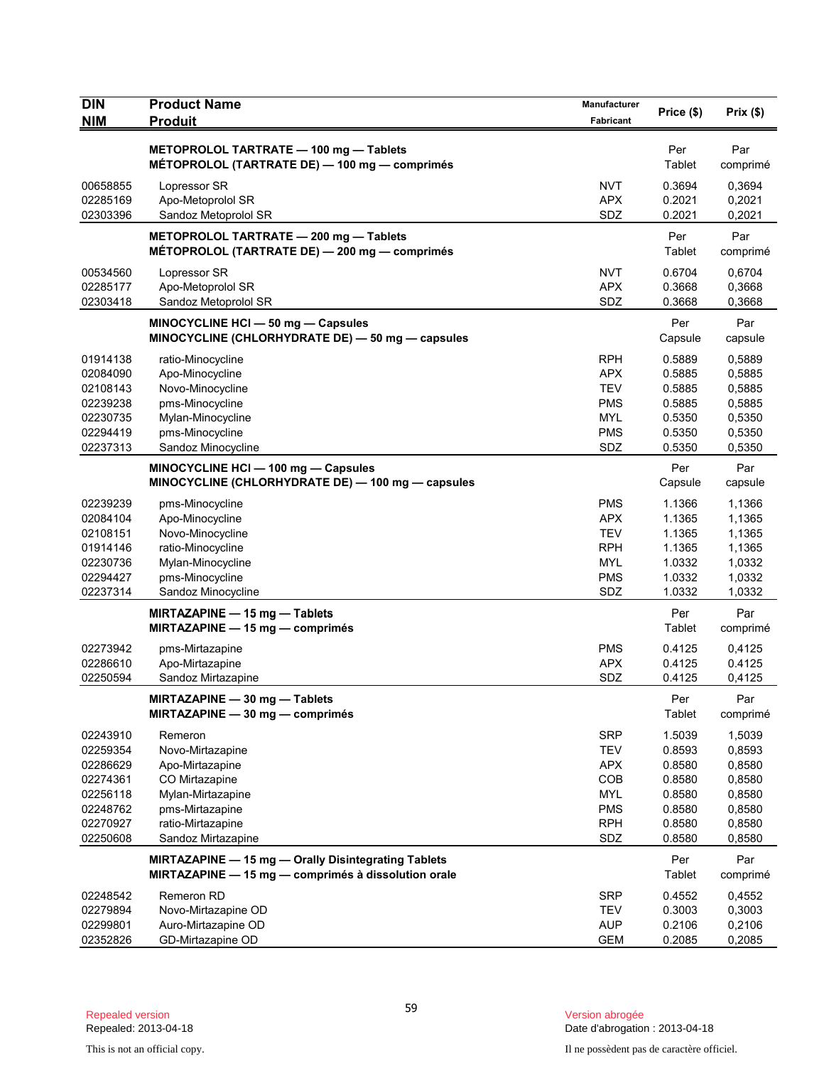| DIN<br>NIM | Product Name<br>Produit | Manufacturer<br>Fabricant | Price ($) | Prix ($) |
|---|---|---|---|---|
| | **METOPROLOL TARTRATE — 100 mg — Tablets<br>MÉTOPROLOL (TARTRATE DE) — 100 mg — comprimés** | | Per Tablet | Par comprimé |
| 00658855 | Lopressor SR | NVT | 0.3694 | 0,3694 |
| 02285169 | Apo-Metoprolol SR | APX | 0.2021 | 0,2021 |
| 02303396 | Sandoz Metoprolol SR | SDZ | 0.2021 | 0,2021 |
| | **METOPROLOL TARTRATE — 200 mg — Tablets<br>MÉTOPROLOL (TARTRATE DE) — 200 mg — comprimés** | | Per Tablet | Par comprimé |
| 00534560 | Lopressor SR | NVT | 0.6704 | 0,6704 |
| 02285177 | Apo-Metoprolol SR | APX | 0.3668 | 0,3668 |
| 02303418 | Sandoz Metoprolol SR | SDZ | 0.3668 | 0,3668 |
| | **MINOCYCLINE HCl — 50 mg — Capsules<br>MINOCYCLINE (CHLORHYDRATE DE) — 50 mg — capsules** | | Per Capsule | Par capsule |
| 01914138 | ratio-Minocycline | RPH | 0.5889 | 0,5889 |
| 02084090 | Apo-Minocycline | APX | 0.5885 | 0,5885 |
| 02108143 | Novo-Minocycline | TEV | 0.5885 | 0,5885 |
| 02239238 | pms-Minocycline | PMS | 0.5885 | 0,5885 |
| 02230735 | Mylan-Minocycline | MYL | 0.5350 | 0,5350 |
| 02294419 | pms-Minocycline | PMS | 0.5350 | 0,5350 |
| 02237313 | Sandoz Minocycline | SDZ | 0.5350 | 0,5350 |
| | **MINOCYCLINE HCl — 100 mg — Capsules<br>MINOCYCLINE (CHLORHYDRATE DE) — 100 mg — capsules** | | Per Capsule | Par capsule |
| 02239239 | pms-Minocycline | PMS | 1.1366 | 1,1366 |
| 02084104 | Apo-Minocycline | APX | 1.1365 | 1,1365 |
| 02108151 | Novo-Minocycline | TEV | 1.1365 | 1,1365 |
| 01914146 | ratio-Minocycline | RPH | 1.1365 | 1,1365 |
| 02230736 | Mylan-Minocycline | MYL | 1.0332 | 1,0332 |
| 02294427 | pms-Minocycline | PMS | 1.0332 | 1,0332 |
| 02237314 | Sandoz Minocycline | SDZ | 1.0332 | 1,0332 |
| | **MIRTAZAPINE — 15 mg — Tablets<br>MIRTAZAPINE — 15 mg — comprimés** | | Per Tablet | Par comprimé |
| 02273942 | pms-Mirtazapine | PMS | 0.4125 | 0,4125 |
| 02286610 | Apo-Mirtazapine | APX | 0.4125 | 0.4125 |
| 02250594 | Sandoz Mirtazapine | SDZ | 0.4125 | 0,4125 |
| | **MIRTAZAPINE — 30 mg — Tablets<br>MIRTAZAPINE — 30 mg — comprimés** | | Per Tablet | Par comprimé |
| 02243910 | Remeron | SRP | 1.5039 | 1,5039 |
| 02259354 | Novo-Mirtazapine | TEV | 0.8593 | 0,8593 |
| 02286629 | Apo-Mirtazapine | APX | 0.8580 | 0,8580 |
| 02274361 | CO Mirtazapine | COB | 0.8580 | 0,8580 |
| 02256118 | Mylan-Mirtazapine | MYL | 0.8580 | 0,8580 |
| 02248762 | pms-Mirtazapine | PMS | 0.8580 | 0,8580 |
| 02270927 | ratio-Mirtazapine | RPH | 0.8580 | 0,8580 |
| 02250608 | Sandoz Mirtazapine | SDZ | 0.8580 | 0,8580 |
| | **MIRTAZAPINE — 15 mg — Orally Disintegrating Tablets<br>MIRTAZAPINE — 15 mg — comprimés à dissolution orale** | | Per Tablet | Par comprimé |
| 02248542 | Remeron RD | SRP | 0.4552 | 0,4552 |
| 02279894 | Novo-Mirtazapine OD | TEV | 0.3003 | 0,3003 |
| 02299801 | Auro-Mirtazapine OD | AUP | 0.2106 | 0,2106 |
| 02352826 | GD-Mirtazapine OD | GEM | 0.2085 | 0,2085 |

Repealed version
Repealed: 2013-04-18

Version abrogée
Date d'abrogation : 2013-04-18

This is not an official copy.

Il ne possèdent pas de caractère officiel.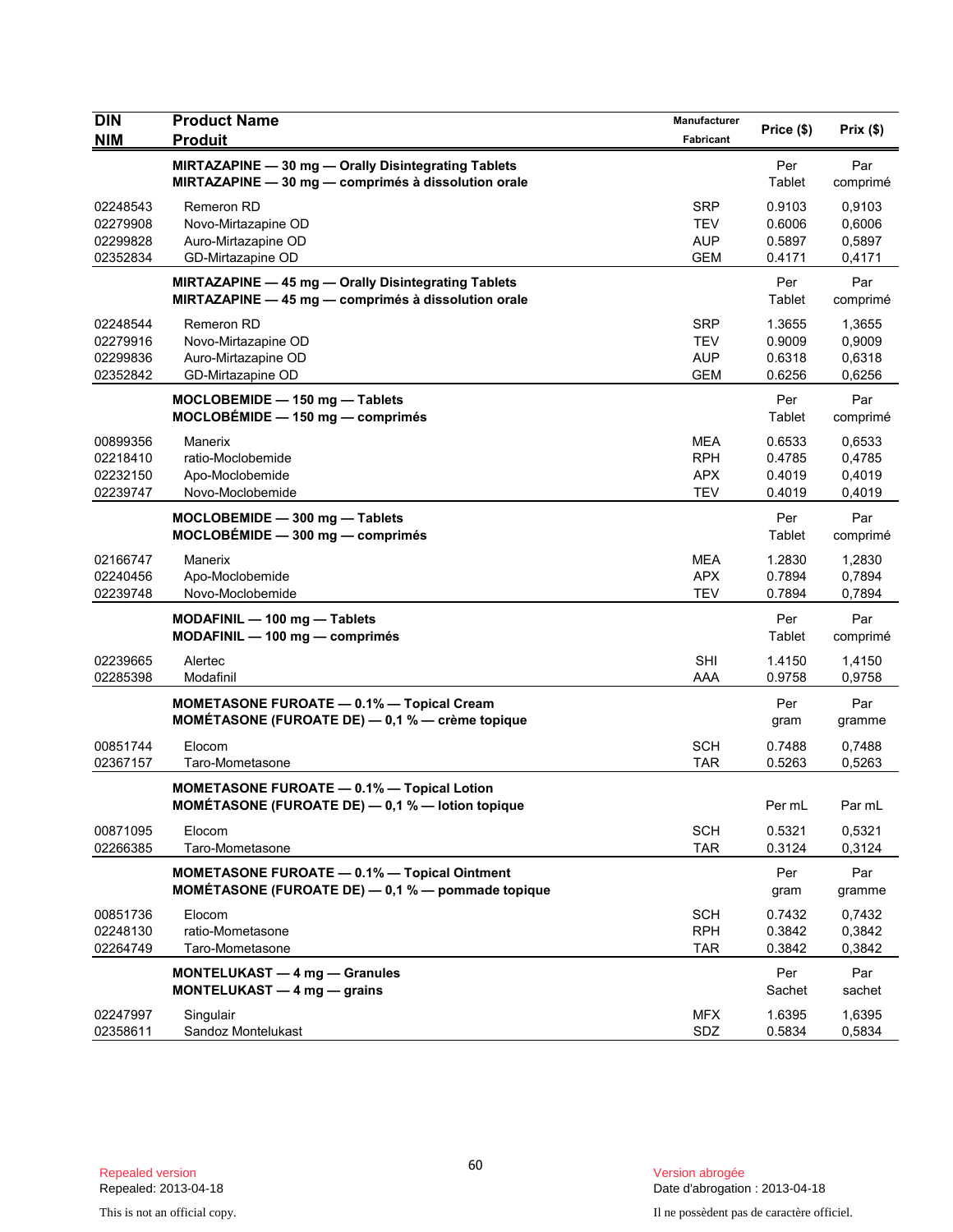| DIN<br>NIM | Product Name<br>Produit | Manufacturer<br>Fabricant | Price ($) | Prix ($) |
|---|---|---|---|---|
| | **MIRTAZAPINE — 30 mg — Orally Disintegrating Tablets**<br>**MIRTAZAPINE — 30 mg — comprimés à dissolution orale** | | Per Tablet | Par comprimé |
| 02248543 | Remeron RD | SRP | 0.9103 | 0,9103 |
| 02279908 | Novo-Mirtazapine OD | TEV | 0.6006 | 0,6006 |
| 02299828 | Auro-Mirtazapine OD | AUP | 0.5897 | 0,5897 |
| 02352834 | GD-Mirtazapine OD | GEM | 0.4171 | 0,4171 |
| | **MIRTAZAPINE — 45 mg — Orally Disintegrating Tablets**<br>**MIRTAZAPINE — 45 mg — comprimés à dissolution orale** | | Per Tablet | Par comprimé |
| 02248544 | Remeron RD | SRP | 1.3655 | 1,3655 |
| 02279916 | Novo-Mirtazapine OD | TEV | 0.9009 | 0,9009 |
| 02299836 | Auro-Mirtazapine OD | AUP | 0.6318 | 0,6318 |
| 02352842 | GD-Mirtazapine OD | GEM | 0.6256 | 0,6256 |
| | **MOCLOBEMIDE — 150 mg — Tablets**<br>**MOCLOBÉMIDE — 150 mg — comprimés** | | Per Tablet | Par comprimé |
| 00899356 | Manerix | MEA | 0.6533 | 0,6533 |
| 02218410 | ratio-Moclobemide | RPH | 0.4785 | 0,4785 |
| 02232150 | Apo-Moclobemide | APX | 0.4019 | 0,4019 |
| 02239747 | Novo-Moclobemide | TEV | 0.4019 | 0,4019 |
| | **MOCLOBEMIDE — 300 mg — Tablets**<br>**MOCLOBÉMIDE — 300 mg — comprimés** | | Per Tablet | Par comprimé |
| 02166747 | Manerix | MEA | 1.2830 | 1,2830 |
| 02240456 | Apo-Moclobemide | APX | 0.7894 | 0,7894 |
| 02239748 | Novo-Moclobemide | TEV | 0.7894 | 0,7894 |
| | **MODAFINIL — 100 mg — Tablets**<br>**MODAFINIL — 100 mg — comprimés** | | Per Tablet | Par comprimé |
| 02239665 | Alertec | SHI | 1.4150 | 1,4150 |
| 02285398 | Modafinil | AAA | 0.9758 | 0,9758 |
| | **MOMETASONE FUROATE — 0.1% — Topical Cream**<br>**MOMÉTASONE (FUROATE DE) — 0,1 % — crème topique** | | Per gram | Par gramme |
| 00851744 | Elocom | SCH | 0.7488 | 0,7488 |
| 02367157 | Taro-Mometasone | TAR | 0.5263 | 0,5263 |
| | **MOMETASONE FUROATE — 0.1% — Topical Lotion**<br>**MOMÉTASONE (FUROATE DE) — 0,1 % — lotion topique** | | Per mL | Par mL |
| 00871095 | Elocom | SCH | 0.5321 | 0,5321 |
| 02266385 | Taro-Mometasone | TAR | 0.3124 | 0,3124 |
| | **MOMETASONE FUROATE — 0.1% — Topical Ointment**<br>**MOMÉTASONE (FUROATE DE) — 0,1 % — pommade topique** | | Per gram | Par gramme |
| 00851736 | Elocom | SCH | 0.7432 | 0,7432 |
| 02248130 | ratio-Mometasone | RPH | 0.3842 | 0,3842 |
| 02264749 | Taro-Mometasone | TAR | 0.3842 | 0,3842 |
| | **MONTELUKAST — 4 mg — Granules**<br>**MONTELUKAST — 4 mg — grains** | | Per Sachet | Par sachet |
| 02247997 | Singulair | MFX | 1.6395 | 1,6395 |
| 02358611 | Sandoz Montelukast | SDZ | 0.5834 | 0,5834 |

Repealed version
Repealed: 2013-04-18

Version abrogée
Date d'abrogation : 2013-04-18

This is not an official copy.

Il ne possèdent pas de caractère officiel.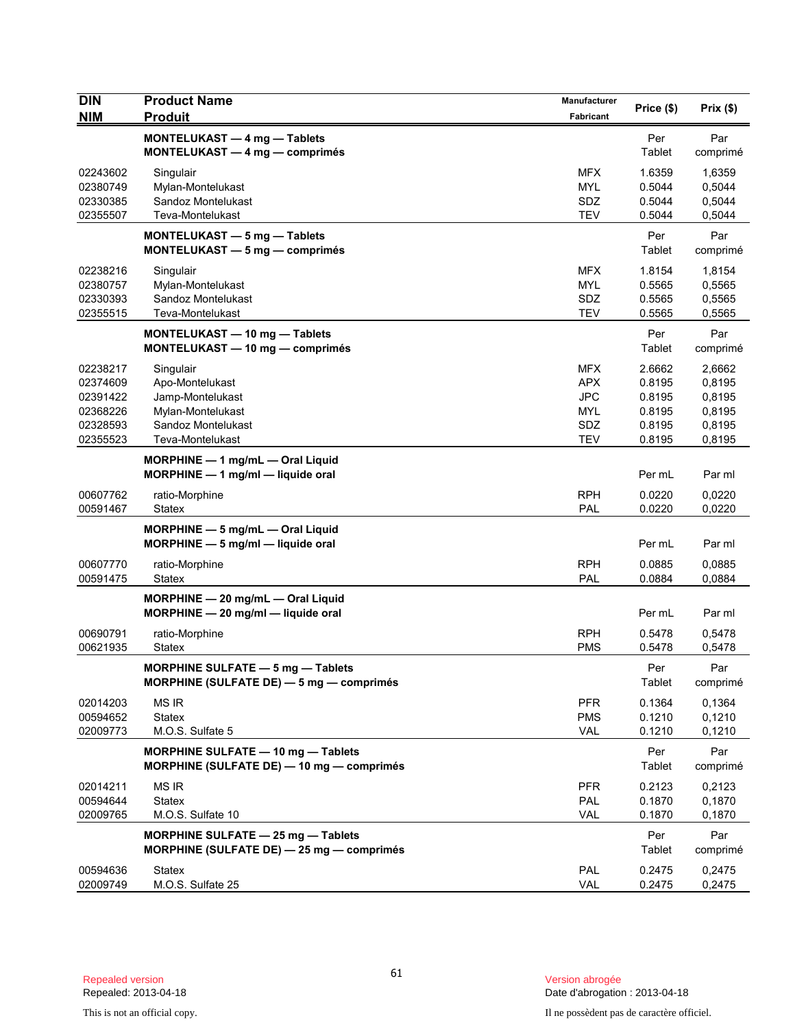| DIN<br>NIM | Product Name<br>Produit | Manufacturer<br>Fabricant | Price ($) | Prix ($) |
|---|---|---|---|---|
| | **MONTELUKAST — 4 mg — Tablets**<br>**MONTELUKAST — 4 mg — comprimés** | | Per Tablet | Par comprimé |
| 02243602 | Singulair | MFX | 1.6359 | 1,6359 |
| 02380749 | Mylan-Montelukast | MYL | 0.5044 | 0,5044 |
| 02330385 | Sandoz Montelukast | SDZ | 0.5044 | 0,5044 |
| 02355507 | Teva-Montelukast | TEV | 0.5044 | 0,5044 |
| | **MONTELUKAST — 5 mg — Tablets**<br>**MONTELUKAST — 5 mg — comprimés** | | Per Tablet | Par comprimé |
| 02238216 | Singulair | MFX | 1.8154 | 1,8154 |
| 02380757 | Mylan-Montelukast | MYL | 0.5565 | 0,5565 |
| 02330393 | Sandoz Montelukast | SDZ | 0.5565 | 0,5565 |
| 02355515 | Teva-Montelukast | TEV | 0.5565 | 0,5565 |
| | **MONTELUKAST — 10 mg — Tablets**<br>**MONTELUKAST — 10 mg — comprimés** | | Per Tablet | Par comprimé |
| 02238217 | Singulair | MFX | 2.6662 | 2,6662 |
| 02374609 | Apo-Montelukast | APX | 0.8195 | 0,8195 |
| 02391422 | Jamp-Montelukast | JPC | 0.8195 | 0,8195 |
| 02368226 | Mylan-Montelukast | MYL | 0.8195 | 0,8195 |
| 02328593 | Sandoz Montelukast | SDZ | 0.8195 | 0,8195 |
| 02355523 | Teva-Montelukast | TEV | 0.8195 | 0,8195 |
| | **MORPHINE — 1 mg/mL — Oral Liquid**<br>**MORPHINE — 1 mg/ml — liquide oral** | | Per mL | Par ml |
| 00607762 | ratio-Morphine | RPH | 0.0220 | 0,0220 |
| 00591467 | Statex | PAL | 0.0220 | 0,0220 |
| | **MORPHINE — 5 mg/mL — Oral Liquid**<br>**MORPHINE — 5 mg/ml — liquide oral** | | Per mL | Par ml |
| 00607770 | ratio-Morphine | RPH | 0.0885 | 0,0885 |
| 00591475 | Statex | PAL | 0.0884 | 0,0884 |
| | **MORPHINE — 20 mg/mL — Oral Liquid**<br>**MORPHINE — 20 mg/ml — liquide oral** | | Per mL | Par ml |
| 00690791 | ratio-Morphine | RPH | 0.5478 | 0,5478 |
| 00621935 | Statex | PMS | 0.5478 | 0,5478 |
| | **MORPHINE SULFATE — 5 mg — Tablets**<br>**MORPHINE (SULFATE DE) — 5 mg — comprimés** | | Per Tablet | Par comprimé |
| 02014203 | MS IR | PFR | 0.1364 | 0,1364 |
| 00594652 | Statex | PMS | 0.1210 | 0,1210 |
| 02009773 | M.O.S. Sulfate 5 | VAL | 0.1210 | 0,1210 |
| | **MORPHINE SULFATE — 10 mg — Tablets**<br>**MORPHINE (SULFATE DE) — 10 mg — comprimés** | | Per Tablet | Par comprimé |
| 02014211 | MS IR | PFR | 0.2123 | 0,2123 |
| 00594644 | Statex | PAL | 0.1870 | 0,1870 |
| 02009765 | M.O.S. Sulfate 10 | VAL | 0.1870 | 0,1870 |
| | **MORPHINE SULFATE — 25 mg — Tablets**<br>**MORPHINE (SULFATE DE) — 25 mg — comprimés** | | Per Tablet | Par comprimé |
| 00594636 | Statex | PAL | 0.2475 | 0,2475 |
| 02009749 | M.O.S. Sulfate 25 | VAL | 0.2475 | 0,2475 |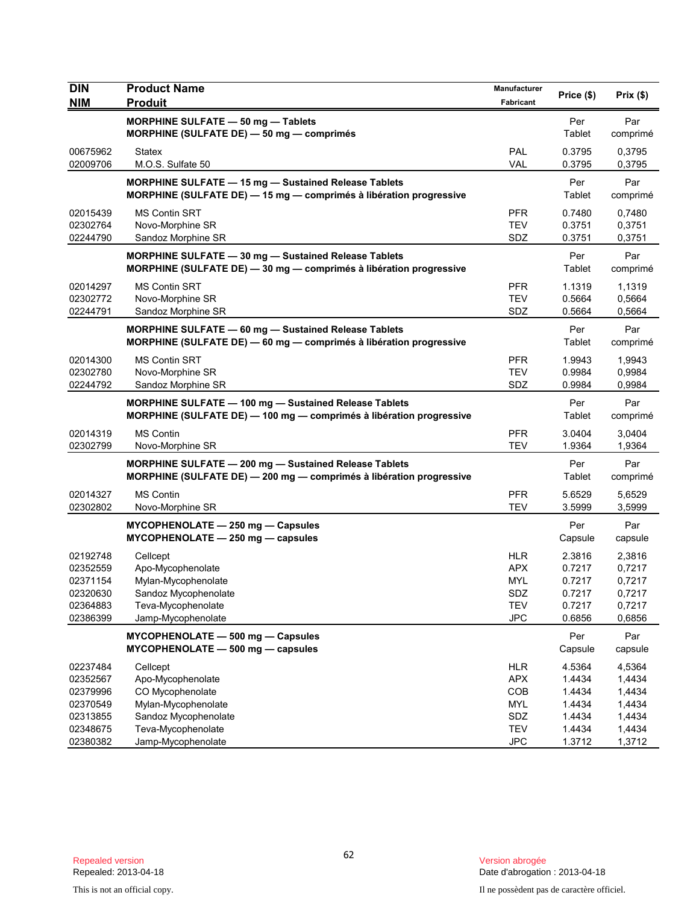| DIN<br>NIM | Product Name<br>Produit | Manufacturer<br>Fabricant | Price ($) | Prix ($) |
|---|---|---|---|---|
| | **MORPHINE SULFATE — 50 mg — Tablets**<br>**MORPHINE (SULFATE DE) — 50 mg — comprimés** | | Per Tablet | Par comprimé |
| 00675962 | Statex | PAL | 0.3795 | 0,3795 |
| 02009706 | M.O.S. Sulfate 50 | VAL | 0.3795 | 0,3795 |
| | **MORPHINE SULFATE — 15 mg — Sustained Release Tablets**<br>**MORPHINE (SULFATE DE) — 15 mg — comprimés à libération progressive** | | Per Tablet | Par comprimé |
| 02015439 | MS Contin SRT | PFR | 0.7480 | 0,7480 |
| 02302764 | Novo-Morphine SR | TEV | 0.3751 | 0,3751 |
| 02244790 | Sandoz Morphine SR | SDZ | 0.3751 | 0,3751 |
| | **MORPHINE SULFATE — 30 mg — Sustained Release Tablets**<br>**MORPHINE (SULFATE DE) — 30 mg — comprimés à libération progressive** | | Per Tablet | Par comprimé |
| 02014297 | MS Contin SRT | PFR | 1.1319 | 1,1319 |
| 02302772 | Novo-Morphine SR | TEV | 0.5664 | 0,5664 |
| 02244791 | Sandoz Morphine SR | SDZ | 0.5664 | 0,5664 |
| | **MORPHINE SULFATE — 60 mg — Sustained Release Tablets**<br>**MORPHINE (SULFATE DE) — 60 mg — comprimés à libération progressive** | | Per Tablet | Par comprimé |
| 02014300 | MS Contin SRT | PFR | 1.9943 | 1,9943 |
| 02302780 | Novo-Morphine SR | TEV | 0.9984 | 0,9984 |
| 02244792 | Sandoz Morphine SR | SDZ | 0.9984 | 0,9984 |
| | **MORPHINE SULFATE — 100 mg — Sustained Release Tablets**<br>**MORPHINE (SULFATE DE) — 100 mg — comprimés à libération progressive** | | Per Tablet | Par comprimé |
| 02014319 | MS Contin | PFR | 3.0404 | 3,0404 |
| 02302799 | Novo-Morphine SR | TEV | 1.9364 | 1,9364 |
| | **MORPHINE SULFATE — 200 mg — Sustained Release Tablets**<br>**MORPHINE (SULFATE DE) — 200 mg — comprimés à libération progressive** | | Per Tablet | Par comprimé |
| 02014327 | MS Contin | PFR | 5.6529 | 5,6529 |
| 02302802 | Novo-Morphine SR | TEV | 3.5999 | 3,5999 |
| | **MYCOPHENOLATE — 250 mg — Capsules**<br>**MYCOPHENOLATE — 250 mg — capsules** | | Per Capsule | Par capsule |
| 02192748 | Cellcept | HLR | 2.3816 | 2,3816 |
| 02352559 | Apo-Mycophenolate | APX | 0.7217 | 0,7217 |
| 02371154 | Mylan-Mycophenolate | MYL | 0.7217 | 0,7217 |
| 02320630 | Sandoz Mycophenolate | SDZ | 0.7217 | 0,7217 |
| 02364883 | Teva-Mycophenolate | TEV | 0.7217 | 0,7217 |
| 02386399 | Jamp-Mycophenolate | JPC | 0.6856 | 0,6856 |
| | **MYCOPHENOLATE — 500 mg — Capsules**<br>**MYCOPHENOLATE — 500 mg — capsules** | | Per Capsule | Par capsule |
| 02237484 | Cellcept | HLR | 4.5364 | 4,5364 |
| 02352567 | Apo-Mycophenolate | APX | 1.4434 | 1,4434 |
| 02379996 | CO Mycophenolate | COB | 1.4434 | 1,4434 |
| 02370549 | Mylan-Mycophenolate | MYL | 1.4434 | 1,4434 |
| 02313855 | Sandoz Mycophenolate | SDZ | 1.4434 | 1,4434 |
| 02348675 | Teva-Mycophenolate | TEV | 1.4434 | 1,4434 |
| 02380382 | Jamp-Mycophenolate | JPC | 1.3712 | 1,3712 |

Repealed version
Repealed: 2013-04-18

This is not an official copy.

Version abrogée
Date d'abrogation : 2013-04-18

Il ne possèdent pas de caractère officiel.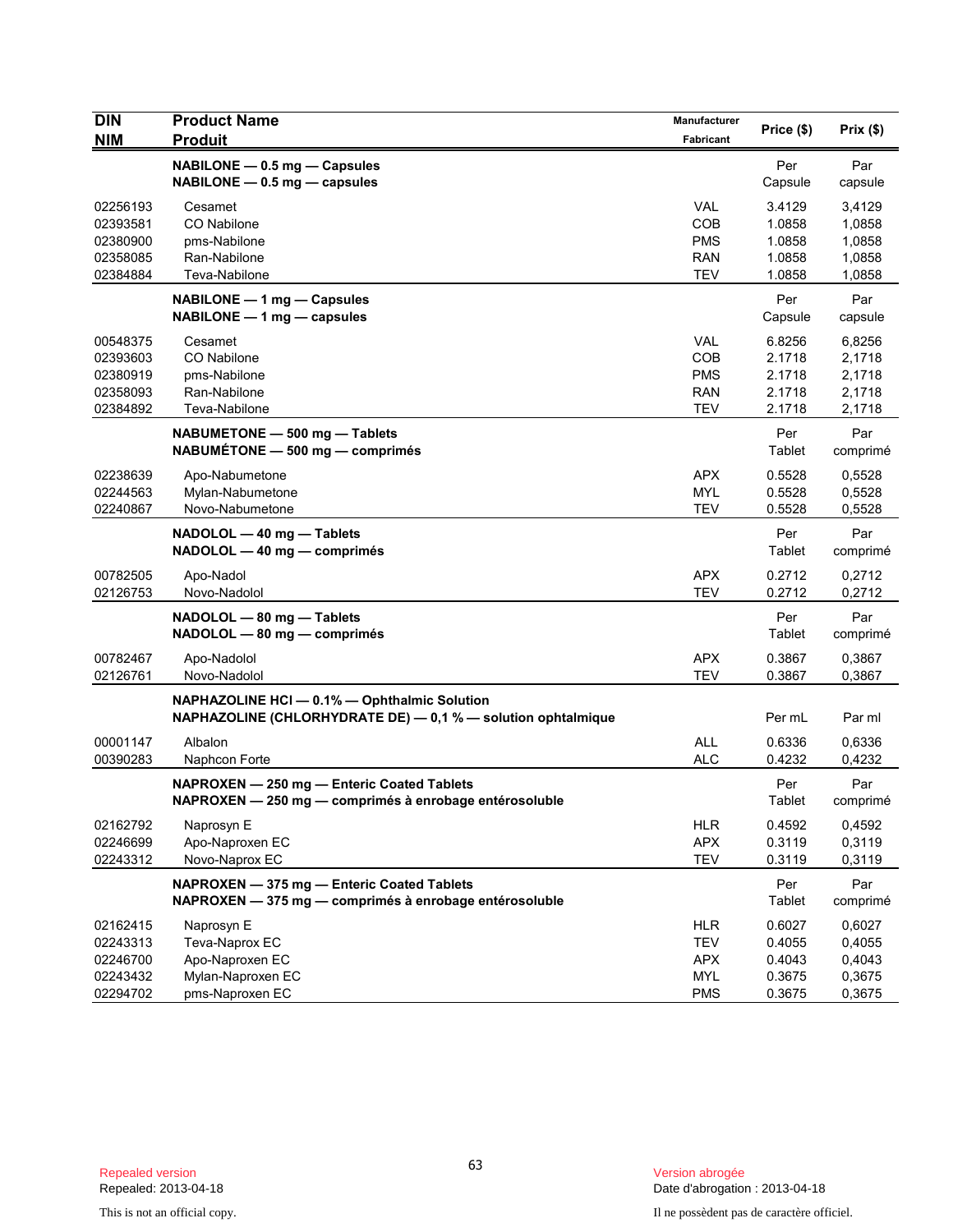| DIN<br>NIM | Product Name<br>Produit | Manufacturer<br>Fabricant | Price ($) | Prix ($) |
|---|---|---|---|---|
| | **NABILONE — 0.5 mg — Capsules**<br>**NABILONE — 0.5 mg — capsules** | | Per Capsule | Par capsule |
| 02256193 | Cesamet | VAL | 3.4129 | 3,4129 |
| 02393581 | CO Nabilone | COB | 1.0858 | 1,0858 |
| 02380900 | pms-Nabilone | PMS | 1.0858 | 1,0858 |
| 02358085 | Ran-Nabilone | RAN | 1.0858 | 1,0858 |
| 02384884 | Teva-Nabilone | TEV | 1.0858 | 1,0858 |
| | **NABILONE — 1 mg — Capsules**<br>**NABILONE — 1 mg — capsules** | | Per Capsule | Par capsule |
| 00548375 | Cesamet | VAL | 6.8256 | 6,8256 |
| 02393603 | CO Nabilone | COB | 2.1718 | 2,1718 |
| 02380919 | pms-Nabilone | PMS | 2.1718 | 2,1718 |
| 02358093 | Ran-Nabilone | RAN | 2.1718 | 2,1718 |
| 02384892 | Teva-Nabilone | TEV | 2.1718 | 2,1718 |
| | **NABUMETONE — 500 mg — Tablets**<br>**NABUMÉTONE — 500 mg — comprimés** | | Per Tablet | Par comprimé |
| 02238639 | Apo-Nabumetone | APX | 0.5528 | 0,5528 |
| 02244563 | Mylan-Nabumetone | MYL | 0.5528 | 0,5528 |
| 02240867 | Novo-Nabumetone | TEV | 0.5528 | 0,5528 |
| | **NADOLOL — 40 mg — Tablets**<br>**NADOLOL — 40 mg — comprimés** | | Per Tablet | Par comprimé |
| 00782505 | Apo-Nadol | APX | 0.2712 | 0,2712 |
| 02126753 | Novo-Nadolol | TEV | 0.2712 | 0,2712 |
| | **NADOLOL — 80 mg — Tablets**<br>**NADOLOL — 80 mg — comprimés** | | Per Tablet | Par comprimé |
| 00782467 | Apo-Nadolol | APX | 0.3867 | 0,3867 |
| 02126761 | Novo-Nadolol | TEV | 0.3867 | 0,3867 |
| | **NAPHAZOLINE HCl — 0.1% — Ophthalmic Solution**<br>**NAPHAZOLINE (CHLORHYDRATE DE) — 0,1 % — solution ophtalmique** | | Per mL | Par ml |
| 00001147 | Albalon | ALL | 0.6336 | 0,6336 |
| 00390283 | Naphcon Forte | ALC | 0.4232 | 0,4232 |
| | **NAPROXEN — 250 mg — Enteric Coated Tablets**<br>**NAPROXEN — 250 mg — comprimés à enrobage entérosoluble** | | Per Tablet | Par comprimé |
| 02162792 | Naprosyn E | HLR | 0.4592 | 0,4592 |
| 02246699 | Apo-Naproxen EC | APX | 0.3119 | 0,3119 |
| 02243312 | Novo-Naprox EC | TEV | 0.3119 | 0,3119 |
| | **NAPROXEN — 375 mg — Enteric Coated Tablets**<br>**NAPROXEN — 375 mg — comprimés à enrobage entérosoluble** | | Per Tablet | Par comprimé |
| 02162415 | Naprosyn E | HLR | 0.6027 | 0,6027 |
| 02243313 | Teva-Naprox EC | TEV | 0.4055 | 0,4055 |
| 02246700 | Apo-Naproxen EC | APX | 0.4043 | 0,4043 |
| 02243432 | Mylan-Naproxen EC | MYL | 0.3675 | 0,3675 |
| 02294702 | pms-Naproxen EC | PMS | 0.3675 | 0,3675 |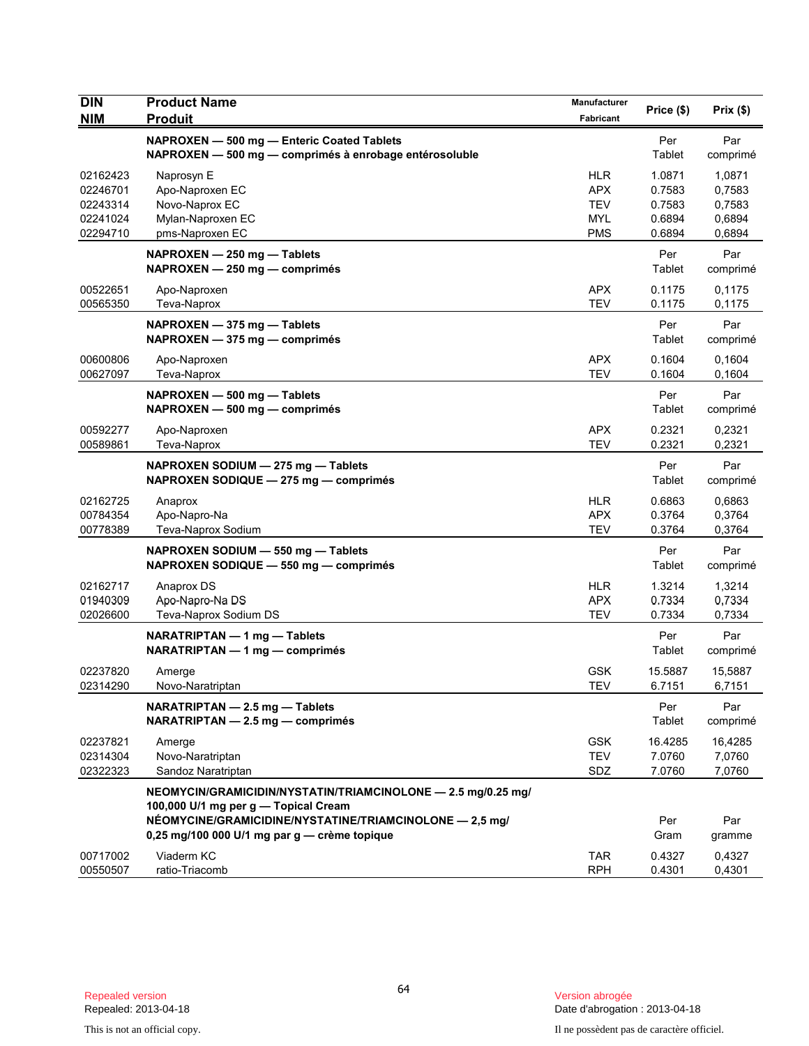| DIN<br>NIM | Product Name<br>Produit | Manufacturer<br>Fabricant | Price ($) | Prix ($) |
|---|---|---|---|---|
| | **NAPROXEN — 500 mg — Enteric Coated Tablets**<br>**NAPROXEN — 500 mg — comprimés à enrobage entérosoluble** | | Per Tablet | Par comprimé |
| 02162423 | Naprosyn E | HLR | 1.0871 | 1,0871 |
| 02246701 | Apo-Naproxen EC | APX | 0.7583 | 0,7583 |
| 02243314 | Novo-Naprox EC | TEV | 0.7583 | 0,7583 |
| 02241024 | Mylan-Naproxen EC | MYL | 0.6894 | 0,6894 |
| 02294710 | pms-Naproxen EC | PMS | 0.6894 | 0,6894 |
| | **NAPROXEN — 250 mg — Tablets**<br>**NAPROXEN — 250 mg — comprimés** | | Per Tablet | Par comprimé |
| 00522651 | Apo-Naproxen | APX | 0.1175 | 0,1175 |
| 00565350 | Teva-Naprox | TEV | 0.1175 | 0,1175 |
| | **NAPROXEN — 375 mg — Tablets**<br>**NAPROXEN — 375 mg — comprimés** | | Per Tablet | Par comprimé |
| 00600806 | Apo-Naproxen | APX | 0.1604 | 0,1604 |
| 00627097 | Teva-Naprox | TEV | 0.1604 | 0,1604 |
| | **NAPROXEN — 500 mg — Tablets**<br>**NAPROXEN — 500 mg — comprimés** | | Per Tablet | Par comprimé |
| 00592277 | Apo-Naproxen | APX | 0.2321 | 0,2321 |
| 00589861 | Teva-Naprox | TEV | 0.2321 | 0,2321 |
| | **NAPROXEN SODIUM — 275 mg — Tablets**<br>**NAPROXEN SODIQUE — 275 mg — comprimés** | | Per Tablet | Par comprimé |
| 02162725 | Anaprox | HLR | 0.6863 | 0,6863 |
| 00784354 | Apo-Napro-Na | APX | 0.3764 | 0,3764 |
| 00778389 | Teva-Naprox Sodium | TEV | 0.3764 | 0,3764 |
| | **NAPROXEN SODIUM — 550 mg — Tablets**<br>**NAPROXEN SODIQUE — 550 mg — comprimés** | | Per Tablet | Par comprimé |
| 02162717 | Anaprox DS | HLR | 1.3214 | 1,3214 |
| 01940309 | Apo-Napro-Na DS | APX | 0.7334 | 0,7334 |
| 02026600 | Teva-Naprox Sodium DS | TEV | 0.7334 | 0,7334 |
| | **NARATRIPTAN — 1 mg — Tablets**<br>**NARATRIPTAN — 1 mg — comprimés** | | Per Tablet | Par comprimé |
| 02237820 | Amerge | GSK | 15.5887 | 15,5887 |
| 02314290 | Novo-Naratriptan | TEV | 6.7151 | 6,7151 |
| | **NARATRIPTAN — 2.5 mg — Tablets**<br>**NARATRIPTAN — 2.5 mg — comprimés** | | Per Tablet | Par comprimé |
| 02237821 | Amerge | GSK | 16.4285 | 16,4285 |
| 02314304 | Novo-Naratriptan | TEV | 7.0760 | 7,0760 |
| 02322323 | Sandoz Naratriptan | SDZ | 7.0760 | 7,0760 |
| | **NEOMYCIN/GRAMICIDIN/NYSTATIN/TRIAMCINOLONE — 2.5 mg/0.25 mg/ 100,000 U/1 mg per g — Topical Cream**<br>**NÉOMYCINE/GRAMICIDINE/NYSTATINE/TRIAMCINOLONE — 2,5 mg/ 0,25 mg/100 000 U/1 mg par g — crème topique** | | Per Gram | Par gramme |
| 00717002 | Viaderm KC | TAR | 0.4327 | 0,4327 |
| 00550507 | ratio-Triacomb | RPH | 0.4301 | 0,4301 |

Repealed version
Repealed: 2013-04-18

Version abrogée
Date d'abrogation : 2013-04-18

This is not an official copy.

Il ne possèdent pas de caractère officiel.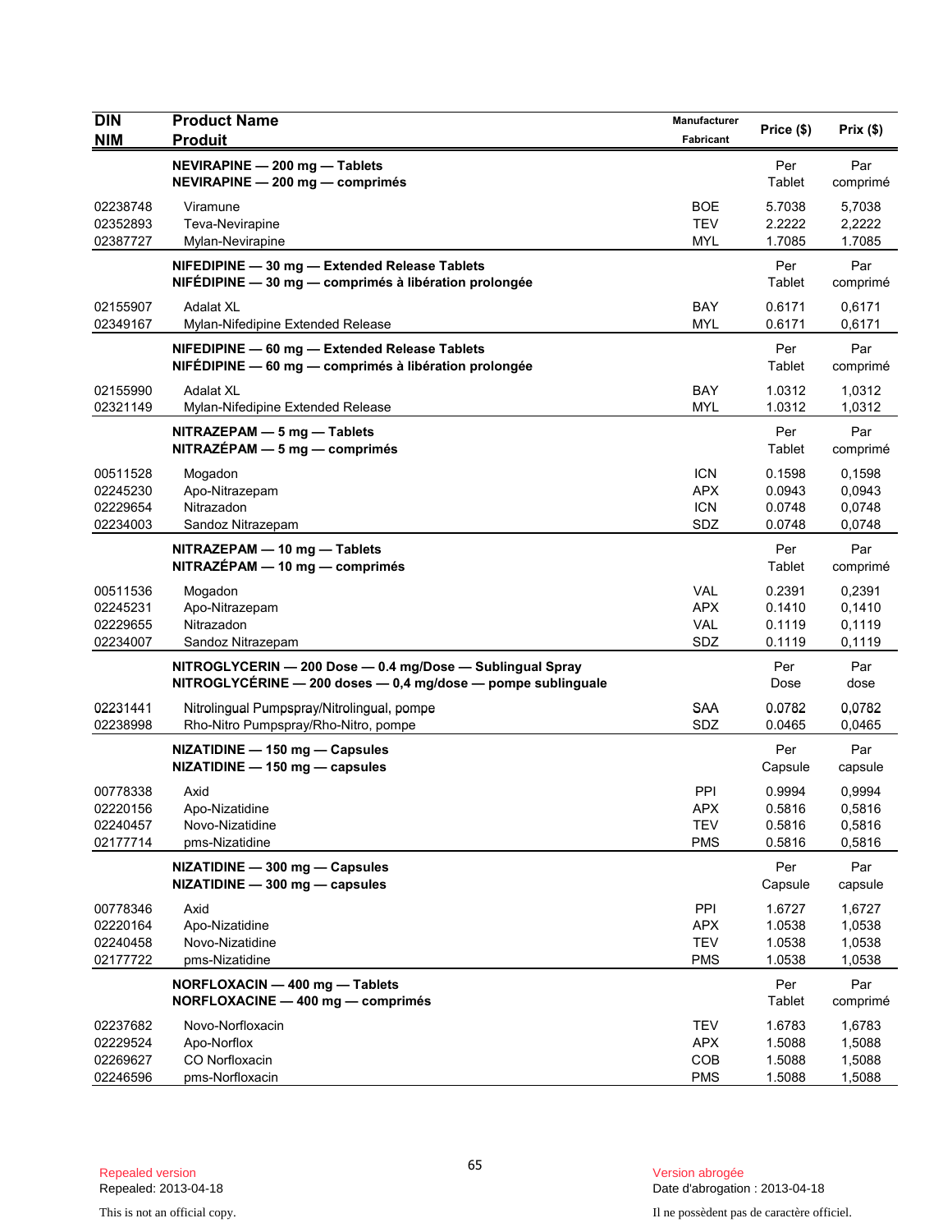| DIN<br>NIM | Product Name<br>Produit | Manufacturer<br>Fabricant | Price ($) | Prix ($) |
|---|---|---|---|---|
| | **NEVIRAPINE — 200 mg — Tablets**<br>**NEVIRAPINE — 200 mg — comprimés** | | Per Tablet | Par comprimé |
| 02238748 | Viramune | BOE | 5.7038 | 5,7038 |
| 02352893 | Teva-Nevirapine | TEV | 2.2222 | 2,2222 |
| 02387727 | Mylan-Nevirapine | MYL | 1.7085 | 1.7085 |
| | **NIFEDIPINE — 30 mg — Extended Release Tablets**<br>**NIFÉDIPINE — 30 mg — comprimés à libération prolongée** | | Per Tablet | Par comprimé |
| 02155907 | Adalat XL | BAY | 0.6171 | 0,6171 |
| 02349167 | Mylan-Nifedipine Extended Release | MYL | 0.6171 | 0,6171 |
| | **NIFEDIPINE — 60 mg — Extended Release Tablets**<br>**NIFÉDIPINE — 60 mg — comprimés à libération prolongée** | | Per Tablet | Par comprimé |
| 02155990 | Adalat XL | BAY | 1.0312 | 1,0312 |
| 02321149 | Mylan-Nifedipine Extended Release | MYL | 1.0312 | 1,0312 |
| | **NITRAZEPAM — 5 mg — Tablets**<br>**NITRAZÉPAM — 5 mg — comprimés** | | Per Tablet | Par comprimé |
| 00511528 | Mogadon | ICN | 0.1598 | 0,1598 |
| 02245230 | Apo-Nitrazepam | APX | 0.0943 | 0,0943 |
| 02229654 | Nitrazadon | ICN | 0.0748 | 0,0748 |
| 02234003 | Sandoz Nitrazepam | SDZ | 0.0748 | 0,0748 |
| | **NITRAZEPAM — 10 mg — Tablets**<br>**NITRAZÉPAM — 10 mg — comprimés** | | Per Tablet | Par comprimé |
| 00511536 | Mogadon | VAL | 0.2391 | 0,2391 |
| 02245231 | Apo-Nitrazepam | APX | 0.1410 | 0,1410 |
| 02229655 | Nitrazadon | VAL | 0.1119 | 0,1119 |
| 02234007 | Sandoz Nitrazepam | SDZ | 0.1119 | 0,1119 |
| | **NITROGLYCERIN — 200 Dose — 0.4 mg/Dose — Sublingual Spray**<br>**NITROGLYCÉRINE — 200 doses — 0,4 mg/dose — pompe sublinguale** | | Per Dose | Par dose |
| 02231441 | Nitrolingual Pumpspray/Nitrolingual, pompe | SAA | 0.0782 | 0,0782 |
| 02238998 | Rho-Nitro Pumpspray/Rho-Nitro, pompe | SDZ | 0.0465 | 0,0465 |
| | **NIZATIDINE — 150 mg — Capsules**<br>**NIZATIDINE — 150 mg — capsules** | | Per Capsule | Par capsule |
| 00778338 | Axid | PPI | 0.9994 | 0,9994 |
| 02220156 | Apo-Nizatidine | APX | 0.5816 | 0,5816 |
| 02240457 | Novo-Nizatidine | TEV | 0.5816 | 0,5816 |
| 02177714 | pms-Nizatidine | PMS | 0.5816 | 0,5816 |
| | **NIZATIDINE — 300 mg — Capsules**<br>**NIZATIDINE — 300 mg — capsules** | | Per Capsule | Par capsule |
| 00778346 | Axid | PPI | 1.6727 | 1,6727 |
| 02220164 | Apo-Nizatidine | APX | 1.0538 | 1,0538 |
| 02240458 | Novo-Nizatidine | TEV | 1.0538 | 1,0538 |
| 02177722 | pms-Nizatidine | PMS | 1.0538 | 1,0538 |
| | **NORFLOXACIN — 400 mg — Tablets**<br>**NORFLOXACINE — 400 mg — comprimés** | | Per Tablet | Par comprimé |
| 02237682 | Novo-Norfloxacin | TEV | 1.6783 | 1,6783 |
| 02229524 | Apo-Norflox | APX | 1.5088 | 1,5088 |
| 02269627 | CO Norfloxacin | COB | 1.5088 | 1,5088 |
| 02246596 | pms-Norfloxacin | PMS | 1.5088 | 1,5088 |

Repealed version
Repealed: 2013-04-18

Version abrogée
Date d'abrogation : 2013-04-18

This is not an official copy.

Il ne possèdent pas de caractère officiel.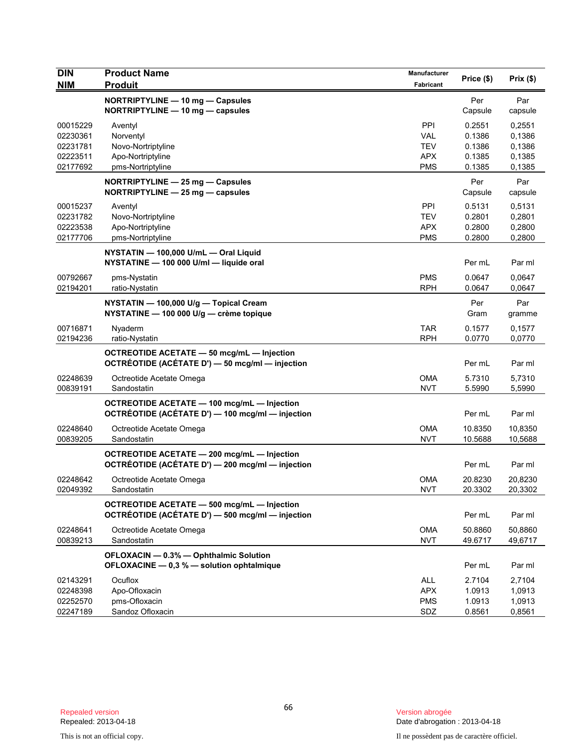| DIN<br>NIM | Product Name<br>Produit | Manufacturer<br>Fabricant | Price ($) | Prix ($) |
|---|---|---|---|---|
| | **NORTRIPTYLINE — 10 mg — Capsules**<br>**NORTRIPTYLINE — 10 mg — capsules** | | Per Capsule | Par capsule |
| 00015229 | Aventyl | PPI | 0.2551 | 0,2551 |
| 02230361 | Norventyl | VAL | 0.1386 | 0,1386 |
| 02231781 | Novo-Nortriptyline | TEV | 0.1386 | 0,1386 |
| 02223511 | Apo-Nortriptyline | APX | 0.1385 | 0,1385 |
| 02177692 | pms-Nortriptyline | PMS | 0.1385 | 0,1385 |
| | **NORTRIPTYLINE — 25 mg — Capsules**<br>**NORTRIPTYLINE — 25 mg — capsules** | | Per Capsule | Par capsule |
| 00015237 | Aventyl | PPI | 0.5131 | 0,5131 |
| 02231782 | Novo-Nortriptyline | TEV | 0.2801 | 0,2801 |
| 02223538 | Apo-Nortriptyline | APX | 0.2800 | 0,2800 |
| 02177706 | pms-Nortriptyline | PMS | 0.2800 | 0,2800 |
| | **NYSTATIN — 100,000 U/mL — Oral Liquid**<br>**NYSTATINE — 100 000 U/ml — liquide oral** | | Per mL | Par ml |
| 00792667 | pms-Nystatin | PMS | 0.0647 | 0,0647 |
| 02194201 | ratio-Nystatin | RPH | 0.0647 | 0,0647 |
| | **NYSTATIN — 100,000 U/g — Topical Cream**<br>**NYSTATINE — 100 000 U/g — crème topique** | | Per Gram | Par gramme |
| 00716871 | Nyaderm | TAR | 0.1577 | 0,1577 |
| 02194236 | ratio-Nystatin | RPH | 0.0770 | 0,0770 |
| | **OCTREOTIDE ACETATE — 50 mcg/mL — Injection**<br>**OCTRÉOTIDE (ACÉTATE D') — 50 mcg/ml — injection** | | Per mL | Par ml |
| 02248639 | Octreotide Acetate Omega | OMA | 5.7310 | 5,7310 |
| 00839191 | Sandostatin | NVT | 5.5990 | 5,5990 |
| | **OCTREOTIDE ACETATE — 100 mcg/mL — Injection**<br>**OCTRÉOTIDE (ACÉTATE D') — 100 mcg/ml — injection** | | Per mL | Par ml |
| 02248640 | Octreotide Acetate Omega | OMA | 10.8350 | 10,8350 |
| 00839205 | Sandostatin | NVT | 10.5688 | 10,5688 |
| | **OCTREOTIDE ACETATE — 200 mcg/mL — Injection**<br>**OCTRÉOTIDE (ACÉTATE D') — 200 mcg/ml — injection** | | Per mL | Par ml |
| 02248642 | Octreotide Acetate Omega | OMA | 20.8230 | 20,8230 |
| 02049392 | Sandostatin | NVT | 20.3302 | 20,3302 |
| | **OCTREOTIDE ACETATE — 500 mcg/mL — Injection**<br>**OCTRÉOTIDE (ACÉTATE D') — 500 mcg/ml — injection** | | Per mL | Par ml |
| 02248641 | Octreotide Acetate Omega | OMA | 50.8860 | 50,8860 |
| 00839213 | Sandostatin | NVT | 49.6717 | 49,6717 |
| | **OFLOXACIN — 0.3% — Ophthalmic Solution**<br>**OFLOXACINE — 0,3 % — solution ophtalmique** | | Per mL | Par ml |
| 02143291 | Ocuflox | ALL | 2.7104 | 2,7104 |
| 02248398 | Apo-Ofloxacin | APX | 1.0913 | 1,0913 |
| 02252570 | pms-Ofloxacin | PMS | 1.0913 | 1,0913 |
| 02247189 | Sandoz Ofloxacin | SDZ | 0.8561 | 0,8561 |

Repealed version
Repealed: 2013-04-18

Version abrogée
Date d'abrogation : 2013-04-18

This is not an official copy.

Il ne possèdent pas de caractère officiel.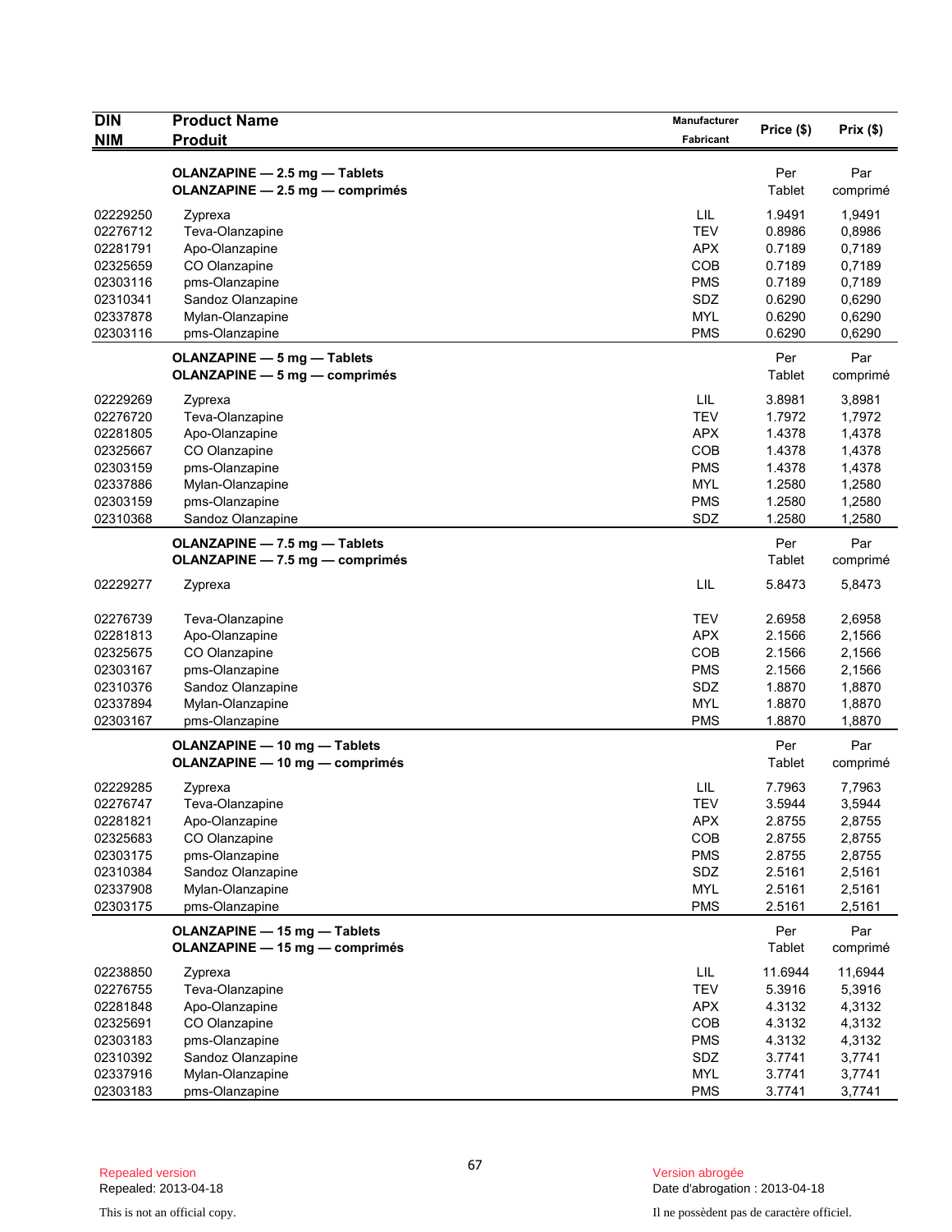| DIN<br>NIM | Product Name<br>Produit | Manufacturer<br>Fabricant | Price ($) | Prix ($) |
|---|---|---|---|---|
| | **OLANZAPINE — 2.5 mg — Tablets**<br>**OLANZAPINE — 2.5 mg — comprimés** | | Per<br>Tablet | Par<br>comprimé |
| 02229250 | Zyprexa | LIL | 1.9491 | 1,9491 |
| 02276712 | Teva-Olanzapine | TEV | 0.8986 | 0,8986 |
| 02281791 | Apo-Olanzapine | APX | 0.7189 | 0,7189 |
| 02325659 | CO Olanzapine | COB | 0.7189 | 0,7189 |
| 02303116 | pms-Olanzapine | PMS | 0.7189 | 0,7189 |
| 02310341 | Sandoz Olanzapine | SDZ | 0.6290 | 0,6290 |
| 02337878 | Mylan-Olanzapine | MYL | 0.6290 | 0,6290 |
| 02303116 | pms-Olanzapine | PMS | 0.6290 | 0,6290 |
| | **OLANZAPINE — 5 mg — Tablets**<br>**OLANZAPINE — 5 mg — comprimés** | | Per<br>Tablet | Par<br>comprimé |
| 02229269 | Zyprexa | LIL | 3.8981 | 3,8981 |
| 02276720 | Teva-Olanzapine | TEV | 1.7972 | 1,7972 |
| 02281805 | Apo-Olanzapine | APX | 1.4378 | 1,4378 |
| 02325667 | CO Olanzapine | COB | 1.4378 | 1,4378 |
| 02303159 | pms-Olanzapine | PMS | 1.4378 | 1,4378 |
| 02337886 | Mylan-Olanzapine | MYL | 1.2580 | 1,2580 |
| 02303159 | pms-Olanzapine | PMS | 1.2580 | 1,2580 |
| 02310368 | Sandoz Olanzapine | SDZ | 1.2580 | 1,2580 |
| | **OLANZAPINE — 7.5 mg — Tablets**<br>**OLANZAPINE — 7.5 mg — comprimés** | | Per<br>Tablet | Par<br>comprimé |
| 02229277 | Zyprexa | LIL | 5.8473 | 5,8473 |
| 02276739 | Teva-Olanzapine | TEV | 2.6958 | 2,6958 |
| 02281813 | Apo-Olanzapine | APX | 2.1566 | 2,1566 |
| 02325675 | CO Olanzapine | COB | 2.1566 | 2,1566 |
| 02303167 | pms-Olanzapine | PMS | 2.1566 | 2,1566 |
| 02310376 | Sandoz Olanzapine | SDZ | 1.8870 | 1,8870 |
| 02337894 | Mylan-Olanzapine | MYL | 1.8870 | 1,8870 |
| 02303167 | pms-Olanzapine | PMS | 1.8870 | 1,8870 |
| | **OLANZAPINE — 10 mg — Tablets**<br>**OLANZAPINE — 10 mg — comprimés** | | Per<br>Tablet | Par<br>comprimé |
| 02229285 | Zyprexa | LIL | 7.7963 | 7,7963 |
| 02276747 | Teva-Olanzapine | TEV | 3.5944 | 3,5944 |
| 02281821 | Apo-Olanzapine | APX | 2.8755 | 2,8755 |
| 02325683 | CO Olanzapine | COB | 2.8755 | 2,8755 |
| 02303175 | pms-Olanzapine | PMS | 2.8755 | 2,8755 |
| 02310384 | Sandoz Olanzapine | SDZ | 2.5161 | 2,5161 |
| 02337908 | Mylan-Olanzapine | MYL | 2.5161 | 2,5161 |
| 02303175 | pms-Olanzapine | PMS | 2.5161 | 2,5161 |
| | **OLANZAPINE — 15 mg — Tablets**<br>**OLANZAPINE — 15 mg — comprimés** | | Per<br>Tablet | Par<br>comprimé |
| 02238850 | Zyprexa | LIL | 11.6944 | 11,6944 |
| 02276755 | Teva-Olanzapine | TEV | 5.3916 | 5,3916 |
| 02281848 | Apo-Olanzapine | APX | 4.3132 | 4,3132 |
| 02325691 | CO Olanzapine | COB | 4.3132 | 4,3132 |
| 02303183 | pms-Olanzapine | PMS | 4.3132 | 4,3132 |
| 02310392 | Sandoz Olanzapine | SDZ | 3.7741 | 3,7741 |
| 02337916 | Mylan-Olanzapine | MYL | 3.7741 | 3,7741 |
| 02303183 | pms-Olanzapine | PMS | 3.7741 | 3,7741 |

Repealed version
Repealed: 2013-04-18

Version abrogée
Date d'abrogation : 2013-04-18

This is not an official copy.

Il ne possèdent pas de caractère officiel.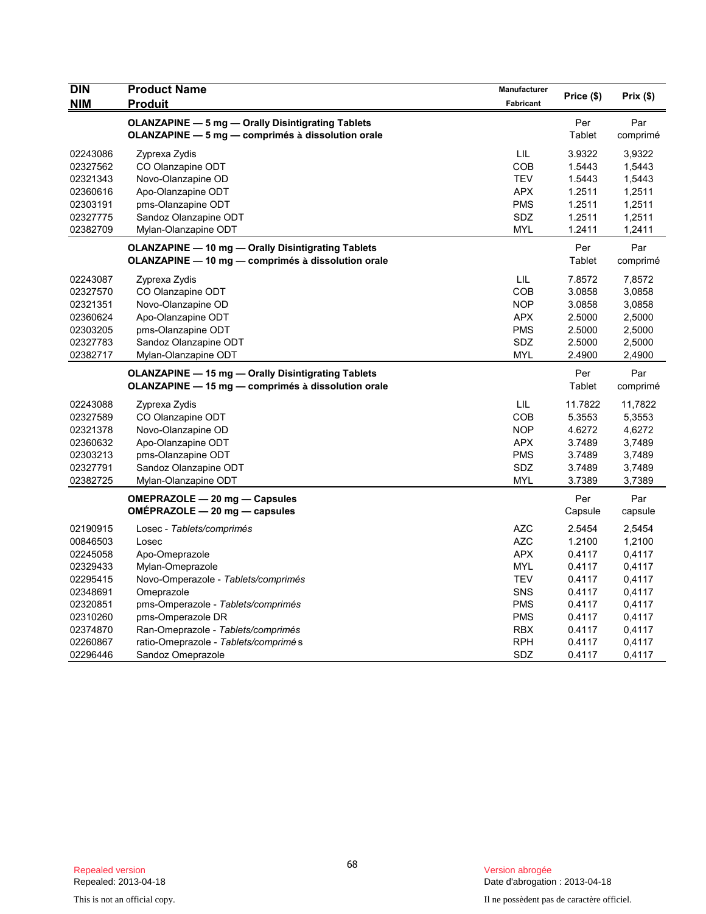| DIN<br>NIM | Product Name<br>Produit | Manufacturer<br>Fabricant | Price ($) | Prix ($) |
|---|---|---|---|---|
| | **OLANZAPINE — 5 mg — Orally Disintigrating Tablets**<br>**OLANZAPINE — 5 mg — comprimés à dissolution orale** | | Per Tablet | Par comprimé |
| 02243086 | Zyprexa Zydis | LIL | 3.9322 | 3,9322 |
| 02327562 | CO Olanzapine ODT | COB | 1.5443 | 1,5443 |
| 02321343 | Novo-Olanzapine OD | TEV | 1.5443 | 1,5443 |
| 02360616 | Apo-Olanzapine ODT | APX | 1.2511 | 1,2511 |
| 02303191 | pms-Olanzapine ODT | PMS | 1.2511 | 1,2511 |
| 02327775 | Sandoz Olanzapine ODT | SDZ | 1.2511 | 1,2511 |
| 02382709 | Mylan-Olanzapine ODT | MYL | 1.2411 | 1,2411 |
| | **OLANZAPINE — 10 mg — Orally Disintigrating Tablets**<br>**OLANZAPINE — 10 mg — comprimés à dissolution orale** | | Per Tablet | Par comprimé |
| 02243087 | Zyprexa Zydis | LIL | 7.8572 | 7,8572 |
| 02327570 | CO Olanzapine ODT | COB | 3.0858 | 3,0858 |
| 02321351 | Novo-Olanzapine OD | NOP | 3.0858 | 3,0858 |
| 02360624 | Apo-Olanzapine ODT | APX | 2.5000 | 2,5000 |
| 02303205 | pms-Olanzapine ODT | PMS | 2.5000 | 2,5000 |
| 02327783 | Sandoz Olanzapine ODT | SDZ | 2.5000 | 2,5000 |
| 02382717 | Mylan-Olanzapine ODT | MYL | 2.4900 | 2,4900 |
| | **OLANZAPINE — 15 mg — Orally Disintigrating Tablets**<br>**OLANZAPINE — 15 mg — comprimés à dissolution orale** | | Per Tablet | Par comprimé |
| 02243088 | Zyprexa Zydis | LIL | 11.7822 | 11,7822 |
| 02327589 | CO Olanzapine ODT | COB | 5.3553 | 5,3553 |
| 02321378 | Novo-Olanzapine OD | NOP | 4.6272 | 4,6272 |
| 02360632 | Apo-Olanzapine ODT | APX | 3.7489 | 3,7489 |
| 02303213 | pms-Olanzapine ODT | PMS | 3.7489 | 3,7489 |
| 02327791 | Sandoz Olanzapine ODT | SDZ | 3.7489 | 3,7489 |
| 02382725 | Mylan-Olanzapine ODT | MYL | 3.7389 | 3,7389 |
| | **OMEPRAZOLE — 20 mg — Capsules**<br>**OMÉPRAZOLE — 20 mg — capsules** | | Per Capsule | Par capsule |
| 02190915 | Losec - *Tablets/comprimés* | AZC | 2.5454 | 2,5454 |
| 00846503 | Losec | AZC | 1.2100 | 1,2100 |
| 02245058 | Apo-Omeprazole | APX | 0.4117 | 0,4117 |
| 02329433 | Mylan-Omeprazole | MYL | 0.4117 | 0,4117 |
| 02295415 | Novo-Omperazole - *Tablets/comprimés* | TEV | 0.4117 | 0,4117 |
| 02348691 | Omeprazole | SNS | 0.4117 | 0,4117 |
| 02320851 | pms-Omperazole - *Tablets/comprimés* | PMS | 0.4117 | 0,4117 |
| 02310260 | pms-Omperazole DR | PMS | 0.4117 | 0,4117 |
| 02374870 | Ran-Omeprazole - *Tablets/comprimés* | RBX | 0.4117 | 0,4117 |
| 02260867 | ratio-Omeprazole - *Tablets/comprimé s* | RPH | 0.4117 | 0,4117 |
| 02296446 | Sandoz Omeprazole | SDZ | 0.4117 | 0,4117 |

Repealed version
Repealed: 2013-04-18

Version abrogée
Date d'abrogation : 2013-04-18

This is not an official copy.

Il ne possèdent pas de caractère officiel.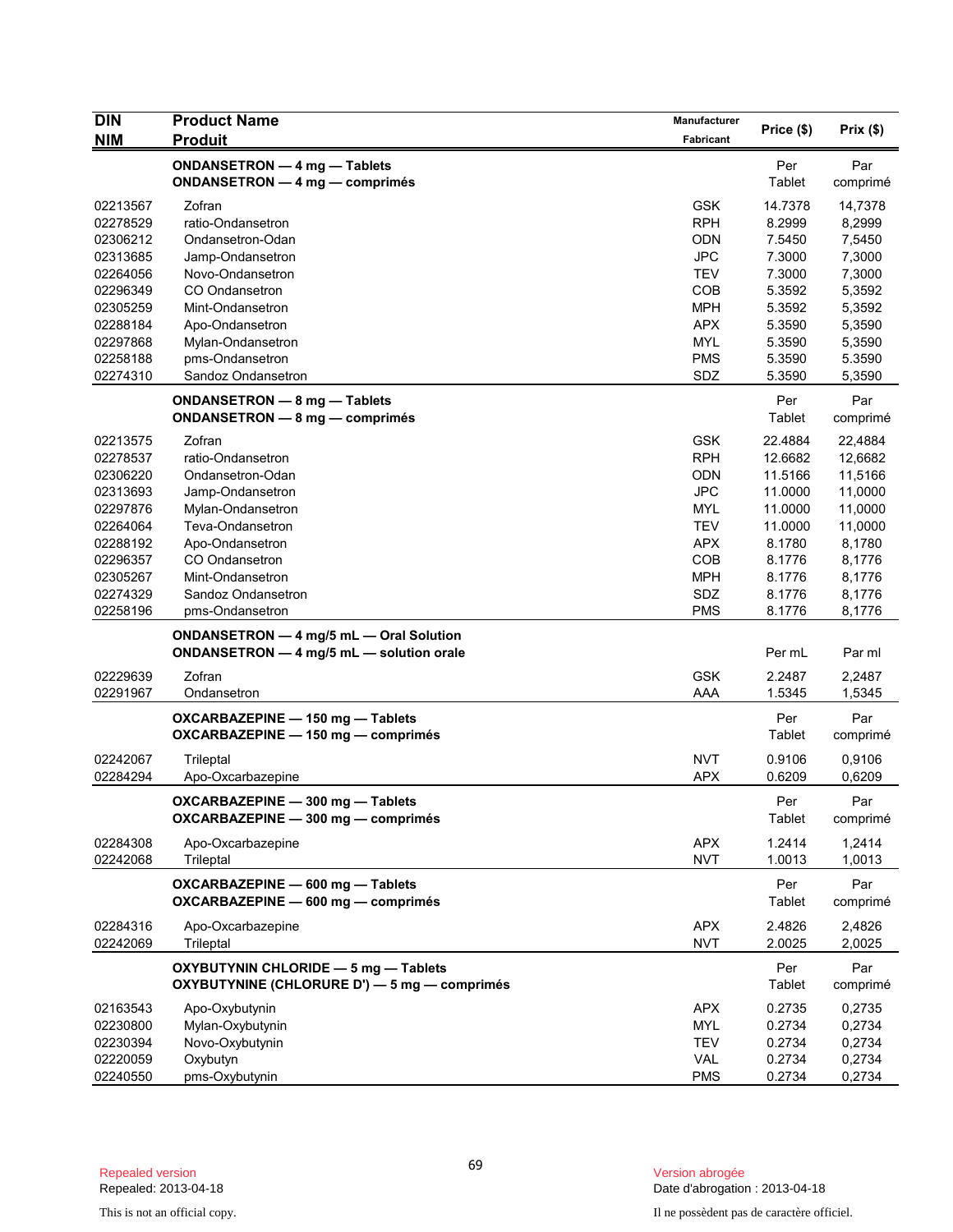| DIN<br>NIM | Product Name<br>Produit | Manufacturer<br>Fabricant | Price ($) | Prix ($) |
|---|---|---|---|---|
| | **ONDANSETRON — 4 mg — Tablets**<br>**ONDANSETRON — 4 mg — comprimés** | | Per Tablet | Par comprimé |
| 02213567 | Zofran | GSK | 14.7378 | 14,7378 |
| 02278529 | ratio-Ondansetron | RPH | 8.2999 | 8,2999 |
| 02306212 | Ondansetron-Odan | ODN | 7.5450 | 7,5450 |
| 02313685 | Jamp-Ondansetron | JPC | 7.3000 | 7,3000 |
| 02264056 | Novo-Ondansetron | TEV | 7.3000 | 7,3000 |
| 02296349 | CO Ondansetron | COB | 5.3592 | 5,3592 |
| 02305259 | Mint-Ondansetron | MPH | 5.3592 | 5,3592 |
| 02288184 | Apo-Ondansetron | APX | 5.3590 | 5,3590 |
| 02297868 | Mylan-Ondansetron | MYL | 5.3590 | 5,3590 |
| 02258188 | pms-Ondansetron | PMS | 5.3590 | 5.3590 |
| 02274310 | Sandoz Ondansetron | SDZ | 5.3590 | 5,3590 |
| | **ONDANSETRON — 8 mg — Tablets**<br>**ONDANSETRON — 8 mg — comprimés** | | Per Tablet | Par comprimé |
| 02213575 | Zofran | GSK | 22.4884 | 22,4884 |
| 02278537 | ratio-Ondansetron | RPH | 12.6682 | 12,6682 |
| 02306220 | Ondansetron-Odan | ODN | 11.5166 | 11,5166 |
| 02313693 | Jamp-Ondansetron | JPC | 11.0000 | 11,0000 |
| 02297876 | Mylan-Ondansetron | MYL | 11.0000 | 11,0000 |
| 02264064 | Teva-Ondansetron | TEV | 11.0000 | 11,0000 |
| 02288192 | Apo-Ondansetron | APX | 8.1780 | 8,1780 |
| 02296357 | CO Ondansetron | COB | 8.1776 | 8,1776 |
| 02305267 | Mint-Ondansetron | MPH | 8.1776 | 8,1776 |
| 02274329 | Sandoz Ondansetron | SDZ | 8.1776 | 8,1776 |
| 02258196 | pms-Ondansetron | PMS | 8.1776 | 8,1776 |
| | **ONDANSETRON — 4 mg/5 mL — Oral Solution**<br>**ONDANSETRON — 4 mg/5 mL — solution orale** | | Per mL | Par ml |
| 02229639 | Zofran | GSK | 2.2487 | 2,2487 |
| 02291967 | Ondansetron | AAA | 1.5345 | 1,5345 |
| | **OXCARBAZEPINE — 150 mg — Tablets**<br>**OXCARBAZEPINE — 150 mg — comprimés** | | Per Tablet | Par comprimé |
| 02242067 | Trileptal | NVT | 0.9106 | 0,9106 |
| 02284294 | Apo-Oxcarbazepine | APX | 0.6209 | 0,6209 |
| | **OXCARBAZEPINE — 300 mg — Tablets**<br>**OXCARBAZEPINE — 300 mg — comprimés** | | Per Tablet | Par comprimé |
| 02284308 | Apo-Oxcarbazepine | APX | 1.2414 | 1,2414 |
| 02242068 | Trileptal | NVT | 1.0013 | 1,0013 |
| | **OXCARBAZEPINE — 600 mg — Tablets**<br>**OXCARBAZEPINE — 600 mg — comprimés** | | Per Tablet | Par comprimé |
| 02284316 | Apo-Oxcarbazepine | APX | 2.4826 | 2,4826 |
| 02242069 | Trileptal | NVT | 2.0025 | 2,0025 |
| | **OXYBUTYNIN CHLORIDE — 5 mg — Tablets**<br>**OXYBUTYNINE (CHLORURE D') — 5 mg — comprimés** | | Per Tablet | Par comprimé |
| 02163543 | Apo-Oxybutynin | APX | 0.2735 | 0,2735 |
| 02230800 | Mylan-Oxybutynin | MYL | 0.2734 | 0,2734 |
| 02230394 | Novo-Oxybutynin | TEV | 0.2734 | 0,2734 |
| 02220059 | Oxybutyn | VAL | 0.2734 | 0,2734 |
| 02240550 | pms-Oxybutynin | PMS | 0.2734 | 0,2734 |

Repealed version
Repealed: 2013-04-18

Version abrogée
Date d'abrogation : 2013-04-18

This is not an official copy.

Il ne possèdent pas de caractère officiel.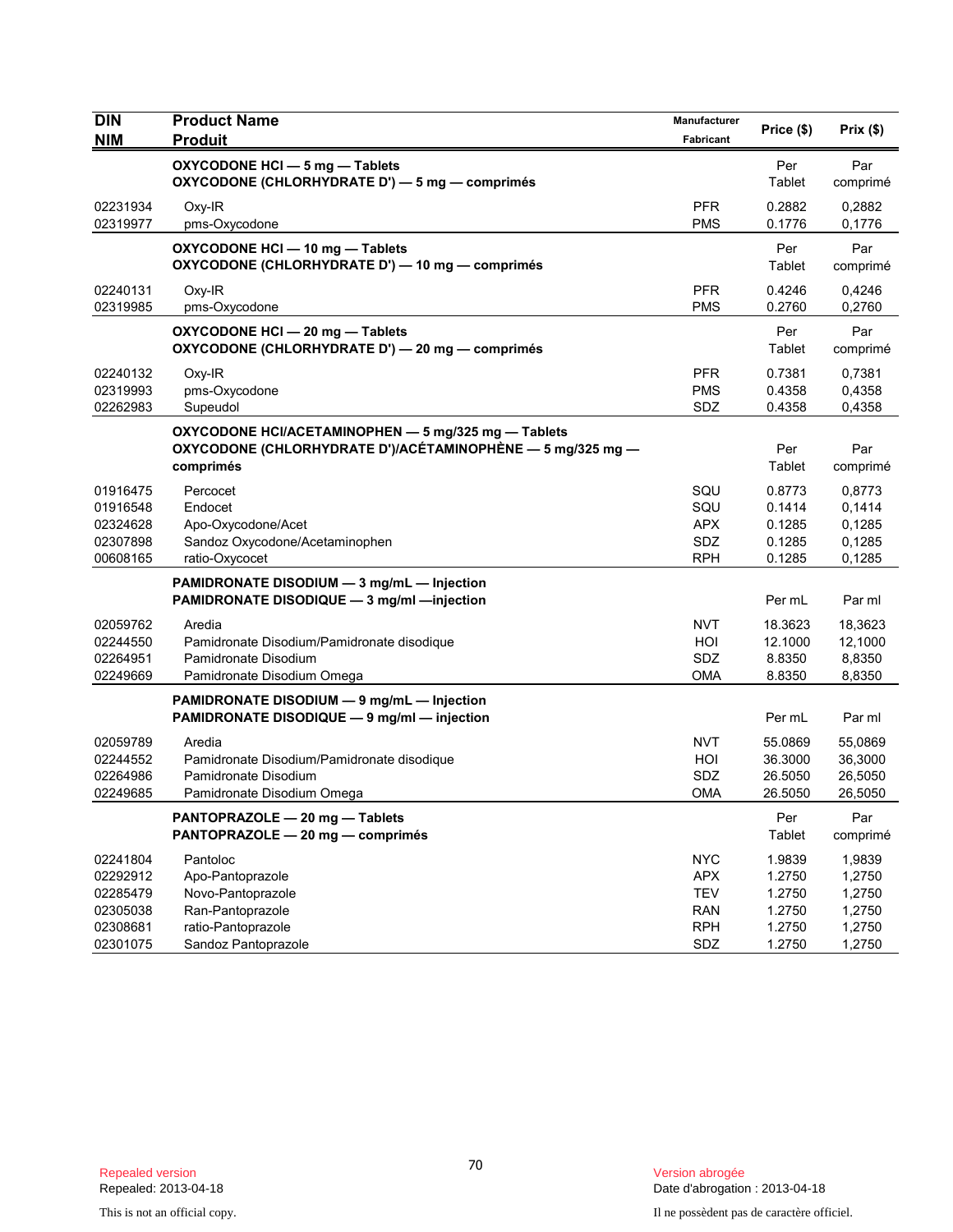| DIN<br>NIM | Product Name<br>Produit | Manufacturer<br>Fabricant | Price ($) | Prix ($) |
|---|---|---|---|---|
| | **OXYCODONE HCl — 5 mg — Tablets**<br>**OXYCODONE (CHLORHYDRATE D') — 5 mg — comprimés** | | Per Tablet | Par comprimé |
| 02231934 | Oxy-IR | PFR | 0.2882 | 0,2882 |
| 02319977 | pms-Oxycodone | PMS | 0.1776 | 0,1776 |
| | **OXYCODONE HCl — 10 mg — Tablets**<br>**OXYCODONE (CHLORHYDRATE D') — 10 mg — comprimés** | | Per Tablet | Par comprimé |
| 02240131 | Oxy-IR | PFR | 0.4246 | 0,4246 |
| 02319985 | pms-Oxycodone | PMS | 0.2760 | 0,2760 |
| | **OXYCODONE HCl — 20 mg — Tablets**<br>**OXYCODONE (CHLORHYDRATE D') — 20 mg — comprimés** | | Per Tablet | Par comprimé |
| 02240132 | Oxy-IR | PFR | 0.7381 | 0,7381 |
| 02319993 | pms-Oxycodone | PMS | 0.4358 | 0,4358 |
| 02262983 | Supeudol | SDZ | 0.4358 | 0,4358 |
| | **OXYCODONE HCl/ACETAMINOPHEN — 5 mg/325 mg — Tablets**<br>**OXYCODONE (CHLORHYDRATE D')/ACÉTAMINOPHÈNE — 5 mg/325 mg — comprimés** | | Per Tablet | Par comprimé |
| 01916475 | Percocet | SQU | 0.8773 | 0,8773 |
| 01916548 | Endocet | SQU | 0.1414 | 0,1414 |
| 02324628 | Apo-Oxycodone/Acet | APX | 0.1285 | 0,1285 |
| 02307898 | Sandoz Oxycodone/Acetaminophen | SDZ | 0.1285 | 0,1285 |
| 00608165 | ratio-Oxycocet | RPH | 0.1285 | 0,1285 |
| | **PAMIDRONATE DISODIUM — 3 mg/mL — Injection**<br>**PAMIDRONATE DISODIQUE — 3 mg/ml —injection** | | Per mL | Par ml |
| 02059762 | Aredia | NVT | 18.3623 | 18,3623 |
| 02244550 | Pamidronate Disodium/Pamidronate disodique | HOI | 12.1000 | 12,1000 |
| 02264951 | Pamidronate Disodium | SDZ | 8.8350 | 8,8350 |
| 02249669 | Pamidronate Disodium Omega | OMA | 8.8350 | 8,8350 |
| | **PAMIDRONATE DISODIUM — 9 mg/mL — Injection**<br>**PAMIDRONATE DISODIQUE — 9 mg/ml — injection** | | Per mL | Par ml |
| 02059789 | Aredia | NVT | 55.0869 | 55,0869 |
| 02244552 | Pamidronate Disodium/Pamidronate disodique | HOI | 36.3000 | 36,3000 |
| 02264986 | Pamidronate Disodium | SDZ | 26.5050 | 26,5050 |
| 02249685 | Pamidronate Disodium Omega | OMA | 26.5050 | 26,5050 |
| | **PANTOPRAZOLE — 20 mg — Tablets**<br>**PANTOPRAZOLE — 20 mg — comprimés** | | Per Tablet | Par comprimé |
| 02241804 | Pantoloc | NYC | 1.9839 | 1,9839 |
| 02292912 | Apo-Pantoprazole | APX | 1.2750 | 1,2750 |
| 02285479 | Novo-Pantoprazole | TEV | 1.2750 | 1,2750 |
| 02305038 | Ran-Pantoprazole | RAN | 1.2750 | 1,2750 |
| 02308681 | ratio-Pantoprazole | RPH | 1.2750 | 1,2750 |
| 02301075 | Sandoz Pantoprazole | SDZ | 1.2750 | 1,2750 |

Repealed version
Repealed: 2013-04-18

Version abrogée
Date d'abrogation : 2013-04-18

This is not an official copy.

Il ne possèdent pas de caractère officiel.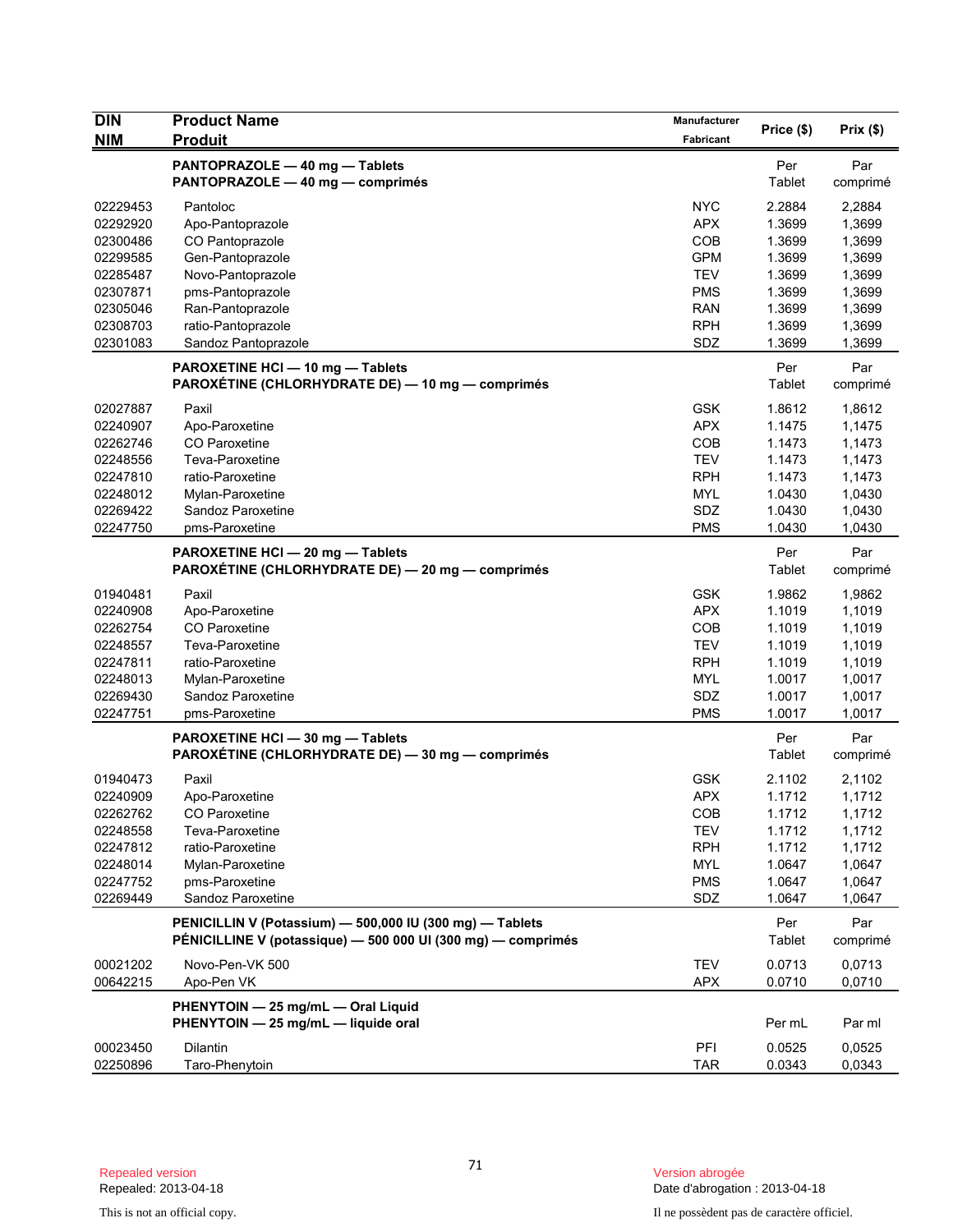| DIN<br>NIM | Product Name<br>Produit | Manufacturer<br>Fabricant | Price ($) | Prix ($) |
|---|---|---|---|---|
| | **PANTOPRAZOLE — 40 mg — Tablets**<br>**PANTOPRAZOLE — 40 mg — comprimés** | | Per Tablet | Par comprimé |
| 02229453 | Pantoloc | NYC | 2.2884 | 2,2884 |
| 02292920 | Apo-Pantoprazole | APX | 1.3699 | 1,3699 |
| 02300486 | CO Pantoprazole | COB | 1.3699 | 1,3699 |
| 02299585 | Gen-Pantoprazole | GPM | 1.3699 | 1,3699 |
| 02285487 | Novo-Pantoprazole | TEV | 1.3699 | 1,3699 |
| 02307871 | pms-Pantoprazole | PMS | 1.3699 | 1,3699 |
| 02305046 | Ran-Pantoprazole | RAN | 1.3699 | 1,3699 |
| 02308703 | ratio-Pantoprazole | RPH | 1.3699 | 1,3699 |
| 02301083 | Sandoz Pantoprazole | SDZ | 1.3699 | 1,3699 |
| | **PAROXETINE HCl — 10 mg — Tablets**<br>**PAROXÉTINE (CHLORHYDRATE DE) — 10 mg — comprimés** | | Per Tablet | Par comprimé |
| 02027887 | Paxil | GSK | 1.8612 | 1,8612 |
| 02240907 | Apo-Paroxetine | APX | 1.1475 | 1,1475 |
| 02262746 | CO Paroxetine | COB | 1.1473 | 1,1473 |
| 02248556 | Teva-Paroxetine | TEV | 1.1473 | 1,1473 |
| 02247810 | ratio-Paroxetine | RPH | 1.1473 | 1,1473 |
| 02248012 | Mylan-Paroxetine | MYL | 1.0430 | 1,0430 |
| 02269422 | Sandoz Paroxetine | SDZ | 1.0430 | 1,0430 |
| 02247750 | pms-Paroxetine | PMS | 1.0430 | 1,0430 |
| | **PAROXETINE HCl — 20 mg — Tablets**<br>**PAROXÉTINE (CHLORHYDRATE DE) — 20 mg — comprimés** | | Per Tablet | Par comprimé |
| 01940481 | Paxil | GSK | 1.9862 | 1,9862 |
| 02240908 | Apo-Paroxetine | APX | 1.1019 | 1,1019 |
| 02262754 | CO Paroxetine | COB | 1.1019 | 1,1019 |
| 02248557 | Teva-Paroxetine | TEV | 1.1019 | 1,1019 |
| 02247811 | ratio-Paroxetine | RPH | 1.1019 | 1,1019 |
| 02248013 | Mylan-Paroxetine | MYL | 1.0017 | 1,0017 |
| 02269430 | Sandoz Paroxetine | SDZ | 1.0017 | 1,0017 |
| 02247751 | pms-Paroxetine | PMS | 1.0017 | 1,0017 |
| | **PAROXETINE HCl — 30 mg — Tablets**<br>**PAROXÉTINE (CHLORHYDRATE DE) — 30 mg — comprimés** | | Per Tablet | Par comprimé |
| 01940473 | Paxil | GSK | 2.1102 | 2,1102 |
| 02240909 | Apo-Paroxetine | APX | 1.1712 | 1,1712 |
| 02262762 | CO Paroxetine | COB | 1.1712 | 1,1712 |
| 02248558 | Teva-Paroxetine | TEV | 1.1712 | 1,1712 |
| 02247812 | ratio-Paroxetine | RPH | 1.1712 | 1,1712 |
| 02248014 | Mylan-Paroxetine | MYL | 1.0647 | 1,0647 |
| 02247752 | pms-Paroxetine | PMS | 1.0647 | 1,0647 |
| 02269449 | Sandoz Paroxetine | SDZ | 1.0647 | 1,0647 |
| | **PENICILLIN V (Potassium) — 500,000 IU (300 mg) — Tablets**<br>**PÉNICILLINE V (potassique) — 500 000 UI (300 mg) — comprimés** | | Per Tablet | Par comprimé |
| 00021202 | Novo-Pen-VK 500 | TEV | 0.0713 | 0,0713 |
| 00642215 | Apo-Pen VK | APX | 0.0710 | 0,0710 |
| | **PHENYTOIN — 25 mg/mL — Oral Liquid**<br>**PHENYTOIN — 25 mg/mL — liquide oral** | | Per mL | Par ml |
| 00023450 | Dilantin | PFI | 0.0525 | 0,0525 |
| 02250896 | Taro-Phenytoin | TAR | 0.0343 | 0,0343 |

Repealed version
Repealed: 2013-04-18

Version abrogée
Date d'abrogation : 2013-04-18

This is not an official copy.

Il ne possèdent pas de caractère officiel.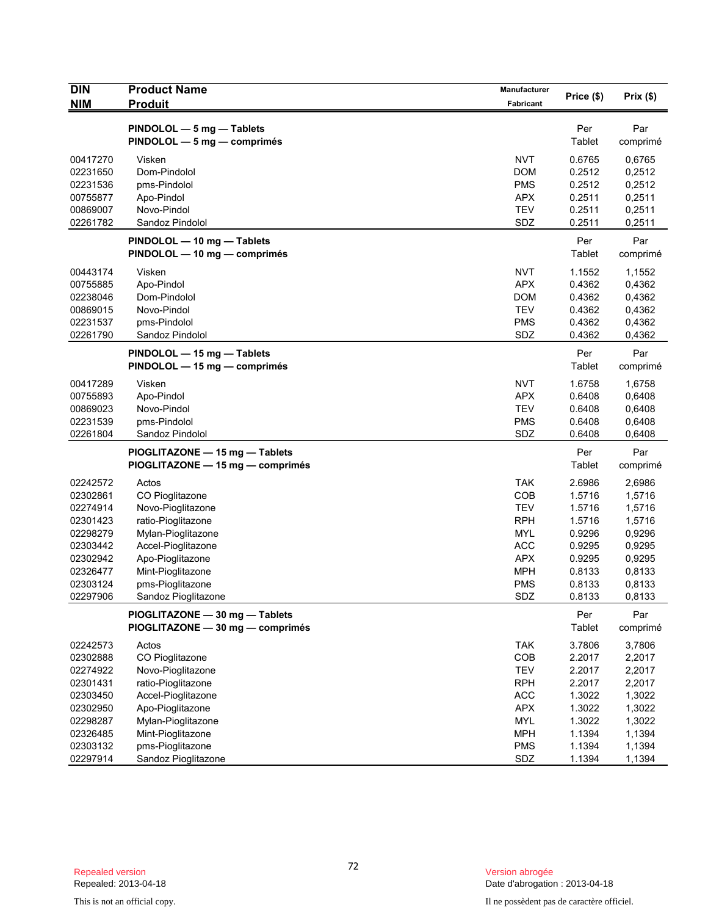| DIN<br>NIM | Product Name<br>Produit | Manufacturer<br>Fabricant | Price ($) | Prix ($) |
|---|---|---|---|---|
| | **PINDOLOL — 5 mg — Tablets**<br>**PINDOLOL — 5 mg — comprimés** | | Per<br>Tablet | Par<br>comprimé |
| 00417270 | Visken | NVT | 0.6765 | 0,6765 |
| 02231650 | Dom-Pindolol | DOM | 0.2512 | 0,2512 |
| 02231536 | pms-Pindolol | PMS | 0.2512 | 0,2512 |
| 00755877 | Apo-Pindol | APX | 0.2511 | 0,2511 |
| 00869007 | Novo-Pindol | TEV | 0.2511 | 0,2511 |
| 02261782 | Sandoz Pindolol | SDZ | 0.2511 | 0,2511 |
| | **PINDOLOL — 10 mg — Tablets**<br>**PINDOLOL — 10 mg — comprimés** | | Per<br>Tablet | Par<br>comprimé |
| 00443174 | Visken | NVT | 1.1552 | 1,1552 |
| 00755885 | Apo-Pindol | APX | 0.4362 | 0,4362 |
| 02238046 | Dom-Pindolol | DOM | 0.4362 | 0,4362 |
| 00869015 | Novo-Pindol | TEV | 0.4362 | 0,4362 |
| 02231537 | pms-Pindolol | PMS | 0.4362 | 0,4362 |
| 02261790 | Sandoz Pindolol | SDZ | 0.4362 | 0,4362 |
| | **PINDOLOL — 15 mg — Tablets**<br>**PINDOLOL — 15 mg — comprimés** | | Per<br>Tablet | Par<br>comprimé |
| 00417289 | Visken | NVT | 1.6758 | 1,6758 |
| 00755893 | Apo-Pindol | APX | 0.6408 | 0,6408 |
| 00869023 | Novo-Pindol | TEV | 0.6408 | 0,6408 |
| 02231539 | pms-Pindolol | PMS | 0.6408 | 0,6408 |
| 02261804 | Sandoz Pindolol | SDZ | 0.6408 | 0,6408 |
| | **PIOGLITAZONE — 15 mg — Tablets**<br>**PIOGLITAZONE — 15 mg — comprimés** | | Per<br>Tablet | Par<br>comprimé |
| 02242572 | Actos | TAK | 2.6986 | 2,6986 |
| 02302861 | CO Pioglitazone | COB | 1.5716 | 1,5716 |
| 02274914 | Novo-Pioglitazone | TEV | 1.5716 | 1,5716 |
| 02301423 | ratio-Pioglitazone | RPH | 1.5716 | 1,5716 |
| 02298279 | Mylan-Pioglitazone | MYL | 0.9296 | 0,9296 |
| 02303442 | Accel-Pioglitazone | ACC | 0.9295 | 0,9295 |
| 02302942 | Apo-Pioglitazone | APX | 0.9295 | 0,9295 |
| 02326477 | Mint-Pioglitazone | MPH | 0.8133 | 0,8133 |
| 02303124 | pms-Pioglitazone | PMS | 0.8133 | 0,8133 |
| 02297906 | Sandoz Pioglitazone | SDZ | 0.8133 | 0,8133 |
| | **PIOGLITAZONE — 30 mg — Tablets**<br>**PIOGLITAZONE — 30 mg — comprimés** | | Per<br>Tablet | Par<br>comprimé |
| 02242573 | Actos | TAK | 3.7806 | 3,7806 |
| 02302888 | CO Pioglitazone | COB | 2.2017 | 2,2017 |
| 02274922 | Novo-Pioglitazone | TEV | 2.2017 | 2,2017 |
| 02301431 | ratio-Pioglitazone | RPH | 2.2017 | 2,2017 |
| 02303450 | Accel-Pioglitazone | ACC | 1.3022 | 1,3022 |
| 02302950 | Apo-Pioglitazone | APX | 1.3022 | 1,3022 |
| 02298287 | Mylan-Pioglitazone | MYL | 1.3022 | 1,3022 |
| 02326485 | Mint-Pioglitazone | MPH | 1.1394 | 1,1394 |
| 02303132 | pms-Pioglitazone | PMS | 1.1394 | 1,1394 |
| 02297914 | Sandoz Pioglitazone | SDZ | 1.1394 | 1,1394 |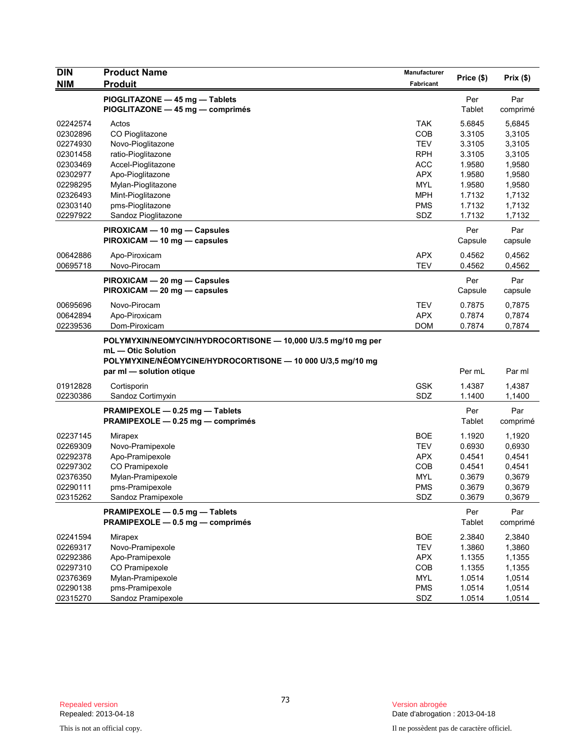| DIN<br>NIM | Product Name<br>Produit | Manufacturer<br>Fabricant | Price ($) | Prix ($) |
|---|---|---|---|---|
| | **PIOGLITAZONE — 45 mg — Tablets**<br>**PIOGLITAZONE — 45 mg — comprimés** | | Per Tablet | Par comprimé |
| 02242574 | Actos | TAK | 5.6845 | 5,6845 |
| 02302896 | CO Pioglitazone | COB | 3.3105 | 3,3105 |
| 02274930 | Novo-Pioglitazone | TEV | 3.3105 | 3,3105 |
| 02301458 | ratio-Pioglitazone | RPH | 3.3105 | 3,3105 |
| 02303469 | Accel-Pioglitazone | ACC | 1.9580 | 1,9580 |
| 02302977 | Apo-Pioglitazone | APX | 1.9580 | 1,9580 |
| 02298295 | Mylan-Pioglitazone | MYL | 1.9580 | 1,9580 |
| 02326493 | Mint-Pioglitazone | MPH | 1.7132 | 1,7132 |
| 02303140 | pms-Pioglitazone | PMS | 1.7132 | 1,7132 |
| 02297922 | Sandoz Pioglitazone | SDZ | 1.7132 | 1,7132 |
| | **PIROXICAM — 10 mg — Capsules**<br>**PIROXICAM — 10 mg — capsules** | | Per Capsule | Par capsule |
| 00642886 | Apo-Piroxicam | APX | 0.4562 | 0,4562 |
| 00695718 | Novo-Pirocam | TEV | 0.4562 | 0,4562 |
| | **PIROXICAM — 20 mg — Capsules**<br>**PIROXICAM — 20 mg — capsules** | | Per Capsule | Par capsule |
| 00695696 | Novo-Pirocam | TEV | 0.7875 | 0,7875 |
| 00642894 | Apo-Piroxicam | APX | 0.7874 | 0,7874 |
| 02239536 | Dom-Piroxicam | DOM | 0.7874 | 0,7874 |
| | **POLYMYXIN/NEOMYCIN/HYDROCORTISONE — 10,000 U/3.5 mg/10 mg per mL — Otic Solution**<br>**POLYMYXINE/NÉOMYCINE/HYDROCORTISONE — 10 000 U/3,5 mg/10 mg par ml — solution otique** | | Per mL | Par ml |
| 01912828 | Cortisporin | GSK | 1.4387 | 1,4387 |
| 02230386 | Sandoz Cortimyxin | SDZ | 1.1400 | 1,1400 |
| | **PRAMIPEXOLE — 0.25 mg — Tablets**<br>**PRAMIPEXOLE — 0.25 mg — comprimés** | | Per Tablet | Par comprimé |
| 02237145 | Mirapex | BOE | 1.1920 | 1,1920 |
| 02269309 | Novo-Pramipexole | TEV | 0.6930 | 0,6930 |
| 02292378 | Apo-Pramipexole | APX | 0.4541 | 0,4541 |
| 02297302 | CO Pramipexole | COB | 0.4541 | 0,4541 |
| 02376350 | Mylan-Pramipexole | MYL | 0.3679 | 0,3679 |
| 02290111 | pms-Pramipexole | PMS | 0.3679 | 0,3679 |
| 02315262 | Sandoz Pramipexole | SDZ | 0.3679 | 0,3679 |
| | **PRAMIPEXOLE — 0.5 mg — Tablets**<br>**PRAMIPEXOLE — 0.5 mg — comprimés** | | Per Tablet | Par comprimé |
| 02241594 | Mirapex | BOE | 2.3840 | 2,3840 |
| 02269317 | Novo-Pramipexole | TEV | 1.3860 | 1,3860 |
| 02292386 | Apo-Pramipexole | APX | 1.1355 | 1,1355 |
| 02297310 | CO Pramipexole | COB | 1.1355 | 1,1355 |
| 02376369 | Mylan-Pramipexole | MYL | 1.0514 | 1,0514 |
| 02290138 | pms-Pramipexole | PMS | 1.0514 | 1,0514 |
| 02315270 | Sandoz Pramipexole | SDZ | 1.0514 | 1,0514 |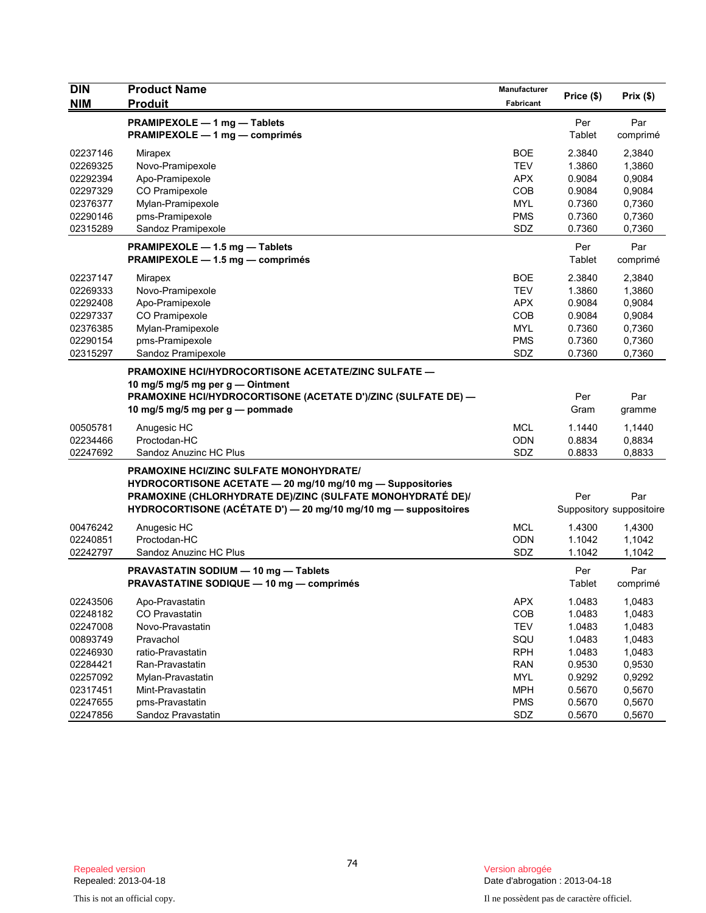| DIN<br>NIM | Product Name<br>Produit | Manufacturer<br>Fabricant | Price ($) | Prix ($) |
|---|---|---|---|---|
| | **PRAMIPEXOLE — 1 mg — Tablets**<br>**PRAMIPEXOLE — 1 mg — comprimés** | | Per Tablet | Par comprimé |
| 02237146 | Mirapex | BOE | 2.3840 | 2,3840 |
| 02269325 | Novo-Pramipexole | TEV | 1.3860 | 1,3860 |
| 02292394 | Apo-Pramipexole | APX | 0.9084 | 0,9084 |
| 02297329 | CO Pramipexole | COB | 0.9084 | 0,9084 |
| 02376377 | Mylan-Pramipexole | MYL | 0.7360 | 0,7360 |
| 02290146 | pms-Pramipexole | PMS | 0.7360 | 0,7360 |
| 02315289 | Sandoz Pramipexole | SDZ | 0.7360 | 0,7360 |
| | **PRAMIPEXOLE — 1.5 mg — Tablets**<br>**PRAMIPEXOLE — 1.5 mg — comprimés** | | Per Tablet | Par comprimé |
| 02237147 | Mirapex | BOE | 2.3840 | 2,3840 |
| 02269333 | Novo-Pramipexole | TEV | 1.3860 | 1,3860 |
| 02292408 | Apo-Pramipexole | APX | 0.9084 | 0,9084 |
| 02297337 | CO Pramipexole | COB | 0.9084 | 0,9084 |
| 02376385 | Mylan-Pramipexole | MYL | 0.7360 | 0,7360 |
| 02290154 | pms-Pramipexole | PMS | 0.7360 | 0,7360 |
| 02315297 | Sandoz Pramipexole | SDZ | 0.7360 | 0,7360 |
| | **PRAMOXINE HCl/HYDROCORTISONE ACETATE/ZINC SULFATE — 10 mg/5 mg/5 mg per g — Ointment**<br>**PRAMOXINE HCl/HYDROCORTISONE (ACETATE D')/ZINC (SULFATE DE) — 10 mg/5 mg/5 mg per g — pommade** | | Per Gram | Par gramme |
| 00505781 | Anugesic HC | MCL | 1.1440 | 1,1440 |
| 02234466 | Proctodan-HC | ODN | 0.8834 | 0,8834 |
| 02247692 | Sandoz Anuzinc HC Plus | SDZ | 0.8833 | 0,8833 |
| | **PRAMOXINE HCl/ZINC SULFATE MONOHYDRATE/ HYDROCORTISONE ACETATE — 20 mg/10 mg/10 mg — Suppositories**<br>**PRAMOXINE (CHLORHYDRATE DE)/ZINC (SULFATE MONOHYDRATÉ DE)/ HYDROCORTISONE (ACÉTATE D') — 20 mg/10 mg/10 mg — suppositoires** | | Per Suppository | Par suppositoire |
| 00476242 | Anugesic HC | MCL | 1.4300 | 1,4300 |
| 02240851 | Proctodan-HC | ODN | 1.1042 | 1,1042 |
| 02242797 | Sandoz Anuzinc HC Plus | SDZ | 1.1042 | 1,1042 |
| | **PRAVASTATIN SODIUM — 10 mg — Tablets**<br>**PRAVASTATINE SODIQUE — 10 mg — comprimés** | | Per Tablet | Par comprimé |
| 02243506 | Apo-Pravastatin | APX | 1.0483 | 1,0483 |
| 02248182 | CO Pravastatin | COB | 1.0483 | 1,0483 |
| 02247008 | Novo-Pravastatin | TEV | 1.0483 | 1,0483 |
| 00893749 | Pravachol | SQU | 1.0483 | 1,0483 |
| 02246930 | ratio-Pravastatin | RPH | 1.0483 | 1,0483 |
| 02284421 | Ran-Pravastatin | RAN | 0.9530 | 0,9530 |
| 02257092 | Mylan-Pravastatin | MYL | 0.9292 | 0,9292 |
| 02317451 | Mint-Pravastatin | MPH | 0.5670 | 0,5670 |
| 02247655 | pms-Pravastatin | PMS | 0.5670 | 0,5670 |
| 02247856 | Sandoz Pravastatin | SDZ | 0.5670 | 0,5670 |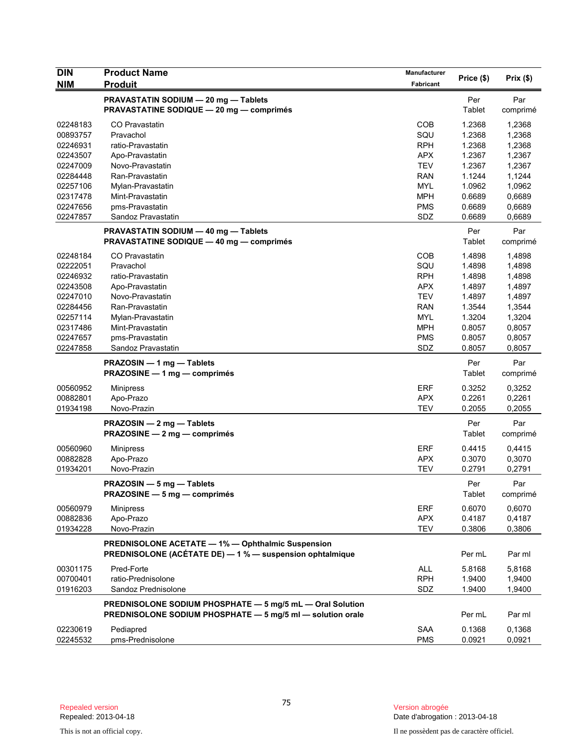| DIN<br>NIM | Product Name<br>Produit | Manufacturer<br>Fabricant | Price ($) | Prix ($) |
|---|---|---|---|---|
| | **PRAVASTATIN SODIUM — 20 mg — Tablets**<br>**PRAVASTATINE SODIQUE — 20 mg — comprimés** | | Per Tablet | Par comprimé |
| 02248183 | CO Pravastatin | COB | 1.2368 | 1,2368 |
| 00893757 | Pravachol | SQU | 1.2368 | 1,2368 |
| 02246931 | ratio-Pravastatin | RPH | 1.2368 | 1,2368 |
| 02243507 | Apo-Pravastatin | APX | 1.2367 | 1,2367 |
| 02247009 | Novo-Pravastatin | TEV | 1.2367 | 1,2367 |
| 02284448 | Ran-Pravastatin | RAN | 1.1244 | 1,1244 |
| 02257106 | Mylan-Pravastatin | MYL | 1.0962 | 1,0962 |
| 02317478 | Mint-Pravastatin | MPH | 0.6689 | 0,6689 |
| 02247656 | pms-Pravastatin | PMS | 0.6689 | 0,6689 |
| 02247857 | Sandoz Pravastatin | SDZ | 0.6689 | 0,6689 |
| | **PRAVASTATIN SODIUM — 40 mg — Tablets**<br>**PRAVASTATINE SODIQUE — 40 mg — comprimés** | | Per Tablet | Par comprimé |
| 02248184 | CO Pravastatin | COB | 1.4898 | 1,4898 |
| 02222051 | Pravachol | SQU | 1.4898 | 1,4898 |
| 02246932 | ratio-Pravastatin | RPH | 1.4898 | 1,4898 |
| 02243508 | Apo-Pravastatin | APX | 1.4897 | 1,4897 |
| 02247010 | Novo-Pravastatin | TEV | 1.4897 | 1,4897 |
| 02284456 | Ran-Pravastatin | RAN | 1.3544 | 1,3544 |
| 02257114 | Mylan-Pravastatin | MYL | 1.3204 | 1,3204 |
| 02317486 | Mint-Pravastatin | MPH | 0.8057 | 0,8057 |
| 02247657 | pms-Pravastatin | PMS | 0.8057 | 0,8057 |
| 02247858 | Sandoz Pravastatin | SDZ | 0.8057 | 0,8057 |
| | **PRAZOSIN — 1 mg — Tablets**<br>**PRAZOSINE — 1 mg — comprimés** | | Per Tablet | Par comprimé |
| 00560952 | Minipress | ERF | 0.3252 | 0,3252 |
| 00882801 | Apo-Prazo | APX | 0.2261 | 0,2261 |
| 01934198 | Novo-Prazin | TEV | 0.2055 | 0,2055 |
| | **PRAZOSIN — 2 mg — Tablets**<br>**PRAZOSINE — 2 mg — comprimés** | | Per Tablet | Par comprimé |
| 00560960 | Minipress | ERF | 0.4415 | 0,4415 |
| 00882828 | Apo-Prazo | APX | 0.3070 | 0,3070 |
| 01934201 | Novo-Prazin | TEV | 0.2791 | 0,2791 |
| | **PRAZOSIN — 5 mg — Tablets**<br>**PRAZOSINE — 5 mg — comprimés** | | Per Tablet | Par comprimé |
| 00560979 | Minipress | ERF | 0.6070 | 0,6070 |
| 00882836 | Apo-Prazo | APX | 0.4187 | 0,4187 |
| 01934228 | Novo-Prazin | TEV | 0.3806 | 0,3806 |
| | **PREDNISOLONE ACETATE — 1% — Ophthalmic Suspension**<br>**PREDNISOLONE (ACÉTATE DE) — 1 % — suspension ophtalmique** | | Per mL | Par ml |
| 00301175 | Pred-Forte | ALL | 5.8168 | 5,8168 |
| 00700401 | ratio-Prednisolone | RPH | 1.9400 | 1,9400 |
| 01916203 | Sandoz Prednisolone | SDZ | 1.9400 | 1,9400 |
| | **PREDNISOLONE SODIUM PHOSPHATE — 5 mg/5 mL — Oral Solution**<br>**PREDNISOLONE SODIUM PHOSPHATE — 5 mg/5 ml — solution orale** | | Per mL | Par ml |
| 02230619 | Pediapred | SAA | 0.1368 | 0,1368 |
| 02245532 | pms-Prednisolone | PMS | 0.0921 | 0,0921 |

Repealed version
Repealed: 2013-04-18

Version abrogée
Date d'abrogation : 2013-04-18

This is not an official copy.

Il ne possèdent pas de caractère officiel.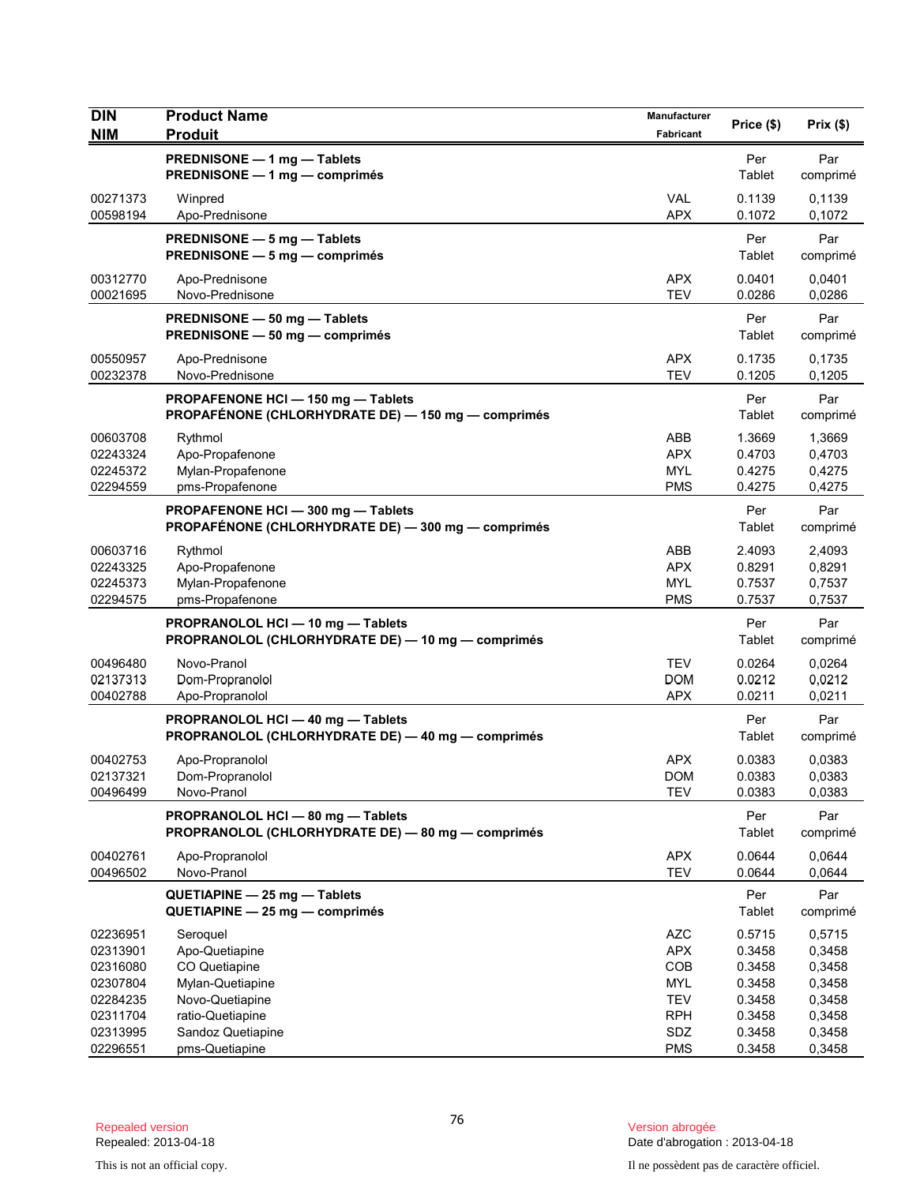| DIN<br>NIM | Product Name<br>Produit | Manufacturer<br>Fabricant | Price ($) | Prix ($) |
|---|---|---|---|---|
| | **PREDNISONE — 1 mg — Tablets**<br>**PREDNISONE — 1 mg — comprimés** | | Per<br>Tablet | Par<br>comprimé |
| 00271373 | Winpred | VAL | 0.1139 | 0,1139 |
| 00598194 | Apo-Prednisone | APX | 0.1072 | 0,1072 |
| | **PREDNISONE — 5 mg — Tablets**<br>**PREDNISONE — 5 mg — comprimés** | | Per<br>Tablet | Par<br>comprimé |
| 00312770 | Apo-Prednisone | APX | 0.0401 | 0,0401 |
| 00021695 | Novo-Prednisone | TEV | 0.0286 | 0,0286 |
| | **PREDNISONE — 50 mg — Tablets**<br>**PREDNISONE — 50 mg — comprimés** | | Per<br>Tablet | Par<br>comprimé |
| 00550957 | Apo-Prednisone | APX | 0.1735 | 0,1735 |
| 00232378 | Novo-Prednisone | TEV | 0.1205 | 0,1205 |
| | **PROPAFENONE HCl — 150 mg — Tablets**<br>**PROPAFÉNONE (CHLORHYDRATE DE) — 150 mg — comprimés** | | Per<br>Tablet | Par<br>comprimé |
| 00603708 | Rythmol | ABB | 1.3669 | 1,3669 |
| 02243324 | Apo-Propafenone | APX | 0.4703 | 0,4703 |
| 02245372 | Mylan-Propafenone | MYL | 0.4275 | 0,4275 |
| 02294559 | pms-Propafenone | PMS | 0.4275 | 0,4275 |
| | **PROPAFENONE HCl — 300 mg — Tablets**<br>**PROPAFÉNONE (CHLORHYDRATE DE) — 300 mg — comprimés** | | Per<br>Tablet | Par<br>comprimé |
| 00603716 | Rythmol | ABB | 2.4093 | 2,4093 |
| 02243325 | Apo-Propafenone | APX | 0.8291 | 0,8291 |
| 02245373 | Mylan-Propafenone | MYL | 0.7537 | 0,7537 |
| 02294575 | pms-Propafenone | PMS | 0.7537 | 0,7537 |
| | **PROPRANOLOL HCl — 10 mg — Tablets**<br>**PROPRANOLOL (CHLORHYDRATE DE) — 10 mg — comprimés** | | Per<br>Tablet | Par<br>comprimé |
| 00496480 | Novo-Pranol | TEV | 0.0264 | 0,0264 |
| 02137313 | Dom-Propranolol | DOM | 0.0212 | 0,0212 |
| 00402788 | Apo-Propranolol | APX | 0.0211 | 0,0211 |
| | **PROPRANOLOL HCl — 40 mg — Tablets**<br>**PROPRANOLOL (CHLORHYDRATE DE) — 40 mg — comprimés** | | Per<br>Tablet | Par<br>comprimé |
| 00402753 | Apo-Propranolol | APX | 0.0383 | 0,0383 |
| 02137321 | Dom-Propranolol | DOM | 0.0383 | 0,0383 |
| 00496499 | Novo-Pranol | TEV | 0.0383 | 0,0383 |
| | **PROPRANOLOL HCl — 80 mg — Tablets**<br>**PROPRANOLOL (CHLORHYDRATE DE) — 80 mg — comprimés** | | Per<br>Tablet | Par<br>comprimé |
| 00402761 | Apo-Propranolol | APX | 0.0644 | 0,0644 |
| 00496502 | Novo-Pranol | TEV | 0.0644 | 0,0644 |
| | **QUETIAPINE — 25 mg — Tablets**<br>**QUETIAPINE — 25 mg — comprimés** | | Per<br>Tablet | Par<br>comprimé |
| 02236951 | Seroquel | AZC | 0.5715 | 0,5715 |
| 02313901 | Apo-Quetiapine | APX | 0.3458 | 0,3458 |
| 02316080 | CO Quetiapine | COB | 0.3458 | 0,3458 |
| 02307804 | Mylan-Quetiapine | MYL | 0.3458 | 0,3458 |
| 02284235 | Novo-Quetiapine | TEV | 0.3458 | 0,3458 |
| 02311704 | ratio-Quetiapine | RPH | 0.3458 | 0,3458 |
| 02313995 | Sandoz Quetiapine | SDZ | 0.3458 | 0,3458 |
| 02296551 | pms-Quetiapine | PMS | 0.3458 | 0,3458 |

Repealed version
Repealed: 2013-04-18

This is not an official copy.

Version abrogée
Date d'abrogation : 2013-04-18

Il ne possèdent pas de caractère officiel.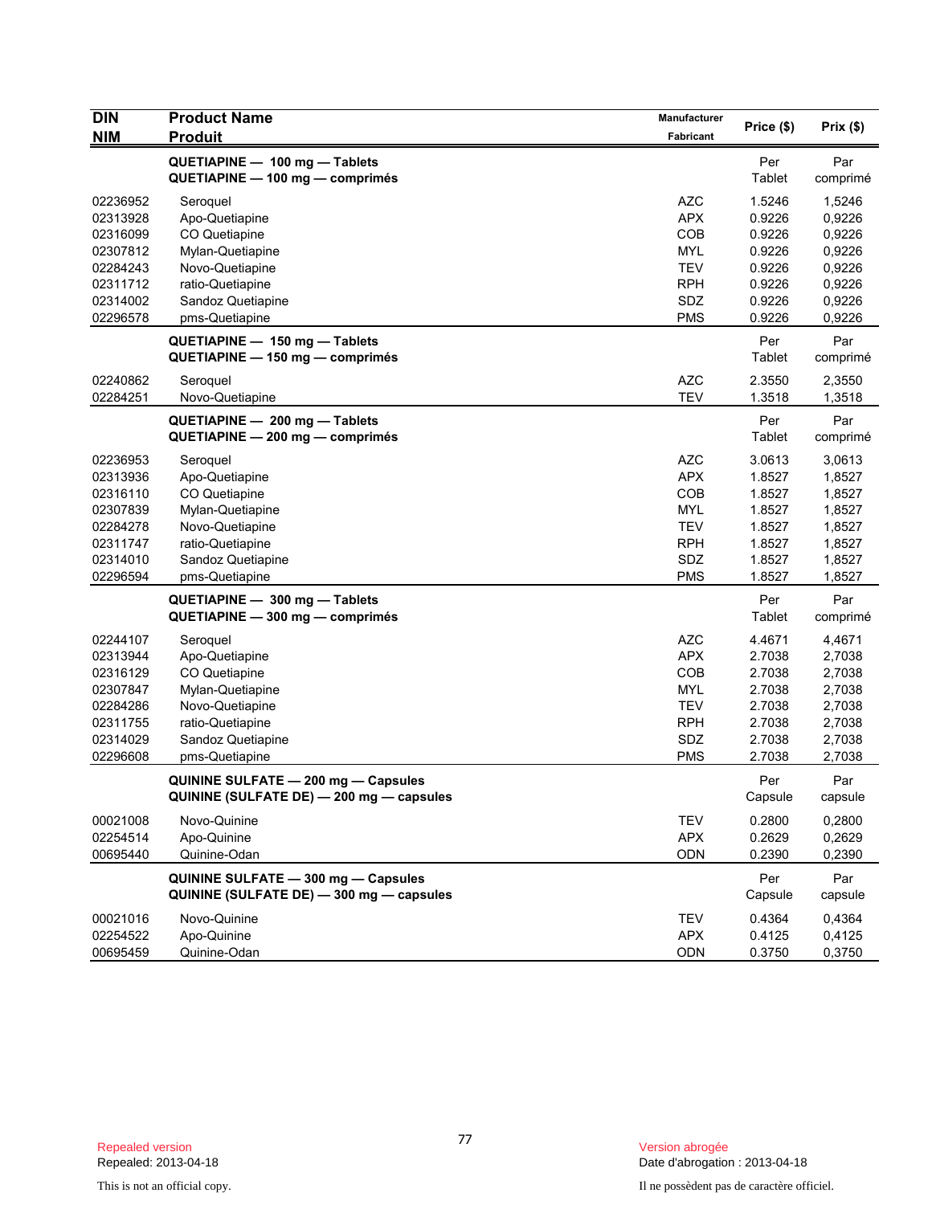| DIN<br>NIM | Product Name<br>Produit | Manufacturer<br>Fabricant | Price ($) | Prix ($) |
|---|---|---|---|---|
| | **QUETIAPINE — 100 mg — Tablets**<br>**QUETIAPINE — 100 mg — comprimés** | | Per Tablet | Par comprimé |
| 02236952 | Seroquel | AZC | 1.5246 | 1,5246 |
| 02313928 | Apo-Quetiapine | APX | 0.9226 | 0,9226 |
| 02316099 | CO Quetiapine | COB | 0.9226 | 0,9226 |
| 02307812 | Mylan-Quetiapine | MYL | 0.9226 | 0,9226 |
| 02284243 | Novo-Quetiapine | TEV | 0.9226 | 0,9226 |
| 02311712 | ratio-Quetiapine | RPH | 0.9226 | 0,9226 |
| 02314002 | Sandoz Quetiapine | SDZ | 0.9226 | 0,9226 |
| 02296578 | pms-Quetiapine | PMS | 0.9226 | 0,9226 |
| | **QUETIAPINE — 150 mg — Tablets**<br>**QUETIAPINE — 150 mg — comprimés** | | Per Tablet | Par comprimé |
| 02240862 | Seroquel | AZC | 2.3550 | 2,3550 |
| 02284251 | Novo-Quetiapine | TEV | 1.3518 | 1,3518 |
| | **QUETIAPINE — 200 mg — Tablets**<br>**QUETIAPINE — 200 mg — comprimés** | | Per Tablet | Par comprimé |
| 02236953 | Seroquel | AZC | 3.0613 | 3,0613 |
| 02313936 | Apo-Quetiapine | APX | 1.8527 | 1,8527 |
| 02316110 | CO Quetiapine | COB | 1.8527 | 1,8527 |
| 02307839 | Mylan-Quetiapine | MYL | 1.8527 | 1,8527 |
| 02284278 | Novo-Quetiapine | TEV | 1.8527 | 1,8527 |
| 02311747 | ratio-Quetiapine | RPH | 1.8527 | 1,8527 |
| 02314010 | Sandoz Quetiapine | SDZ | 1.8527 | 1,8527 |
| 02296594 | pms-Quetiapine | PMS | 1.8527 | 1,8527 |
| | **QUETIAPINE — 300 mg — Tablets**<br>**QUETIAPINE — 300 mg — comprimés** | | Per Tablet | Par comprimé |
| 02244107 | Seroquel | AZC | 4.4671 | 4,4671 |
| 02313944 | Apo-Quetiapine | APX | 2.7038 | 2,7038 |
| 02316129 | CO Quetiapine | COB | 2.7038 | 2,7038 |
| 02307847 | Mylan-Quetiapine | MYL | 2.7038 | 2,7038 |
| 02284286 | Novo-Quetiapine | TEV | 2.7038 | 2,7038 |
| 02311755 | ratio-Quetiapine | RPH | 2.7038 | 2,7038 |
| 02314029 | Sandoz Quetiapine | SDZ | 2.7038 | 2,7038 |
| 02296608 | pms-Quetiapine | PMS | 2.7038 | 2,7038 |
| | **QUININE SULFATE — 200 mg — Capsules**<br>**QUININE (SULFATE DE) — 200 mg — capsules** | | Per Capsule | Par capsule |
| 00021008 | Novo-Quinine | TEV | 0.2800 | 0,2800 |
| 02254514 | Apo-Quinine | APX | 0.2629 | 0,2629 |
| 00695440 | Quinine-Odan | ODN | 0.2390 | 0,2390 |
| | **QUININE SULFATE — 300 mg — Capsules**<br>**QUININE (SULFATE DE) — 300 mg — capsules** | | Per Capsule | Par capsule |
| 00021016 | Novo-Quinine | TEV | 0.4364 | 0,4364 |
| 02254522 | Apo-Quinine | APX | 0.4125 | 0,4125 |
| 00695459 | Quinine-Odan | ODN | 0.3750 | 0,3750 |

Repealed version
Repealed: 2013-04-18

Version abrogée
Date d'abrogation : 2013-04-18

This is not an official copy.

Il ne possèdent pas de caractère officiel.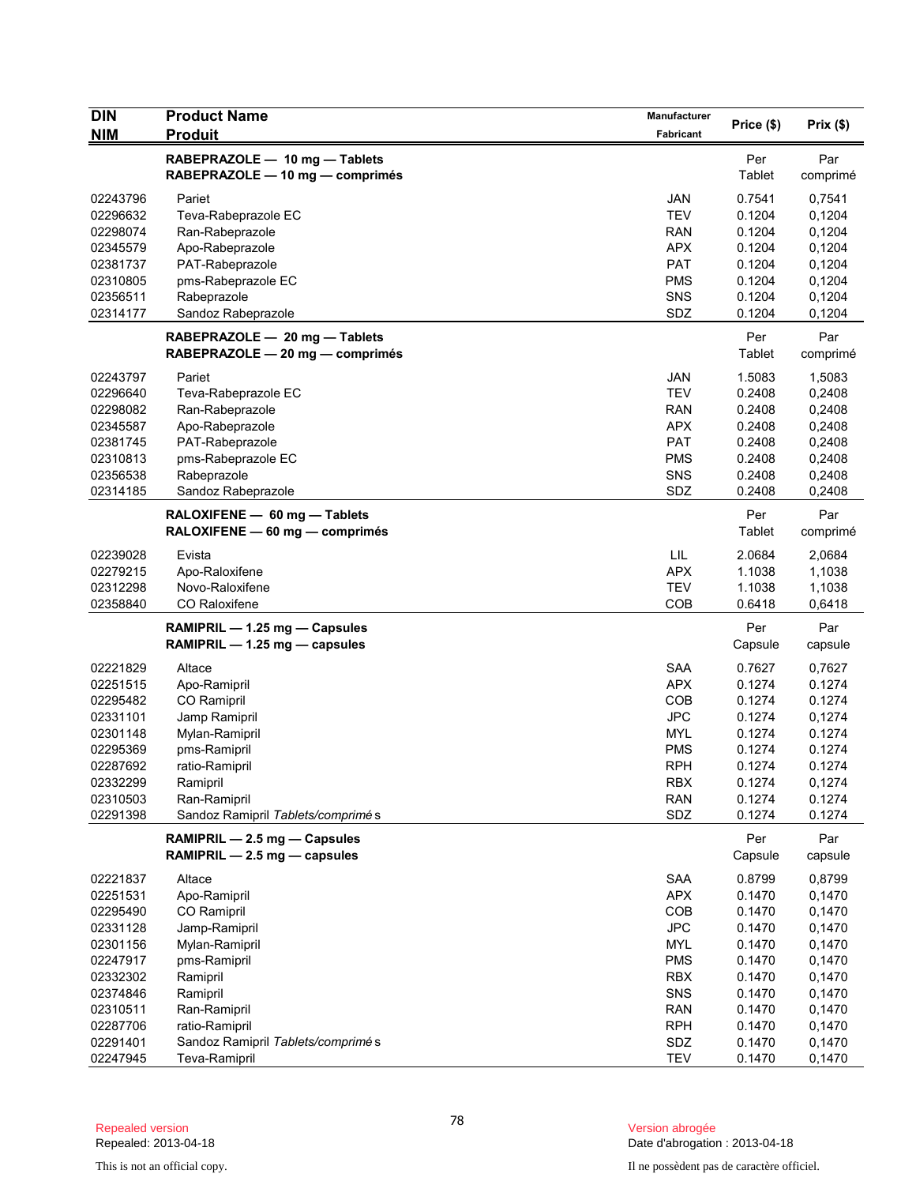| DIN<br>NIM | Product Name<br>Produit | Manufacturer<br>Fabricant | Price ($) | Prix ($) |
|---|---|---|---|---|
| | **RABEPRAZOLE — 10 mg — Tablets**<br>**RABEPRAZOLE — 10 mg — comprimés** | | Per Tablet | Par comprimé |
| 02243796 | Pariet | JAN | 0.7541 | 0,7541 |
| 02296632 | Teva-Rabeprazole EC | TEV | 0.1204 | 0,1204 |
| 02298074 | Ran-Rabeprazole | RAN | 0.1204 | 0,1204 |
| 02345579 | Apo-Rabeprazole | APX | 0.1204 | 0,1204 |
| 02381737 | PAT-Rabeprazole | PAT | 0.1204 | 0,1204 |
| 02310805 | pms-Rabeprazole EC | PMS | 0.1204 | 0,1204 |
| 02356511 | Rabeprazole | SNS | 0.1204 | 0,1204 |
| 02314177 | Sandoz Rabeprazole | SDZ | 0.1204 | 0,1204 |
| | **RABEPRAZOLE — 20 mg — Tablets**<br>**RABEPRAZOLE — 20 mg — comprimés** | | Per Tablet | Par comprimé |
| 02243797 | Pariet | JAN | 1.5083 | 1,5083 |
| 02296640 | Teva-Rabeprazole EC | TEV | 0.2408 | 0,2408 |
| 02298082 | Ran-Rabeprazole | RAN | 0.2408 | 0,2408 |
| 02345587 | Apo-Rabeprazole | APX | 0.2408 | 0,2408 |
| 02381745 | PAT-Rabeprazole | PAT | 0.2408 | 0,2408 |
| 02310813 | pms-Rabeprazole EC | PMS | 0.2408 | 0,2408 |
| 02356538 | Rabeprazole | SNS | 0.2408 | 0,2408 |
| 02314185 | Sandoz Rabeprazole | SDZ | 0.2408 | 0,2408 |
| | **RALOXIFENE — 60 mg — Tablets**<br>**RALOXIFENE — 60 mg — comprimés** | | Per Tablet | Par comprimé |
| 02239028 | Evista | LIL | 2.0684 | 2,0684 |
| 02279215 | Apo-Raloxifene | APX | 1.1038 | 1,1038 |
| 02312298 | Novo-Raloxifene | TEV | 1.1038 | 1,1038 |
| 02358840 | CO Raloxifene | COB | 0.6418 | 0,6418 |
| | **RAMIPRIL — 1.25 mg — Capsules**<br>**RAMIPRIL — 1.25 mg — capsules** | | Per Capsule | Par capsule |
| 02221829 | Altace | SAA | 0.7627 | 0,7627 |
| 02251515 | Apo-Ramipril | APX | 0.1274 | 0.1274 |
| 02295482 | CO Ramipril | COB | 0.1274 | 0.1274 |
| 02331101 | Jamp Ramipril | JPC | 0.1274 | 0,1274 |
| 02301148 | Mylan-Ramipril | MYL | 0.1274 | 0.1274 |
| 02295369 | pms-Ramipril | PMS | 0.1274 | 0.1274 |
| 02287692 | ratio-Ramipril | RPH | 0.1274 | 0.1274 |
| 02332299 | Ramipril | RBX | 0.1274 | 0,1274 |
| 02310503 | Ran-Ramipril | RAN | 0.1274 | 0.1274 |
| 02291398 | Sandoz Ramipril *Tablets/comprimés* | SDZ | 0.1274 | 0.1274 |
| | **RAMIPRIL — 2.5 mg — Capsules**<br>**RAMIPRIL — 2.5 mg — capsules** | | Per Capsule | Par capsule |
| 02221837 | Altace | SAA | 0.8799 | 0,8799 |
| 02251531 | Apo-Ramipril | APX | 0.1470 | 0,1470 |
| 02295490 | CO Ramipril | COB | 0.1470 | 0,1470 |
| 02331128 | Jamp-Ramipril | JPC | 0.1470 | 0,1470 |
| 02301156 | Mylan-Ramipril | MYL | 0.1470 | 0,1470 |
| 02247917 | pms-Ramipril | PMS | 0.1470 | 0,1470 |
| 02332302 | Ramipril | RBX | 0.1470 | 0,1470 |
| 02374846 | Ramipril | SNS | 0.1470 | 0,1470 |
| 02310511 | Ran-Ramipril | RAN | 0.1470 | 0,1470 |
| 02287706 | ratio-Ramipril | RPH | 0.1470 | 0,1470 |
| 02291401 | Sandoz Ramipril *Tablets/comprimés* | SDZ | 0.1470 | 0,1470 |
| 02247945 | Teva-Ramipril | TEV | 0.1470 | 0,1470 |

Repealed version
Repealed: 2013-04-18

Version abrogée
Date d'abrogation : 2013-04-18

This is not an official copy.

Il ne possèdent pas de caractère officiel.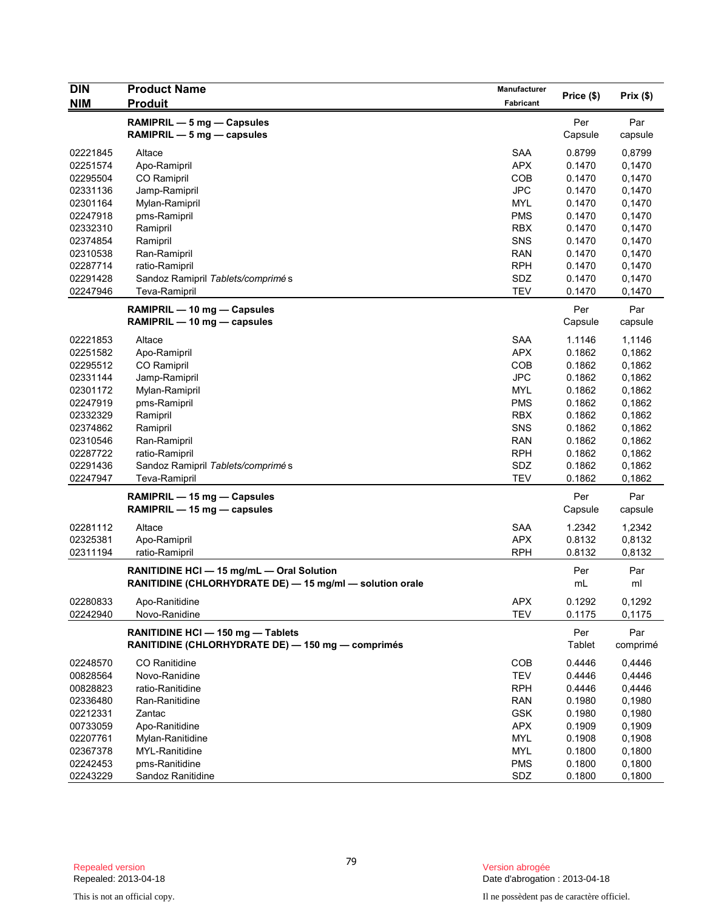| DIN<br>NIM | Product Name<br>Produit | Manufacturer<br>Fabricant | Price ($) | Prix ($) |
|---|---|---|---|---|
| | **RAMIPRIL — 5 mg — Capsules**<br>**RAMIPRIL — 5 mg — capsules** | | Per Capsule | Par capsule |
| 02221845 | Altace | SAA | 0.8799 | 0,8799 |
| 02251574 | Apo-Ramipril | APX | 0.1470 | 0,1470 |
| 02295504 | CO Ramipril | COB | 0.1470 | 0,1470 |
| 02331136 | Jamp-Ramipril | JPC | 0.1470 | 0,1470 |
| 02301164 | Mylan-Ramipril | MYL | 0.1470 | 0,1470 |
| 02247918 | pms-Ramipril | PMS | 0.1470 | 0,1470 |
| 02332310 | Ramipril | RBX | 0.1470 | 0,1470 |
| 02374854 | Ramipril | SNS | 0.1470 | 0,1470 |
| 02310538 | Ran-Ramipril | RAN | 0.1470 | 0,1470 |
| 02287714 | ratio-Ramipril | RPH | 0.1470 | 0,1470 |
| 02291428 | Sandoz Ramipril *Tablets/comprimés* | SDZ | 0.1470 | 0,1470 |
| 02247946 | Teva-Ramipril | TEV | 0.1470 | 0,1470 |
| | **RAMIPRIL — 10 mg — Capsules**<br>**RAMIPRIL — 10 mg — capsules** | | Per Capsule | Par capsule |
| 02221853 | Altace | SAA | 1.1146 | 1,1146 |
| 02251582 | Apo-Ramipril | APX | 0.1862 | 0,1862 |
| 02295512 | CO Ramipril | COB | 0.1862 | 0,1862 |
| 02331144 | Jamp-Ramipril | JPC | 0.1862 | 0,1862 |
| 02301172 | Mylan-Ramipril | MYL | 0.1862 | 0,1862 |
| 02247919 | pms-Ramipril | PMS | 0.1862 | 0,1862 |
| 02332329 | Ramipril | RBX | 0.1862 | 0,1862 |
| 02374862 | Ramipril | SNS | 0.1862 | 0,1862 |
| 02310546 | Ran-Ramipril | RAN | 0.1862 | 0,1862 |
| 02287722 | ratio-Ramipril | RPH | 0.1862 | 0,1862 |
| 02291436 | Sandoz Ramipril *Tablets/comprimés* | SDZ | 0.1862 | 0,1862 |
| 02247947 | Teva-Ramipril | TEV | 0.1862 | 0,1862 |
| | **RAMIPRIL — 15 mg — Capsules**<br>**RAMIPRIL — 15 mg — capsules** | | Per Capsule | Par capsule |
| 02281112 | Altace | SAA | 1.2342 | 1,2342 |
| 02325381 | Apo-Ramipril | APX | 0.8132 | 0,8132 |
| 02311194 | ratio-Ramipril | RPH | 0.8132 | 0,8132 |
| | **RANITIDINE HCl — 15 mg/mL — Oral Solution**<br>**RANITIDINE (CHLORHYDRATE DE) — 15 mg/ml — solution orale** | | Per mL | Par ml |
| 02280833 | Apo-Ranitidine | APX | 0.1292 | 0,1292 |
| 02242940 | Novo-Ranidine | TEV | 0.1175 | 0,1175 |
| | **RANITIDINE HCl — 150 mg — Tablets**<br>**RANITIDINE (CHLORHYDRATE DE) — 150 mg — comprimés** | | Per Tablet | Par comprimé |
| 02248570 | CO Ranitidine | COB | 0.4446 | 0,4446 |
| 00828564 | Novo-Ranidine | TEV | 0.4446 | 0,4446 |
| 00828823 | ratio-Ranitidine | RPH | 0.4446 | 0,4446 |
| 02336480 | Ran-Ranitidine | RAN | 0.1980 | 0,1980 |
| 02212331 | Zantac | GSK | 0.1980 | 0,1980 |
| 00733059 | Apo-Ranitidine | APX | 0.1909 | 0,1909 |
| 02207761 | Mylan-Ranitidine | MYL | 0.1908 | 0,1908 |
| 02367378 | MYL-Ranitidine | MYL | 0.1800 | 0,1800 |
| 02242453 | pms-Ranitidine | PMS | 0.1800 | 0,1800 |
| 02243229 | Sandoz Ranitidine | SDZ | 0.1800 | 0,1800 |

Repealed version
Repealed: 2013-04-18

Version abrogée
Date d'abrogation : 2013-04-18

This is not an official copy.

Il ne possèdent pas de caractère officiel.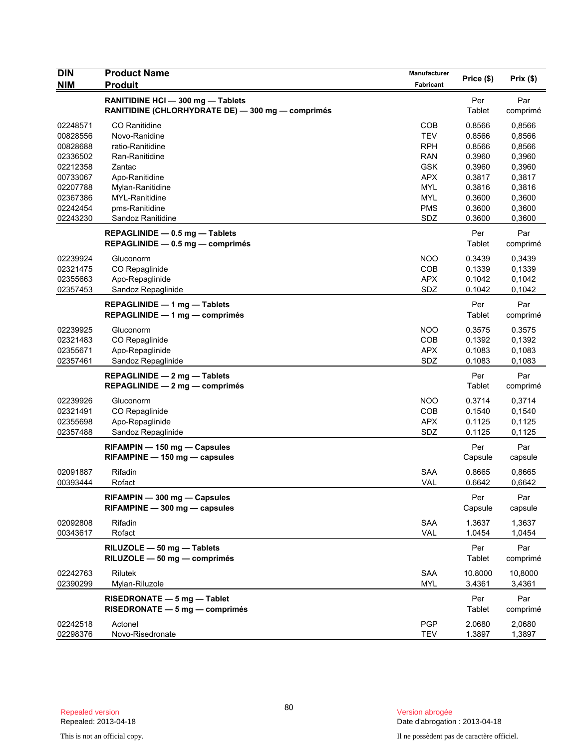| DIN<br>NIM | Product Name<br>Produit | Manufacturer<br>Fabricant | Price ($) | Prix ($) |
|---|---|---|---|---|
| | **RANITIDINE HCl — 300 mg — Tablets**<br>**RANITIDINE (CHLORHYDRATE DE) — 300 mg — comprimés** | | Per Tablet | Par comprimé |
| 02248571 | CO Ranitidine | COB | 0.8566 | 0,8566 |
| 00828556 | Novo-Ranidine | TEV | 0.8566 | 0,8566 |
| 00828688 | ratio-Ranitidine | RPH | 0.8566 | 0,8566 |
| 02336502 | Ran-Ranitidine | RAN | 0.3960 | 0,3960 |
| 02212358 | Zantac | GSK | 0.3960 | 0,3960 |
| 00733067 | Apo-Ranitidine | APX | 0.3817 | 0,3817 |
| 02207788 | Mylan-Ranitidine | MYL | 0.3816 | 0,3816 |
| 02367386 | MYL-Ranitidine | MYL | 0.3600 | 0,3600 |
| 02242454 | pms-Ranitidine | PMS | 0.3600 | 0,3600 |
| 02243230 | Sandoz Ranitidine | SDZ | 0.3600 | 0,3600 |
| | **REPAGLINIDE — 0.5 mg — Tablets**<br>**REPAGLINIDE — 0.5 mg — comprimés** | | Per Tablet | Par comprimé |
| 02239924 | Gluconorm | NOO | 0.3439 | 0,3439 |
| 02321475 | CO Repaglinide | COB | 0.1339 | 0,1339 |
| 02355663 | Apo-Repaglinide | APX | 0.1042 | 0,1042 |
| 02357453 | Sandoz Repaglinide | SDZ | 0.1042 | 0,1042 |
| | **REPAGLINIDE — 1 mg — Tablets**<br>**REPAGLINIDE — 1 mg — comprimés** | | Per Tablet | Par comprimé |
| 02239925 | Gluconorm | NOO | 0.3575 | 0.3575 |
| 02321483 | CO Repaglinide | COB | 0.1392 | 0,1392 |
| 02355671 | Apo-Repaglinide | APX | 0.1083 | 0,1083 |
| 02357461 | Sandoz Repaglinide | SDZ | 0.1083 | 0,1083 |
| | **REPAGLINIDE — 2 mg — Tablets**<br>**REPAGLINIDE — 2 mg — comprimés** | | Per Tablet | Par comprimé |
| 02239926 | Gluconorm | NOO | 0.3714 | 0,3714 |
| 02321491 | CO Repaglinide | COB | 0.1540 | 0,1540 |
| 02355698 | Apo-Repaglinide | APX | 0.1125 | 0,1125 |
| 02357488 | Sandoz Repaglinide | SDZ | 0.1125 | 0,1125 |
| | **RIFAMPIN — 150 mg — Capsules**<br>**RIFAMPINE — 150 mg — capsules** | | Per Capsule | Par capsule |
| 02091887 | Rifadin | SAA | 0.8665 | 0,8665 |
| 00393444 | Rofact | VAL | 0.6642 | 0,6642 |
| | **RIFAMPIN — 300 mg — Capsules**<br>**RIFAMPINE — 300 mg — capsules** | | Per Capsule | Par capsule |
| 02092808 | Rifadin | SAA | 1.3637 | 1,3637 |
| 00343617 | Rofact | VAL | 1.0454 | 1,0454 |
| | **RILUZOLE — 50 mg — Tablets**<br>**RILUZOLE — 50 mg — comprimés** | | Per Tablet | Par comprimé |
| 02242763 | Rilutek | SAA | 10.8000 | 10,8000 |
| 02390299 | Mylan-Riluzole | MYL | 3.4361 | 3,4361 |
| | **RISEDRONATE — 5 mg — Tablet**<br>**RISEDRONATE — 5 mg — comprimés** | | Per Tablet | Par comprimé |
| 02242518 | Actonel | PGP | 2.0680 | 2,0680 |
| 02298376 | Novo-Risedronate | TEV | 1.3897 | 1,3897 |

Repealed version
Repealed: 2013-04-18

This is not an official copy.

Version abrogée
Date d'abrogation : 2013-04-18

Il ne possèdent pas de caractère officiel.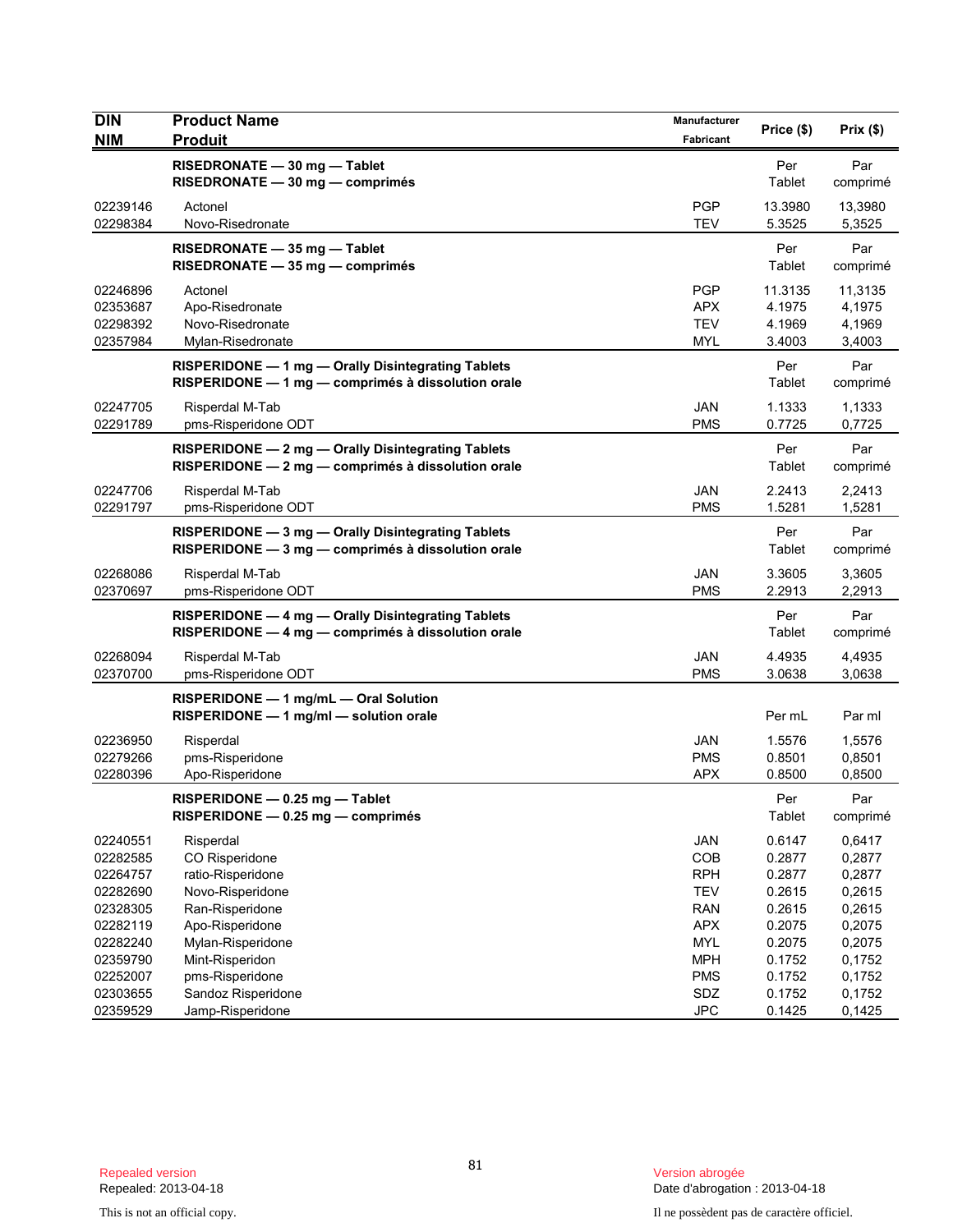| DIN<br>NIM | Product Name<br>Produit | Manufacturer<br>Fabricant | Price ($) | Prix ($) |
|---|---|---|---|---|
| | **RISEDRONATE — 30 mg — Tablet**<br>**RISEDRONATE — 30 mg — comprimés** | | Per Tablet | Par comprimé |
| 02239146 | Actonel | PGP | 13.3980 | 13,3980 |
| 02298384 | Novo-Risedronate | TEV | 5.3525 | 5,3525 |
| | **RISEDRONATE — 35 mg — Tablet**<br>**RISEDRONATE — 35 mg — comprimés** | | Per Tablet | Par comprimé |
| 02246896 | Actonel | PGP | 11.3135 | 11,3135 |
| 02353687 | Apo-Risedronate | APX | 4.1975 | 4,1975 |
| 02298392 | Novo-Risedronate | TEV | 4.1969 | 4,1969 |
| 02357984 | Mylan-Risedronate | MYL | 3.4003 | 3,4003 |
| | **RISPERIDONE — 1 mg — Orally Disintegrating Tablets**<br>**RISPERIDONE — 1 mg — comprimés à dissolution orale** | | Per Tablet | Par comprimé |
| 02247705 | Risperdal M-Tab | JAN | 1.1333 | 1,1333 |
| 02291789 | pms-Risperidone ODT | PMS | 0.7725 | 0,7725 |
| | **RISPERIDONE — 2 mg — Orally Disintegrating Tablets**<br>**RISPERIDONE — 2 mg — comprimés à dissolution orale** | | Per Tablet | Par comprimé |
| 02247706 | Risperdal M-Tab | JAN | 2.2413 | 2,2413 |
| 02291797 | pms-Risperidone ODT | PMS | 1.5281 | 1,5281 |
| | **RISPERIDONE — 3 mg — Orally Disintegrating Tablets**<br>**RISPERIDONE — 3 mg — comprimés à dissolution orale** | | Per Tablet | Par comprimé |
| 02268086 | Risperdal M-Tab | JAN | 3.3605 | 3,3605 |
| 02370697 | pms-Risperidone ODT | PMS | 2.2913 | 2,2913 |
| | **RISPERIDONE — 4 mg — Orally Disintegrating Tablets**<br>**RISPERIDONE — 4 mg — comprimés à dissolution orale** | | Per Tablet | Par comprimé |
| 02268094 | Risperdal M-Tab | JAN | 4.4935 | 4,4935 |
| 02370700 | pms-Risperidone ODT | PMS | 3.0638 | 3,0638 |
| | **RISPERIDONE — 1 mg/mL — Oral Solution**<br>**RISPERIDONE — 1 mg/ml — solution orale** | | Per mL | Par ml |
| 02236950 | Risperdal | JAN | 1.5576 | 1,5576 |
| 02279266 | pms-Risperidone | PMS | 0.8501 | 0,8501 |
| 02280396 | Apo-Risperidone | APX | 0.8500 | 0,8500 |
| | **RISPERIDONE — 0.25 mg — Tablet**<br>**RISPERIDONE — 0.25 mg — comprimés** | | Per Tablet | Par comprimé |
| 02240551 | Risperdal | JAN | 0.6147 | 0,6417 |
| 02282585 | CO Risperidone | COB | 0.2877 | 0,2877 |
| 02264757 | ratio-Risperidone | RPH | 0.2877 | 0,2877 |
| 02282690 | Novo-Risperidone | TEV | 0.2615 | 0,2615 |
| 02328305 | Ran-Risperidone | RAN | 0.2615 | 0,2615 |
| 02282119 | Apo-Risperidone | APX | 0.2075 | 0,2075 |
| 02282240 | Mylan-Risperidone | MYL | 0.2075 | 0,2075 |
| 02359790 | Mint-Risperidon | MPH | 0.1752 | 0,1752 |
| 02252007 | pms-Risperidone | PMS | 0.1752 | 0,1752 |
| 02303655 | Sandoz Risperidone | SDZ | 0.1752 | 0,1752 |
| 02359529 | Jamp-Risperidone | JPC | 0.1425 | 0,1425 |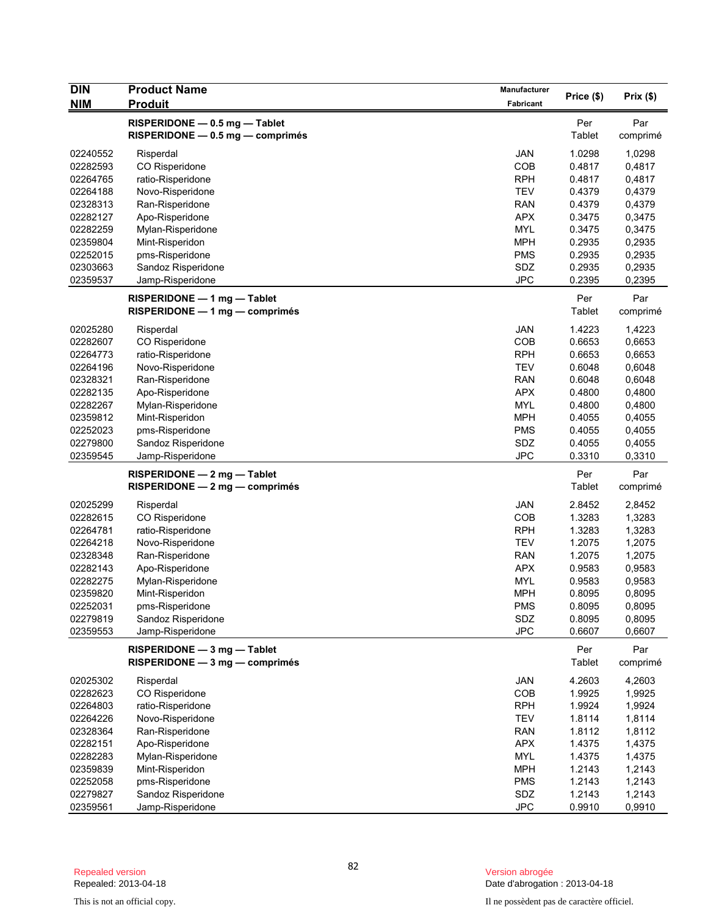| DIN<br>NIM | Product Name<br>Produit | Manufacturer<br>Fabricant | Price ($) | Prix ($) |
|---|---|---|---|---|
| | **RISPERIDONE — 0.5 mg — Tablet**<br>**RISPERIDONE — 0.5 mg — comprimés** | | Per Tablet | Par comprimé |
| 02240552 | Risperdal | JAN | 1.0298 | 1,0298 |
| 02282593 | CO Risperidone | COB | 0.4817 | 0,4817 |
| 02264765 | ratio-Risperidone | RPH | 0.4817 | 0,4817 |
| 02264188 | Novo-Risperidone | TEV | 0.4379 | 0,4379 |
| 02328313 | Ran-Risperidone | RAN | 0.4379 | 0,4379 |
| 02282127 | Apo-Risperidone | APX | 0.3475 | 0,3475 |
| 02282259 | Mylan-Risperidone | MYL | 0.3475 | 0,3475 |
| 02359804 | Mint-Risperidon | MPH | 0.2935 | 0,2935 |
| 02252015 | pms-Risperidone | PMS | 0.2935 | 0,2935 |
| 02303663 | Sandoz Risperidone | SDZ | 0.2935 | 0,2935 |
| 02359537 | Jamp-Risperidone | JPC | 0.2395 | 0,2395 |
| | **RISPERIDONE — 1 mg — Tablet**<br>**RISPERIDONE — 1 mg — comprimés** | | Per Tablet | Par comprimé |
| 02025280 | Risperdal | JAN | 1.4223 | 1,4223 |
| 02282607 | CO Risperidone | COB | 0.6653 | 0,6653 |
| 02264773 | ratio-Risperidone | RPH | 0.6653 | 0,6653 |
| 02264196 | Novo-Risperidone | TEV | 0.6048 | 0,6048 |
| 02328321 | Ran-Risperidone | RAN | 0.6048 | 0,6048 |
| 02282135 | Apo-Risperidone | APX | 0.4800 | 0,4800 |
| 02282267 | Mylan-Risperidone | MYL | 0.4800 | 0,4800 |
| 02359812 | Mint-Risperidon | MPH | 0.4055 | 0,4055 |
| 02252023 | pms-Risperidone | PMS | 0.4055 | 0,4055 |
| 02279800 | Sandoz Risperidone | SDZ | 0.4055 | 0,4055 |
| 02359545 | Jamp-Risperidone | JPC | 0.3310 | 0,3310 |
| | **RISPERIDONE — 2 mg — Tablet**<br>**RISPERIDONE — 2 mg — comprimés** | | Per Tablet | Par comprimé |
| 02025299 | Risperdal | JAN | 2.8452 | 2,8452 |
| 02282615 | CO Risperidone | COB | 1.3283 | 1,3283 |
| 02264781 | ratio-Risperidone | RPH | 1.3283 | 1,3283 |
| 02264218 | Novo-Risperidone | TEV | 1.2075 | 1,2075 |
| 02328348 | Ran-Risperidone | RAN | 1.2075 | 1,2075 |
| 02282143 | Apo-Risperidone | APX | 0.9583 | 0,9583 |
| 02282275 | Mylan-Risperidone | MYL | 0.9583 | 0,9583 |
| 02359820 | Mint-Risperidon | MPH | 0.8095 | 0,8095 |
| 02252031 | pms-Risperidone | PMS | 0.8095 | 0,8095 |
| 02279819 | Sandoz Risperidone | SDZ | 0.8095 | 0,8095 |
| 02359553 | Jamp-Risperidone | JPC | 0.6607 | 0,6607 |
| | **RISPERIDONE — 3 mg — Tablet**<br>**RISPERIDONE — 3 mg — comprimés** | | Per Tablet | Par comprimé |
| 02025302 | Risperdal | JAN | 4.2603 | 4,2603 |
| 02282623 | CO Risperidone | COB | 1.9925 | 1,9925 |
| 02264803 | ratio-Risperidone | RPH | 1.9924 | 1,9924 |
| 02264226 | Novo-Risperidone | TEV | 1.8114 | 1,8114 |
| 02328364 | Ran-Risperidone | RAN | 1.8112 | 1,8112 |
| 02282151 | Apo-Risperidone | APX | 1.4375 | 1,4375 |
| 02282283 | Mylan-Risperidone | MYL | 1.4375 | 1,4375 |
| 02359839 | Mint-Risperidon | MPH | 1.2143 | 1,2143 |
| 02252058 | pms-Risperidone | PMS | 1.2143 | 1,2143 |
| 02279827 | Sandoz Risperidone | SDZ | 1.2143 | 1,2143 |
| 02359561 | Jamp-Risperidone | JPC | 0.9910 | 0,9910 |

Repealed version
Repealed: 2013-04-18

This is not an official copy.

Version abrogée
Date d'abrogation : 2013-04-18

Il ne possèdent pas de caractère officiel.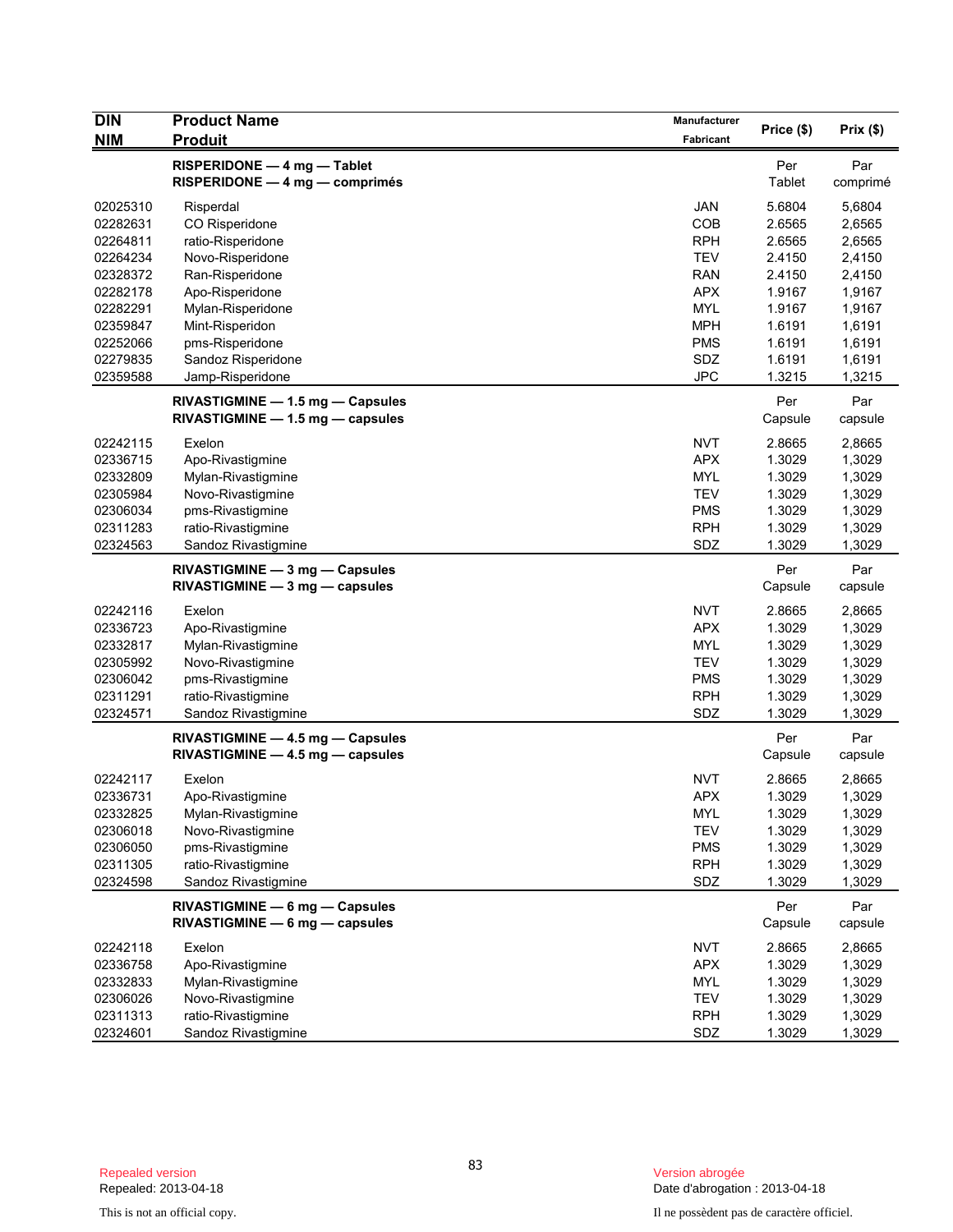| DIN<br>NIM | Product Name<br>Produit | Manufacturer<br>Fabricant | Price ($) | Prix ($) |
|---|---|---|---|---|
| | **RISPERIDONE — 4 mg — Tablet**<br>**RISPERIDONE — 4 mg — comprimés** | | Per Tablet | Par comprimé |
| 02025310 | Risperdal | JAN | 5.6804 | 5,6804 |
| 02282631 | CO Risperidone | COB | 2.6565 | 2,6565 |
| 02264811 | ratio-Risperidone | RPH | 2.6565 | 2,6565 |
| 02264234 | Novo-Risperidone | TEV | 2.4150 | 2,4150 |
| 02328372 | Ran-Risperidone | RAN | 2.4150 | 2,4150 |
| 02282178 | Apo-Risperidone | APX | 1.9167 | 1,9167 |
| 02282291 | Mylan-Risperidone | MYL | 1.9167 | 1,9167 |
| 02359847 | Mint-Risperidon | MPH | 1.6191 | 1,6191 |
| 02252066 | pms-Risperidone | PMS | 1.6191 | 1,6191 |
| 02279835 | Sandoz Risperidone | SDZ | 1.6191 | 1,6191 |
| 02359588 | Jamp-Risperidone | JPC | 1.3215 | 1,3215 |
| | **RIVASTIGMINE — 1.5 mg — Capsules**<br>**RIVASTIGMINE — 1.5 mg — capsules** | | Per Capsule | Par capsule |
| 02242115 | Exelon | NVT | 2.8665 | 2,8665 |
| 02336715 | Apo-Rivastigmine | APX | 1.3029 | 1,3029 |
| 02332809 | Mylan-Rivastigmine | MYL | 1.3029 | 1,3029 |
| 02305984 | Novo-Rivastigmine | TEV | 1.3029 | 1,3029 |
| 02306034 | pms-Rivastigmine | PMS | 1.3029 | 1,3029 |
| 02311283 | ratio-Rivastigmine | RPH | 1.3029 | 1,3029 |
| 02324563 | Sandoz Rivastigmine | SDZ | 1.3029 | 1,3029 |
| | **RIVASTIGMINE — 3 mg — Capsules**<br>**RIVASTIGMINE — 3 mg — capsules** | | Per Capsule | Par capsule |
| 02242116 | Exelon | NVT | 2.8665 | 2,8665 |
| 02336723 | Apo-Rivastigmine | APX | 1.3029 | 1,3029 |
| 02332817 | Mylan-Rivastigmine | MYL | 1.3029 | 1,3029 |
| 02305992 | Novo-Rivastigmine | TEV | 1.3029 | 1,3029 |
| 02306042 | pms-Rivastigmine | PMS | 1.3029 | 1,3029 |
| 02311291 | ratio-Rivastigmine | RPH | 1.3029 | 1,3029 |
| 02324571 | Sandoz Rivastigmine | SDZ | 1.3029 | 1,3029 |
| | **RIVASTIGMINE — 4.5 mg — Capsules**<br>**RIVASTIGMINE — 4.5 mg — capsules** | | Per Capsule | Par capsule |
| 02242117 | Exelon | NVT | 2.8665 | 2,8665 |
| 02336731 | Apo-Rivastigmine | APX | 1.3029 | 1,3029 |
| 02332825 | Mylan-Rivastigmine | MYL | 1.3029 | 1,3029 |
| 02306018 | Novo-Rivastigmine | TEV | 1.3029 | 1,3029 |
| 02306050 | pms-Rivastigmine | PMS | 1.3029 | 1,3029 |
| 02311305 | ratio-Rivastigmine | RPH | 1.3029 | 1,3029 |
| 02324598 | Sandoz Rivastigmine | SDZ | 1.3029 | 1,3029 |
| | **RIVASTIGMINE — 6 mg — Capsules**<br>**RIVASTIGMINE — 6 mg — capsules** | | Per Capsule | Par capsule |
| 02242118 | Exelon | NVT | 2.8665 | 2,8665 |
| 02336758 | Apo-Rivastigmine | APX | 1.3029 | 1,3029 |
| 02332833 | Mylan-Rivastigmine | MYL | 1.3029 | 1,3029 |
| 02306026 | Novo-Rivastigmine | TEV | 1.3029 | 1,3029 |
| 02311313 | ratio-Rivastigmine | RPH | 1.3029 | 1,3029 |
| 02324601 | Sandoz Rivastigmine | SDZ | 1.3029 | 1,3029 |

Repealed version
Repealed: 2013-04-18

Version abrogée
Date d'abrogation : 2013-04-18

This is not an official copy.

Il ne possèdent pas de caractère officiel.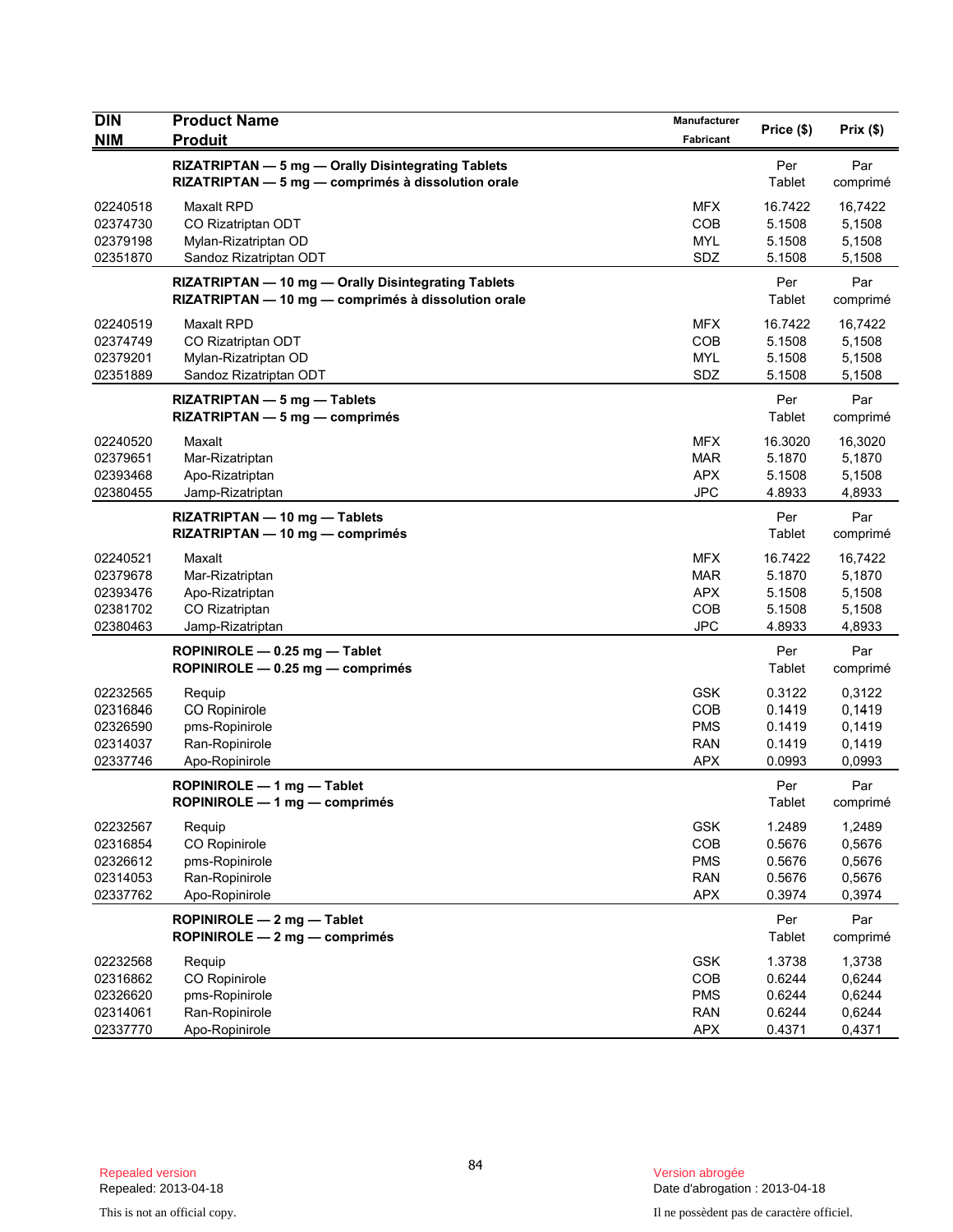| DIN<br>NIM | Product Name<br>Produit | Manufacturer<br>Fabricant | Price ($) | Prix ($) |
|---|---|---|---|---|
| | **RIZATRIPTAN — 5 mg — Orally Disintegrating Tablets**<br>**RIZATRIPTAN — 5 mg — comprimés à dissolution orale** | | Per Tablet | Par comprimé |
| 02240518 | Maxalt RPD | MFX | 16.7422 | 16,7422 |
| 02374730 | CO Rizatriptan ODT | COB | 5.1508 | 5,1508 |
| 02379198 | Mylan-Rizatriptan OD | MYL | 5.1508 | 5,1508 |
| 02351870 | Sandoz Rizatriptan ODT | SDZ | 5.1508 | 5,1508 |
| | **RIZATRIPTAN — 10 mg — Orally Disintegrating Tablets**<br>**RIZATRIPTAN — 10 mg — comprimés à dissolution orale** | | Per Tablet | Par comprimé |
| 02240519 | Maxalt RPD | MFX | 16.7422 | 16,7422 |
| 02374749 | CO Rizatriptan ODT | COB | 5.1508 | 5,1508 |
| 02379201 | Mylan-Rizatriptan OD | MYL | 5.1508 | 5,1508 |
| 02351889 | Sandoz Rizatriptan ODT | SDZ | 5.1508 | 5,1508 |
| | **RIZATRIPTAN — 5 mg — Tablets**<br>**RIZATRIPTAN — 5 mg — comprimés** | | Per Tablet | Par comprimé |
| 02240520 | Maxalt | MFX | 16.3020 | 16,3020 |
| 02379651 | Mar-Rizatriptan | MAR | 5.1870 | 5,1870 |
| 02393468 | Apo-Rizatriptan | APX | 5.1508 | 5,1508 |
| 02380455 | Jamp-Rizatriptan | JPC | 4.8933 | 4,8933 |
| | **RIZATRIPTAN — 10 mg — Tablets**<br>**RIZATRIPTAN — 10 mg — comprimés** | | Per Tablet | Par comprimé |
| 02240521 | Maxalt | MFX | 16.7422 | 16,7422 |
| 02379678 | Mar-Rizatriptan | MAR | 5.1870 | 5,1870 |
| 02393476 | Apo-Rizatriptan | APX | 5.1508 | 5,1508 |
| 02381702 | CO Rizatriptan | COB | 5.1508 | 5,1508 |
| 02380463 | Jamp-Rizatriptan | JPC | 4.8933 | 4,8933 |
| | **ROPINIROLE — 0.25 mg — Tablet**<br>**ROPINIROLE — 0.25 mg — comprimés** | | Per Tablet | Par comprimé |
| 02232565 | Requip | GSK | 0.3122 | 0,3122 |
| 02316846 | CO Ropinirole | COB | 0.1419 | 0,1419 |
| 02326590 | pms-Ropinirole | PMS | 0.1419 | 0,1419 |
| 02314037 | Ran-Ropinirole | RAN | 0.1419 | 0,1419 |
| 02337746 | Apo-Ropinirole | APX | 0.0993 | 0,0993 |
| | **ROPINIROLE — 1 mg — Tablet**<br>**ROPINIROLE — 1 mg — comprimés** | | Per Tablet | Par comprimé |
| 02232567 | Requip | GSK | 1.2489 | 1,2489 |
| 02316854 | CO Ropinirole | COB | 0.5676 | 0,5676 |
| 02326612 | pms-Ropinirole | PMS | 0.5676 | 0,5676 |
| 02314053 | Ran-Ropinirole | RAN | 0.5676 | 0,5676 |
| 02337762 | Apo-Ropinirole | APX | 0.3974 | 0,3974 |
| | **ROPINIROLE — 2 mg — Tablet**<br>**ROPINIROLE — 2 mg — comprimés** | | Per Tablet | Par comprimé |
| 02232568 | Requip | GSK | 1.3738 | 1,3738 |
| 02316862 | CO Ropinirole | COB | 0.6244 | 0,6244 |
| 02326620 | pms-Ropinirole | PMS | 0.6244 | 0,6244 |
| 02314061 | Ran-Ropinirole | RAN | 0.6244 | 0,6244 |
| 02337770 | Apo-Ropinirole | APX | 0.4371 | 0,4371 |

Repealed version
Repealed: 2013-04-18

Version abrogée
Date d'abrogation : 2013-04-18

This is not an official copy.

Il ne possèdent pas de caractère officiel.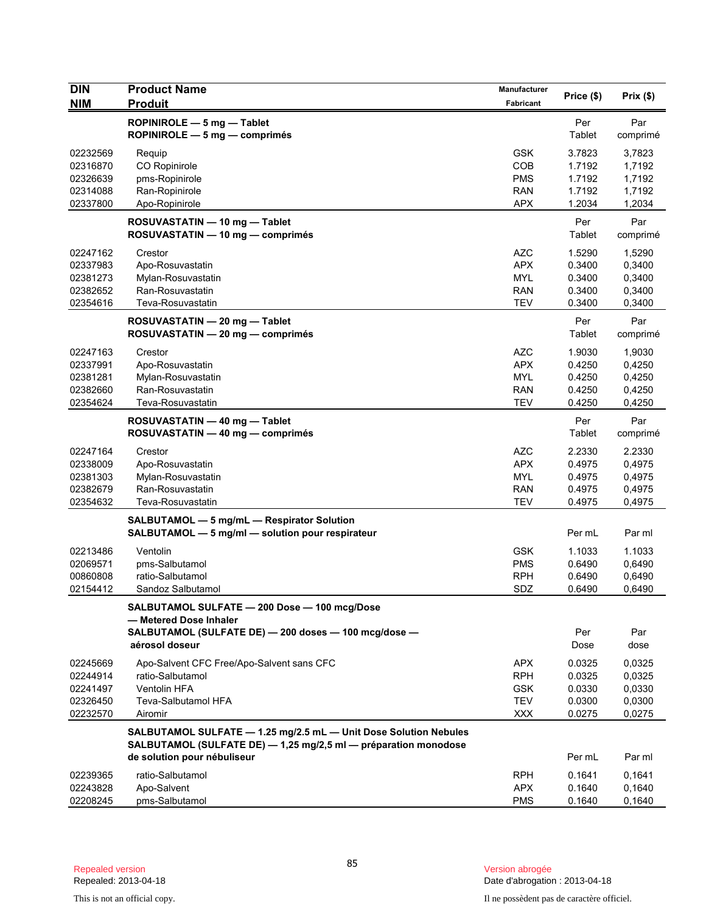| DIN<br>NIM | Product Name<br>Produit | Manufacturer<br>Fabricant | Price ($) | Prix ($) |
|---|---|---|---|---|
| | **ROPINIROLE — 5 mg — Tablet**<br>**ROPINIROLE — 5 mg — comprimés** | | Per Tablet | Par comprimé |
| 02232569 | Requip | GSK | 3.7823 | 3,7823 |
| 02316870 | CO Ropinirole | COB | 1.7192 | 1,7192 |
| 02326639 | pms-Ropinirole | PMS | 1.7192 | 1,7192 |
| 02314088 | Ran-Ropinirole | RAN | 1.7192 | 1,7192 |
| 02337800 | Apo-Ropinirole | APX | 1.2034 | 1,2034 |
| | **ROSUVASTATIN — 10 mg — Tablet**<br>**ROSUVASTATIN — 10 mg — comprimés** | | Per Tablet | Par comprimé |
| 02247162 | Crestor | AZC | 1.5290 | 1,5290 |
| 02337983 | Apo-Rosuvastatin | APX | 0.3400 | 0,3400 |
| 02381273 | Mylan-Rosuvastatin | MYL | 0.3400 | 0,3400 |
| 02382652 | Ran-Rosuvastatin | RAN | 0.3400 | 0,3400 |
| 02354616 | Teva-Rosuvastatin | TEV | 0.3400 | 0,3400 |
| | **ROSUVASTATIN — 20 mg — Tablet**<br>**ROSUVASTATIN — 20 mg — comprimés** | | Per Tablet | Par comprimé |
| 02247163 | Crestor | AZC | 1.9030 | 1,9030 |
| 02337991 | Apo-Rosuvastatin | APX | 0.4250 | 0,4250 |
| 02381281 | Mylan-Rosuvastatin | MYL | 0.4250 | 0,4250 |
| 02382660 | Ran-Rosuvastatin | RAN | 0.4250 | 0,4250 |
| 02354624 | Teva-Rosuvastatin | TEV | 0.4250 | 0,4250 |
| | **ROSUVASTATIN — 40 mg — Tablet**<br>**ROSUVASTATIN — 40 mg — comprimés** | | Per Tablet | Par comprimé |
| 02247164 | Crestor | AZC | 2.2330 | 2.2330 |
| 02338009 | Apo-Rosuvastatin | APX | 0.4975 | 0,4975 |
| 02381303 | Mylan-Rosuvastatin | MYL | 0.4975 | 0,4975 |
| 02382679 | Ran-Rosuvastatin | RAN | 0.4975 | 0,4975 |
| 02354632 | Teva-Rosuvastatin | TEV | 0.4975 | 0,4975 |
| | **SALBUTAMOL — 5 mg/mL — Respirator Solution**<br>**SALBUTAMOL — 5 mg/ml — solution pour respirateur** | | Per mL | Par ml |
| 02213486 | Ventolin | GSK | 1.1033 | 1.1033 |
| 02069571 | pms-Salbutamol | PMS | 0.6490 | 0,6490 |
| 00860808 | ratio-Salbutamol | RPH | 0.6490 | 0,6490 |
| 02154412 | Sandoz Salbutamol | SDZ | 0.6490 | 0,6490 |
| | **SALBUTAMOL SULFATE — 200 Dose — 100 mcg/Dose — Metered Dose Inhaler**<br>**SALBUTAMOL (SULFATE DE) — 200 doses — 100 mcg/dose — aérosol doseur** | | Per Dose | Par dose |
| 02245669 | Apo-Salvent CFC Free/Apo-Salvent sans CFC | APX | 0.0325 | 0,0325 |
| 02244914 | ratio-Salbutamol | RPH | 0.0325 | 0,0325 |
| 02241497 | Ventolin HFA | GSK | 0.0330 | 0,0330 |
| 02326450 | Teva-Salbutamol HFA | TEV | 0.0300 | 0,0300 |
| 02232570 | Airomir | XXX | 0.0275 | 0,0275 |
| | **SALBUTAMOL SULFATE — 1.25 mg/2.5 mL — Unit Dose Solution Nebules**<br>**SALBUTAMOL (SULFATE DE) — 1,25 mg/2,5 ml — préparation monodose de solution pour nébuliseur** | | Per mL | Par ml |
| 02239365 | ratio-Salbutamol | RPH | 0.1641 | 0,1641 |
| 02243828 | Apo-Salvent | APX | 0.1640 | 0,1640 |
| 02208245 | pms-Salbutamol | PMS | 0.1640 | 0,1640 |

Repealed version
Repealed: 2013-04-18

This is not an official copy.

Version abrogée
Date d'abrogation : 2013-04-18

Il ne possèdent pas de caractère officiel.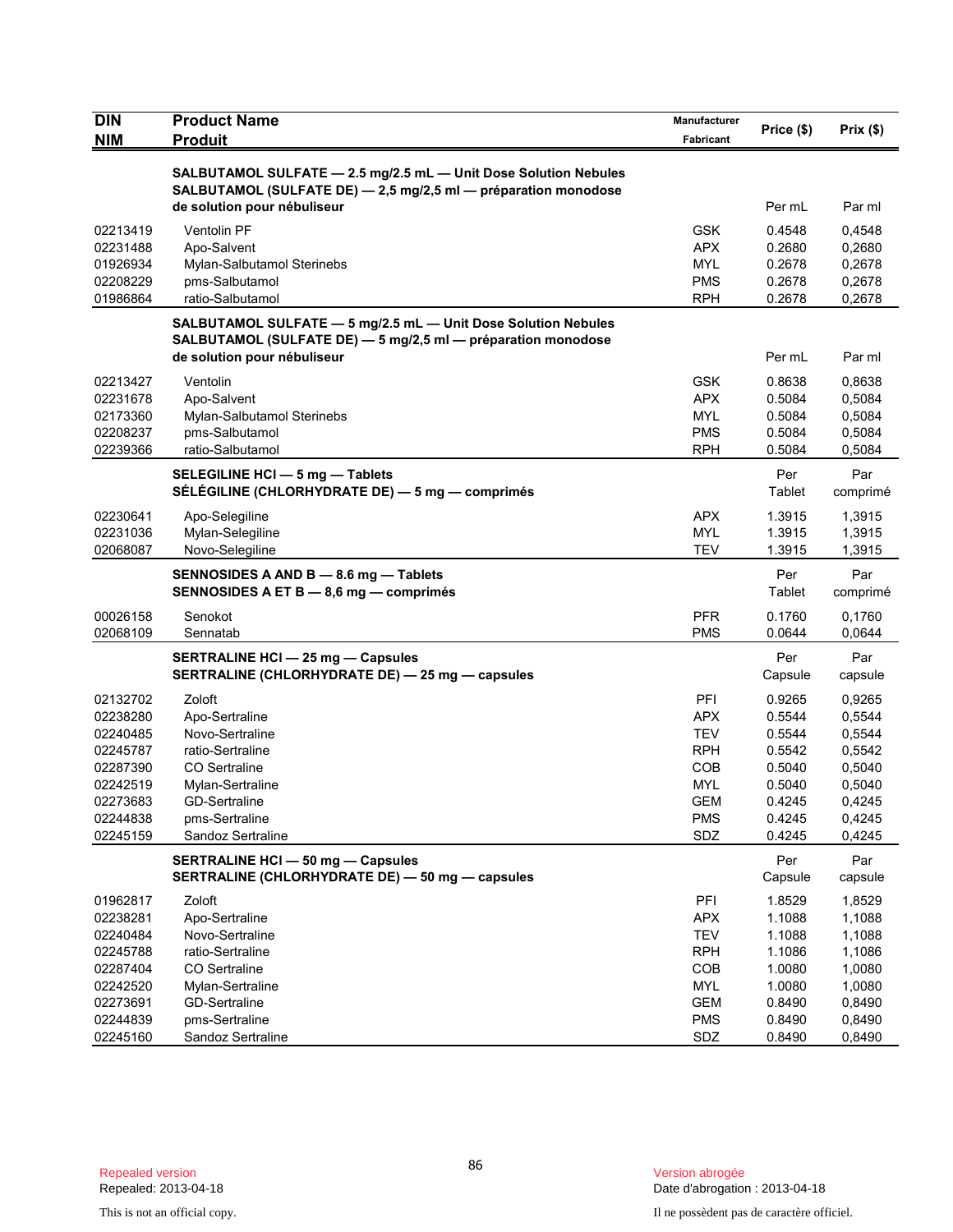| DIN<br>NIM | Product Name<br>Produit | Manufacturer<br>Fabricant | Price ($) | Prix ($) |
|---|---|---|---|---|
| | **SALBUTAMOL SULFATE — 2.5 mg/2.5 mL — Unit Dose Solution Nebules**<br>**SALBUTAMOL (SULFATE DE) — 2,5 mg/2,5 ml — préparation monodose de solution pour nébuliseur** | | Per mL | Par ml |
| 02213419 | Ventolin PF | GSK | 0.4548 | 0,4548 |
| 02231488 | Apo-Salvent | APX | 0.2680 | 0,2680 |
| 01926934 | Mylan-Salbutamol Sterinebs | MYL | 0.2678 | 0,2678 |
| 02208229 | pms-Salbutamol | PMS | 0.2678 | 0,2678 |
| 01986864 | ratio-Salbutamol | RPH | 0.2678 | 0,2678 |
| | **SALBUTAMOL SULFATE — 5 mg/2.5 mL — Unit Dose Solution Nebules**<br>**SALBUTAMOL (SULFATE DE) — 5 mg/2,5 ml — préparation monodose de solution pour nébuliseur** | | Per mL | Par ml |
| 02213427 | Ventolin | GSK | 0.8638 | 0,8638 |
| 02231678 | Apo-Salvent | APX | 0.5084 | 0,5084 |
| 02173360 | Mylan-Salbutamol Sterinebs | MYL | 0.5084 | 0,5084 |
| 02208237 | pms-Salbutamol | PMS | 0.5084 | 0,5084 |
| 02239366 | ratio-Salbutamol | RPH | 0.5084 | 0,5084 |
| | **SELEGILINE HCl — 5 mg — Tablets**<br>**SÉLÉGILINE (CHLORHYDRATE DE) — 5 mg — comprimés** | | Per Tablet | Par comprimé |
| 02230641 | Apo-Selegiline | APX | 1.3915 | 1,3915 |
| 02231036 | Mylan-Selegiline | MYL | 1.3915 | 1,3915 |
| 02068087 | Novo-Selegiline | TEV | 1.3915 | 1,3915 |
| | **SENNOSIDES A AND B — 8.6 mg — Tablets**<br>**SENNOSIDES A ET B — 8,6 mg — comprimés** | | Per Tablet | Par comprimé |
| 00026158 | Senokot | PFR | 0.1760 | 0,1760 |
| 02068109 | Sennatab | PMS | 0.0644 | 0,0644 |
| | **SERTRALINE HCl — 25 mg — Capsules**<br>**SERTRALINE (CHLORHYDRATE DE) — 25 mg — capsules** | | Per Capsule | Par capsule |
| 02132702 | Zoloft | PFI | 0.9265 | 0,9265 |
| 02238280 | Apo-Sertraline | APX | 0.5544 | 0,5544 |
| 02240485 | Novo-Sertraline | TEV | 0.5544 | 0,5544 |
| 02245787 | ratio-Sertraline | RPH | 0.5542 | 0,5542 |
| 02287390 | CO Sertraline | COB | 0.5040 | 0,5040 |
| 02242519 | Mylan-Sertraline | MYL | 0.5040 | 0,5040 |
| 02273683 | GD-Sertraline | GEM | 0.4245 | 0,4245 |
| 02244838 | pms-Sertraline | PMS | 0.4245 | 0,4245 |
| 02245159 | Sandoz Sertraline | SDZ | 0.4245 | 0,4245 |
| | **SERTRALINE HCl — 50 mg — Capsules**<br>**SERTRALINE (CHLORHYDRATE DE) — 50 mg — capsules** | | Per Capsule | Par capsule |
| 01962817 | Zoloft | PFI | 1.8529 | 1,8529 |
| 02238281 | Apo-Sertraline | APX | 1.1088 | 1,1088 |
| 02240484 | Novo-Sertraline | TEV | 1.1088 | 1,1088 |
| 02245788 | ratio-Sertraline | RPH | 1.1086 | 1,1086 |
| 02287404 | CO Sertraline | COB | 1.0080 | 1,0080 |
| 02242520 | Mylan-Sertraline | MYL | 1.0080 | 1,0080 |
| 02273691 | GD-Sertraline | GEM | 0.8490 | 0,8490 |
| 02244839 | pms-Sertraline | PMS | 0.8490 | 0,8490 |
| 02245160 | Sandoz Sertraline | SDZ | 0.8490 | 0,8490 |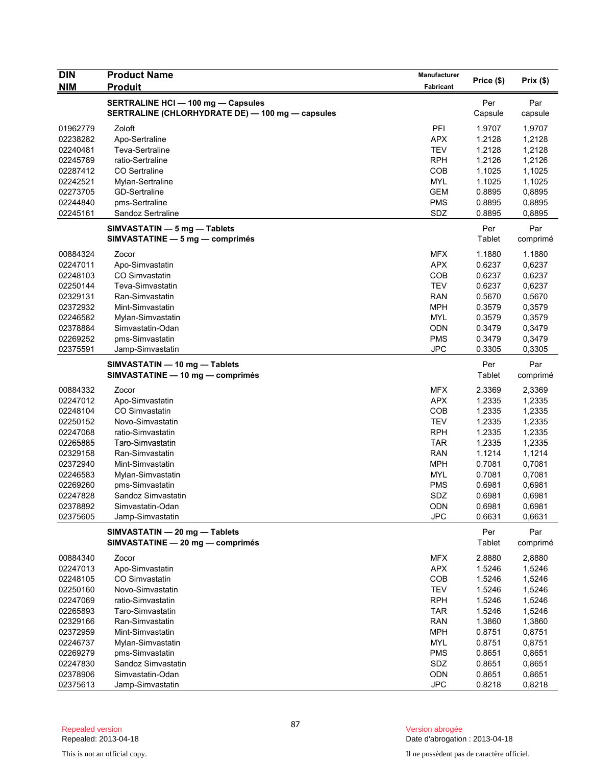| DIN<br>NIM | Product Name<br>Produit | Manufacturer<br>Fabricant | Price ($) | Prix ($) |
|---|---|---|---|---|
| | **SERTRALINE HCl — 100 mg — Capsules**<br>**SERTRALINE (CHLORHYDRATE DE) — 100 mg — capsules** | | Per Capsule | Par capsule |
| 01962779 | Zoloft | PFI | 1.9707 | 1,9707 |
| 02238282 | Apo-Sertraline | APX | 1.2128 | 1,2128 |
| 02240481 | Teva-Sertraline | TEV | 1.2128 | 1,2128 |
| 02245789 | ratio-Sertraline | RPH | 1.2126 | 1,2126 |
| 02287412 | CO Sertraline | COB | 1.1025 | 1,1025 |
| 02242521 | Mylan-Sertraline | MYL | 1.1025 | 1,1025 |
| 02273705 | GD-Sertraline | GEM | 0.8895 | 0,8895 |
| 02244840 | pms-Sertraline | PMS | 0.8895 | 0,8895 |
| 02245161 | Sandoz Sertraline | SDZ | 0.8895 | 0,8895 |
| | **SIMVASTATIN — 5 mg — Tablets**<br>**SIMVASTATINE — 5 mg — comprimés** | | Per Tablet | Par comprimé |
| 00884324 | Zocor | MFX | 1.1880 | 1.1880 |
| 02247011 | Apo-Simvastatin | APX | 0.6237 | 0,6237 |
| 02248103 | CO Simvastatin | COB | 0.6237 | 0,6237 |
| 02250144 | Teva-Simvastatin | TEV | 0.6237 | 0,6237 |
| 02329131 | Ran-Simvastatin | RAN | 0.5670 | 0,5670 |
| 02372932 | Mint-Simvastatin | MPH | 0.3579 | 0,3579 |
| 02246582 | Mylan-Simvastatin | MYL | 0.3579 | 0,3579 |
| 02378884 | Simvastatin-Odan | ODN | 0.3479 | 0,3479 |
| 02269252 | pms-Simvastatin | PMS | 0.3479 | 0,3479 |
| 02375591 | Jamp-Simvastatin | JPC | 0.3305 | 0,3305 |
| | **SIMVASTATIN — 10 mg — Tablets**<br>**SIMVASTATINE — 10 mg — comprimés** | | Per Tablet | Par comprimé |
| 00884332 | Zocor | MFX | 2.3369 | 2,3369 |
| 02247012 | Apo-Simvastatin | APX | 1.2335 | 1,2335 |
| 02248104 | CO Simvastatin | COB | 1.2335 | 1,2335 |
| 02250152 | Novo-Simvastatin | TEV | 1.2335 | 1,2335 |
| 02247068 | ratio-Simvastatin | RPH | 1.2335 | 1,2335 |
| 02265885 | Taro-Simvastatin | TAR | 1.2335 | 1,2335 |
| 02329158 | Ran-Simvastatin | RAN | 1.1214 | 1,1214 |
| 02372940 | Mint-Simvastatin | MPH | 0.7081 | 0,7081 |
| 02246583 | Mylan-Simvastatin | MYL | 0.7081 | 0,7081 |
| 02269260 | pms-Simvastatin | PMS | 0.6981 | 0,6981 |
| 02247828 | Sandoz Simvastatin | SDZ | 0.6981 | 0,6981 |
| 02378892 | Simvastatin-Odan | ODN | 0.6981 | 0,6981 |
| 02375605 | Jamp-Simvastatin | JPC | 0.6631 | 0,6631 |
| | **SIMVASTATIN — 20 mg — Tablets**<br>**SIMVASTATINE — 20 mg — comprimés** | | Per Tablet | Par comprimé |
| 00884340 | Zocor | MFX | 2.8880 | 2,8880 |
| 02247013 | Apo-Simvastatin | APX | 1.5246 | 1,5246 |
| 02248105 | CO Simvastatin | COB | 1.5246 | 1,5246 |
| 02250160 | Novo-Simvastatin | TEV | 1.5246 | 1,5246 |
| 02247069 | ratio-Simvastatin | RPH | 1.5246 | 1,5246 |
| 02265893 | Taro-Simvastatin | TAR | 1.5246 | 1,5246 |
| 02329166 | Ran-Simvastatin | RAN | 1.3860 | 1,3860 |
| 02372959 | Mint-Simvastatin | MPH | 0.8751 | 0,8751 |
| 02246737 | Mylan-Simvastatin | MYL | 0.8751 | 0,8751 |
| 02269279 | pms-Simvastatin | PMS | 0.8651 | 0,8651 |
| 02247830 | Sandoz Simvastatin | SDZ | 0.8651 | 0,8651 |
| 02378906 | Simvastatin-Odan | ODN | 0.8651 | 0,8651 |
| 02375613 | Jamp-Simvastatin | JPC | 0.8218 | 0,8218 |

Repealed version
Repealed: 2013-04-18

Version abrogée
Date d'abrogation : 2013-04-18

This is not an official copy.

Il ne possèdent pas de caractère officiel.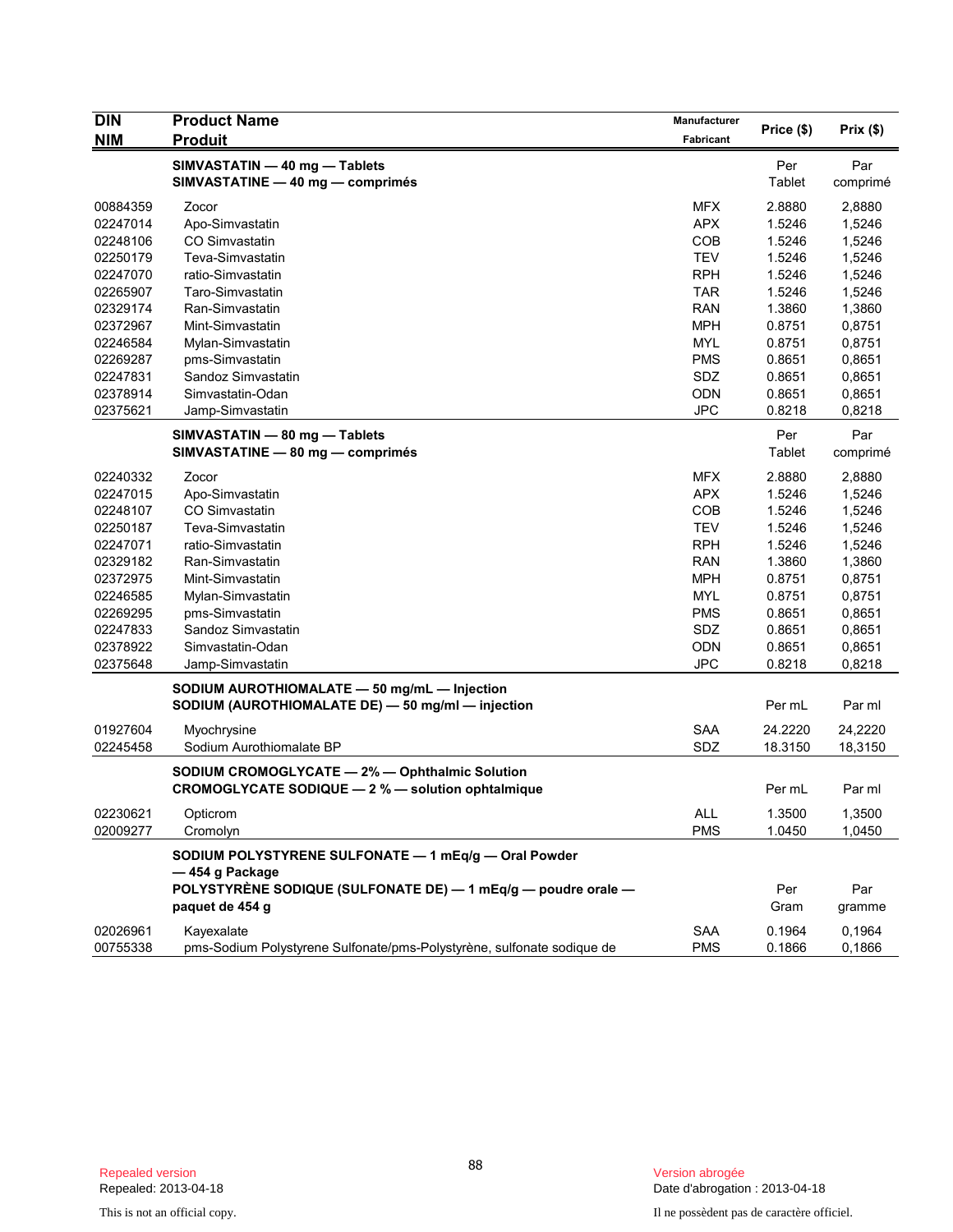| DIN<br>NIM | Product Name<br>Produit | Manufacturer<br>Fabricant | Price ($) | Prix ($) |
|---|---|---|---|---|
| | **SIMVASTATIN — 40 mg — Tablets**<br>**SIMVASTATINE — 40 mg — comprimés** | | Per Tablet | Par comprimé |
| 00884359 | Zocor | MFX | 2.8880 | 2,8880 |
| 02247014 | Apo-Simvastatin | APX | 1.5246 | 1,5246 |
| 02248106 | CO Simvastatin | COB | 1.5246 | 1,5246 |
| 02250179 | Teva-Simvastatin | TEV | 1.5246 | 1,5246 |
| 02247070 | ratio-Simvastatin | RPH | 1.5246 | 1,5246 |
| 02265907 | Taro-Simvastatin | TAR | 1.5246 | 1,5246 |
| 02329174 | Ran-Simvastatin | RAN | 1.3860 | 1,3860 |
| 02372967 | Mint-Simvastatin | MPH | 0.8751 | 0,8751 |
| 02246584 | Mylan-Simvastatin | MYL | 0.8751 | 0,8751 |
| 02269287 | pms-Simvastatin | PMS | 0.8651 | 0,8651 |
| 02247831 | Sandoz Simvastatin | SDZ | 0.8651 | 0,8651 |
| 02378914 | Simvastatin-Odan | ODN | 0.8651 | 0,8651 |
| 02375621 | Jamp-Simvastatin | JPC | 0.8218 | 0,8218 |
| | **SIMVASTATIN — 80 mg — Tablets**<br>**SIMVASTATINE — 80 mg — comprimés** | | Per Tablet | Par comprimé |
| 02240332 | Zocor | MFX | 2.8880 | 2,8880 |
| 02247015 | Apo-Simvastatin | APX | 1.5246 | 1,5246 |
| 02248107 | CO Simvastatin | COB | 1.5246 | 1,5246 |
| 02250187 | Teva-Simvastatin | TEV | 1.5246 | 1,5246 |
| 02247071 | ratio-Simvastatin | RPH | 1.5246 | 1,5246 |
| 02329182 | Ran-Simvastatin | RAN | 1.3860 | 1,3860 |
| 02372975 | Mint-Simvastatin | MPH | 0.8751 | 0,8751 |
| 02246585 | Mylan-Simvastatin | MYL | 0.8751 | 0,8751 |
| 02269295 | pms-Simvastatin | PMS | 0.8651 | 0,8651 |
| 02247833 | Sandoz Simvastatin | SDZ | 0.8651 | 0,8651 |
| 02378922 | Simvastatin-Odan | ODN | 0.8651 | 0,8651 |
| 02375648 | Jamp-Simvastatin | JPC | 0.8218 | 0,8218 |
| | **SODIUM AUROTHIOMALATE — 50 mg/mL — Injection**<br>**SODIUM (AUROTHIOMALATE DE) — 50 mg/ml — injection** | | Per mL | Par ml |
| 01927604 | Myochrysine | SAA | 24.2220 | 24,2220 |
| 02245458 | Sodium Aurothiomalate BP | SDZ | 18.3150 | 18,3150 |
| | **SODIUM CROMOGLYCATE — 2% — Ophthalmic Solution**<br>**CROMOGLYCATE SODIQUE — 2 % — solution ophtalmique** | | Per mL | Par ml |
| 02230621 | Opticrom | ALL | 1.3500 | 1,3500 |
| 02009277 | Cromolyn | PMS | 1.0450 | 1,0450 |
| | **SODIUM POLYSTYRENE SULFONATE — 1 mEq/g — Oral Powder — 454 g Package**<br>**POLYSTYRÈNE SODIQUE (SULFONATE DE) — 1 mEq/g — poudre orale — paquet de 454 g** | | Per Gram | Par gramme |
| 02026961 | Kayexalate | SAA | 0.1964 | 0,1964 |
| 00755338 | pms-Sodium Polystyrene Sulfonate/pms-Polystyrène, sulfonate sodique de | PMS | 0.1866 | 0,1866 |

Repealed version
Repealed: 2013-04-18

Version abrogée
Date d'abrogation : 2013-04-18

This is not an official copy.

Il ne possèdent pas de caractère officiel.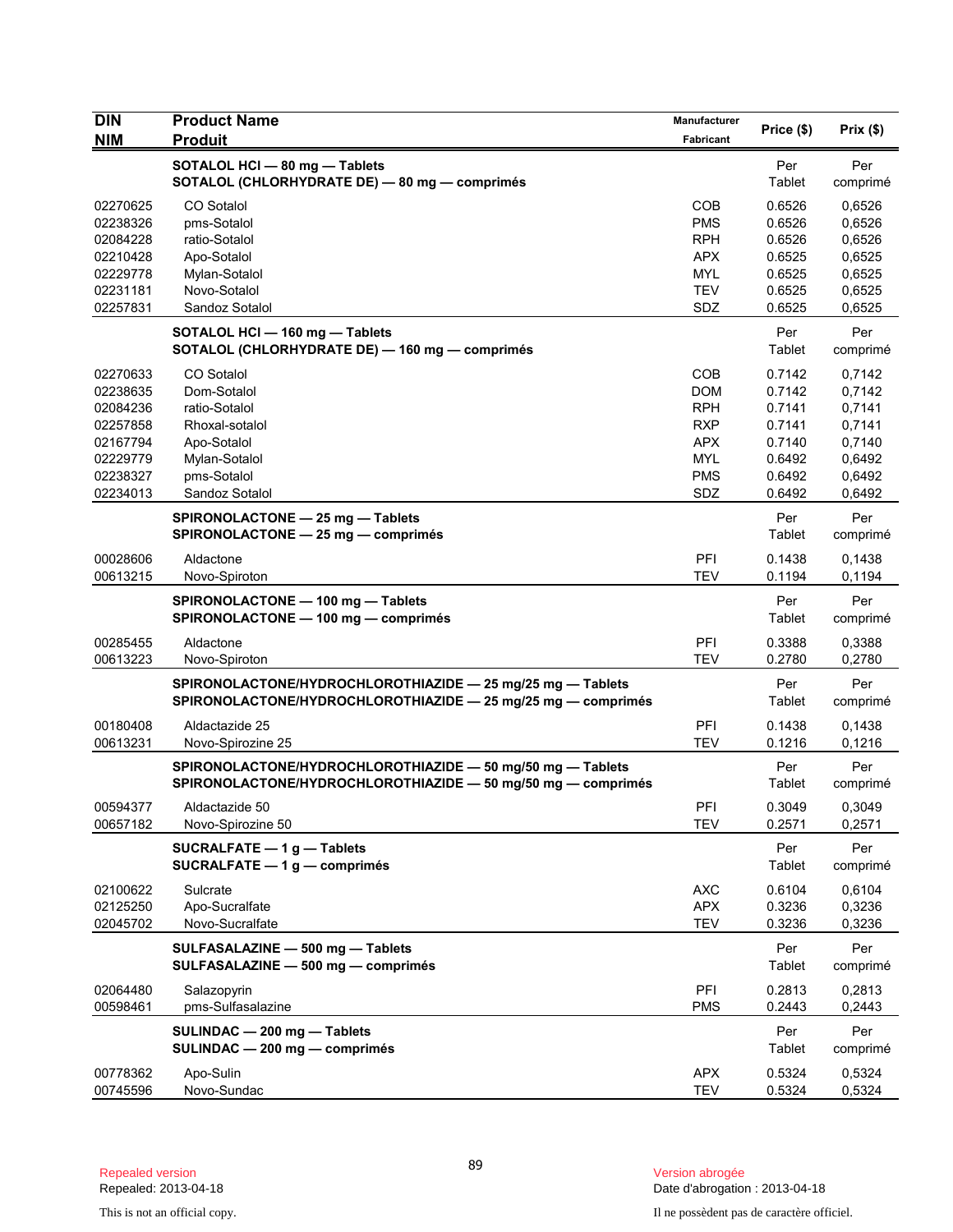| DIN<br>NIM | Product Name<br>Produit | Manufacturer<br>Fabricant | Price ($) | Prix ($) |
|---|---|---|---|---|
| | **SOTALOL HCl — 80 mg — Tablets**<br>**SOTALOL (CHLORHYDRATE DE) — 80 mg — comprimés** | | Per Tablet | Per comprimé |
| 02270625 | CO Sotalol | COB | 0.6526 | 0,6526 |
| 02238326 | pms-Sotalol | PMS | 0.6526 | 0,6526 |
| 02084228 | ratio-Sotalol | RPH | 0.6526 | 0,6526 |
| 02210428 | Apo-Sotalol | APX | 0.6525 | 0,6525 |
| 02229778 | Mylan-Sotalol | MYL | 0.6525 | 0,6525 |
| 02231181 | Novo-Sotalol | TEV | 0.6525 | 0,6525 |
| 02257831 | Sandoz Sotalol | SDZ | 0.6525 | 0,6525 |
| | **SOTALOL HCl — 160 mg — Tablets**<br>**SOTALOL (CHLORHYDRATE DE) — 160 mg — comprimés** | | Per Tablet | Per comprimé |
| 02270633 | CO Sotalol | COB | 0.7142 | 0,7142 |
| 02238635 | Dom-Sotalol | DOM | 0.7142 | 0,7142 |
| 02084236 | ratio-Sotalol | RPH | 0.7141 | 0,7141 |
| 02257858 | Rhoxal-sotalol | RXP | 0.7141 | 0,7141 |
| 02167794 | Apo-Sotalol | APX | 0.7140 | 0,7140 |
| 02229779 | Mylan-Sotalol | MYL | 0.6492 | 0,6492 |
| 02238327 | pms-Sotalol | PMS | 0.6492 | 0,6492 |
| 02234013 | Sandoz Sotalol | SDZ | 0.6492 | 0,6492 |
| | **SPIRONOLACTONE — 25 mg — Tablets**<br>**SPIRONOLACTONE — 25 mg — comprimés** | | Per Tablet | Per comprimé |
| 00028606 | Aldactone | PFI | 0.1438 | 0,1438 |
| 00613215 | Novo-Spiroton | TEV | 0.1194 | 0,1194 |
| | **SPIRONOLACTONE — 100 mg — Tablets**<br>**SPIRONOLACTONE — 100 mg — comprimés** | | Per Tablet | Per comprimé |
| 00285455 | Aldactone | PFI | 0.3388 | 0,3388 |
| 00613223 | Novo-Spiroton | TEV | 0.2780 | 0,2780 |
| | **SPIRONOLACTONE/HYDROCHLOROTHIAZIDE — 25 mg/25 mg — Tablets**<br>**SPIRONOLACTONE/HYDROCHLOROTHIAZIDE — 25 mg/25 mg — comprimés** | | Per Tablet | Per comprimé |
| 00180408 | Aldactazide 25 | PFI | 0.1438 | 0,1438 |
| 00613231 | Novo-Spirozine 25 | TEV | 0.1216 | 0,1216 |
| | **SPIRONOLACTONE/HYDROCHLOROTHIAZIDE — 50 mg/50 mg — Tablets**<br>**SPIRONOLACTONE/HYDROCHLOROTHIAZIDE — 50 mg/50 mg — comprimés** | | Per Tablet | Per comprimé |
| 00594377 | Aldactazide 50 | PFI | 0.3049 | 0,3049 |
| 00657182 | Novo-Spirozine 50 | TEV | 0.2571 | 0,2571 |
| | **SUCRALFATE — 1 g — Tablets**<br>**SUCRALFATE — 1 g — comprimés** | | Per Tablet | Per comprimé |
| 02100622 | Sulcrate | AXC | 0.6104 | 0,6104 |
| 02125250 | Apo-Sucralfate | APX | 0.3236 | 0,3236 |
| 02045702 | Novo-Sucralfate | TEV | 0.3236 | 0,3236 |
| | **SULFASALAZINE — 500 mg — Tablets**<br>**SULFASALAZINE — 500 mg — comprimés** | | Per Tablet | Per comprimé |
| 02064480 | Salazopyrin | PFI | 0.2813 | 0,2813 |
| 00598461 | pms-Sulfasalazine | PMS | 0.2443 | 0,2443 |
| | **SULINDAC — 200 mg — Tablets**<br>**SULINDAC — 200 mg — comprimés** | | Per Tablet | Per comprimé |
| 00778362 | Apo-Sulin | APX | 0.5324 | 0,5324 |
| 00745596 | Novo-Sundac | TEV | 0.5324 | 0,5324 |

Repealed version
Repealed: 2013-04-18

This is not an official copy.

Version abrogée
Date d'abrogation : 2013-04-18

Il ne possèdent pas de caractère officiel.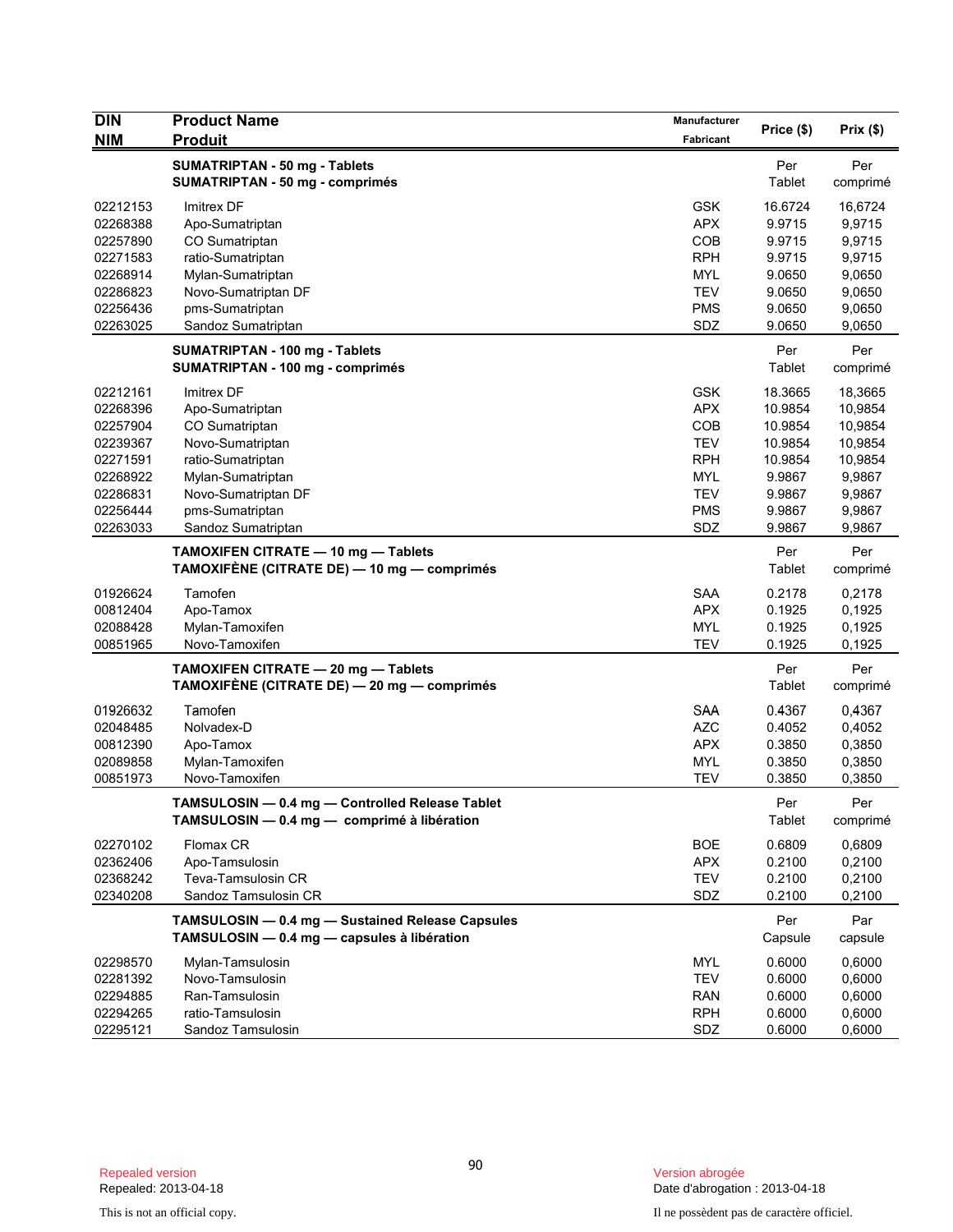| DIN<br>NIM | Product Name<br>Produit | Manufacturer<br>Fabricant | Price ($) | Prix ($) |
|---|---|---|---|---|
| | **SUMATRIPTAN - 50 mg - Tablets**<br>**SUMATRIPTAN - 50 mg - comprimés** | | Per Tablet | Per comprimé |
| 02212153 | Imitrex DF | GSK | 16.6724 | 16,6724 |
| 02268388 | Apo-Sumatriptan | APX | 9.9715 | 9,9715 |
| 02257890 | CO Sumatriptan | COB | 9.9715 | 9,9715 |
| 02271583 | ratio-Sumatriptan | RPH | 9.9715 | 9,9715 |
| 02268914 | Mylan-Sumatriptan | MYL | 9.0650 | 9,0650 |
| 02286823 | Novo-Sumatriptan DF | TEV | 9.0650 | 9,0650 |
| 02256436 | pms-Sumatriptan | PMS | 9.0650 | 9,0650 |
| 02263025 | Sandoz Sumatriptan | SDZ | 9.0650 | 9,0650 |
| | **SUMATRIPTAN - 100 mg - Tablets**<br>**SUMATRIPTAN - 100 mg - comprimés** | | Per Tablet | Per comprimé |
| 02212161 | Imitrex DF | GSK | 18.3665 | 18,3665 |
| 02268396 | Apo-Sumatriptan | APX | 10.9854 | 10,9854 |
| 02257904 | CO Sumatriptan | COB | 10.9854 | 10,9854 |
| 02239367 | Novo-Sumatriptan | TEV | 10.9854 | 10,9854 |
| 02271591 | ratio-Sumatriptan | RPH | 10.9854 | 10,9854 |
| 02268922 | Mylan-Sumatriptan | MYL | 9.9867 | 9,9867 |
| 02286831 | Novo-Sumatriptan DF | TEV | 9.9867 | 9,9867 |
| 02256444 | pms-Sumatriptan | PMS | 9.9867 | 9,9867 |
| 02263033 | Sandoz Sumatriptan | SDZ | 9.9867 | 9,9867 |
| | **TAMOXIFEN CITRATE — 10 mg — Tablets**<br>**TAMOXIFÈNE (CITRATE DE) — 10 mg — comprimés** | | Per Tablet | Per comprimé |
| 01926624 | Tamofen | SAA | 0.2178 | 0,2178 |
| 00812404 | Apo-Tamox | APX | 0.1925 | 0,1925 |
| 02088428 | Mylan-Tamoxifen | MYL | 0.1925 | 0,1925 |
| 00851965 | Novo-Tamoxifen | TEV | 0.1925 | 0,1925 |
| | **TAMOXIFEN CITRATE — 20 mg — Tablets**<br>**TAMOXIFÈNE (CITRATE DE) — 20 mg — comprimés** | | Per Tablet | Per comprimé |
| 01926632 | Tamofen | SAA | 0.4367 | 0,4367 |
| 02048485 | Nolvadex-D | AZC | 0.4052 | 0,4052 |
| 00812390 | Apo-Tamox | APX | 0.3850 | 0,3850 |
| 02089858 | Mylan-Tamoxifen | MYL | 0.3850 | 0,3850 |
| 00851973 | Novo-Tamoxifen | TEV | 0.3850 | 0,3850 |
| | **TAMSULOSIN — 0.4 mg — Controlled Release Tablet**<br>**TAMSULOSIN — 0.4 mg — comprimé à libération** | | Per Tablet | Per comprimé |
| 02270102 | Flomax CR | BOE | 0.6809 | 0,6809 |
| 02362406 | Apo-Tamsulosin | APX | 0.2100 | 0,2100 |
| 02368242 | Teva-Tamsulosin CR | TEV | 0.2100 | 0,2100 |
| 02340208 | Sandoz Tamsulosin CR | SDZ | 0.2100 | 0,2100 |
| | **TAMSULOSIN — 0.4 mg — Sustained Release Capsules**<br>**TAMSULOSIN — 0.4 mg — capsules à libération** | | Per Capsule | Par capsule |
| 02298570 | Mylan-Tamsulosin | MYL | 0.6000 | 0,6000 |
| 02281392 | Novo-Tamsulosin | TEV | 0.6000 | 0,6000 |
| 02294885 | Ran-Tamsulosin | RAN | 0.6000 | 0,6000 |
| 02294265 | ratio-Tamsulosin | RPH | 0.6000 | 0,6000 |
| 02295121 | Sandoz Tamsulosin | SDZ | 0.6000 | 0,6000 |

Repealed version
Repealed: 2013-04-18

Version abrogée
Date d'abrogation : 2013-04-18

This is not an official copy.

Il ne possèdent pas de caractère officiel.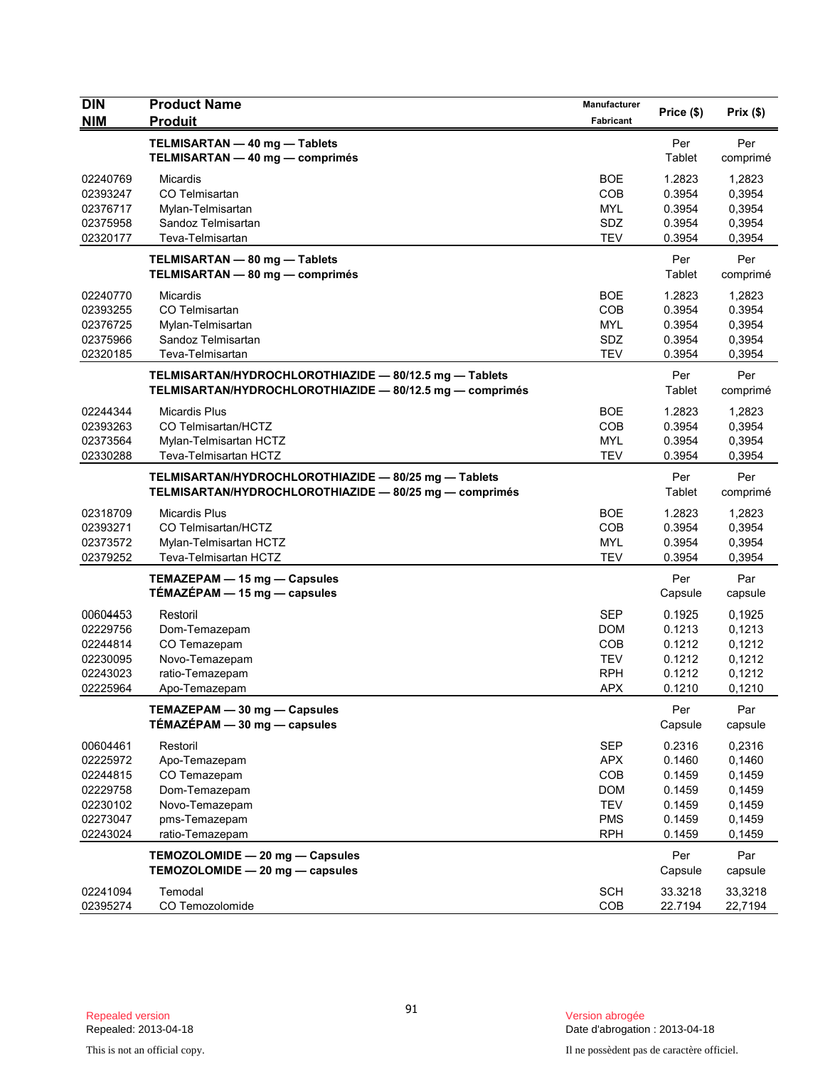| DIN<br>NIM | Product Name<br>Produit | Manufacturer<br>Fabricant | Price ($) | Prix ($) |
|---|---|---|---|---|
| | **TELMISARTAN — 40 mg — Tablets**<br>**TELMISARTAN — 40 mg — comprimés** | | Per<br>Tablet | Per<br>comprimé |
| 02240769 | Micardis | BOE | 1.2823 | 1,2823 |
| 02393247 | CO Telmisartan | COB | 0.3954 | 0,3954 |
| 02376717 | Mylan-Telmisartan | MYL | 0.3954 | 0,3954 |
| 02375958 | Sandoz Telmisartan | SDZ | 0.3954 | 0,3954 |
| 02320177 | Teva-Telmisartan | TEV | 0.3954 | 0,3954 |
| | **TELMISARTAN — 80 mg — Tablets**<br>**TELMISARTAN — 80 mg — comprimés** | | Per<br>Tablet | Per<br>comprimé |
| 02240770 | Micardis | BOE | 1.2823 | 1,2823 |
| 02393255 | CO Telmisartan | COB | 0.3954 | 0.3954 |
| 02376725 | Mylan-Telmisartan | MYL | 0.3954 | 0,3954 |
| 02375966 | Sandoz Telmisartan | SDZ | 0.3954 | 0,3954 |
| 02320185 | Teva-Telmisartan | TEV | 0.3954 | 0,3954 |
| | **TELMISARTAN/HYDROCHLOROTHIAZIDE — 80/12.5 mg — Tablets**<br>**TELMISARTAN/HYDROCHLOROTHIAZIDE — 80/12.5 mg — comprimés** | | Per<br>Tablet | Per<br>comprimé |
| 02244344 | Micardis Plus | BOE | 1.2823 | 1,2823 |
| 02393263 | CO Telmisartan/HCTZ | COB | 0.3954 | 0,3954 |
| 02373564 | Mylan-Telmisartan HCTZ | MYL | 0.3954 | 0,3954 |
| 02330288 | Teva-Telmisartan HCTZ | TEV | 0.3954 | 0,3954 |
| | **TELMISARTAN/HYDROCHLOROTHIAZIDE — 80/25 mg — Tablets**<br>**TELMISARTAN/HYDROCHLOROTHIAZIDE — 80/25 mg — comprimés** | | Per<br>Tablet | Per<br>comprimé |
| 02318709 | Micardis Plus | BOE | 1.2823 | 1,2823 |
| 02393271 | CO Telmisartan/HCTZ | COB | 0.3954 | 0,3954 |
| 02373572 | Mylan-Telmisartan HCTZ | MYL | 0.3954 | 0,3954 |
| 02379252 | Teva-Telmisartan HCTZ | TEV | 0.3954 | 0,3954 |
| | **TEMAZEPAM — 15 mg — Capsules**<br>**TÉMAZÉPAM — 15 mg — capsules** | | Per<br>Capsule | Par<br>capsule |
| 00604453 | Restoril | SEP | 0.1925 | 0,1925 |
| 02229756 | Dom-Temazepam | DOM | 0.1213 | 0,1213 |
| 02244814 | CO Temazepam | COB | 0.1212 | 0,1212 |
| 02230095 | Novo-Temazepam | TEV | 0.1212 | 0,1212 |
| 02243023 | ratio-Temazepam | RPH | 0.1212 | 0,1212 |
| 02225964 | Apo-Temazepam | APX | 0.1210 | 0,1210 |
| | **TEMAZEPAM — 30 mg — Capsules**<br>**TÉMAZÉPAM — 30 mg — capsules** | | Per<br>Capsule | Par<br>capsule |
| 00604461 | Restoril | SEP | 0.2316 | 0,2316 |
| 02225972 | Apo-Temazepam | APX | 0.1460 | 0,1460 |
| 02244815 | CO Temazepam | COB | 0.1459 | 0,1459 |
| 02229758 | Dom-Temazepam | DOM | 0.1459 | 0,1459 |
| 02230102 | Novo-Temazepam | TEV | 0.1459 | 0,1459 |
| 02273047 | pms-Temazepam | PMS | 0.1459 | 0,1459 |
| 02243024 | ratio-Temazepam | RPH | 0.1459 | 0,1459 |
| | **TEMOZOLOMIDE — 20 mg — Capsules**<br>**TEMOZOLOMIDE — 20 mg — capsules** | | Per<br>Capsule | Par<br>capsule |
| 02241094 | Temodal | SCH | 33.3218 | 33,3218 |
| 02395274 | CO Temozolomide | COB | 22.7194 | 22,7194 |

Repealed version
Repealed: 2013-04-18

Version abrogée
Date d'abrogation : 2013-04-18

This is not an official copy.

Il ne possèdent pas de caractère officiel.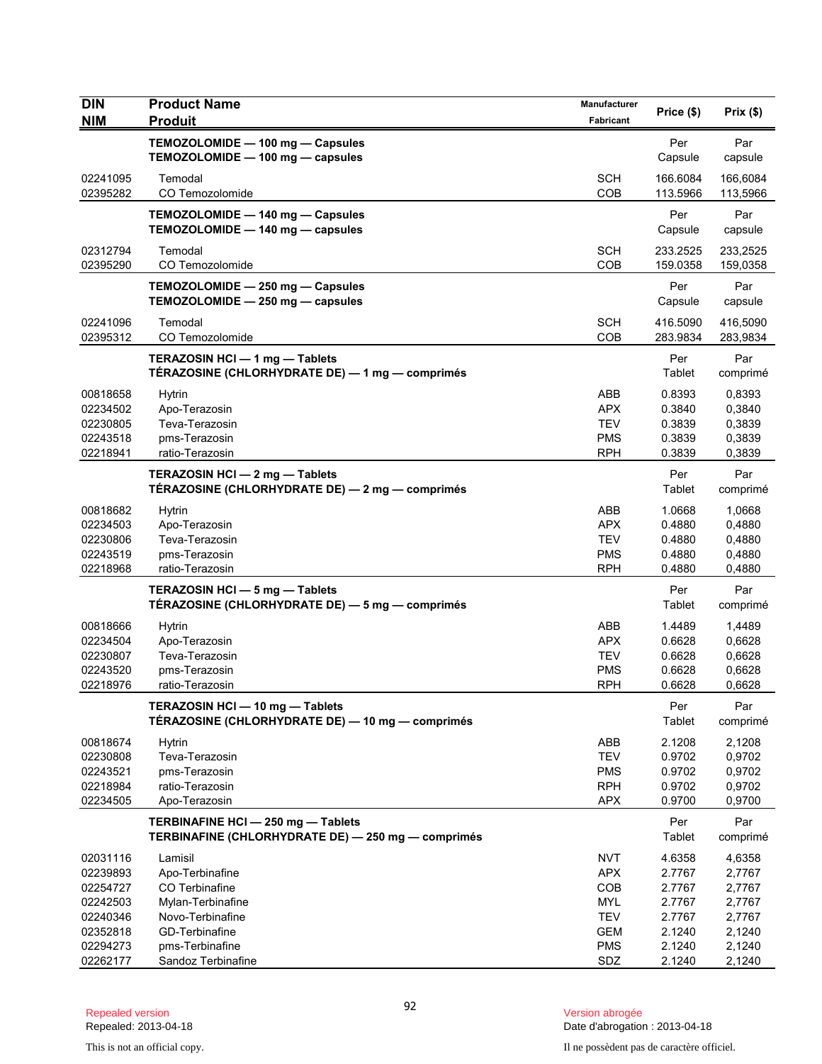| DIN<br>NIM | Product Name<br>Produit | Manufacturer<br>Fabricant | Price ($) | Prix ($) |
|---|---|---|---|---|
| | **TEMOZOLOMIDE — 100 mg — Capsules**<br>**TEMOZOLOMIDE — 100 mg — capsules** | | Per Capsule | Par capsule |
| 02241095 | Temodal | SCH | 166.6084 | 166,6084 |
| 02395282 | CO Temozolomide | COB | 113.5966 | 113,5966 |
| | **TEMOZOLOMIDE — 140 mg — Capsules**<br>**TEMOZOLOMIDE — 140 mg — capsules** | | Per Capsule | Par capsule |
| 02312794 | Temodal | SCH | 233.2525 | 233,2525 |
| 02395290 | CO Temozolomide | COB | 159.0358 | 159,0358 |
| | **TEMOZOLOMIDE — 250 mg — Capsules**<br>**TEMOZOLOMIDE — 250 mg — capsules** | | Per Capsule | Par capsule |
| 02241096 | Temodal | SCH | 416.5090 | 416,5090 |
| 02395312 | CO Temozolomide | COB | 283.9834 | 283,9834 |
| | **TERAZOSIN HCl — 1 mg — Tablets**<br>**TÉRAZOSINE (CHLORHYDRATE DE) — 1 mg — comprimés** | | Per Tablet | Par comprimé |
| 00818658 | Hytrin | ABB | 0.8393 | 0,8393 |
| 02234502 | Apo-Terazosin | APX | 0.3840 | 0,3840 |
| 02230805 | Teva-Terazosin | TEV | 0.3839 | 0,3839 |
| 02243518 | pms-Terazosin | PMS | 0.3839 | 0,3839 |
| 02218941 | ratio-Terazosin | RPH | 0.3839 | 0,3839 |
| | **TERAZOSIN HCl — 2 mg — Tablets**<br>**TÉRAZOSINE (CHLORHYDRATE DE) — 2 mg — comprimés** | | Per Tablet | Par comprimé |
| 00818682 | Hytrin | ABB | 1.0668 | 1,0668 |
| 02234503 | Apo-Terazosin | APX | 0.4880 | 0,4880 |
| 02230806 | Teva-Terazosin | TEV | 0.4880 | 0,4880 |
| 02243519 | pms-Terazosin | PMS | 0.4880 | 0,4880 |
| 02218968 | ratio-Terazosin | RPH | 0.4880 | 0,4880 |
| | **TERAZOSIN HCl — 5 mg — Tablets**<br>**TÉRAZOSINE (CHLORHYDRATE DE) — 5 mg — comprimés** | | Per Tablet | Par comprimé |
| 00818666 | Hytrin | ABB | 1.4489 | 1,4489 |
| 02234504 | Apo-Terazosin | APX | 0.6628 | 0,6628 |
| 02230807 | Teva-Terazosin | TEV | 0.6628 | 0,6628 |
| 02243520 | pms-Terazosin | PMS | 0.6628 | 0,6628 |
| 02218976 | ratio-Terazosin | RPH | 0.6628 | 0,6628 |
| | **TERAZOSIN HCl — 10 mg — Tablets**<br>**TÉRAZOSINE (CHLORHYDRATE DE) — 10 mg — comprimés** | | Per Tablet | Par comprimé |
| 00818674 | Hytrin | ABB | 2.1208 | 2,1208 |
| 02230808 | Teva-Terazosin | TEV | 0.9702 | 0,9702 |
| 02243521 | pms-Terazosin | PMS | 0.9702 | 0,9702 |
| 02218984 | ratio-Terazosin | RPH | 0.9702 | 0,9702 |
| 02234505 | Apo-Terazosin | APX | 0.9700 | 0,9700 |
| | **TERBINAFINE HCl — 250 mg — Tablets**<br>**TERBINAFINE (CHLORHYDRATE DE) — 250 mg — comprimés** | | Per Tablet | Par comprimé |
| 02031116 | Lamisil | NVT | 4.6358 | 4,6358 |
| 02239893 | Apo-Terbinafine | APX | 2.7767 | 2,7767 |
| 02254727 | CO Terbinafine | COB | 2.7767 | 2,7767 |
| 02242503 | Mylan-Terbinafine | MYL | 2.7767 | 2,7767 |
| 02240346 | Novo-Terbinafine | TEV | 2.7767 | 2,7767 |
| 02352818 | GD-Terbinafine | GEM | 2.1240 | 2,1240 |
| 02294273 | pms-Terbinafine | PMS | 2.1240 | 2,1240 |
| 02262177 | Sandoz Terbinafine | SDZ | 2.1240 | 2,1240 |

Repealed version
Repealed: 2013-04-18

Version abrogée
Date d'abrogation : 2013-04-18

This is not an official copy.

Il ne possèdent pas de caractère officiel.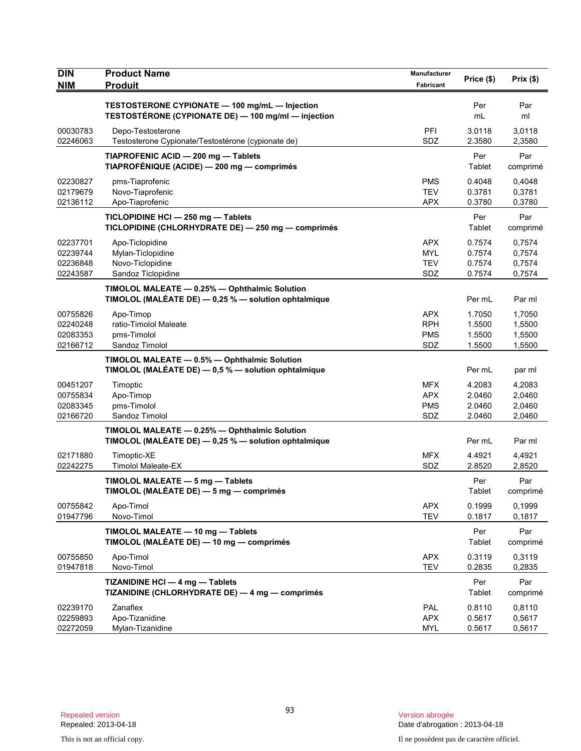| DIN<br>NIM | Product Name<br>Produit | Manufacturer<br>Fabricant | Price ($) | Prix ($) |
|---|---|---|---|---|
| | **TESTOSTERONE CYPIONATE — 100 mg/mL — Injection**<br>**TESTOSTÉRONE (CYPIONATE DE) — 100 mg/ml — injection** | | Per mL | Par ml |
| 00030783 | Depo-Testosterone | PFI | 3.0118 | 3,0118 |
| 02246063 | Testosterone Cypionate/Testostérone (cypionate de) | SDZ | 2.3580 | 2,3580 |
| | **TIAPROFENIC ACID — 200 mg — Tablets**<br>**TIAPROFÉNIQUE (ACIDE) — 200 mg — comprimés** | | Per Tablet | Par comprimé |
| 02230827 | pms-Tiaprofenic | PMS | 0.4048 | 0,4048 |
| 02179679 | Novo-Tiaprofenic | TEV | 0.3781 | 0,3781 |
| 02136112 | Apo-Tiaprofenic | APX | 0.3780 | 0,3780 |
| | **TICLOPIDINE HCl — 250 mg — Tablets**<br>**TICLOPIDINE (CHLORHYDRATE DE) — 250 mg — comprimés** | | Per Tablet | Par comprimé |
| 02237701 | Apo-Ticlopidine | APX | 0.7574 | 0,7574 |
| 02239744 | Mylan-Ticlopidine | MYL | 0.7574 | 0,7574 |
| 02236848 | Novo-Ticlopidine | TEV | 0.7574 | 0,7574 |
| 02243587 | Sandoz Ticlopidine | SDZ | 0.7574 | 0,7574 |
| | **TIMOLOL MALEATE — 0.25% — Ophthalmic Solution**<br>**TIMOLOL (MALÉATE DE) — 0,25 % — solution ophtalmique** | | Per mL | Par ml |
| 00755826 | Apo-Timop | APX | 1.7050 | 1,7050 |
| 02240248 | ratio-Timolol Maleate | RPH | 1.5500 | 1,5500 |
| 02083353 | pms-Timolol | PMS | 1.5500 | 1,5500 |
| 02166712 | Sandoz Timolol | SDZ | 1.5500 | 1,5500 |
| | **TIMOLOL MALEATE — 0.5% — Ophthalmic Solution**<br>**TIMOLOL (MALÉATE DE) — 0,5 % — solution ophtalmique** | | Per mL | par ml |
| 00451207 | Timoptic | MFX | 4.2083 | 4,2083 |
| 00755834 | Apo-Timop | APX | 2.0460 | 2,0460 |
| 02083345 | pms-Timolol | PMS | 2.0460 | 2,0460 |
| 02166720 | Sandoz Timolol | SDZ | 2.0460 | 2,0460 |
| | **TIMOLOL MALEATE — 0.25% — Ophthalmic Solution**<br>**TIMOLOL (MALÉATE DE) — 0,25 % — solution ophtalmique** | | Per mL | Par ml |
| 02171880 | Timoptic-XE | MFX | 4.4921 | 4,4921 |
| 02242275 | Timolol Maleate-EX | SDZ | 2.8520 | 2,8520 |
| | **TIMOLOL MALEATE — 5 mg — Tablets**<br>**TIMOLOL (MALÉATE DE) — 5 mg — comprimés** | | Per Tablet | Par comprimé |
| 00755842 | Apo-Timol | APX | 0.1999 | 0,1999 |
| 01947796 | Novo-Timol | TEV | 0.1817 | 0,1817 |
| | **TIMOLOL MALEATE — 10 mg — Tablets**<br>**TIMOLOL (MALÉATE DE) — 10 mg — comprimés** | | Per Tablet | Par comprimé |
| 00755850 | Apo-Timol | APX | 0.3119 | 0,3119 |
| 01947818 | Novo-Timol | TEV | 0.2835 | 0,2835 |
| | **TIZANIDINE HCl — 4 mg — Tablets**<br>**TIZANIDINE (CHLORHYDRATE DE) — 4 mg — comprimés** | | Per Tablet | Par comprimé |
| 02239170 | Zanaflex | PAL | 0.8110 | 0,8110 |
| 02259893 | Apo-Tizanidine | APX | 0.5617 | 0,5617 |
| 02272059 | Mylan-Tizanidine | MYL | 0.5617 | 0,5617 |

Repealed version
Repealed: 2013-04-18

Version abrogée
Date d'abrogation : 2013-04-18

This is not an official copy.

Il ne possèdent pas de caractère officiel.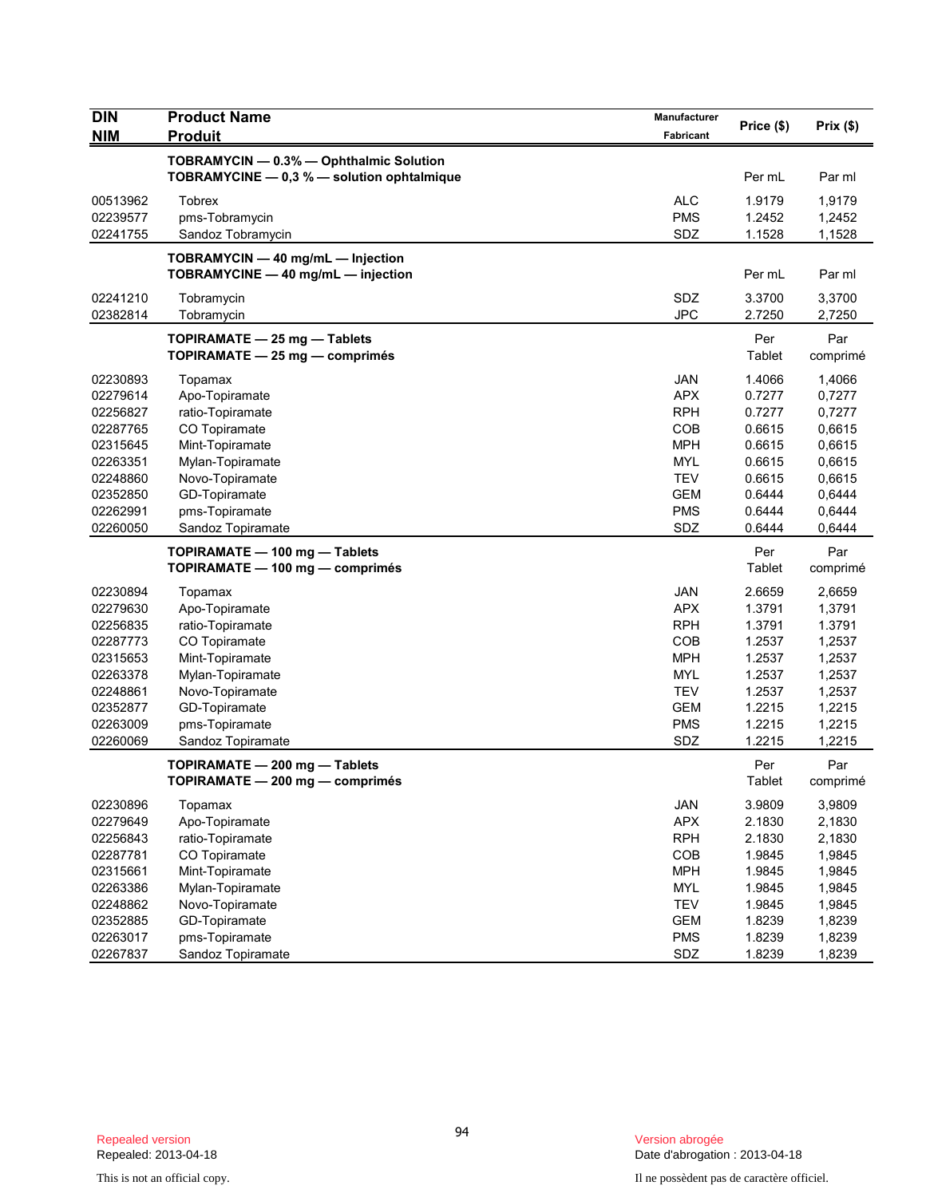| DIN<br>NIM | Product Name<br>Produit | Manufacturer<br>Fabricant | Price ($) | Prix ($) |
|---|---|---|---|---|
| | **TOBRAMYCIN — 0.3% — Ophthalmic Solution**<br>**TOBRAMYCINE — 0,3 % — solution ophtalmique** | | Per mL | Par ml |
| 00513962 | Tobrex | ALC | 1.9179 | 1,9179 |
| 02239577 | pms-Tobramycin | PMS | 1.2452 | 1,2452 |
| 02241755 | Sandoz Tobramycin | SDZ | 1.1528 | 1,1528 |
| | **TOBRAMYCIN — 40 mg/mL — Injection**<br>**TOBRAMYCINE — 40 mg/mL — injection** | | Per mL | Par ml |
| 02241210 | Tobramycin | SDZ | 3.3700 | 3,3700 |
| 02382814 | Tobramycin | JPC | 2.7250 | 2,7250 |
| | **TOPIRAMATE — 25 mg — Tablets**<br>**TOPIRAMATE — 25 mg — comprimés** | | Per Tablet | Par comprimé |
| 02230893 | Topamax | JAN | 1.4066 | 1,4066 |
| 02279614 | Apo-Topiramate | APX | 0.7277 | 0,7277 |
| 02256827 | ratio-Topiramate | RPH | 0.7277 | 0,7277 |
| 02287765 | CO Topiramate | COB | 0.6615 | 0,6615 |
| 02315645 | Mint-Topiramate | MPH | 0.6615 | 0,6615 |
| 02263351 | Mylan-Topiramate | MYL | 0.6615 | 0,6615 |
| 02248860 | Novo-Topiramate | TEV | 0.6615 | 0,6615 |
| 02352850 | GD-Topiramate | GEM | 0.6444 | 0,6444 |
| 02262991 | pms-Topiramate | PMS | 0.6444 | 0,6444 |
| 02260050 | Sandoz Topiramate | SDZ | 0.6444 | 0,6444 |
| | **TOPIRAMATE — 100 mg — Tablets**<br>**TOPIRAMATE — 100 mg — comprimés** | | Per Tablet | Par comprimé |
| 02230894 | Topamax | JAN | 2.6659 | 2,6659 |
| 02279630 | Apo-Topiramate | APX | 1.3791 | 1,3791 |
| 02256835 | ratio-Topiramate | RPH | 1.3791 | 1.3791 |
| 02287773 | CO Topiramate | COB | 1.2537 | 1,2537 |
| 02315653 | Mint-Topiramate | MPH | 1.2537 | 1,2537 |
| 02263378 | Mylan-Topiramate | MYL | 1.2537 | 1,2537 |
| 02248861 | Novo-Topiramate | TEV | 1.2537 | 1,2537 |
| 02352877 | GD-Topiramate | GEM | 1.2215 | 1,2215 |
| 02263009 | pms-Topiramate | PMS | 1.2215 | 1,2215 |
| 02260069 | Sandoz Topiramate | SDZ | 1.2215 | 1,2215 |
| | **TOPIRAMATE — 200 mg — Tablets**<br>**TOPIRAMATE — 200 mg — comprimés** | | Per Tablet | Par comprimé |
| 02230896 | Topamax | JAN | 3.9809 | 3,9809 |
| 02279649 | Apo-Topiramate | APX | 2.1830 | 2,1830 |
| 02256843 | ratio-Topiramate | RPH | 2.1830 | 2,1830 |
| 02287781 | CO Topiramate | COB | 1.9845 | 1,9845 |
| 02315661 | Mint-Topiramate | MPH | 1.9845 | 1,9845 |
| 02263386 | Mylan-Topiramate | MYL | 1.9845 | 1,9845 |
| 02248862 | Novo-Topiramate | TEV | 1.9845 | 1,9845 |
| 02352885 | GD-Topiramate | GEM | 1.8239 | 1,8239 |
| 02263017 | pms-Topiramate | PMS | 1.8239 | 1,8239 |
| 02267837 | Sandoz Topiramate | SDZ | 1.8239 | 1,8239 |

Repealed version
Repealed: 2013-04-18

Version abrogée
Date d'abrogation : 2013-04-18

This is not an official copy.

Il ne possèdent pas de caractère officiel.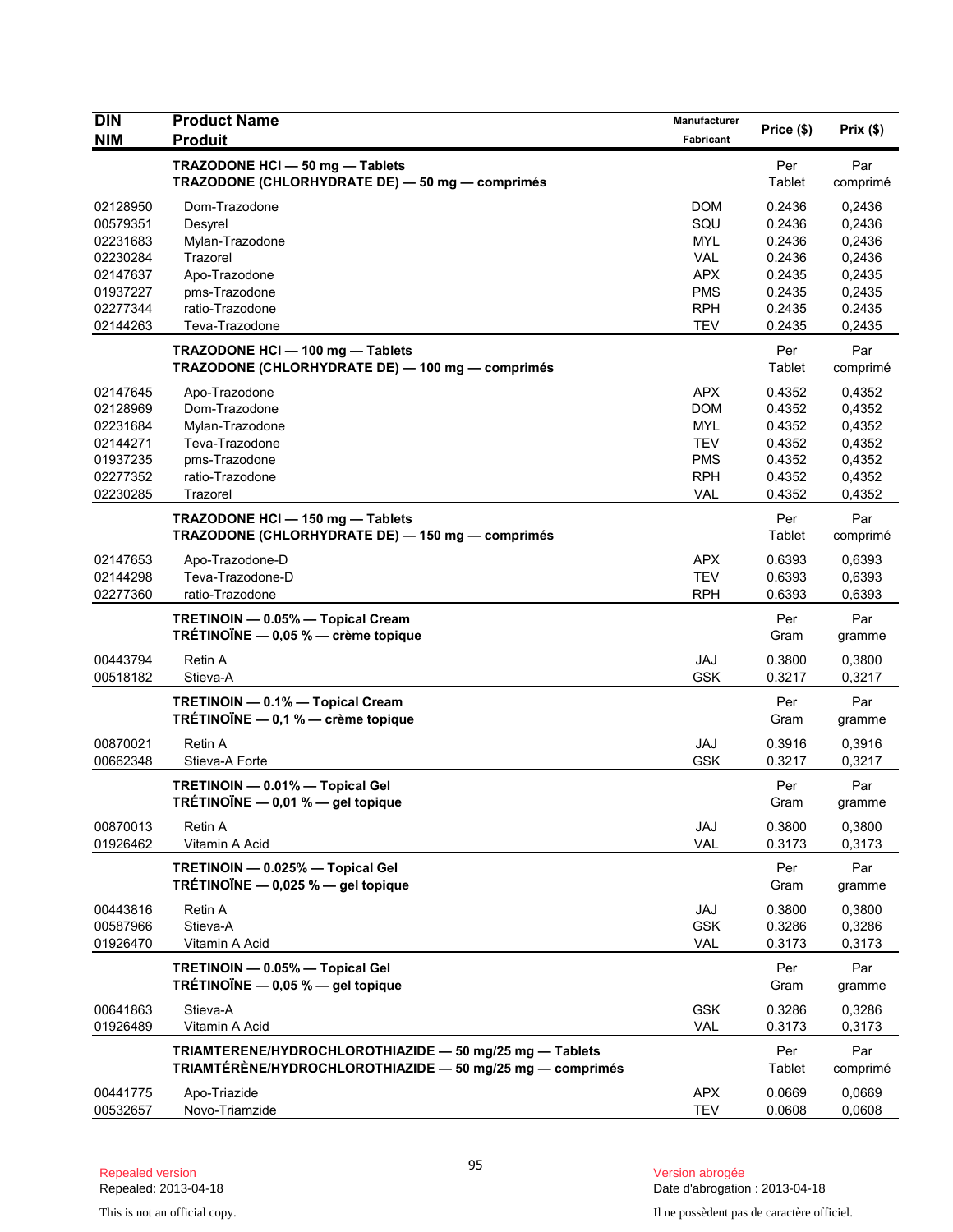| DIN<br>NIM | Product Name<br>Produit | Manufacturer<br>Fabricant | Price ($) | Prix ($) |
|---|---|---|---|---|
| | **TRAZODONE HCl — 50 mg — Tablets**<br>**TRAZODONE (CHLORHYDRATE DE) — 50 mg — comprimés** | | Per Tablet | Par comprimé |
| 02128950 | Dom-Trazodone | DOM | 0.2436 | 0,2436 |
| 00579351 | Desyrel | SQU | 0.2436 | 0,2436 |
| 02231683 | Mylan-Trazodone | MYL | 0.2436 | 0,2436 |
| 02230284 | Trazorel | VAL | 0.2436 | 0,2436 |
| 02147637 | Apo-Trazodone | APX | 0.2435 | 0,2435 |
| 01937227 | pms-Trazodone | PMS | 0.2435 | 0,2435 |
| 02277344 | ratio-Trazodone | RPH | 0.2435 | 0.2435 |
| 02144263 | Teva-Trazodone | TEV | 0.2435 | 0,2435 |
| | **TRAZODONE HCl — 100 mg — Tablets**<br>**TRAZODONE (CHLORHYDRATE DE) — 100 mg — comprimés** | | Per Tablet | Par comprimé |
| 02147645 | Apo-Trazodone | APX | 0.4352 | 0,4352 |
| 02128969 | Dom-Trazodone | DOM | 0.4352 | 0,4352 |
| 02231684 | Mylan-Trazodone | MYL | 0.4352 | 0,4352 |
| 02144271 | Teva-Trazodone | TEV | 0.4352 | 0,4352 |
| 01937235 | pms-Trazodone | PMS | 0.4352 | 0,4352 |
| 02277352 | ratio-Trazodone | RPH | 0.4352 | 0,4352 |
| 02230285 | Trazorel | VAL | 0.4352 | 0,4352 |
| | **TRAZODONE HCl — 150 mg — Tablets**<br>**TRAZODONE (CHLORHYDRATE DE) — 150 mg — comprimés** | | Per Tablet | Par comprimé |
| 02147653 | Apo-Trazodone-D | APX | 0.6393 | 0,6393 |
| 02144298 | Teva-Trazodone-D | TEV | 0.6393 | 0,6393 |
| 02277360 | ratio-Trazodone | RPH | 0.6393 | 0,6393 |
| | **TRETINOIN — 0.05% — Topical Cream**<br>**TRÉTINOÏNE — 0,05 % — crème topique** | | Per Gram | Par gramme |
| 00443794 | Retin A | JAJ | 0.3800 | 0,3800 |
| 00518182 | Stieva-A | GSK | 0.3217 | 0,3217 |
| | **TRETINOIN — 0.1% — Topical Cream**<br>**TRÉTINOÏNE — 0,1 % — crème topique** | | Per Gram | Par gramme |
| 00870021 | Retin A | JAJ | 0.3916 | 0,3916 |
| 00662348 | Stieva-A Forte | GSK | 0.3217 | 0,3217 |
| | **TRETINOIN — 0.01% — Topical Gel**<br>**TRÉTINOÏNE — 0,01 % — gel topique** | | Per Gram | Par gramme |
| 00870013 | Retin A | JAJ | 0.3800 | 0,3800 |
| 01926462 | Vitamin A Acid | VAL | 0.3173 | 0,3173 |
| | **TRETINOIN — 0.025% — Topical Gel**<br>**TRÉTINOÏNE — 0,025 % — gel topique** | | Per Gram | Par gramme |
| 00443816 | Retin A | JAJ | 0.3800 | 0,3800 |
| 00587966 | Stieva-A | GSK | 0.3286 | 0,3286 |
| 01926470 | Vitamin A Acid | VAL | 0.3173 | 0,3173 |
| | **TRETINOIN — 0.05% — Topical Gel**<br>**TRÉTINOÏNE — 0,05 % — gel topique** | | Per Gram | Par gramme |
| 00641863 | Stieva-A | GSK | 0.3286 | 0,3286 |
| 01926489 | Vitamin A Acid | VAL | 0.3173 | 0,3173 |
| | **TRIAMTERENE/HYDROCHLOROTHIAZIDE — 50 mg/25 mg — Tablets**<br>**TRIAMTÉRÈNE/HYDROCHLOROTHIAZIDE — 50 mg/25 mg — comprimés** | | Per Tablet | Par comprimé |
| 00441775 | Apo-Triazide | APX | 0.0669 | 0,0669 |
| 00532657 | Novo-Triamzide | TEV | 0.0608 | 0,0608 |

Repealed version
Repealed: 2013-04-18

Version abrogée
Date d'abrogation : 2013-04-18

This is not an official copy.

Il ne possèdent pas de caractère officiel.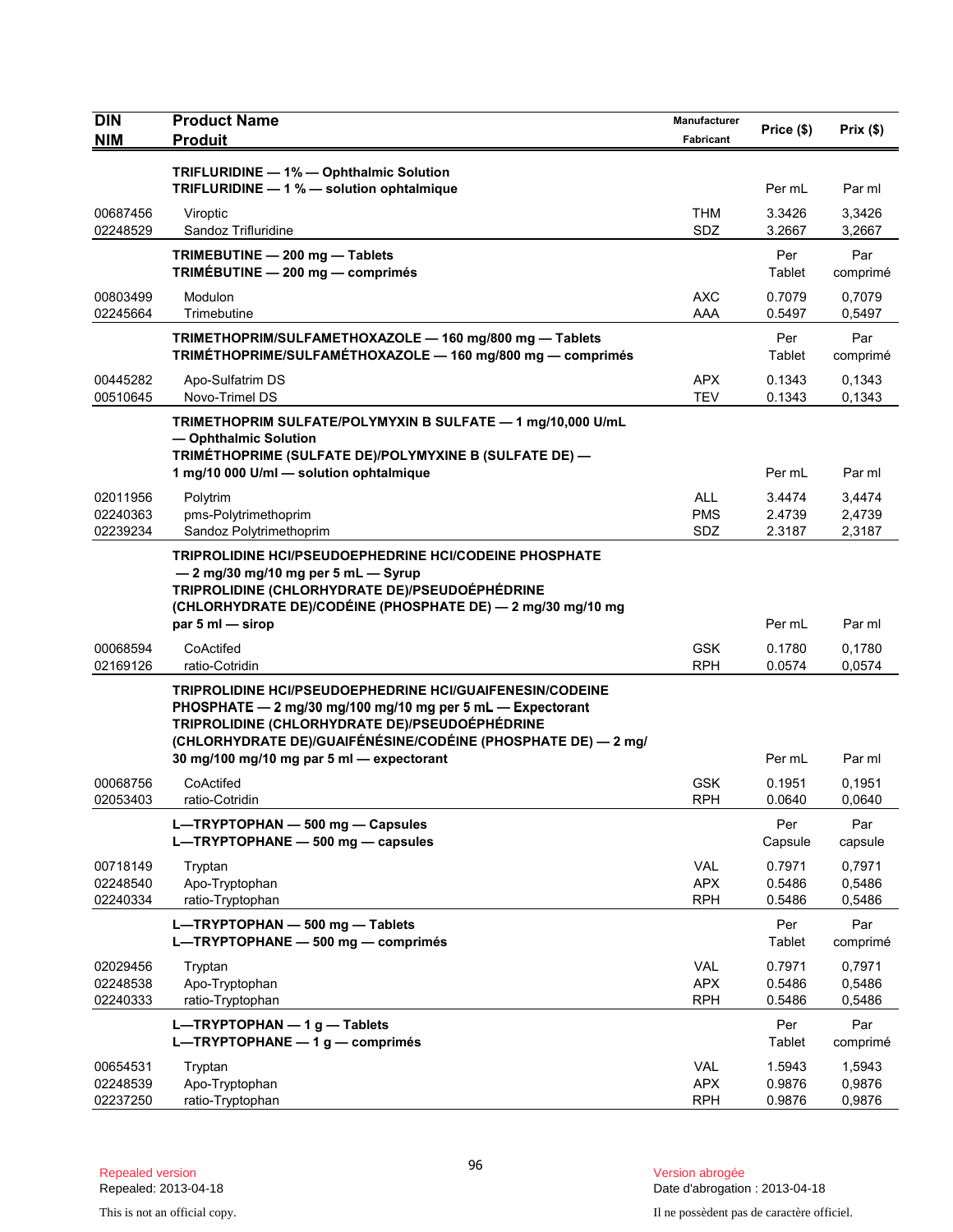| DIN<br>NIM | Product Name<br>Produit | Manufacturer<br>Fabricant | Price ($) | Prix ($) |
|---|---|---|---|---|
| | **TRIFLURIDINE — 1% — Ophthalmic Solution**<br>**TRIFLURIDINE — 1 % — solution ophtalmique** | | Per mL | Par ml |
| 00687456 | Viroptic | THM | 3.3426 | 3,3426 |
| 02248529 | Sandoz Trifluridine | SDZ | 3.2667 | 3,2667 |
| | **TRIMEBUTINE — 200 mg — Tablets**<br>**TRIMÉBUTINE — 200 mg — comprimés** | | Per Tablet | Par comprimé |
| 00803499 | Modulon | AXC | 0.7079 | 0,7079 |
| 02245664 | Trimebutine | AAA | 0.5497 | 0,5497 |
| | **TRIMETHOPRIM/SULFAMETHOXAZOLE — 160 mg/800 mg — Tablets**<br>**TRIMÉTHOPRIME/SULFAMÉTHOXAZOLE — 160 mg/800 mg — comprimés** | | Per Tablet | Par comprimé |
| 00445282 | Apo-Sulfatrim DS | APX | 0.1343 | 0,1343 |
| 00510645 | Novo-Trimel DS | TEV | 0.1343 | 0,1343 |
| | **TRIMETHOPRIM SULFATE/POLYMYXIN B SULFATE — 1 mg/10,000 U/mL — Ophthalmic Solution**<br>**TRIMÉTHOPRIME (SULFATE DE)/POLYMYXINE B (SULFATE DE) — 1 mg/10 000 U/ml — solution ophtalmique** | | Per mL | Par ml |
| 02011956 | Polytrim | ALL | 3.4474 | 3,4474 |
| 02240363 | pms-Polytrimethoprim | PMS | 2.4739 | 2,4739 |
| 02239234 | Sandoz Polytrimethoprim | SDZ | 2.3187 | 2,3187 |
| | **TRIPROLIDINE HCl/PSEUDOEPHEDRINE HCl/CODEINE PHOSPHATE — 2 mg/30 mg/10 mg per 5 mL — Syrup**<br>**TRIPROLIDINE (CHLORHYDRATE DE)/PSEUDOÉPHÉDRINE (CHLORHYDRATE DE)/CODÉINE (PHOSPHATE DE) — 2 mg/30 mg/10 mg par 5 ml — sirop** | | Per mL | Par ml |
| 00068594 | CoActifed | GSK | 0.1780 | 0,1780 |
| 02169126 | ratio-Cotridin | RPH | 0.0574 | 0,0574 |
| | **TRIPROLIDINE HCl/PSEUDOEPHEDRINE HCl/GUAIFENESIN/CODEINE PHOSPHATE — 2 mg/30 mg/100 mg/10 mg per 5 mL — Expectorant**<br>**TRIPROLIDINE (CHLORHYDRATE DE)/PSEUDOÉPHÉDRINE (CHLORHYDRATE DE)/GUAIFÉNÉSINE/CODÉINE (PHOSPHATE DE) — 2 mg/30 mg/100 mg/10 mg par 5 ml — expectorant** | | Per mL | Par ml |
| 00068756 | CoActifed | GSK | 0.1951 | 0,1951 |
| 02053403 | ratio-Cotridin | RPH | 0.0640 | 0,0640 |
| | **L—TRYPTOPHAN — 500 mg — Capsules**<br>**L—TRYPTOPHANE — 500 mg — capsules** | | Per Capsule | Par capsule |
| 00718149 | Tryptan | VAL | 0.7971 | 0,7971 |
| 02248540 | Apo-Tryptophan | APX | 0.5486 | 0,5486 |
| 02240334 | ratio-Tryptophan | RPH | 0.5486 | 0,5486 |
| | **L—TRYPTOPHAN — 500 mg — Tablets**<br>**L—TRYPTOPHANE — 500 mg — comprimés** | | Per Tablet | Par comprimé |
| 02029456 | Tryptan | VAL | 0.7971 | 0,7971 |
| 02248538 | Apo-Tryptophan | APX | 0.5486 | 0,5486 |
| 02240333 | ratio-Tryptophan | RPH | 0.5486 | 0,5486 |
| | **L—TRYPTOPHAN — 1 g — Tablets**<br>**L—TRYPTOPHANE — 1 g — comprimés** | | Per Tablet | Par comprimé |
| 00654531 | Tryptan | VAL | 1.5943 | 1,5943 |
| 02248539 | Apo-Tryptophan | APX | 0.9876 | 0,9876 |
| 02237250 | ratio-Tryptophan | RPH | 0.9876 | 0,9876 |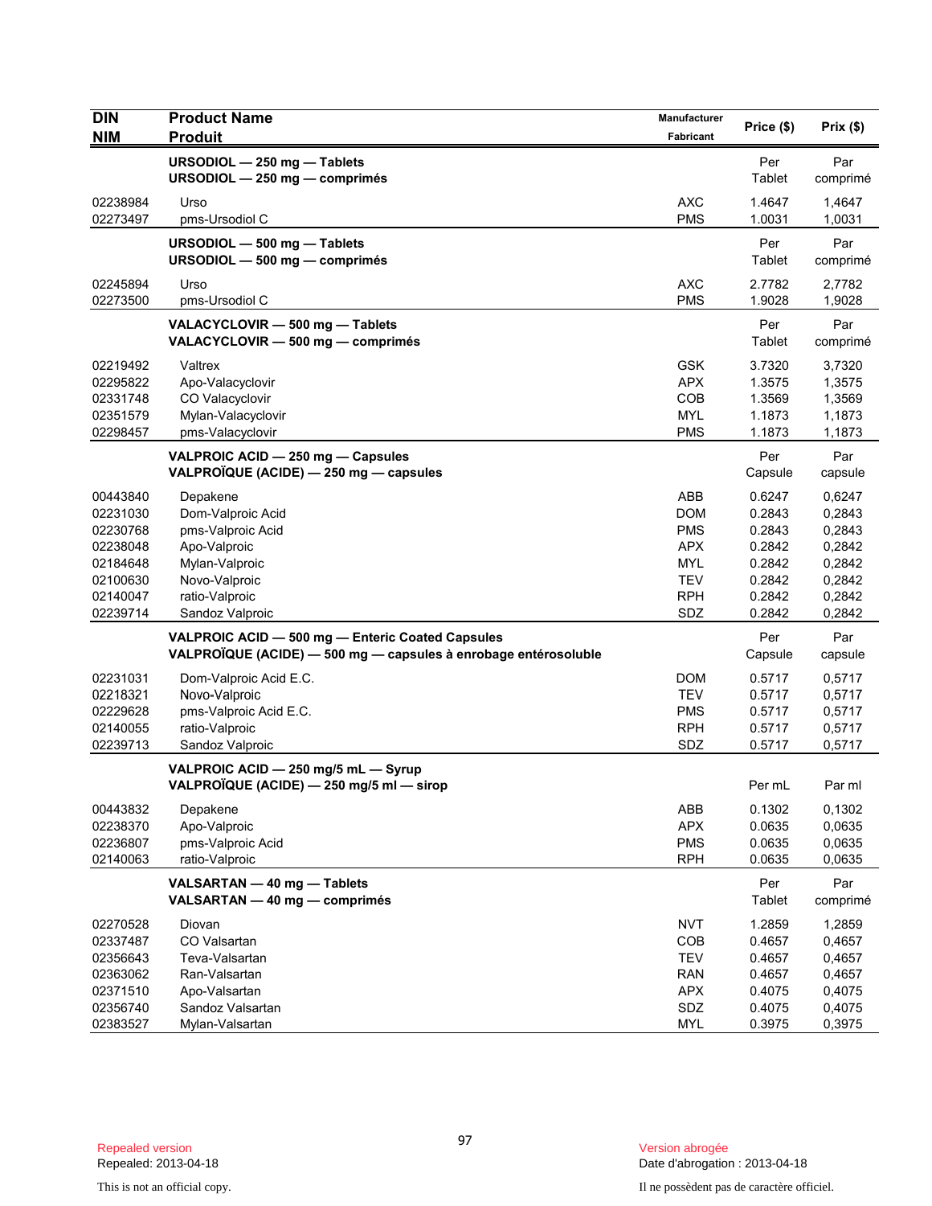| DIN<br>NIM | Product Name<br>Produit | Manufacturer<br>Fabricant | Price ($) | Prix ($) |
|---|---|---|---|---|
| | **URSODIOL — 250 mg — Tablets**<br>**URSODIOL — 250 mg — comprimés** | | Per Tablet | Par comprimé |
| 02238984 | Urso | AXC | 1.4647 | 1,4647 |
| 02273497 | pms-Ursodiol C | PMS | 1.0031 | 1,0031 |
| | **URSODIOL — 500 mg — Tablets**<br>**URSODIOL — 500 mg — comprimés** | | Per Tablet | Par comprimé |
| 02245894 | Urso | AXC | 2.7782 | 2,7782 |
| 02273500 | pms-Ursodiol C | PMS | 1.9028 | 1,9028 |
| | **VALACYCLOVIR — 500 mg — Tablets**<br>**VALACYCLOVIR — 500 mg — comprimés** | | Per Tablet | Par comprimé |
| 02219492 | Valtrex | GSK | 3.7320 | 3,7320 |
| 02295822 | Apo-Valacyclovir | APX | 1.3575 | 1,3575 |
| 02331748 | CO Valacyclovir | COB | 1.3569 | 1,3569 |
| 02351579 | Mylan-Valacyclovir | MYL | 1.1873 | 1,1873 |
| 02298457 | pms-Valacyclovir | PMS | 1.1873 | 1,1873 |
| | **VALPROIC ACID — 250 mg — Capsules**<br>**VALPROÏQUE (ACIDE) — 250 mg — capsules** | | Per Capsule | Par capsule |
| 00443840 | Depakene | ABB | 0.6247 | 0,6247 |
| 02231030 | Dom-Valproic Acid | DOM | 0.2843 | 0,2843 |
| 02230768 | pms-Valproic Acid | PMS | 0.2843 | 0,2843 |
| 02238048 | Apo-Valproic | APX | 0.2842 | 0,2842 |
| 02184648 | Mylan-Valproic | MYL | 0.2842 | 0,2842 |
| 02100630 | Novo-Valproic | TEV | 0.2842 | 0,2842 |
| 02140047 | ratio-Valproic | RPH | 0.2842 | 0,2842 |
| 02239714 | Sandoz Valproic | SDZ | 0.2842 | 0,2842 |
| | **VALPROIC ACID — 500 mg — Enteric Coated Capsules**<br>**VALPROÏQUE (ACIDE) — 500 mg — capsules à enrobage entérosoluble** | | Per Capsule | Par capsule |
| 02231031 | Dom-Valproic Acid E.C. | DOM | 0.5717 | 0,5717 |
| 02218321 | Novo-Valproic | TEV | 0.5717 | 0,5717 |
| 02229628 | pms-Valproic Acid E.C. | PMS | 0.5717 | 0,5717 |
| 02140055 | ratio-Valproic | RPH | 0.5717 | 0,5717 |
| 02239713 | Sandoz Valproic | SDZ | 0.5717 | 0,5717 |
| | **VALPROIC ACID — 250 mg/5 mL — Syrup**<br>**VALPROÏQUE (ACIDE) — 250 mg/5 ml — sirop** | | Per mL | Par ml |
| 00443832 | Depakene | ABB | 0.1302 | 0,1302 |
| 02238370 | Apo-Valproic | APX | 0.0635 | 0,0635 |
| 02236807 | pms-Valproic Acid | PMS | 0.0635 | 0,0635 |
| 02140063 | ratio-Valproic | RPH | 0.0635 | 0,0635 |
| | **VALSARTAN — 40 mg — Tablets**<br>**VALSARTAN — 40 mg — comprimés** | | Per Tablet | Par comprimé |
| 02270528 | Diovan | NVT | 1.2859 | 1,2859 |
| 02337487 | CO Valsartan | COB | 0.4657 | 0,4657 |
| 02356643 | Teva-Valsartan | TEV | 0.4657 | 0,4657 |
| 02363062 | Ran-Valsartan | RAN | 0.4657 | 0,4657 |
| 02371510 | Apo-Valsartan | APX | 0.4075 | 0,4075 |
| 02356740 | Sandoz Valsartan | SDZ | 0.4075 | 0,4075 |
| 02383527 | Mylan-Valsartan | MYL | 0.3975 | 0,3975 |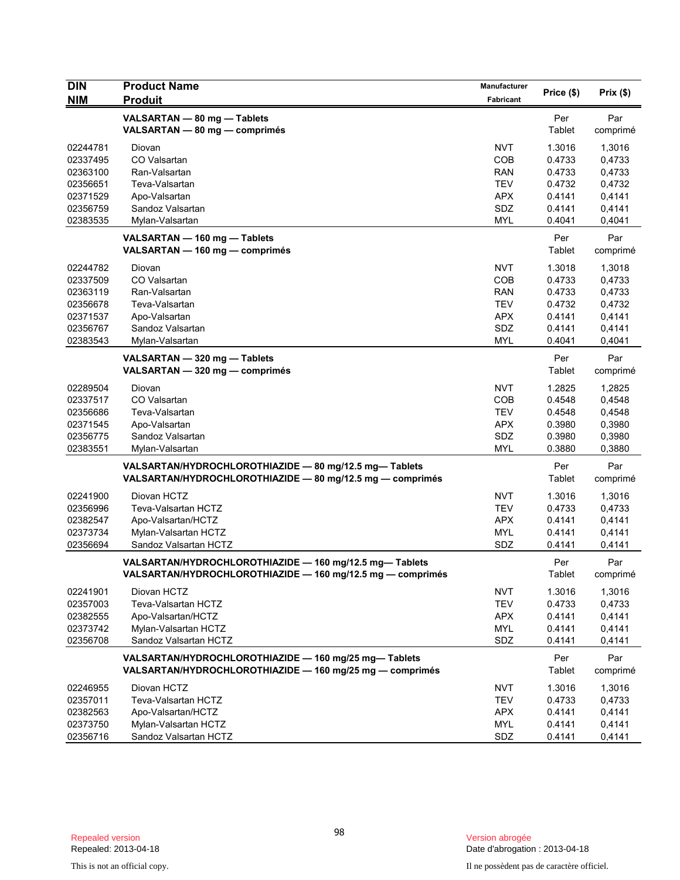| DIN<br>NIM | Product Name<br>Produit | Manufacturer<br>Fabricant | Price ($) | Prix ($) |
|---|---|---|---|---|
| | **VALSARTAN — 80 mg — Tablets**<br>**VALSARTAN — 80 mg — comprimés** | | Per Tablet | Par comprimé |
| 02244781 | Diovan | NVT | 1.3016 | 1,3016 |
| 02337495 | CO Valsartan | COB | 0.4733 | 0,4733 |
| 02363100 | Ran-Valsartan | RAN | 0.4733 | 0,4733 |
| 02356651 | Teva-Valsartan | TEV | 0.4732 | 0,4732 |
| 02371529 | Apo-Valsartan | APX | 0.4141 | 0,4141 |
| 02356759 | Sandoz Valsartan | SDZ | 0.4141 | 0,4141 |
| 02383535 | Mylan-Valsartan | MYL | 0.4041 | 0,4041 |
| | **VALSARTAN — 160 mg — Tablets**<br>**VALSARTAN — 160 mg — comprimés** | | Per Tablet | Par comprimé |
| 02244782 | Diovan | NVT | 1.3018 | 1,3018 |
| 02337509 | CO Valsartan | COB | 0.4733 | 0,4733 |
| 02363119 | Ran-Valsartan | RAN | 0.4733 | 0,4733 |
| 02356678 | Teva-Valsartan | TEV | 0.4732 | 0,4732 |
| 02371537 | Apo-Valsartan | APX | 0.4141 | 0,4141 |
| 02356767 | Sandoz Valsartan | SDZ | 0.4141 | 0,4141 |
| 02383543 | Mylan-Valsartan | MYL | 0.4041 | 0,4041 |
| | **VALSARTAN — 320 mg — Tablets**<br>**VALSARTAN — 320 mg — comprimés** | | Per Tablet | Par comprimé |
| 02289504 | Diovan | NVT | 1.2825 | 1,2825 |
| 02337517 | CO Valsartan | COB | 0.4548 | 0,4548 |
| 02356686 | Teva-Valsartan | TEV | 0.4548 | 0,4548 |
| 02371545 | Apo-Valsartan | APX | 0.3980 | 0,3980 |
| 02356775 | Sandoz Valsartan | SDZ | 0.3980 | 0,3980 |
| 02383551 | Mylan-Valsartan | MYL | 0.3880 | 0,3880 |
| | **VALSARTAN/HYDROCHLOROTHIAZIDE — 80 mg/12.5 mg— Tablets**<br>**VALSARTAN/HYDROCHLOROTHIAZIDE — 80 mg/12.5 mg — comprimés** | | Per Tablet | Par comprimé |
| 02241900 | Diovan HCTZ | NVT | 1.3016 | 1,3016 |
| 02356996 | Teva-Valsartan HCTZ | TEV | 0.4733 | 0,4733 |
| 02382547 | Apo-Valsartan/HCTZ | APX | 0.4141 | 0,4141 |
| 02373734 | Mylan-Valsartan HCTZ | MYL | 0.4141 | 0,4141 |
| 02356694 | Sandoz Valsartan HCTZ | SDZ | 0.4141 | 0,4141 |
| | **VALSARTAN/HYDROCHLOROTHIAZIDE — 160 mg/12.5 mg— Tablets**<br>**VALSARTAN/HYDROCHLOROTHIAZIDE — 160 mg/12.5 mg — comprimés** | | Per Tablet | Par comprimé |
| 02241901 | Diovan HCTZ | NVT | 1.3016 | 1,3016 |
| 02357003 | Teva-Valsartan HCTZ | TEV | 0.4733 | 0,4733 |
| 02382555 | Apo-Valsartan/HCTZ | APX | 0.4141 | 0,4141 |
| 02373742 | Mylan-Valsartan HCTZ | MYL | 0.4141 | 0,4141 |
| 02356708 | Sandoz Valsartan HCTZ | SDZ | 0.4141 | 0,4141 |
| | **VALSARTAN/HYDROCHLOROTHIAZIDE — 160 mg/25 mg— Tablets**<br>**VALSARTAN/HYDROCHLOROTHIAZIDE — 160 mg/25 mg — comprimés** | | Per Tablet | Par comprimé |
| 02246955 | Diovan HCTZ | NVT | 1.3016 | 1,3016 |
| 02357011 | Teva-Valsartan HCTZ | TEV | 0.4733 | 0,4733 |
| 02382563 | Apo-Valsartan/HCTZ | APX | 0.4141 | 0,4141 |
| 02373750 | Mylan-Valsartan HCTZ | MYL | 0.4141 | 0,4141 |
| 02356716 | Sandoz Valsartan HCTZ | SDZ | 0.4141 | 0,4141 |

Repealed version
Repealed: 2013-04-18

This is not an official copy.

Version abrogée
Date d'abrogation : 2013-04-18

Il ne possèdent pas de caractère officiel.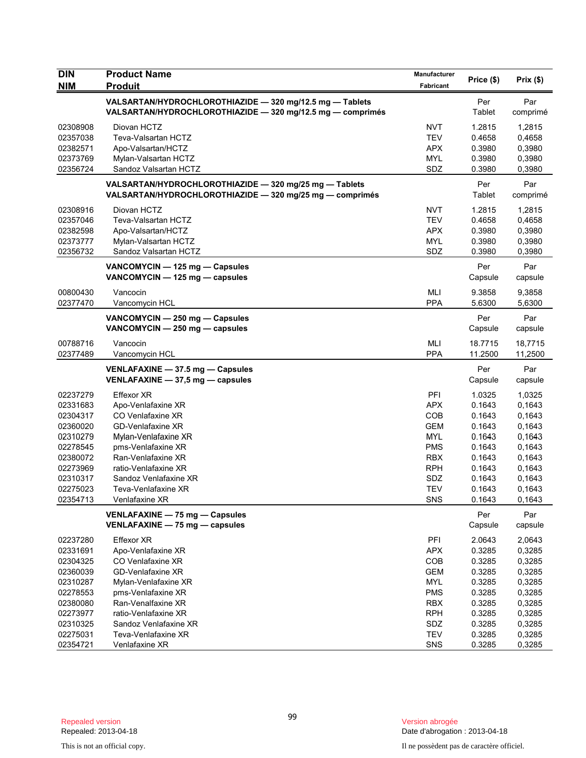| DIN<br>NIM | Product Name<br>Produit | Manufacturer<br>Fabricant | Price ($) | Prix ($) |
|---|---|---|---|---|
| | **VALSARTAN/HYDROCHLOROTHIAZIDE — 320 mg/12.5 mg — Tablets**<br>**VALSARTAN/HYDROCHLOROTHIAZIDE — 320 mg/12.5 mg — comprimés** | | Per Tablet | Par comprimé |
| 02308908 | Diovan HCTZ | NVT | 1.2815 | 1,2815 |
| 02357038 | Teva-Valsartan HCTZ | TEV | 0.4658 | 0,4658 |
| 02382571 | Apo-Valsartan/HCTZ | APX | 0.3980 | 0,3980 |
| 02373769 | Mylan-Valsartan HCTZ | MYL | 0.3980 | 0,3980 |
| 02356724 | Sandoz Valsartan HCTZ | SDZ | 0.3980 | 0,3980 |
| | **VALSARTAN/HYDROCHLOROTHIAZIDE — 320 mg/25 mg — Tablets**<br>**VALSARTAN/HYDROCHLOROTHIAZIDE — 320 mg/25 mg — comprimés** | | Per Tablet | Par comprimé |
| 02308916 | Diovan HCTZ | NVT | 1.2815 | 1,2815 |
| 02357046 | Teva-Valsartan HCTZ | TEV | 0.4658 | 0,4658 |
| 02382598 | Apo-Valsartan/HCTZ | APX | 0.3980 | 0,3980 |
| 02373777 | Mylan-Valsartan HCTZ | MYL | 0.3980 | 0,3980 |
| 02356732 | Sandoz Valsartan HCTZ | SDZ | 0.3980 | 0,3980 |
| | **VANCOMYCIN — 125 mg — Capsules**<br>**VANCOMYCIN — 125 mg — capsules** | | Per Capsule | Par capsule |
| 00800430 | Vancocin | MLI | 9.3858 | 9,3858 |
| 02377470 | Vancomycin HCL | PPA | 5.6300 | 5,6300 |
| | **VANCOMYCIN — 250 mg — Capsules**<br>**VANCOMYCIN — 250 mg — capsules** | | Per Capsule | Par capsule |
| 00788716 | Vancocin | MLI | 18.7715 | 18,7715 |
| 02377489 | Vancomycin HCL | PPA | 11.2500 | 11,2500 |
| | **VENLAFAXINE — 37.5 mg — Capsules**<br>**VENLAFAXINE — 37,5 mg — capsules** | | Per Capsule | Par capsule |
| 02237279 | Effexor XR | PFI | 1.0325 | 1,0325 |
| 02331683 | Apo-Venlafaxine XR | APX | 0.1643 | 0,1643 |
| 02304317 | CO Venlafaxine XR | COB | 0.1643 | 0,1643 |
| 02360020 | GD-Venlafaxine XR | GEM | 0.1643 | 0,1643 |
| 02310279 | Mylan-Venlafaxine XR | MYL | 0.1643 | 0,1643 |
| 02278545 | pms-Venlafaxine XR | PMS | 0.1643 | 0,1643 |
| 02380072 | Ran-Venlafaxine XR | RBX | 0.1643 | 0,1643 |
| 02273969 | ratio-Venlafaxine XR | RPH | 0.1643 | 0,1643 |
| 02310317 | Sandoz Venlafaxine XR | SDZ | 0.1643 | 0,1643 |
| 02275023 | Teva-Venlafaxine XR | TEV | 0.1643 | 0,1643 |
| 02354713 | Venlafaxine XR | SNS | 0.1643 | 0,1643 |
| | **VENLAFAXINE — 75 mg — Capsules**<br>**VENLAFAXINE — 75 mg — capsules** | | Per Capsule | Par capsule |
| 02237280 | Effexor XR | PFI | 2.0643 | 2,0643 |
| 02331691 | Apo-Venlafaxine XR | APX | 0.3285 | 0,3285 |
| 02304325 | CO Venlafaxine XR | COB | 0.3285 | 0,3285 |
| 02360039 | GD-Venlafaxine XR | GEM | 0.3285 | 0,3285 |
| 02310287 | Mylan-Venlafaxine XR | MYL | 0.3285 | 0,3285 |
| 02278553 | pms-Venlafaxine XR | PMS | 0.3285 | 0,3285 |
| 02380080 | Ran-Venalfaxine XR | RBX | 0.3285 | 0,3285 |
| 02273977 | ratio-Venlafaxine XR | RPH | 0.3285 | 0,3285 |
| 02310325 | Sandoz Venlafaxine XR | SDZ | 0.3285 | 0,3285 |
| 02275031 | Teva-Venlafaxine XR | TEV | 0.3285 | 0,3285 |
| 02354721 | Venlafaxine XR | SNS | 0.3285 | 0,3285 |

Repealed version
Repealed: 2013-04-18

Version abrogée
Date d'abrogation : 2013-04-18

This is not an official copy.

Il ne possèdent pas de caractère officiel.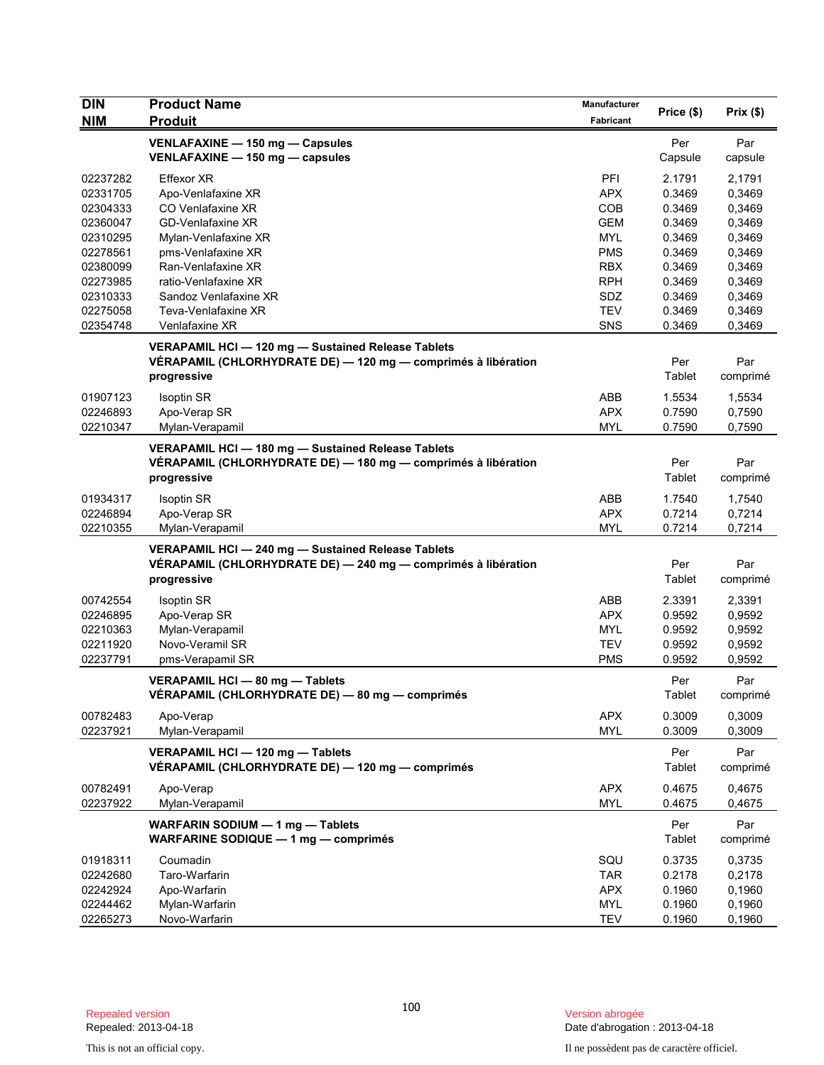| DIN<br>NIM | Product Name<br>Produit | Manufacturer<br>Fabricant | Price ($) | Prix ($) |
|---|---|---|---|---|
| | **VENLAFAXINE — 150 mg — Capsules**<br>**VENLAFAXINE — 150 mg — capsules** | | Per Capsule | Par capsule |
| 02237282 | Effexor XR | PFI | 2.1791 | 2,1791 |
| 02331705 | Apo-Venlafaxine XR | APX | 0.3469 | 0,3469 |
| 02304333 | CO Venlafaxine XR | COB | 0.3469 | 0,3469 |
| 02360047 | GD-Venlafaxine XR | GEM | 0.3469 | 0,3469 |
| 02310295 | Mylan-Venlafaxine XR | MYL | 0.3469 | 0,3469 |
| 02278561 | pms-Venlafaxine XR | PMS | 0.3469 | 0,3469 |
| 02380099 | Ran-Venlafaxine XR | RBX | 0.3469 | 0,3469 |
| 02273985 | ratio-Venlafaxine XR | RPH | 0.3469 | 0,3469 |
| 02310333 | Sandoz Venlafaxine XR | SDZ | 0.3469 | 0,3469 |
| 02275058 | Teva-Venlafaxine XR | TEV | 0.3469 | 0,3469 |
| 02354748 | Venlafaxine XR | SNS | 0.3469 | 0,3469 |
| | **VERAPAMIL HCl — 120 mg — Sustained Release Tablets**<br>**VÉRAPAMIL (CHLORHYDRATE DE) — 120 mg — comprimés à libération progressive** | | Per Tablet | Par comprimé |
| 01907123 | Isoptin SR | ABB | 1.5534 | 1,5534 |
| 02246893 | Apo-Verap SR | APX | 0.7590 | 0,7590 |
| 02210347 | Mylan-Verapamil | MYL | 0.7590 | 0,7590 |
| | **VERAPAMIL HCl — 180 mg — Sustained Release Tablets**<br>**VÉRAPAMIL (CHLORHYDRATE DE) — 180 mg — comprimés à libération progressive** | | Per Tablet | Par comprimé |
| 01934317 | Isoptin SR | ABB | 1.7540 | 1,7540 |
| 02246894 | Apo-Verap SR | APX | 0.7214 | 0,7214 |
| 02210355 | Mylan-Verapamil | MYL | 0.7214 | 0,7214 |
| | **VERAPAMIL HCl — 240 mg — Sustained Release Tablets**<br>**VÉRAPAMIL (CHLORHYDRATE DE) — 240 mg — comprimés à libération progressive** | | Per Tablet | Par comprimé |
| 00742554 | Isoptin SR | ABB | 2.3391 | 2,3391 |
| 02246895 | Apo-Verap SR | APX | 0.9592 | 0,9592 |
| 02210363 | Mylan-Verapamil | MYL | 0.9592 | 0,9592 |
| 02211920 | Novo-Veramil SR | TEV | 0.9592 | 0,9592 |
| 02237791 | pms-Verapamil SR | PMS | 0.9592 | 0,9592 |
| | **VERAPAMIL HCl — 80 mg — Tablets**<br>**VÉRAPAMIL (CHLORHYDRATE DE) — 80 mg — comprimés** | | Per Tablet | Par comprimé |
| 00782483 | Apo-Verap | APX | 0.3009 | 0,3009 |
| 02237921 | Mylan-Verapamil | MYL | 0.3009 | 0,3009 |
| | **VERAPAMIL HCl — 120 mg — Tablets**<br>**VÉRAPAMIL (CHLORHYDRATE DE) — 120 mg — comprimés** | | Per Tablet | Par comprimé |
| 00782491 | Apo-Verap | APX | 0.4675 | 0,4675 |
| 02237922 | Mylan-Verapamil | MYL | 0.4675 | 0,4675 |
| | **WARFARIN SODIUM — 1 mg — Tablets**<br>**WARFARINE SODIQUE — 1 mg — comprimés** | | Per Tablet | Par comprimé |
| 01918311 | Coumadin | SQU | 0.3735 | 0,3735 |
| 02242680 | Taro-Warfarin | TAR | 0.2178 | 0,2178 |
| 02242924 | Apo-Warfarin | APX | 0.1960 | 0,1960 |
| 02244462 | Mylan-Warfarin | MYL | 0.1960 | 0,1960 |
| 02265273 | Novo-Warfarin | TEV | 0.1960 | 0,1960 |

Repealed version
Repealed: 2013-04-18

This is not an official copy.

Version abrogée
Date d'abrogation : 2013-04-18

Il ne possèdent pas de caractère officiel.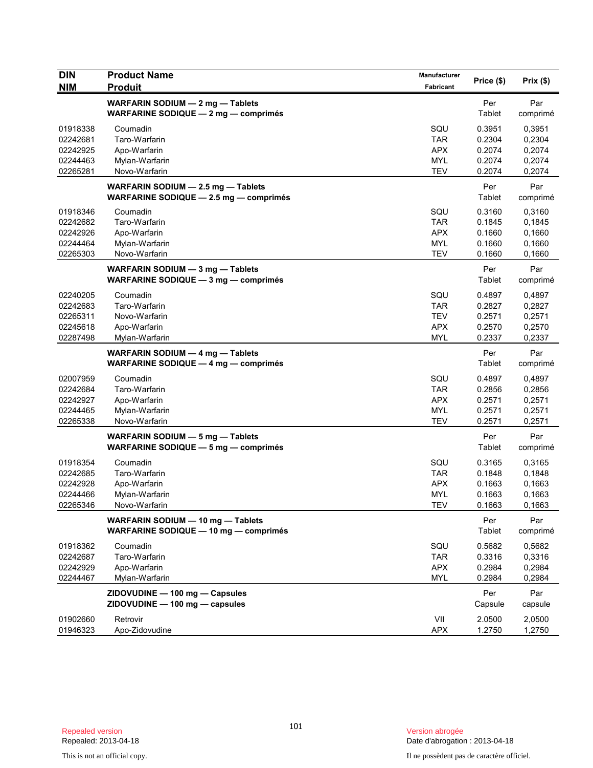| DIN<br>NIM | Product Name<br>Produit | Manufacturer<br>Fabricant | Price ($) | Prix ($) |
|---|---|---|---|---|
| | **WARFARIN SODIUM — 2 mg — Tablets**<br>**WARFARINE SODIQUE — 2 mg — comprimés** | | Per Tablet | Par comprimé |
| 01918338 | Coumadin | SQU | 0.3951 | 0,3951 |
| 02242681 | Taro-Warfarin | TAR | 0.2304 | 0,2304 |
| 02242925 | Apo-Warfarin | APX | 0.2074 | 0,2074 |
| 02244463 | Mylan-Warfarin | MYL | 0.2074 | 0,2074 |
| 02265281 | Novo-Warfarin | TEV | 0.2074 | 0,2074 |
| | **WARFARIN SODIUM — 2.5 mg — Tablets**<br>**WARFARINE SODIQUE — 2.5 mg — comprimés** | | Per Tablet | Par comprimé |
| 01918346 | Coumadin | SQU | 0.3160 | 0,3160 |
| 02242682 | Taro-Warfarin | TAR | 0.1845 | 0,1845 |
| 02242926 | Apo-Warfarin | APX | 0.1660 | 0,1660 |
| 02244464 | Mylan-Warfarin | MYL | 0.1660 | 0,1660 |
| 02265303 | Novo-Warfarin | TEV | 0.1660 | 0,1660 |
| | **WARFARIN SODIUM — 3 mg — Tablets**<br>**WARFARINE SODIQUE — 3 mg — comprimés** | | Per Tablet | Par comprimé |
| 02240205 | Coumadin | SQU | 0.4897 | 0,4897 |
| 02242683 | Taro-Warfarin | TAR | 0.2827 | 0,2827 |
| 02265311 | Novo-Warfarin | TEV | 0.2571 | 0,2571 |
| 02245618 | Apo-Warfarin | APX | 0.2570 | 0,2570 |
| 02287498 | Mylan-Warfarin | MYL | 0.2337 | 0,2337 |
| | **WARFARIN SODIUM — 4 mg — Tablets**<br>**WARFARINE SODIQUE — 4 mg — comprimés** | | Per Tablet | Par comprimé |
| 02007959 | Coumadin | SQU | 0.4897 | 0,4897 |
| 02242684 | Taro-Warfarin | TAR | 0.2856 | 0,2856 |
| 02242927 | Apo-Warfarin | APX | 0.2571 | 0,2571 |
| 02244465 | Mylan-Warfarin | MYL | 0.2571 | 0,2571 |
| 02265338 | Novo-Warfarin | TEV | 0.2571 | 0,2571 |
| | **WARFARIN SODIUM — 5 mg — Tablets**<br>**WARFARINE SODIQUE — 5 mg — comprimés** | | Per Tablet | Par comprimé |
| 01918354 | Coumadin | SQU | 0.3165 | 0,3165 |
| 02242685 | Taro-Warfarin | TAR | 0.1848 | 0,1848 |
| 02242928 | Apo-Warfarin | APX | 0.1663 | 0,1663 |
| 02244466 | Mylan-Warfarin | MYL | 0.1663 | 0,1663 |
| 02265346 | Novo-Warfarin | TEV | 0.1663 | 0,1663 |
| | **WARFARIN SODIUM — 10 mg — Tablets**<br>**WARFARINE SODIQUE — 10 mg — comprimés** | | Per Tablet | Par comprimé |
| 01918362 | Coumadin | SQU | 0.5682 | 0,5682 |
| 02242687 | Taro-Warfarin | TAR | 0.3316 | 0,3316 |
| 02242929 | Apo-Warfarin | APX | 0.2984 | 0,2984 |
| 02244467 | Mylan-Warfarin | MYL | 0.2984 | 0,2984 |
| | **ZIDOVUDINE — 100 mg — Capsules**<br>**ZIDOVUDINE — 100 mg — capsules** | | Per Capsule | Par capsule |
| 01902660 | Retrovir | VII | 2.0500 | 2,0500 |
| 01946323 | Apo-Zidovudine | APX | 1.2750 | 1,2750 |

Repealed version
Repealed: 2013-04-18

Version abrogée
Date d'abrogation : 2013-04-18

This is not an official copy.

Il ne possèdent pas de caractère officiel.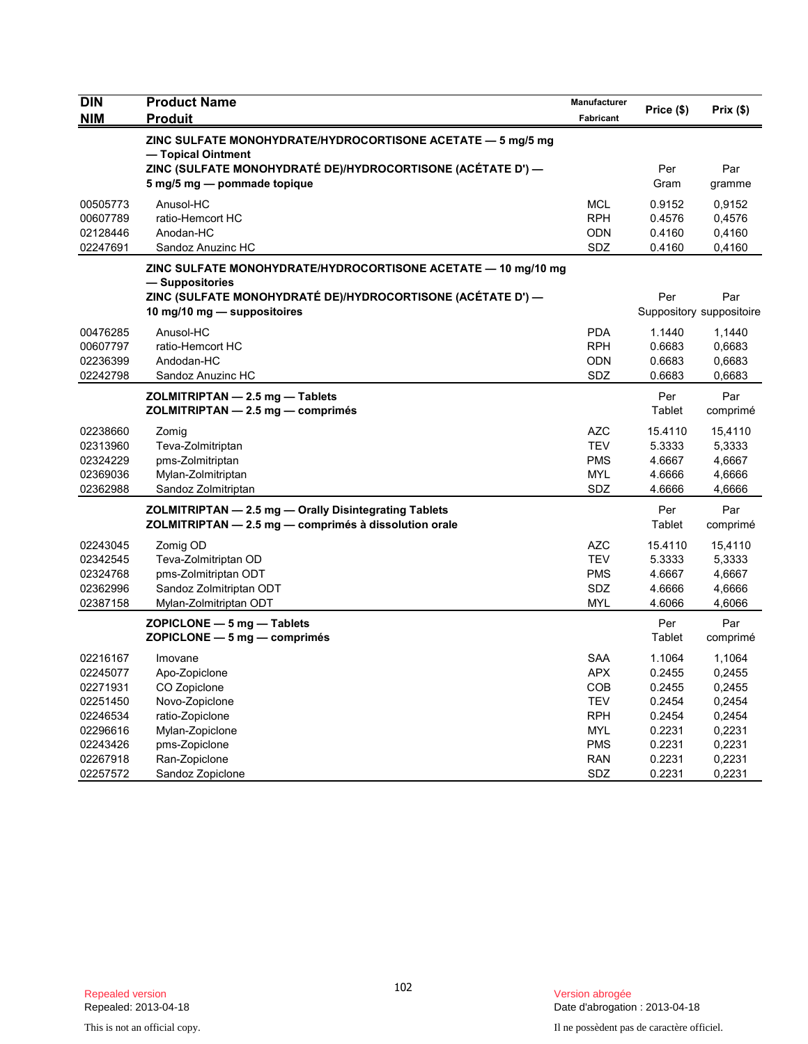| DIN<br>NIM | Product Name<br>Produit | Manufacturer<br>Fabricant | Price ($) | Prix ($) |
|---|---|---|---|---|
| | **ZINC SULFATE MONOHYDRATE/HYDROCORTISONE ACETATE — 5 mg/5 mg — Topical Ointment**<br>**ZINC (SULFATE MONOHYDRATÉ DE)/HYDROCORTISONE (ACÉTATE D') — 5 mg/5 mg — pommade topique** | | Per Gram | Par gramme |
| 00505773 | Anusol-HC | MCL | 0.9152 | 0,9152 |
| 00607789 | ratio-Hemcort HC | RPH | 0.4576 | 0,4576 |
| 02128446 | Anodan-HC | ODN | 0.4160 | 0,4160 |
| 02247691 | Sandoz Anuzinc HC | SDZ | 0.4160 | 0,4160 |
| | **ZINC SULFATE MONOHYDRATE/HYDROCORTISONE ACETATE — 10 mg/10 mg — Suppositories**<br>**ZINC (SULFATE MONOHYDRATÉ DE)/HYDROCORTISONE (ACÉTATE D') — 10 mg/10 mg — suppositoires** | | Per Suppository | Par suppositoire |
| 00476285 | Anusol-HC | PDA | 1.1440 | 1,1440 |
| 00607797 | ratio-Hemcort HC | RPH | 0.6683 | 0,6683 |
| 02236399 | Andodan-HC | ODN | 0.6683 | 0,6683 |
| 02242798 | Sandoz Anuzinc HC | SDZ | 0.6683 | 0,6683 |
| | **ZOLMITRIPTAN — 2.5 mg — Tablets**<br>**ZOLMITRIPTAN — 2.5 mg — comprimés** | | Per Tablet | Par comprimé |
| 02238660 | Zomig | AZC | 15.4110 | 15,4110 |
| 02313960 | Teva-Zolmitriptan | TEV | 5.3333 | 5,3333 |
| 02324229 | pms-Zolmitriptan | PMS | 4.6667 | 4,6667 |
| 02369036 | Mylan-Zolmitriptan | MYL | 4.6666 | 4,6666 |
| 02362988 | Sandoz Zolmitriptan | SDZ | 4.6666 | 4,6666 |
| | **ZOLMITRIPTAN — 2.5 mg — Orally Disintegrating Tablets**<br>**ZOLMITRIPTAN — 2.5 mg — comprimés à dissolution orale** | | Per Tablet | Par comprimé |
| 02243045 | Zomig OD | AZC | 15.4110 | 15,4110 |
| 02342545 | Teva-Zolmitriptan OD | TEV | 5.3333 | 5,3333 |
| 02324768 | pms-Zolmitriptan ODT | PMS | 4.6667 | 4,6667 |
| 02362996 | Sandoz Zolmitriptan ODT | SDZ | 4.6666 | 4,6666 |
| 02387158 | Mylan-Zolmitriptan ODT | MYL | 4.6066 | 4,6066 |
| | **ZOPICLONE — 5 mg — Tablets**<br>**ZOPICLONE — 5 mg — comprimés** | | Per Tablet | Par comprimé |
| 02216167 | Imovane | SAA | 1.1064 | 1,1064 |
| 02245077 | Apo-Zopiclone | APX | 0.2455 | 0,2455 |
| 02271931 | CO Zopiclone | COB | 0.2455 | 0,2455 |
| 02251450 | Novo-Zopiclone | TEV | 0.2454 | 0,2454 |
| 02246534 | ratio-Zopiclone | RPH | 0.2454 | 0,2454 |
| 02296616 | Mylan-Zopiclone | MYL | 0.2231 | 0,2231 |
| 02243426 | pms-Zopiclone | PMS | 0.2231 | 0,2231 |
| 02267918 | Ran-Zopiclone | RAN | 0.2231 | 0,2231 |
| 02257572 | Sandoz Zopiclone | SDZ | 0.2231 | 0,2231 |

Repealed version
Repealed: 2013-04-18

This is not an official copy.

Version abrogée
Date d'abrogation : 2013-04-18

Il ne possèdent pas de caractère officiel.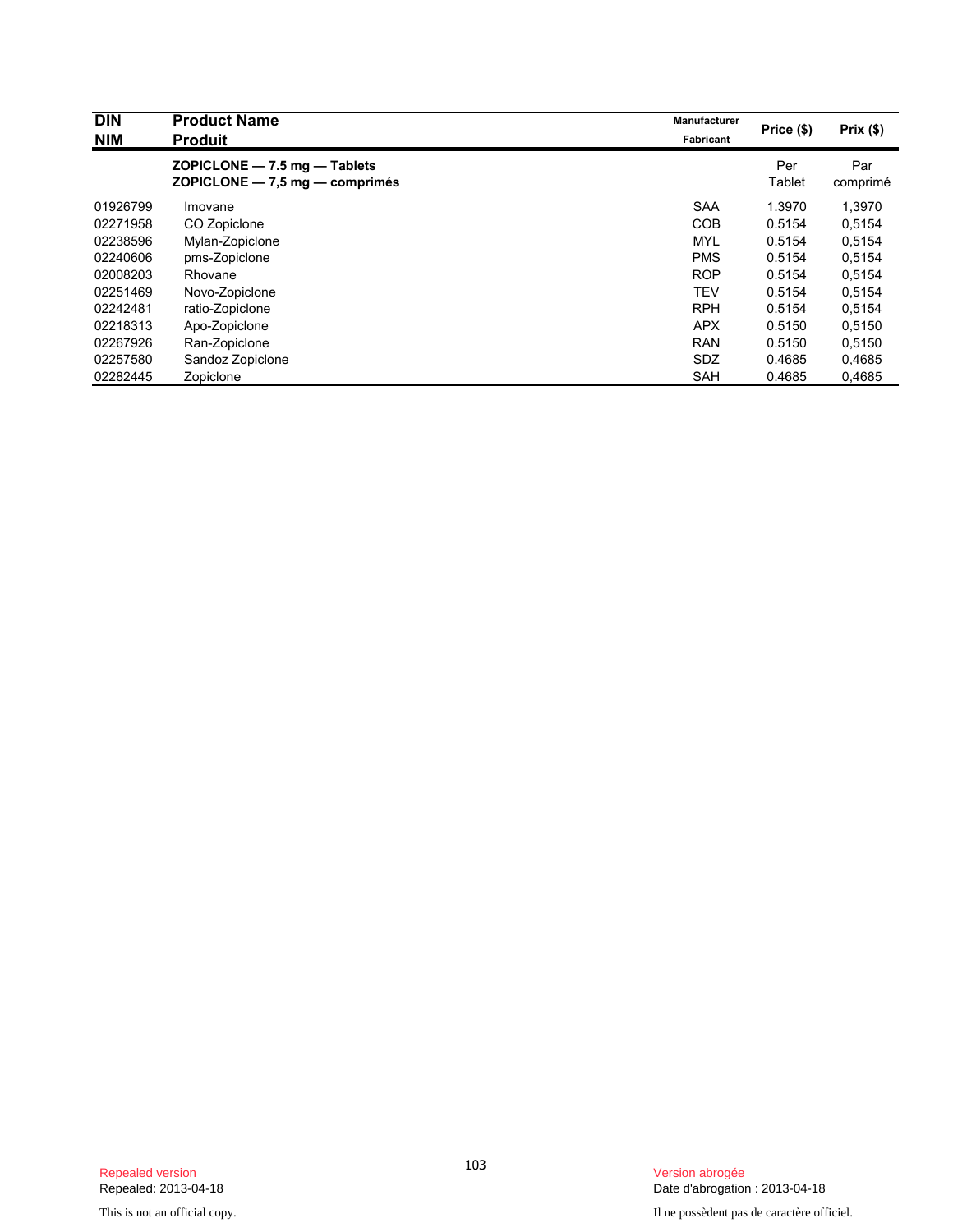| DIN<br>NIM | Product Name<br>Produit | Manufacturer<br>Fabricant | Price ($) | Prix ($) |
|---|---|---|---|---|
| | **ZOPICLONE — 7.5 mg — Tablets**<br>**ZOPICLONE — 7,5 mg — comprimés** | | Per Tablet | Par comprimé |
| 01926799 | Imovane | SAA | 1.3970 | 1,3970 |
| 02271958 | CO Zopiclone | COB | 0.5154 | 0,5154 |
| 02238596 | Mylan-Zopiclone | MYL | 0.5154 | 0,5154 |
| 02240606 | pms-Zopiclone | PMS | 0.5154 | 0,5154 |
| 02008203 | Rhovane | ROP | 0.5154 | 0,5154 |
| 02251469 | Novo-Zopiclone | TEV | 0.5154 | 0,5154 |
| 02242481 | ratio-Zopiclone | RPH | 0.5154 | 0,5154 |
| 02218313 | Apo-Zopiclone | APX | 0.5150 | 0,5150 |
| 02267926 | Ran-Zopiclone | RAN | 0.5150 | 0,5150 |
| 02257580 | Sandoz Zopiclone | SDZ | 0.4685 | 0,4685 |
| 02282445 | Zopiclone | SAH | 0.4685 | 0,4685 |

Repealed version
Repealed: 2013-04-18

Version abrogée
Date d'abrogation : 2013-04-18

This is not an official copy.

Il ne possèdent pas de caractère officiel.